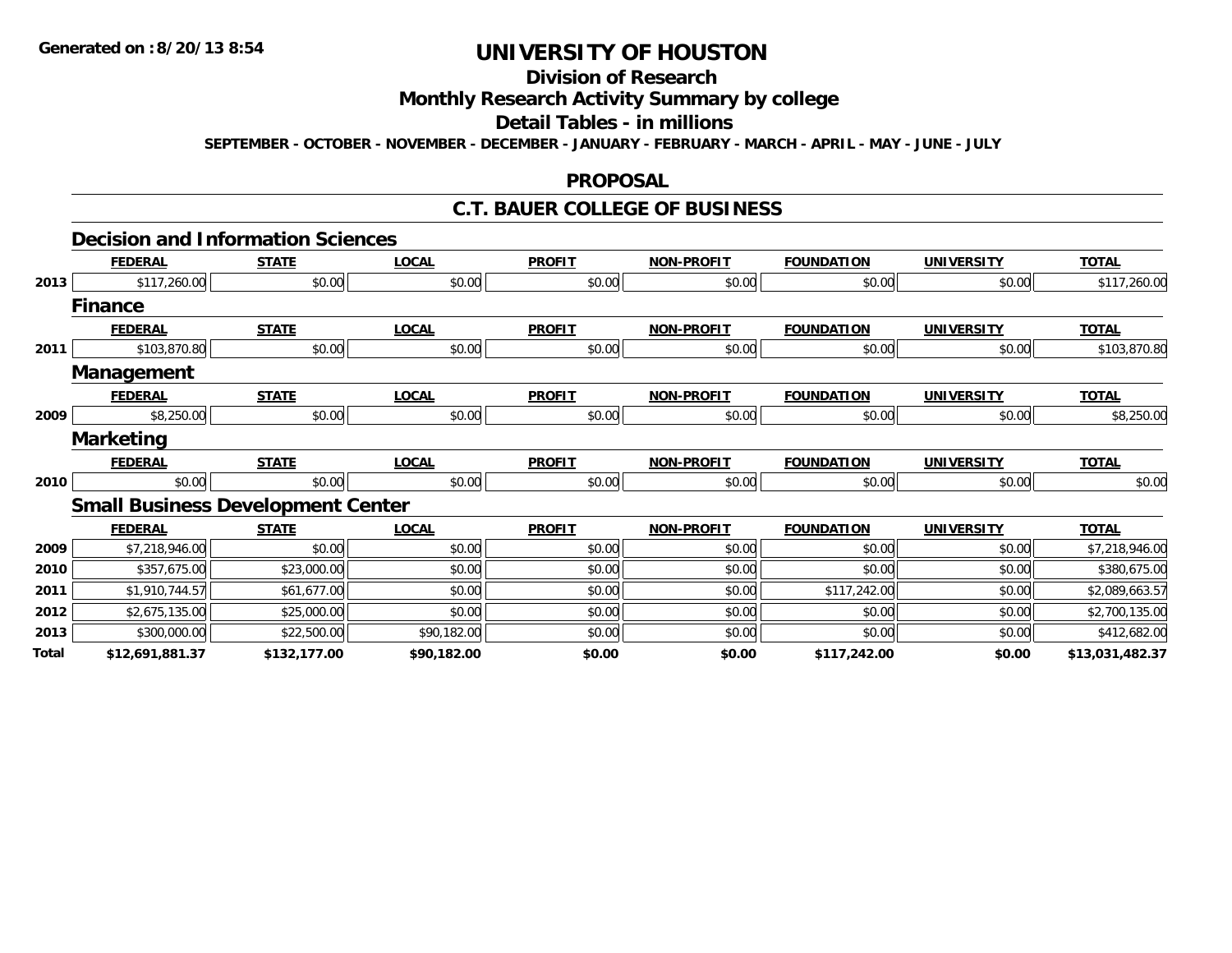**Generated on :8/20/13 8:54**

# UNIVERSITY OF HOUSTON

## Division of Research

## Monthly Research Activity Summary by college

## Detail Tables - in millions

**SEPTEMBER - OCTOBER - NOVEMBER - DECEMBER - JANUARY - FEBRUARY - MARCH - APRIL - MAY - JUNE - JULY**

## PROPOSAL

## C.T. BAUER COLLEGE OF BUSINESS

### Decision and Information Sciences

| | FEDERAL | STATE | LOCAL | PROFIT | NON-PROFIT | FOUNDATION | UNIVERSITY | TOTAL |
|---|---|---|---|---|---|---|---|---|
| 2013 | $117,260.00 | $0.00 | $0.00 | $0.00 | $0.00 | $0.00 | $0.00 | $117,260.00 |

### Finance

| | FEDERAL | STATE | LOCAL | PROFIT | NON-PROFIT | FOUNDATION | UNIVERSITY | TOTAL |
|---|---|---|---|---|---|---|---|---|
| 2011 | $103,870.80 | $0.00 | $0.00 | $0.00 | $0.00 | $0.00 | $0.00 | $103,870.80 |

### Management

| | FEDERAL | STATE | LOCAL | PROFIT | NON-PROFIT | FOUNDATION | UNIVERSITY | TOTAL |
|---|---|---|---|---|---|---|---|---|
| 2009 | $8,250.00 | $0.00 | $0.00 | $0.00 | $0.00 | $0.00 | $0.00 | $8,250.00 |

### Marketing

| | FEDERAL | STATE | LOCAL | PROFIT | NON-PROFIT | FOUNDATION | UNIVERSITY | TOTAL |
|---|---|---|---|---|---|---|---|---|
| 2010 | $0.00 | $0.00 | $0.00 | $0.00 | $0.00 | $0.00 | $0.00 | $0.00 |

### Small Business Development Center

| | FEDERAL | STATE | LOCAL | PROFIT | NON-PROFIT | FOUNDATION | UNIVERSITY | TOTAL |
|---|---|---|---|---|---|---|---|---|
| 2009 | $7,218,946.00 | $0.00 | $0.00 | $0.00 | $0.00 | $0.00 | $0.00 | $7,218,946.00 |
| 2010 | $357,675.00 | $23,000.00 | $0.00 | $0.00 | $0.00 | $0.00 | $0.00 | $380,675.00 |
| 2011 | $1,910,744.57 | $61,677.00 | $0.00 | $0.00 | $0.00 | $117,242.00 | $0.00 | $2,089,663.57 |
| 2012 | $2,675,135.00 | $25,000.00 | $0.00 | $0.00 | $0.00 | $0.00 | $0.00 | $2,700,135.00 |
| 2013 | $300,000.00 | $22,500.00 | $90,182.00 | $0.00 | $0.00 | $0.00 | $0.00 | $412,682.00 |
| **Total** | **$12,691,881.37** | **$132,177.00** | **$90,182.00** | **$0.00** | **$0.00** | **$117,242.00** | **$0.00** | **$13,031,482.37** |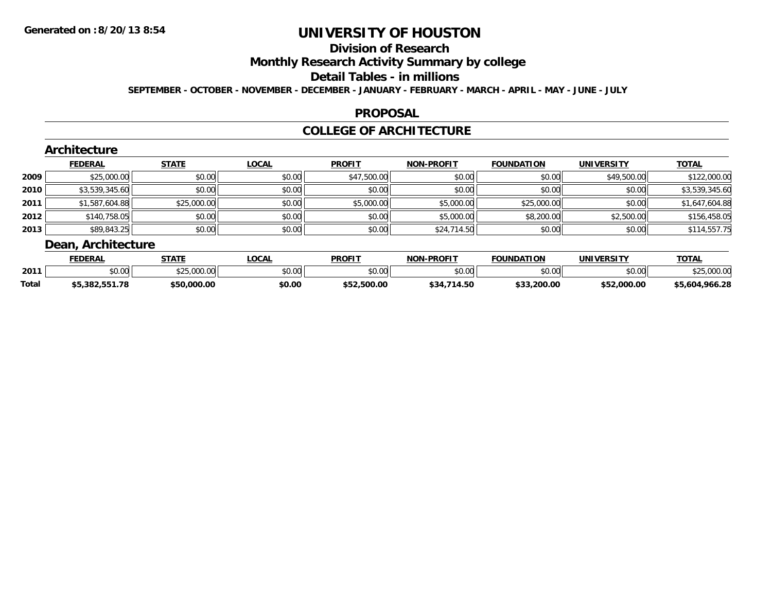# UNIVERSITY OF HOUSTON

## Division of Research

## Monthly Research Activity Summary by college

## Detail Tables - in millions

**SEPTEMBER - OCTOBER - NOVEMBER - DECEMBER - JANUARY - FEBRUARY - MARCH - APRIL - MAY - JUNE - JULY**

Generated on :8/20/13 8:54

## PROPOSAL

## COLLEGE OF ARCHITECTURE

### Architecture

| | FEDERAL | STATE | LOCAL | PROFIT | NON-PROFIT | FOUNDATION | UNIVERSITY | TOTAL |
|---|---|---|---|---|---|---|---|---|
| 2009 | $25,000.00 | $0.00 | $0.00 | $47,500.00 | $0.00 | $0.00 | $49,500.00 | $122,000.00 |
| 2010 | $3,539,345.60 | $0.00 | $0.00 | $0.00 | $0.00 | $0.00 | $0.00 | $3,539,345.60 |
| 2011 | $1,587,604.88 | $25,000.00 | $0.00 | $5,000.00 | $5,000.00 | $25,000.00 | $0.00 | $1,647,604.88 |
| 2012 | $140,758.05 | $0.00 | $0.00 | $0.00 | $5,000.00 | $8,200.00 | $2,500.00 | $156,458.05 |
| 2013 | $89,843.25 | $0.00 | $0.00 | $0.00 | $24,714.50 | $0.00 | $0.00 | $114,557.75 |

### Dean, Architecture

| | FEDERAL | STATE | LOCAL | PROFIT | NON-PROFIT | FOUNDATION | UNIVERSITY | TOTAL |
|---|---|---|---|---|---|---|---|---|
| 2011 | $0.00 | $25,000.00 | $0.00 | $0.00 | $0.00 | $0.00 | $0.00 | $25,000.00 |
| **Total** | **$5,382,551.78** | **$50,000.00** | **$0.00** | **$52,500.00** | **$34,714.50** | **$33,200.00** | **$52,000.00** | **$5,604,966.28** |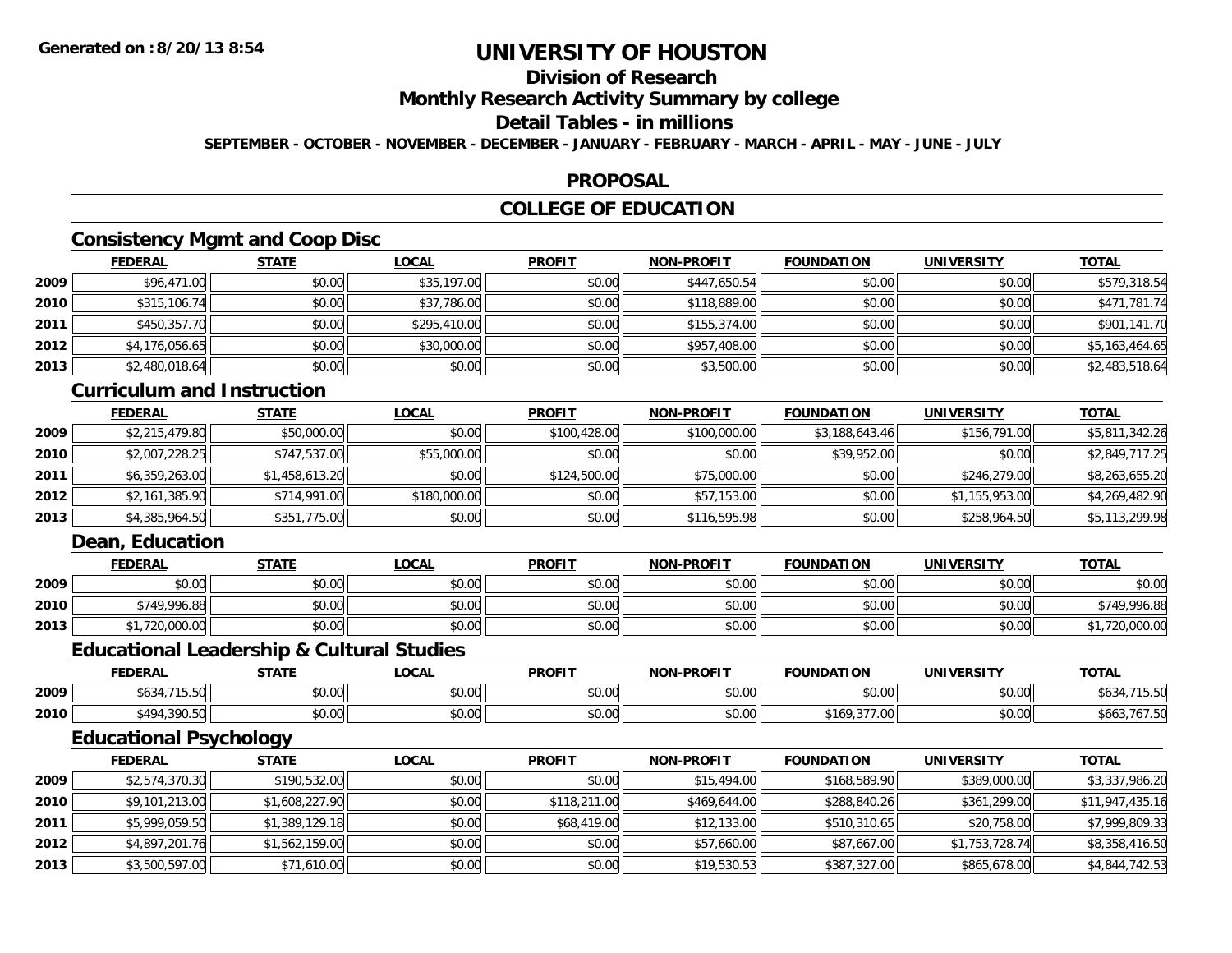# UNIVERSITY OF HOUSTON

## Division of Research

## Monthly Research Activity Summary by college

## Detail Tables - in millions

**SEPTEMBER - OCTOBER - NOVEMBER - DECEMBER - JANUARY - FEBRUARY - MARCH - APRIL - MAY - JUNE - JULY**

## PROPOSAL

## COLLEGE OF EDUCATION

### Consistency Mgmt and Coop Disc

| | FEDERAL | STATE | LOCAL | PROFIT | NON-PROFIT | FOUNDATION | UNIVERSITY | TOTAL |
|---|---|---|---|---|---|---|---|---|
| 2009 | $96,471.00 | $0.00 | $35,197.00 | $0.00 | $447,650.54 | $0.00 | $0.00 | $579,318.54 |
| 2010 | $315,106.74 | $0.00 | $37,786.00 | $0.00 | $118,889.00 | $0.00 | $0.00 | $471,781.74 |
| 2011 | $450,357.70 | $0.00 | $295,410.00 | $0.00 | $155,374.00 | $0.00 | $0.00 | $901,141.70 |
| 2012 | $4,176,056.65 | $0.00 | $30,000.00 | $0.00 | $957,408.00 | $0.00 | $0.00 | $5,163,464.65 |
| 2013 | $2,480,018.64 | $0.00 | $0.00 | $0.00 | $3,500.00 | $0.00 | $0.00 | $2,483,518.64 |

### Curriculum and Instruction

| | FEDERAL | STATE | LOCAL | PROFIT | NON-PROFIT | FOUNDATION | UNIVERSITY | TOTAL |
|---|---|---|---|---|---|---|---|---|
| 2009 | $2,215,479.80 | $50,000.00 | $0.00 | $100,428.00 | $100,000.00 | $3,188,643.46 | $156,791.00 | $5,811,342.26 |
| 2010 | $2,007,228.25 | $747,537.00 | $55,000.00 | $0.00 | $0.00 | $39,952.00 | $0.00 | $2,849,717.25 |
| 2011 | $6,359,263.00 | $1,458,613.20 | $0.00 | $124,500.00 | $75,000.00 | $0.00 | $246,279.00 | $8,263,655.20 |
| 2012 | $2,161,385.90 | $714,991.00 | $180,000.00 | $0.00 | $57,153.00 | $0.00 | $1,155,953.00 | $4,269,482.90 |
| 2013 | $4,385,964.50 | $351,775.00 | $0.00 | $0.00 | $116,595.98 | $0.00 | $258,964.50 | $5,113,299.98 |

### Dean, Education

| | FEDERAL | STATE | LOCAL | PROFIT | NON-PROFIT | FOUNDATION | UNIVERSITY | TOTAL |
|---|---|---|---|---|---|---|---|---|
| 2009 | $0.00 | $0.00 | $0.00 | $0.00 | $0.00 | $0.00 | $0.00 | $0.00 |
| 2010 | $749,996.88 | $0.00 | $0.00 | $0.00 | $0.00 | $0.00 | $0.00 | $749,996.88 |
| 2013 | $1,720,000.00 | $0.00 | $0.00 | $0.00 | $0.00 | $0.00 | $0.00 | $1,720,000.00 |

### Educational Leadership & Cultural Studies

| | FEDERAL | STATE | LOCAL | PROFIT | NON-PROFIT | FOUNDATION | UNIVERSITY | TOTAL |
|---|---|---|---|---|---|---|---|---|
| 2009 | $634,715.50 | $0.00 | $0.00 | $0.00 | $0.00 | $0.00 | $0.00 | $634,715.50 |
| 2010 | $494,390.50 | $0.00 | $0.00 | $0.00 | $0.00 | $169,377.00 | $0.00 | $663,767.50 |

### Educational Psychology

| | FEDERAL | STATE | LOCAL | PROFIT | NON-PROFIT | FOUNDATION | UNIVERSITY | TOTAL |
|---|---|---|---|---|---|---|---|---|
| 2009 | $2,574,370.30 | $190,532.00 | $0.00 | $0.00 | $15,494.00 | $168,589.90 | $389,000.00 | $3,337,986.20 |
| 2010 | $9,101,213.00 | $1,608,227.90 | $0.00 | $118,211.00 | $469,644.00 | $288,840.26 | $361,299.00 | $11,947,435.16 |
| 2011 | $5,999,059.50 | $1,389,129.18 | $0.00 | $68,419.00 | $12,133.00 | $510,310.65 | $20,758.00 | $7,999,809.33 |
| 2012 | $4,897,201.76 | $1,562,159.00 | $0.00 | $0.00 | $57,660.00 | $87,667.00 | $1,753,728.74 | $8,358,416.50 |
| 2013 | $3,500,597.00 | $71,610.00 | $0.00 | $0.00 | $19,530.53 | $387,327.00 | $865,678.00 | $4,844,742.53 |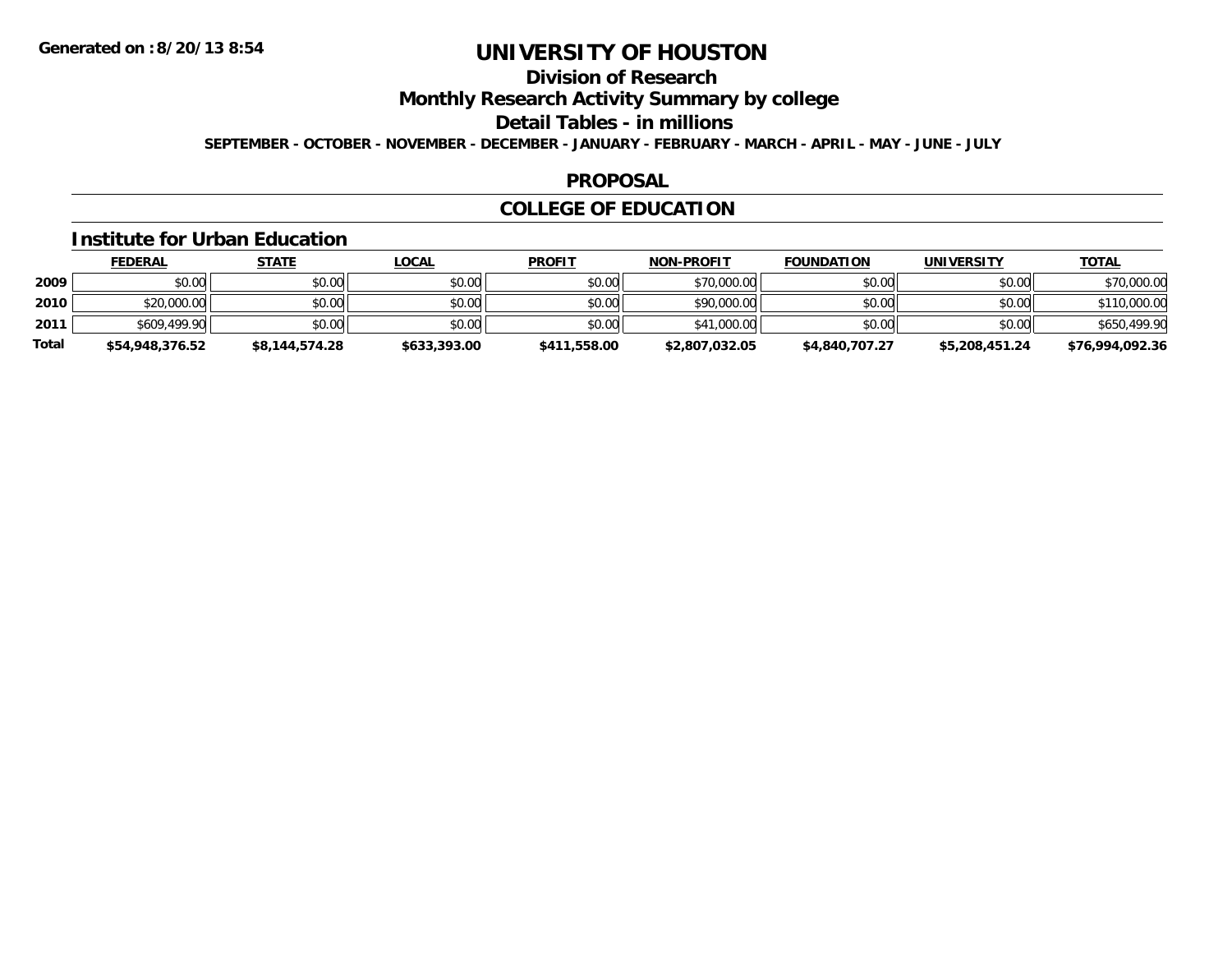Generated on :8/20/13 8:54

# UNIVERSITY OF HOUSTON

## Division of Research

## Monthly Research Activity Summary by college

## Detail Tables - in millions

**SEPTEMBER - OCTOBER - NOVEMBER - DECEMBER - JANUARY - FEBRUARY - MARCH - APRIL - MAY - JUNE - JULY**

## PROPOSAL

## COLLEGE OF EDUCATION

### Institute for Urban Education

| | FEDERAL | STATE | LOCAL | PROFIT | NON-PROFIT | FOUNDATION | UNIVERSITY | TOTAL |
|---|---|---|---|---|---|---|---|---|
| 2009 | $0.00 | $0.00 | $0.00 | $0.00 | $70,000.00 | $0.00 | $0.00 | $70,000.00 |
| 2010 | $20,000.00 | $0.00 | $0.00 | $0.00 | $90,000.00 | $0.00 | $0.00 | $110,000.00 |
| 2011 | $609,499.90 | $0.00 | $0.00 | $0.00 | $41,000.00 | $0.00 | $0.00 | $650,499.90 |
| **Total** | **$54,948,376.52** | **$8,144,574.28** | **$633,393.00** | **$411,558.00** | **$2,807,032.05** | **$4,840,707.27** | **$5,208,451.24** | **$76,994,092.36** |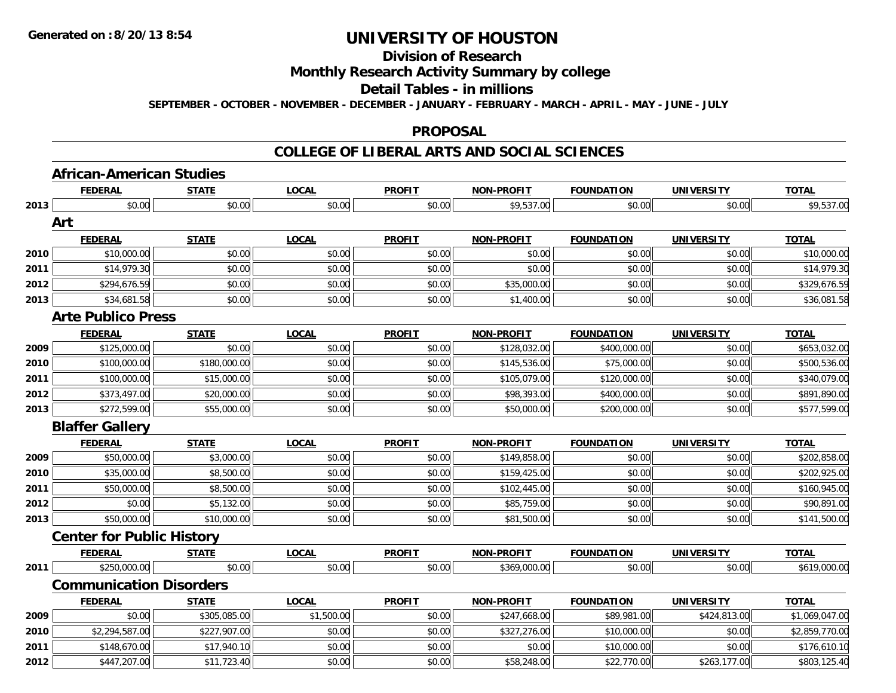**Generated on :8/20/13 8:54**

# UNIVERSITY OF HOUSTON

## Division of Research

## Monthly Research Activity Summary by college

## Detail Tables - in millions

**SEPTEMBER - OCTOBER - NOVEMBER - DECEMBER - JANUARY - FEBRUARY - MARCH - APRIL - MAY - JUNE - JULY**

## PROPOSAL

## COLLEGE OF LIBERAL ARTS AND SOCIAL SCIENCES

### African-American Studies

| | FEDERAL | STATE | LOCAL | PROFIT | NON-PROFIT | FOUNDATION | UNIVERSITY | TOTAL |
|---|---|---|---|---|---|---|---|---|
| 2013 | $0.00 | $0.00 | $0.00 | $0.00 | $9,537.00 | $0.00 | $0.00 | $9,537.00 |

### Art

| | FEDERAL | STATE | LOCAL | PROFIT | NON-PROFIT | FOUNDATION | UNIVERSITY | TOTAL |
|---|---|---|---|---|---|---|---|---|
| 2010 | $10,000.00 | $0.00 | $0.00 | $0.00 | $0.00 | $0.00 | $0.00 | $10,000.00 |
| 2011 | $14,979.30 | $0.00 | $0.00 | $0.00 | $0.00 | $0.00 | $0.00 | $14,979.30 |
| 2012 | $294,676.59 | $0.00 | $0.00 | $0.00 | $35,000.00 | $0.00 | $0.00 | $329,676.59 |
| 2013 | $34,681.58 | $0.00 | $0.00 | $0.00 | $1,400.00 | $0.00 | $0.00 | $36,081.58 |

### Arte Publico Press

| | FEDERAL | STATE | LOCAL | PROFIT | NON-PROFIT | FOUNDATION | UNIVERSITY | TOTAL |
|---|---|---|---|---|---|---|---|---|
| 2009 | $125,000.00 | $0.00 | $0.00 | $0.00 | $128,032.00 | $400,000.00 | $0.00 | $653,032.00 |
| 2010 | $100,000.00 | $180,000.00 | $0.00 | $0.00 | $145,536.00 | $75,000.00 | $0.00 | $500,536.00 |
| 2011 | $100,000.00 | $15,000.00 | $0.00 | $0.00 | $105,079.00 | $120,000.00 | $0.00 | $340,079.00 |
| 2012 | $373,497.00 | $20,000.00 | $0.00 | $0.00 | $98,393.00 | $400,000.00 | $0.00 | $891,890.00 |
| 2013 | $272,599.00 | $55,000.00 | $0.00 | $0.00 | $50,000.00 | $200,000.00 | $0.00 | $577,599.00 |

### Blaffer Gallery

| | FEDERAL | STATE | LOCAL | PROFIT | NON-PROFIT | FOUNDATION | UNIVERSITY | TOTAL |
|---|---|---|---|---|---|---|---|---|
| 2009 | $50,000.00 | $3,000.00 | $0.00 | $0.00 | $149,858.00 | $0.00 | $0.00 | $202,858.00 |
| 2010 | $35,000.00 | $8,500.00 | $0.00 | $0.00 | $159,425.00 | $0.00 | $0.00 | $202,925.00 |
| 2011 | $50,000.00 | $8,500.00 | $0.00 | $0.00 | $102,445.00 | $0.00 | $0.00 | $160,945.00 |
| 2012 | $0.00 | $5,132.00 | $0.00 | $0.00 | $85,759.00 | $0.00 | $0.00 | $90,891.00 |
| 2013 | $50,000.00 | $10,000.00 | $0.00 | $0.00 | $81,500.00 | $0.00 | $0.00 | $141,500.00 |

### Center for Public History

| | FEDERAL | STATE | LOCAL | PROFIT | NON-PROFIT | FOUNDATION | UNIVERSITY | TOTAL |
|---|---|---|---|---|---|---|---|---|
| 2011 | $250,000.00 | $0.00 | $0.00 | $0.00 | $369,000.00 | $0.00 | $0.00 | $619,000.00 |

### Communication Disorders

| | FEDERAL | STATE | LOCAL | PROFIT | NON-PROFIT | FOUNDATION | UNIVERSITY | TOTAL |
|---|---|---|---|---|---|---|---|---|
| 2009 | $0.00 | $305,085.00 | $1,500.00 | $0.00 | $247,668.00 | $89,981.00 | $424,813.00 | $1,069,047.00 |
| 2010 | $2,294,587.00 | $227,907.00 | $0.00 | $0.00 | $327,276.00 | $10,000.00 | $0.00 | $2,859,770.00 |
| 2011 | $148,670.00 | $17,940.10 | $0.00 | $0.00 | $0.00 | $10,000.00 | $0.00 | $176,610.10 |
| 2012 | $447,207.00 | $11,723.40 | $0.00 | $0.00 | $58,248.00 | $22,770.00 | $263,177.00 | $803,125.40 |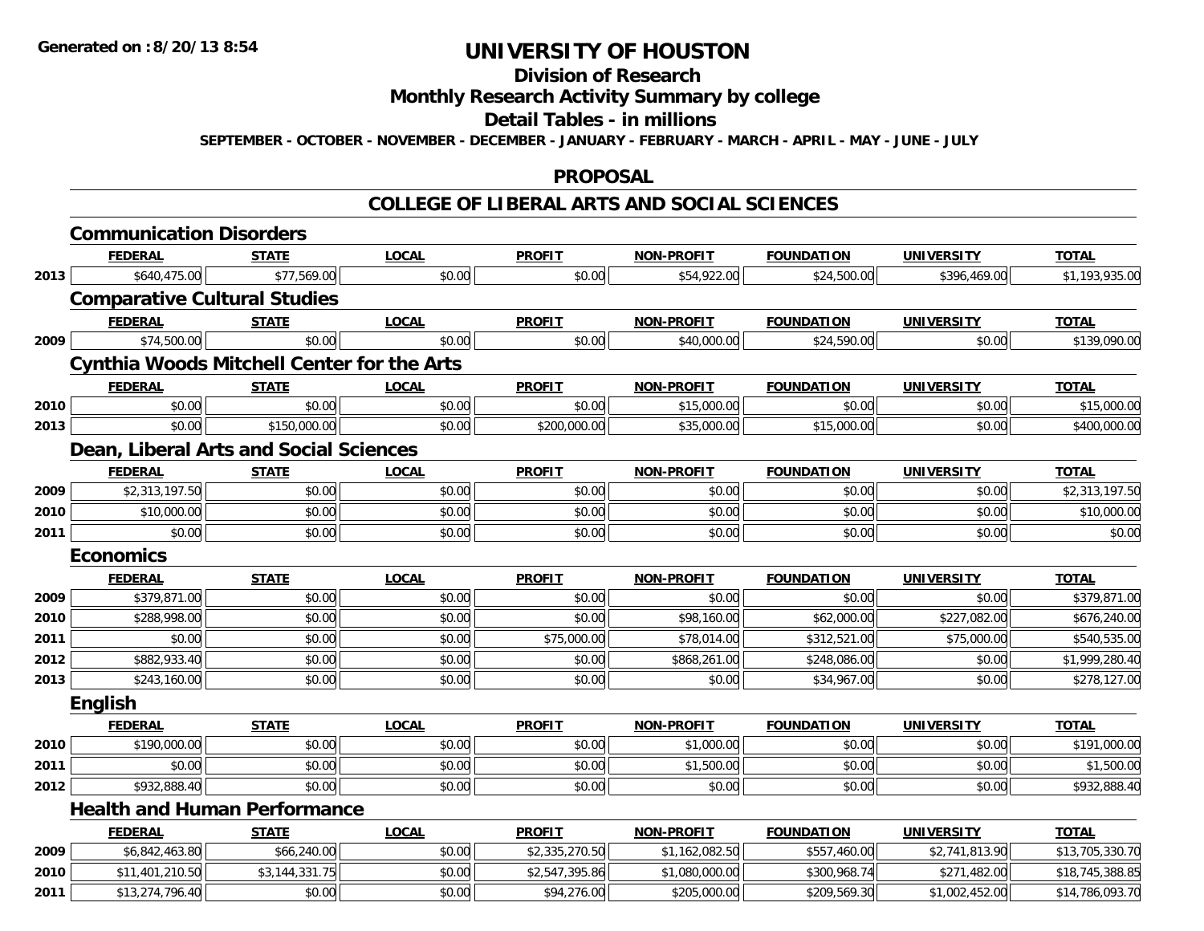**Generated on :8/20/13 8:54**

# UNIVERSITY OF HOUSTON

## Division of Research

## Monthly Research Activity Summary by college

## Detail Tables - in millions

**SEPTEMBER - OCTOBER - NOVEMBER - DECEMBER - JANUARY - FEBRUARY - MARCH - APRIL - MAY - JUNE - JULY**

## PROPOSAL

## COLLEGE OF LIBERAL ARTS AND SOCIAL SCIENCES

### Communication Disorders

| | FEDERAL | STATE | LOCAL | PROFIT | NON-PROFIT | FOUNDATION | UNIVERSITY | TOTAL |
|---|---|---|---|---|---|---|---|---|
| 2013 | $640,475.00 | $77,569.00 | $0.00 | $0.00 | $54,922.00 | $24,500.00 | $396,469.00 | $1,193,935.00 |

### Comparative Cultural Studies

| | FEDERAL | STATE | LOCAL | PROFIT | NON-PROFIT | FOUNDATION | UNIVERSITY | TOTAL |
|---|---|---|---|---|---|---|---|---|
| 2009 | $74,500.00 | $0.00 | $0.00 | $0.00 | $40,000.00 | $24,590.00 | $0.00 | $139,090.00 |

### Cynthia Woods Mitchell Center for the Arts

| | FEDERAL | STATE | LOCAL | PROFIT | NON-PROFIT | FOUNDATION | UNIVERSITY | TOTAL |
|---|---|---|---|---|---|---|---|---|
| 2010 | $0.00 | $0.00 | $0.00 | $0.00 | $15,000.00 | $0.00 | $0.00 | $15,000.00 |
| 2013 | $0.00 | $150,000.00 | $0.00 | $200,000.00 | $35,000.00 | $15,000.00 | $0.00 | $400,000.00 |

### Dean, Liberal Arts and Social Sciences

| | FEDERAL | STATE | LOCAL | PROFIT | NON-PROFIT | FOUNDATION | UNIVERSITY | TOTAL |
|---|---|---|---|---|---|---|---|---|
| 2009 | $2,313,197.50 | $0.00 | $0.00 | $0.00 | $0.00 | $0.00 | $0.00 | $2,313,197.50 |
| 2010 | $10,000.00 | $0.00 | $0.00 | $0.00 | $0.00 | $0.00 | $0.00 | $10,000.00 |
| 2011 | $0.00 | $0.00 | $0.00 | $0.00 | $0.00 | $0.00 | $0.00 | $0.00 |

### Economics

| | FEDERAL | STATE | LOCAL | PROFIT | NON-PROFIT | FOUNDATION | UNIVERSITY | TOTAL |
|---|---|---|---|---|---|---|---|---|
| 2009 | $379,871.00 | $0.00 | $0.00 | $0.00 | $0.00 | $0.00 | $0.00 | $379,871.00 |
| 2010 | $288,998.00 | $0.00 | $0.00 | $0.00 | $98,160.00 | $62,000.00 | $227,082.00 | $676,240.00 |
| 2011 | $0.00 | $0.00 | $0.00 | $75,000.00 | $78,014.00 | $312,521.00 | $75,000.00 | $540,535.00 |
| 2012 | $882,933.40 | $0.00 | $0.00 | $0.00 | $868,261.00 | $248,086.00 | $0.00 | $1,999,280.40 |
| 2013 | $243,160.00 | $0.00 | $0.00 | $0.00 | $0.00 | $34,967.00 | $0.00 | $278,127.00 |

### English

| | FEDERAL | STATE | LOCAL | PROFIT | NON-PROFIT | FOUNDATION | UNIVERSITY | TOTAL |
|---|---|---|---|---|---|---|---|---|
| 2010 | $190,000.00 | $0.00 | $0.00 | $0.00 | $1,000.00 | $0.00 | $0.00 | $191,000.00 |
| 2011 | $0.00 | $0.00 | $0.00 | $0.00 | $1,500.00 | $0.00 | $0.00 | $1,500.00 |
| 2012 | $932,888.40 | $0.00 | $0.00 | $0.00 | $0.00 | $0.00 | $0.00 | $932,888.40 |

### Health and Human Performance

| | FEDERAL | STATE | LOCAL | PROFIT | NON-PROFIT | FOUNDATION | UNIVERSITY | TOTAL |
|---|---|---|---|---|---|---|---|---|
| 2009 | $6,842,463.80 | $66,240.00 | $0.00 | $2,335,270.50 | $1,162,082.50 | $557,460.00 | $2,741,813.90 | $13,705,330.70 |
| 2010 | $11,401,210.50 | $3,144,331.75 | $0.00 | $2,547,395.86 | $1,080,000.00 | $300,968.74 | $271,482.00 | $18,745,388.85 |
| 2011 | $13,274,796.40 | $0.00 | $0.00 | $94,276.00 | $205,000.00 | $209,569.30 | $1,002,452.00 | $14,786,093.70 |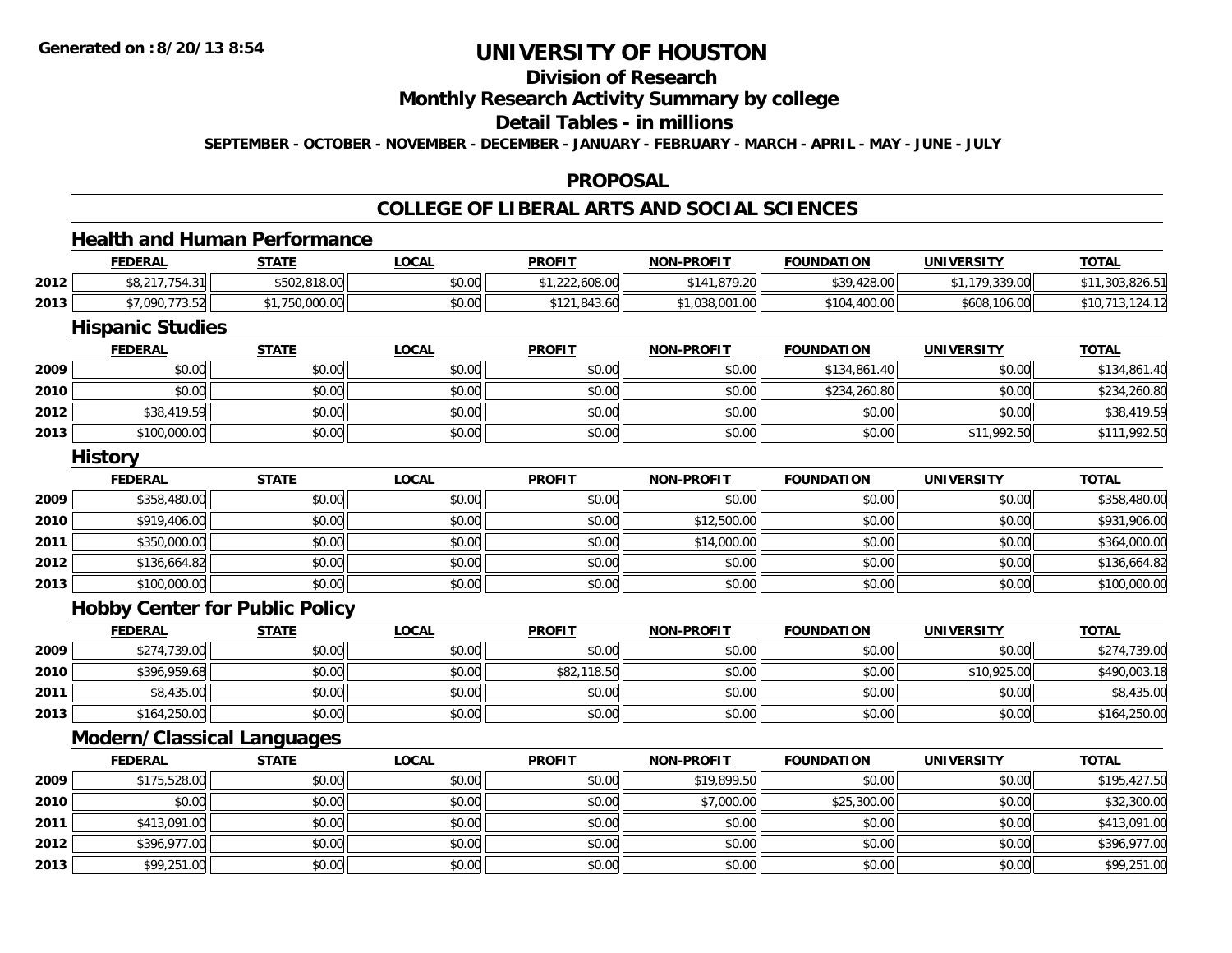# UNIVERSITY OF HOUSTON

## Division of Research

## Monthly Research Activity Summary by college

## Detail Tables - in millions

**SEPTEMBER - OCTOBER - NOVEMBER - DECEMBER - JANUARY - FEBRUARY - MARCH - APRIL - MAY - JUNE - JULY**

Generated on : 8/20/13 8:54

## PROPOSAL

## COLLEGE OF LIBERAL ARTS AND SOCIAL SCIENCES

### Health and Human Performance

| | FEDERAL | STATE | LOCAL | PROFIT | NON-PROFIT | FOUNDATION | UNIVERSITY | TOTAL |
|---|---|---|---|---|---|---|---|---|
| 2012 | $8,217,754.31 | $502,818.00 | $0.00 | $1,222,608.00 | $141,879.20 | $39,428.00 | $1,179,339.00 | $11,303,826.51 |
| 2013 | $7,090,773.52 | $1,750,000.00 | $0.00 | $121,843.60 | $1,038,001.00 | $104,400.00 | $608,106.00 | $10,713,124.12 |

### Hispanic Studies

| | FEDERAL | STATE | LOCAL | PROFIT | NON-PROFIT | FOUNDATION | UNIVERSITY | TOTAL |
|---|---|---|---|---|---|---|---|---|
| 2009 | $0.00 | $0.00 | $0.00 | $0.00 | $0.00 | $134,861.40 | $0.00 | $134,861.40 |
| 2010 | $0.00 | $0.00 | $0.00 | $0.00 | $0.00 | $234,260.80 | $0.00 | $234,260.80 |
| 2012 | $38,419.59 | $0.00 | $0.00 | $0.00 | $0.00 | $0.00 | $0.00 | $38,419.59 |
| 2013 | $100,000.00 | $0.00 | $0.00 | $0.00 | $0.00 | $0.00 | $11,992.50 | $111,992.50 |

### History

| | FEDERAL | STATE | LOCAL | PROFIT | NON-PROFIT | FOUNDATION | UNIVERSITY | TOTAL |
|---|---|---|---|---|---|---|---|---|
| 2009 | $358,480.00 | $0.00 | $0.00 | $0.00 | $0.00 | $0.00 | $0.00 | $358,480.00 |
| 2010 | $919,406.00 | $0.00 | $0.00 | $0.00 | $12,500.00 | $0.00 | $0.00 | $931,906.00 |
| 2011 | $350,000.00 | $0.00 | $0.00 | $0.00 | $14,000.00 | $0.00 | $0.00 | $364,000.00 |
| 2012 | $136,664.82 | $0.00 | $0.00 | $0.00 | $0.00 | $0.00 | $0.00 | $136,664.82 |
| 2013 | $100,000.00 | $0.00 | $0.00 | $0.00 | $0.00 | $0.00 | $0.00 | $100,000.00 |

### Hobby Center for Public Policy

| | FEDERAL | STATE | LOCAL | PROFIT | NON-PROFIT | FOUNDATION | UNIVERSITY | TOTAL |
|---|---|---|---|---|---|---|---|---|
| 2009 | $274,739.00 | $0.00 | $0.00 | $0.00 | $0.00 | $0.00 | $0.00 | $274,739.00 |
| 2010 | $396,959.68 | $0.00 | $0.00 | $82,118.50 | $0.00 | $0.00 | $10,925.00 | $490,003.18 |
| 2011 | $8,435.00 | $0.00 | $0.00 | $0.00 | $0.00 | $0.00 | $0.00 | $8,435.00 |
| 2013 | $164,250.00 | $0.00 | $0.00 | $0.00 | $0.00 | $0.00 | $0.00 | $164,250.00 |

### Modern/Classical Languages

| | FEDERAL | STATE | LOCAL | PROFIT | NON-PROFIT | FOUNDATION | UNIVERSITY | TOTAL |
|---|---|---|---|---|---|---|---|---|
| 2009 | $175,528.00 | $0.00 | $0.00 | $0.00 | $19,899.50 | $0.00 | $0.00 | $195,427.50 |
| 2010 | $0.00 | $0.00 | $0.00 | $0.00 | $7,000.00 | $25,300.00 | $0.00 | $32,300.00 |
| 2011 | $413,091.00 | $0.00 | $0.00 | $0.00 | $0.00 | $0.00 | $0.00 | $413,091.00 |
| 2012 | $396,977.00 | $0.00 | $0.00 | $0.00 | $0.00 | $0.00 | $0.00 | $396,977.00 |
| 2013 | $99,251.00 | $0.00 | $0.00 | $0.00 | $0.00 | $0.00 | $0.00 | $99,251.00 |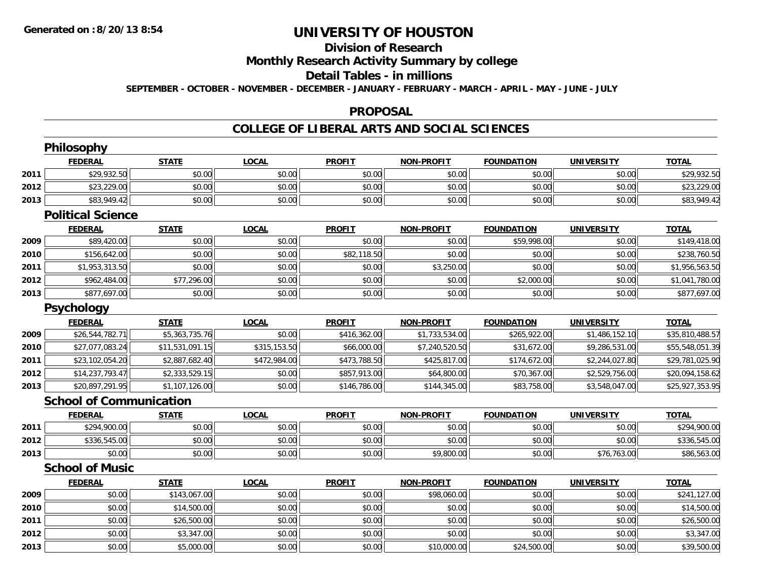# UNIVERSITY OF HOUSTON

## Division of Research

## Monthly Research Activity Summary by college

## Detail Tables - in millions

**SEPTEMBER - OCTOBER - NOVEMBER - DECEMBER - JANUARY - FEBRUARY - MARCH - APRIL - MAY - JUNE - JULY**

## PROPOSAL

## COLLEGE OF LIBERAL ARTS AND SOCIAL SCIENCES

### Philosophy

| | FEDERAL | STATE | LOCAL | PROFIT | NON-PROFIT | FOUNDATION | UNIVERSITY | TOTAL |
|---|---|---|---|---|---|---|---|---|
| 2011 | $29,932.50 | $0.00 | $0.00 | $0.00 | $0.00 | $0.00 | $0.00 | $29,932.50 |
| 2012 | $23,229.00 | $0.00 | $0.00 | $0.00 | $0.00 | $0.00 | $0.00 | $23,229.00 |
| 2013 | $83,949.42 | $0.00 | $0.00 | $0.00 | $0.00 | $0.00 | $0.00 | $83,949.42 |

### Political Science

| | FEDERAL | STATE | LOCAL | PROFIT | NON-PROFIT | FOUNDATION | UNIVERSITY | TOTAL |
|---|---|---|---|---|---|---|---|---|
| 2009 | $89,420.00 | $0.00 | $0.00 | $0.00 | $0.00 | $59,998.00 | $0.00 | $149,418.00 |
| 2010 | $156,642.00 | $0.00 | $0.00 | $82,118.50 | $0.00 | $0.00 | $0.00 | $238,760.50 |
| 2011 | $1,953,313.50 | $0.00 | $0.00 | $0.00 | $3,250.00 | $0.00 | $0.00 | $1,956,563.50 |
| 2012 | $962,484.00 | $77,296.00 | $0.00 | $0.00 | $0.00 | $2,000.00 | $0.00 | $1,041,780.00 |
| 2013 | $877,697.00 | $0.00 | $0.00 | $0.00 | $0.00 | $0.00 | $0.00 | $877,697.00 |

### Psychology

| | FEDERAL | STATE | LOCAL | PROFIT | NON-PROFIT | FOUNDATION | UNIVERSITY | TOTAL |
|---|---|---|---|---|---|---|---|---|
| 2009 | $26,544,782.71 | $5,363,735.76 | $0.00 | $416,362.00 | $1,733,534.00 | $265,922.00 | $1,486,152.10 | $35,810,488.57 |
| 2010 | $27,077,083.24 | $11,531,091.15 | $315,153.50 | $66,000.00 | $7,240,520.50 | $31,672.00 | $9,286,531.00 | $55,548,051.39 |
| 2011 | $23,102,054.20 | $2,887,682.40 | $472,984.00 | $473,788.50 | $425,817.00 | $174,672.00 | $2,244,027.80 | $29,781,025.90 |
| 2012 | $14,237,793.47 | $2,333,529.15 | $0.00 | $857,913.00 | $64,800.00 | $70,367.00 | $2,529,756.00 | $20,094,158.62 |
| 2013 | $20,897,291.95 | $1,107,126.00 | $0.00 | $146,786.00 | $144,345.00 | $83,758.00 | $3,548,047.00 | $25,927,353.95 |

### School of Communication

| | FEDERAL | STATE | LOCAL | PROFIT | NON-PROFIT | FOUNDATION | UNIVERSITY | TOTAL |
|---|---|---|---|---|---|---|---|---|
| 2011 | $294,900.00 | $0.00 | $0.00 | $0.00 | $0.00 | $0.00 | $0.00 | $294,900.00 |
| 2012 | $336,545.00 | $0.00 | $0.00 | $0.00 | $0.00 | $0.00 | $0.00 | $336,545.00 |
| 2013 | $0.00 | $0.00 | $0.00 | $0.00 | $9,800.00 | $0.00 | $76,763.00 | $86,563.00 |

### School of Music

| | FEDERAL | STATE | LOCAL | PROFIT | NON-PROFIT | FOUNDATION | UNIVERSITY | TOTAL |
|---|---|---|---|---|---|---|---|---|
| 2009 | $0.00 | $143,067.00 | $0.00 | $0.00 | $98,060.00 | $0.00 | $0.00 | $241,127.00 |
| 2010 | $0.00 | $14,500.00 | $0.00 | $0.00 | $0.00 | $0.00 | $0.00 | $14,500.00 |
| 2011 | $0.00 | $26,500.00 | $0.00 | $0.00 | $0.00 | $0.00 | $0.00 | $26,500.00 |
| 2012 | $0.00 | $3,347.00 | $0.00 | $0.00 | $0.00 | $0.00 | $0.00 | $3,347.00 |
| 2013 | $0.00 | $5,000.00 | $0.00 | $0.00 | $10,000.00 | $24,500.00 | $0.00 | $39,500.00 |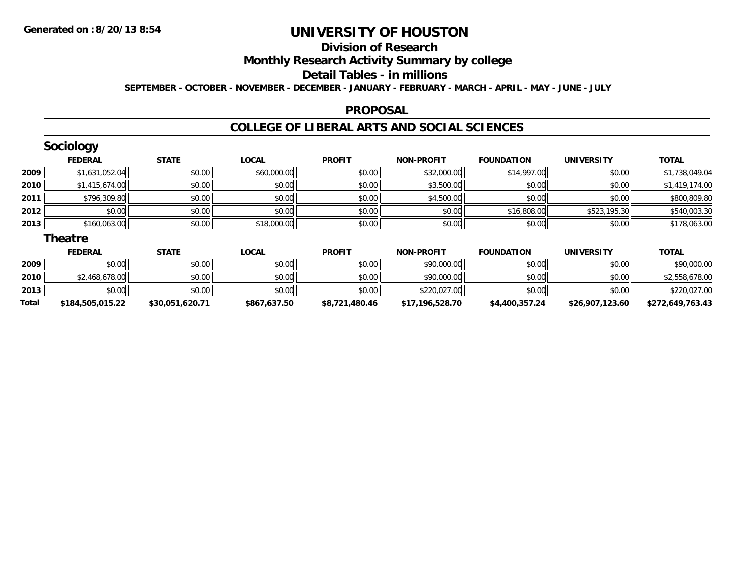**Generated on :8/20/13 8:54**

# UNIVERSITY OF HOUSTON

## Division of Research

## Monthly Research Activity Summary by college

## Detail Tables - in millions

**SEPTEMBER - OCTOBER - NOVEMBER - DECEMBER - JANUARY - FEBRUARY - MARCH - APRIL - MAY - JUNE - JULY**

## PROPOSAL

## COLLEGE OF LIBERAL ARTS AND SOCIAL SCIENCES

### Sociology

| | FEDERAL | STATE | LOCAL | PROFIT | NON-PROFIT | FOUNDATION | UNIVERSITY | TOTAL |
|---|---|---|---|---|---|---|---|---|
| 2009 | $1,631,052.04 | $0.00 | $60,000.00 | $0.00 | $32,000.00 | $14,997.00 | $0.00 | $1,738,049.04 |
| 2010 | $1,415,674.00 | $0.00 | $0.00 | $0.00 | $3,500.00 | $0.00 | $0.00 | $1,419,174.00 |
| 2011 | $796,309.80 | $0.00 | $0.00 | $0.00 | $4,500.00 | $0.00 | $0.00 | $800,809.80 |
| 2012 | $0.00 | $0.00 | $0.00 | $0.00 | $0.00 | $16,808.00 | $523,195.30 | $540,003.30 |
| 2013 | $160,063.00 | $0.00 | $18,000.00 | $0.00 | $0.00 | $0.00 | $0.00 | $178,063.00 |

### Theatre

| | FEDERAL | STATE | LOCAL | PROFIT | NON-PROFIT | FOUNDATION | UNIVERSITY | TOTAL |
|---|---|---|---|---|---|---|---|---|
| 2009 | $0.00 | $0.00 | $0.00 | $0.00 | $90,000.00 | $0.00 | $0.00 | $90,000.00 |
| 2010 | $2,468,678.00 | $0.00 | $0.00 | $0.00 | $90,000.00 | $0.00 | $0.00 | $2,558,678.00 |
| 2013 | $0.00 | $0.00 | $0.00 | $0.00 | $220,027.00 | $0.00 | $0.00 | $220,027.00 |
| **Total** | **$184,505,015.22** | **$30,051,620.71** | **$867,637.50** | **$8,721,480.46** | **$17,196,528.70** | **$4,400,357.24** | **$26,907,123.60** | **$272,649,763.43** |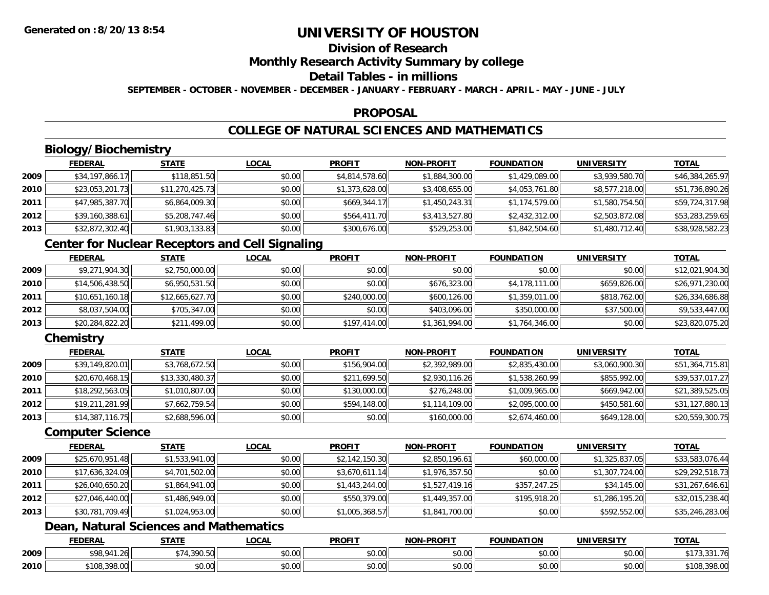**Generated on :8/20/13 8:54**

# UNIVERSITY OF HOUSTON

## Division of Research

## Monthly Research Activity Summary by college

## Detail Tables - in millions

**SEPTEMBER - OCTOBER - NOVEMBER - DECEMBER - JANUARY - FEBRUARY - MARCH - APRIL - MAY - JUNE - JULY**

## PROPOSAL

## COLLEGE OF NATURAL SCIENCES AND MATHEMATICS

### Biology/Biochemistry

| | FEDERAL | STATE | LOCAL | PROFIT | NON-PROFIT | FOUNDATION | UNIVERSITY | TOTAL |
|---|---|---|---|---|---|---|---|---|
| 2009 | $34,197,866.17 | $118,851.50 | $0.00 | $4,814,578.60 | $1,884,300.00 | $1,429,089.00 | $3,939,580.70 | $46,384,265.97 |
| 2010 | $23,053,201.73 | $11,270,425.73 | $0.00 | $1,373,628.00 | $3,408,655.00 | $4,053,761.80 | $8,577,218.00 | $51,736,890.26 |
| 2011 | $47,985,387.70 | $6,864,009.30 | $0.00 | $669,344.17 | $1,450,243.31 | $1,174,579.00 | $1,580,754.50 | $59,724,317.98 |
| 2012 | $39,160,388.61 | $5,208,747.46 | $0.00 | $564,411.70 | $3,413,527.80 | $2,432,312.00 | $2,503,872.08 | $53,283,259.65 |
| 2013 | $32,872,302.40 | $1,903,133.83 | $0.00 | $300,676.00 | $529,253.00 | $1,842,504.60 | $1,480,712.40 | $38,928,582.23 |

### Center for Nuclear Receptors and Cell Signaling

| | FEDERAL | STATE | LOCAL | PROFIT | NON-PROFIT | FOUNDATION | UNIVERSITY | TOTAL |
|---|---|---|---|---|---|---|---|---|
| 2009 | $9,271,904.30 | $2,750,000.00 | $0.00 | $0.00 | $0.00 | $0.00 | $0.00 | $12,021,904.30 |
| 2010 | $14,506,438.50 | $6,950,531.50 | $0.00 | $0.00 | $676,323.00 | $4,178,111.00 | $659,826.00 | $26,971,230.00 |
| 2011 | $10,651,160.18 | $12,665,627.70 | $0.00 | $240,000.00 | $600,126.00 | $1,359,011.00 | $818,762.00 | $26,334,686.88 |
| 2012 | $8,037,504.00 | $705,347.00 | $0.00 | $0.00 | $403,096.00 | $350,000.00 | $37,500.00 | $9,533,447.00 |
| 2013 | $20,284,822.20 | $211,499.00 | $0.00 | $197,414.00 | $1,361,994.00 | $1,764,346.00 | $0.00 | $23,820,075.20 |

### Chemistry

| | FEDERAL | STATE | LOCAL | PROFIT | NON-PROFIT | FOUNDATION | UNIVERSITY | TOTAL |
|---|---|---|---|---|---|---|---|---|
| 2009 | $39,149,820.01 | $3,768,672.50 | $0.00 | $156,904.00 | $2,392,989.00 | $2,835,430.00 | $3,060,900.30 | $51,364,715.81 |
| 2010 | $20,670,468.15 | $13,330,480.37 | $0.00 | $211,699.50 | $2,930,116.26 | $1,538,260.99 | $855,992.00 | $39,537,017.27 |
| 2011 | $18,292,563.05 | $1,010,807.00 | $0.00 | $130,000.00 | $276,248.00 | $1,009,965.00 | $669,942.00 | $21,389,525.05 |
| 2012 | $19,211,281.99 | $7,662,759.54 | $0.00 | $594,148.00 | $1,114,109.00 | $2,095,000.00 | $450,581.60 | $31,127,880.13 |
| 2013 | $14,387,116.75 | $2,688,596.00 | $0.00 | $0.00 | $160,000.00 | $2,674,460.00 | $649,128.00 | $20,559,300.75 |

### Computer Science

| | FEDERAL | STATE | LOCAL | PROFIT | NON-PROFIT | FOUNDATION | UNIVERSITY | TOTAL |
|---|---|---|---|---|---|---|---|---|
| 2009 | $25,670,951.48 | $1,533,941.00 | $0.00 | $2,142,150.30 | $2,850,196.61 | $60,000.00 | $1,325,837.05 | $33,583,076.44 |
| 2010 | $17,636,324.09 | $4,701,502.00 | $0.00 | $3,670,611.14 | $1,976,357.50 | $0.00 | $1,307,724.00 | $29,292,518.73 |
| 2011 | $26,040,650.20 | $1,864,941.00 | $0.00 | $1,443,244.00 | $1,527,419.16 | $357,247.25 | $34,145.00 | $31,267,646.61 |
| 2012 | $27,046,440.00 | $1,486,949.00 | $0.00 | $550,379.00 | $1,449,357.00 | $195,918.20 | $1,286,195.20 | $32,015,238.40 |
| 2013 | $30,781,709.49 | $1,024,953.00 | $0.00 | $1,005,368.57 | $1,841,700.00 | $0.00 | $592,552.00 | $35,246,283.06 |

### Dean, Natural Sciences and Mathematics

| | FEDERAL | STATE | LOCAL | PROFIT | NON-PROFIT | FOUNDATION | UNIVERSITY | TOTAL |
|---|---|---|---|---|---|---|---|---|
| 2009 | $98,941.26 | $74,390.50 | $0.00 | $0.00 | $0.00 | $0.00 | $0.00 | $173,331.76 |
| 2010 | $108,398.00 | $0.00 | $0.00 | $0.00 | $0.00 | $0.00 | $0.00 | $108,398.00 |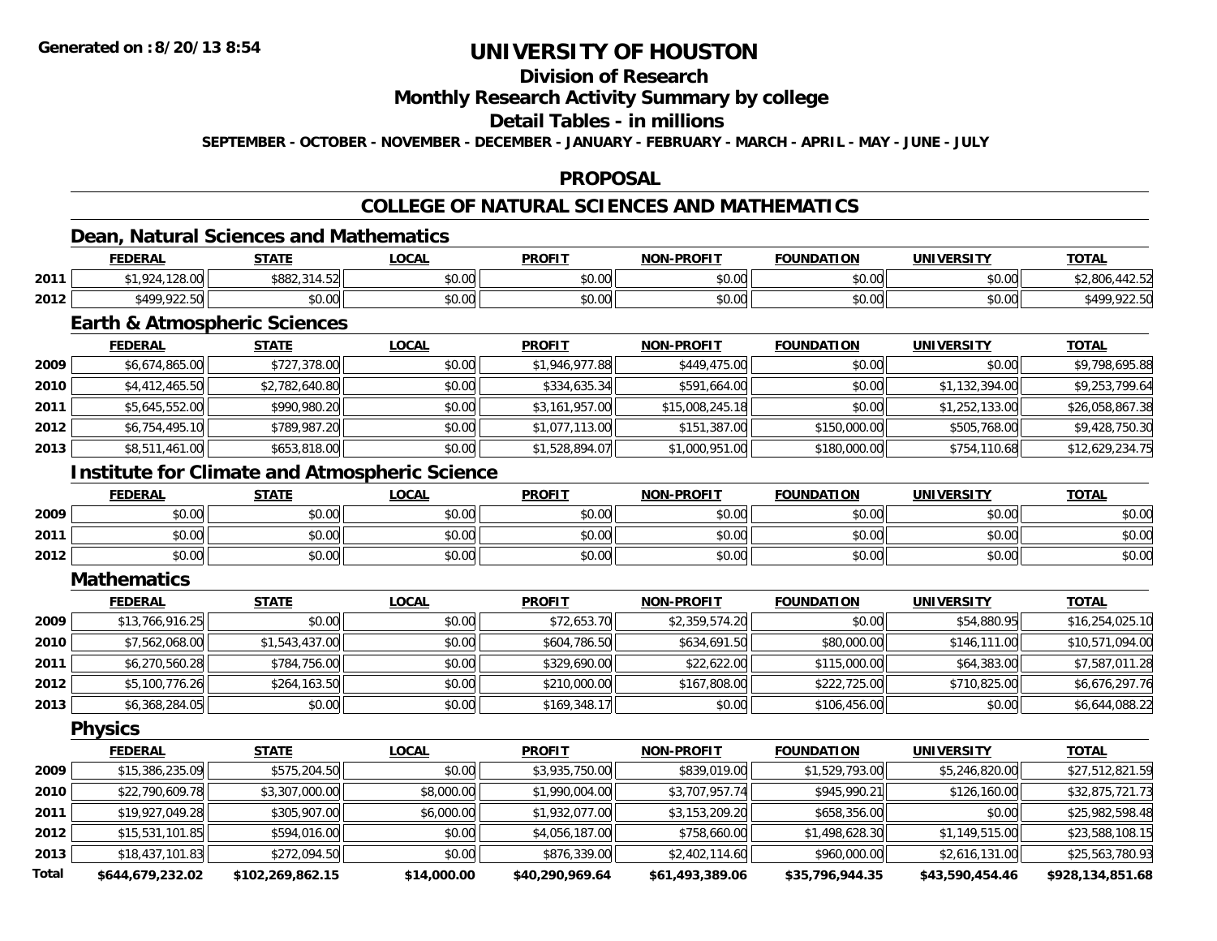# UNIVERSITY OF HOUSTON

## Division of Research

## Monthly Research Activity Summary by college

## Detail Tables - in millions

**SEPTEMBER - OCTOBER - NOVEMBER - DECEMBER - JANUARY - FEBRUARY - MARCH - APRIL - MAY - JUNE - JULY**

## PROPOSAL

## COLLEGE OF NATURAL SCIENCES AND MATHEMATICS

### Dean, Natural Sciences and Mathematics

| | FEDERAL | STATE | LOCAL | PROFIT | NON-PROFIT | FOUNDATION | UNIVERSITY | TOTAL |
|---|---|---|---|---|---|---|---|---|
| 2011 | $1,924,128.00 | $882,314.52 | $0.00 | $0.00 | $0.00 | $0.00 | $0.00 | $2,806,442.52 |
| 2012 | $499,922.50 | $0.00 | $0.00 | $0.00 | $0.00 | $0.00 | $0.00 | $499,922.50 |

### Earth & Atmospheric Sciences

| | FEDERAL | STATE | LOCAL | PROFIT | NON-PROFIT | FOUNDATION | UNIVERSITY | TOTAL |
|---|---|---|---|---|---|---|---|---|
| 2009 | $6,674,865.00 | $727,378.00 | $0.00 | $1,946,977.88 | $449,475.00 | $0.00 | $0.00 | $9,798,695.88 |
| 2010 | $4,412,465.50 | $2,782,640.80 | $0.00 | $334,635.34 | $591,664.00 | $0.00 | $1,132,394.00 | $9,253,799.64 |
| 2011 | $5,645,552.00 | $990,980.20 | $0.00 | $3,161,957.00 | $15,008,245.18 | $0.00 | $1,252,133.00 | $26,058,867.38 |
| 2012 | $6,754,495.10 | $789,987.20 | $0.00 | $1,077,113.00 | $151,387.00 | $150,000.00 | $505,768.00 | $9,428,750.30 |
| 2013 | $8,511,461.00 | $653,818.00 | $0.00 | $1,528,894.07 | $1,000,951.00 | $180,000.00 | $754,110.68 | $12,629,234.75 |

### Institute for Climate and Atmospheric Science

| | FEDERAL | STATE | LOCAL | PROFIT | NON-PROFIT | FOUNDATION | UNIVERSITY | TOTAL |
|---|---|---|---|---|---|---|---|---|
| 2009 | $0.00 | $0.00 | $0.00 | $0.00 | $0.00 | $0.00 | $0.00 | $0.00 |
| 2011 | $0.00 | $0.00 | $0.00 | $0.00 | $0.00 | $0.00 | $0.00 | $0.00 |
| 2012 | $0.00 | $0.00 | $0.00 | $0.00 | $0.00 | $0.00 | $0.00 | $0.00 |

### Mathematics

| | FEDERAL | STATE | LOCAL | PROFIT | NON-PROFIT | FOUNDATION | UNIVERSITY | TOTAL |
|---|---|---|---|---|---|---|---|---|
| 2009 | $13,766,916.25 | $0.00 | $0.00 | $72,653.70 | $2,359,574.20 | $0.00 | $54,880.95 | $16,254,025.10 |
| 2010 | $7,562,068.00 | $1,543,437.00 | $0.00 | $604,786.50 | $634,691.50 | $80,000.00 | $146,111.00 | $10,571,094.00 |
| 2011 | $6,270,560.28 | $784,756.00 | $0.00 | $329,690.00 | $22,622.00 | $115,000.00 | $64,383.00 | $7,587,011.28 |
| 2012 | $5,100,776.26 | $264,163.50 | $0.00 | $210,000.00 | $167,808.00 | $222,725.00 | $710,825.00 | $6,676,297.76 |
| 2013 | $6,368,284.05 | $0.00 | $0.00 | $169,348.17 | $0.00 | $106,456.00 | $0.00 | $6,644,088.22 |

### Physics

| | FEDERAL | STATE | LOCAL | PROFIT | NON-PROFIT | FOUNDATION | UNIVERSITY | TOTAL |
|---|---|---|---|---|---|---|---|---|
| 2009 | $15,386,235.09 | $575,204.50 | $0.00 | $3,935,750.00 | $839,019.00 | $1,529,793.00 | $5,246,820.00 | $27,512,821.59 |
| 2010 | $22,790,609.78 | $3,307,000.00 | $8,000.00 | $1,990,004.00 | $3,707,957.74 | $945,990.21 | $126,160.00 | $32,875,721.73 |
| 2011 | $19,927,049.28 | $305,907.00 | $6,000.00 | $1,932,077.00 | $3,153,209.20 | $658,356.00 | $0.00 | $25,982,598.48 |
| 2012 | $15,531,101.85 | $594,016.00 | $0.00 | $4,056,187.00 | $758,660.00 | $1,498,628.30 | $1,149,515.00 | $23,588,108.15 |
| 2013 | $18,437,101.83 | $272,094.50 | $0.00 | $876,339.00 | $2,402,114.60 | $960,000.00 | $2,616,131.00 | $25,563,780.93 |
| **Total** | **$644,679,232.02** | **$102,269,862.15** | **$14,000.00** | **$40,290,969.64** | **$61,493,389.06** | **$35,796,944.35** | **$43,590,454.46** | **$928,134,851.68** |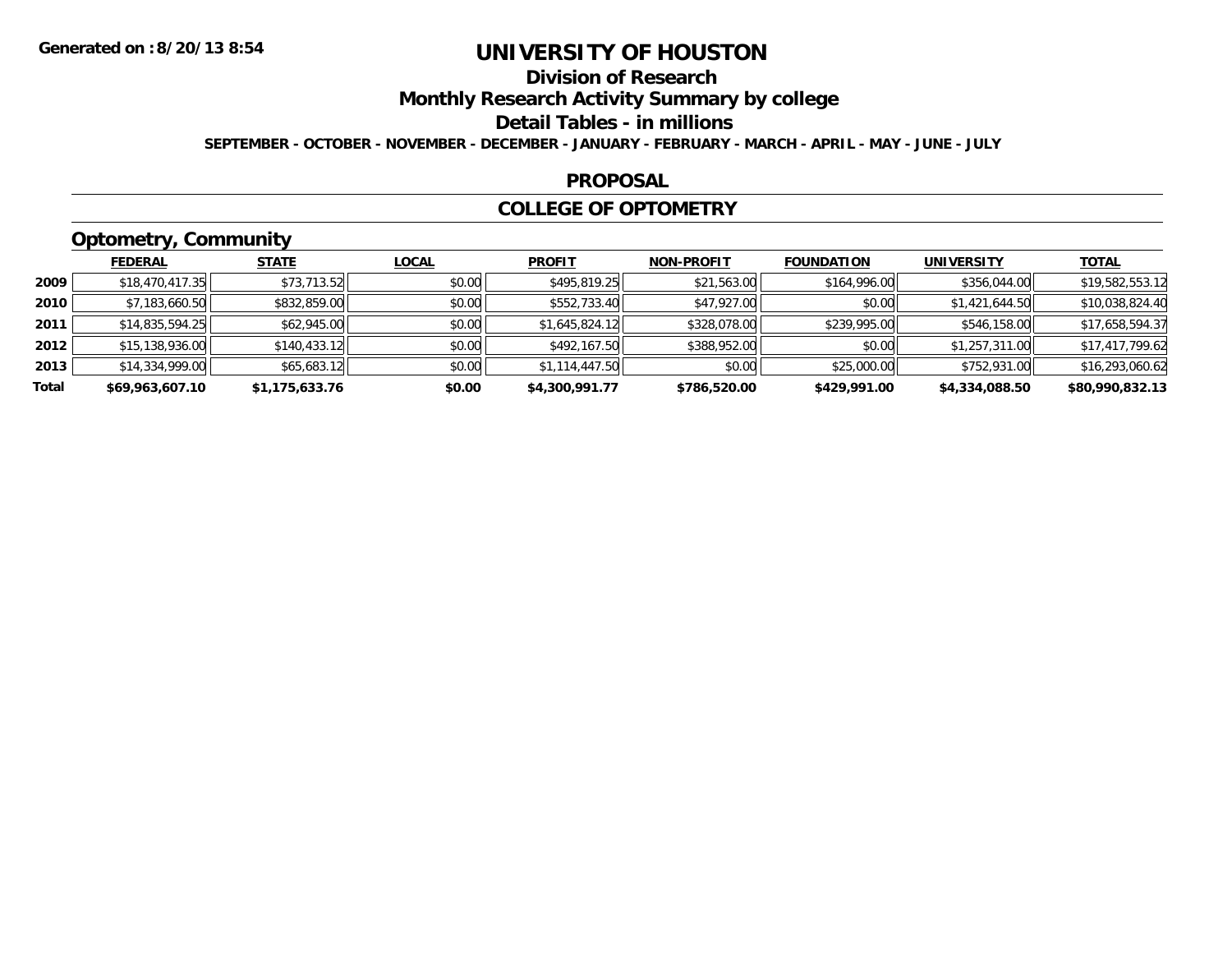Generated on :8/20/13 8:54

# UNIVERSITY OF HOUSTON

## Division of Research

## Monthly Research Activity Summary by college

## Detail Tables - in millions

**SEPTEMBER - OCTOBER - NOVEMBER - DECEMBER - JANUARY - FEBRUARY - MARCH - APRIL - MAY - JUNE - JULY**

## PROPOSAL

## COLLEGE OF OPTOMETRY

### Optometry, Community

| | FEDERAL | STATE | LOCAL | PROFIT | NON-PROFIT | FOUNDATION | UNIVERSITY | TOTAL |
|---|---|---|---|---|---|---|---|---|
| 2009 | $18,470,417.35 | $73,713.52 | $0.00 | $495,819.25 | $21,563.00 | $164,996.00 | $356,044.00 | $19,582,553.12 |
| 2010 | $7,183,660.50 | $832,859.00 | $0.00 | $552,733.40 | $47,927.00 | $0.00 | $1,421,644.50 | $10,038,824.40 |
| 2011 | $14,835,594.25 | $62,945.00 | $0.00 | $1,645,824.12 | $328,078.00 | $239,995.00 | $546,158.00 | $17,658,594.37 |
| 2012 | $15,138,936.00 | $140,433.12 | $0.00 | $492,167.50 | $388,952.00 | $0.00 | $1,257,311.00 | $17,417,799.62 |
| 2013 | $14,334,999.00 | $65,683.12 | $0.00 | $1,114,447.50 | $0.00 | $25,000.00 | $752,931.00 | $16,293,060.62 |
| **Total** | **$69,963,607.10** | **$1,175,633.76** | **$0.00** | **$4,300,991.77** | **$786,520.00** | **$429,991.00** | **$4,334,088.50** | **$80,990,832.13** |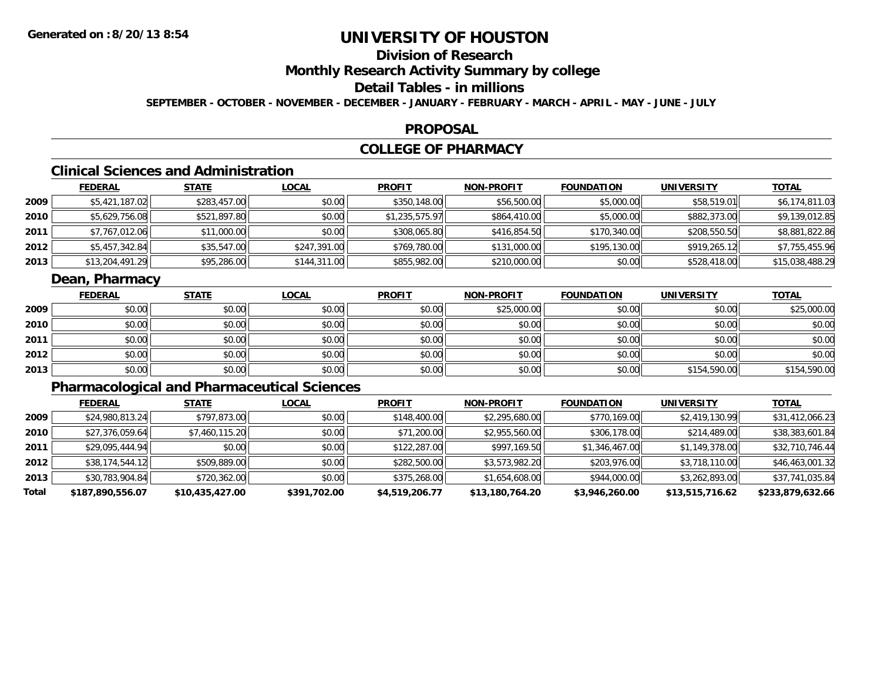**Generated on :8/20/13 8:54**

# UNIVERSITY OF HOUSTON

## Division of Research

## Monthly Research Activity Summary by college

## Detail Tables - in millions

**SEPTEMBER - OCTOBER - NOVEMBER - DECEMBER - JANUARY - FEBRUARY - MARCH - APRIL - MAY - JUNE - JULY**

## PROPOSAL

## COLLEGE OF PHARMACY

### Clinical Sciences and Administration

| | FEDERAL | STATE | LOCAL | PROFIT | NON-PROFIT | FOUNDATION | UNIVERSITY | TOTAL |
|---|---|---|---|---|---|---|---|---|
| 2009 | $5,421,187.02 | $283,457.00 | $0.00 | $350,148.00 | $56,500.00 | $5,000.00 | $58,519.01 | $6,174,811.03 |
| 2010 | $5,629,756.08 | $521,897.80 | $0.00 | $1,235,575.97 | $864,410.00 | $5,000.00 | $882,373.00 | $9,139,012.85 |
| 2011 | $7,767,012.06 | $11,000.00 | $0.00 | $308,065.80 | $416,854.50 | $170,340.00 | $208,550.50 | $8,881,822.86 |
| 2012 | $5,457,342.84 | $35,547.00 | $247,391.00 | $769,780.00 | $131,000.00 | $195,130.00 | $919,265.12 | $7,755,455.96 |
| 2013 | $13,204,491.29 | $95,286.00 | $144,311.00 | $855,982.00 | $210,000.00 | $0.00 | $528,418.00 | $15,038,488.29 |

### Dean, Pharmacy

| | FEDERAL | STATE | LOCAL | PROFIT | NON-PROFIT | FOUNDATION | UNIVERSITY | TOTAL |
|---|---|---|---|---|---|---|---|---|
| 2009 | $0.00 | $0.00 | $0.00 | $0.00 | $25,000.00 | $0.00 | $0.00 | $25,000.00 |
| 2010 | $0.00 | $0.00 | $0.00 | $0.00 | $0.00 | $0.00 | $0.00 | $0.00 |
| 2011 | $0.00 | $0.00 | $0.00 | $0.00 | $0.00 | $0.00 | $0.00 | $0.00 |
| 2012 | $0.00 | $0.00 | $0.00 | $0.00 | $0.00 | $0.00 | $0.00 | $0.00 |
| 2013 | $0.00 | $0.00 | $0.00 | $0.00 | $0.00 | $0.00 | $154,590.00 | $154,590.00 |

### Pharmacological and Pharmaceutical Sciences

| | FEDERAL | STATE | LOCAL | PROFIT | NON-PROFIT | FOUNDATION | UNIVERSITY | TOTAL |
|---|---|---|---|---|---|---|---|---|
| 2009 | $24,980,813.24 | $797,873.00 | $0.00 | $148,400.00 | $2,295,680.00 | $770,169.00 | $2,419,130.99 | $31,412,066.23 |
| 2010 | $27,376,059.64 | $7,460,115.20 | $0.00 | $71,200.00 | $2,955,560.00 | $306,178.00 | $214,489.00 | $38,383,601.84 |
| 2011 | $29,095,444.94 | $0.00 | $0.00 | $122,287.00 | $997,169.50 | $1,346,467.00 | $1,149,378.00 | $32,710,746.44 |
| 2012 | $38,174,544.12 | $509,889.00 | $0.00 | $282,500.00 | $3,573,982.20 | $203,976.00 | $3,718,110.00 | $46,463,001.32 |
| 2013 | $30,783,904.84 | $720,362.00 | $0.00 | $375,268.00 | $1,654,608.00 | $944,000.00 | $3,262,893.00 | $37,741,035.84 |
| **Total** | **$187,890,556.07** | **$10,435,427.00** | **$391,702.00** | **$4,519,206.77** | **$13,180,764.20** | **$3,946,260.00** | **$13,515,716.62** | **$233,879,632.66** |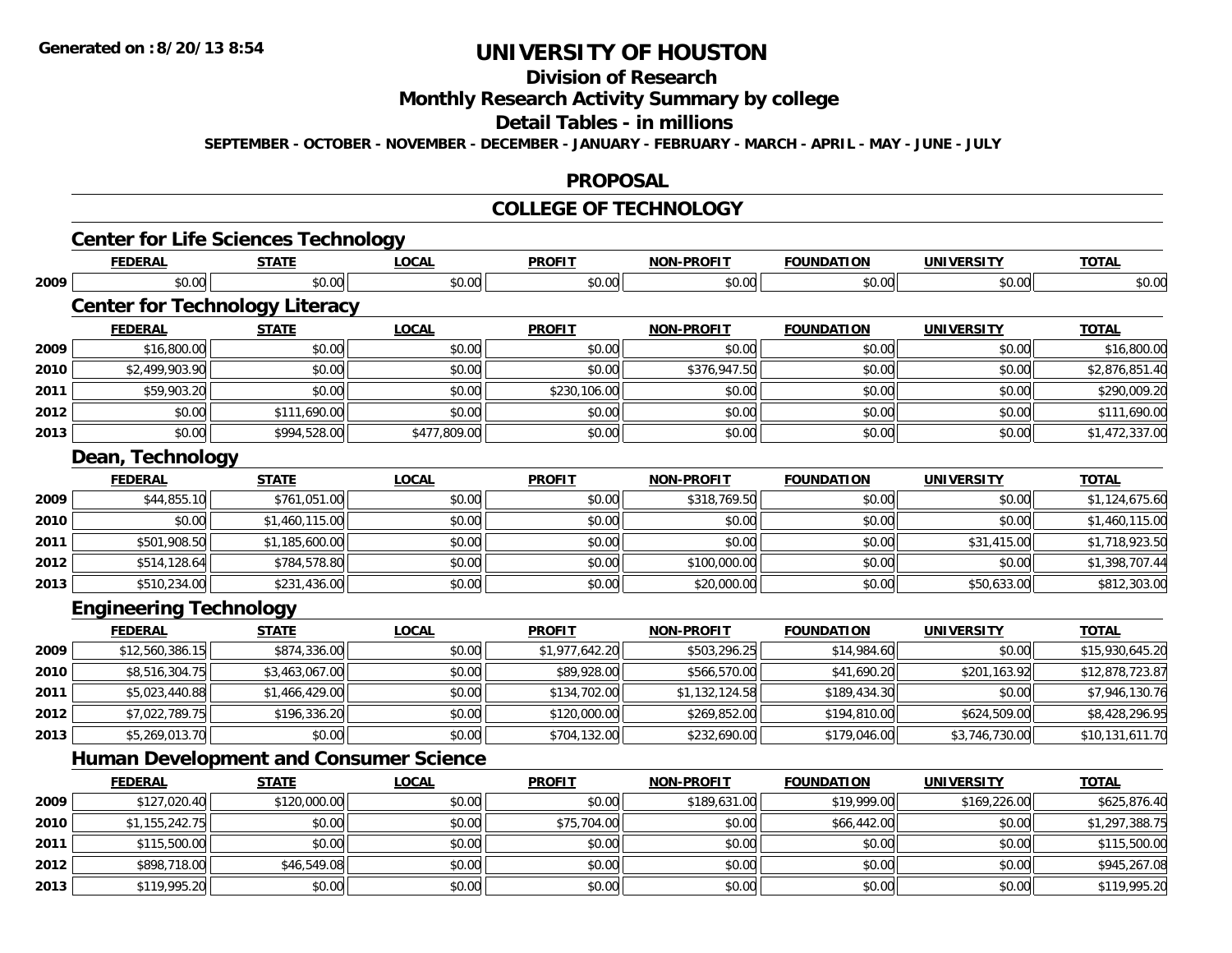**Generated on :8/20/13 8:54**

# UNIVERSITY OF HOUSTON

## Division of Research

## Monthly Research Activity Summary by college

## Detail Tables - in millions

**SEPTEMBER - OCTOBER - NOVEMBER - DECEMBER - JANUARY - FEBRUARY - MARCH - APRIL - MAY - JUNE - JULY**

## PROPOSAL

## COLLEGE OF TECHNOLOGY

### Center for Life Sciences Technology

| | FEDERAL | STATE | LOCAL | PROFIT | NON-PROFIT | FOUNDATION | UNIVERSITY | TOTAL |
|---|---|---|---|---|---|---|---|---|
| 2009 | $0.00 | $0.00 | $0.00 | $0.00 | $0.00 | $0.00 | $0.00 | $0.00 |

### Center for Technology Literacy

| | FEDERAL | STATE | LOCAL | PROFIT | NON-PROFIT | FOUNDATION | UNIVERSITY | TOTAL |
|---|---|---|---|---|---|---|---|---|
| 2009 | $16,800.00 | $0.00 | $0.00 | $0.00 | $0.00 | $0.00 | $0.00 | $16,800.00 |
| 2010 | $2,499,903.90 | $0.00 | $0.00 | $0.00 | $376,947.50 | $0.00 | $0.00 | $2,876,851.40 |
| 2011 | $59,903.20 | $0.00 | $0.00 | $230,106.00 | $0.00 | $0.00 | $0.00 | $290,009.20 |
| 2012 | $0.00 | $111,690.00 | $0.00 | $0.00 | $0.00 | $0.00 | $0.00 | $111,690.00 |
| 2013 | $0.00 | $994,528.00 | $477,809.00 | $0.00 | $0.00 | $0.00 | $0.00 | $1,472,337.00 |

### Dean, Technology

| | FEDERAL | STATE | LOCAL | PROFIT | NON-PROFIT | FOUNDATION | UNIVERSITY | TOTAL |
|---|---|---|---|---|---|---|---|---|
| 2009 | $44,855.10 | $761,051.00 | $0.00 | $0.00 | $318,769.50 | $0.00 | $0.00 | $1,124,675.60 |
| 2010 | $0.00 | $1,460,115.00 | $0.00 | $0.00 | $0.00 | $0.00 | $0.00 | $1,460,115.00 |
| 2011 | $501,908.50 | $1,185,600.00 | $0.00 | $0.00 | $0.00 | $0.00 | $31,415.00 | $1,718,923.50 |
| 2012 | $514,128.64 | $784,578.80 | $0.00 | $0.00 | $100,000.00 | $0.00 | $0.00 | $1,398,707.44 |
| 2013 | $510,234.00 | $231,436.00 | $0.00 | $0.00 | $20,000.00 | $0.00 | $50,633.00 | $812,303.00 |

### Engineering Technology

| | FEDERAL | STATE | LOCAL | PROFIT | NON-PROFIT | FOUNDATION | UNIVERSITY | TOTAL |
|---|---|---|---|---|---|---|---|---|
| 2009 | $12,560,386.15 | $874,336.00 | $0.00 | $1,977,642.20 | $503,296.25 | $14,984.60 | $0.00 | $15,930,645.20 |
| 2010 | $8,516,304.75 | $3,463,067.00 | $0.00 | $89,928.00 | $566,570.00 | $41,690.20 | $201,163.92 | $12,878,723.87 |
| 2011 | $5,023,440.88 | $1,466,429.00 | $0.00 | $134,702.00 | $1,132,124.58 | $189,434.30 | $0.00 | $7,946,130.76 |
| 2012 | $7,022,789.75 | $196,336.20 | $0.00 | $120,000.00 | $269,852.00 | $194,810.00 | $624,509.00 | $8,428,296.95 |
| 2013 | $5,269,013.70 | $0.00 | $0.00 | $704,132.00 | $232,690.00 | $179,046.00 | $3,746,730.00 | $10,131,611.70 |

### Human Development and Consumer Science

| | FEDERAL | STATE | LOCAL | PROFIT | NON-PROFIT | FOUNDATION | UNIVERSITY | TOTAL |
|---|---|---|---|---|---|---|---|---|
| 2009 | $127,020.40 | $120,000.00 | $0.00 | $0.00 | $189,631.00 | $19,999.00 | $169,226.00 | $625,876.40 |
| 2010 | $1,155,242.75 | $0.00 | $0.00 | $75,704.00 | $0.00 | $66,442.00 | $0.00 | $1,297,388.75 |
| 2011 | $115,500.00 | $0.00 | $0.00 | $0.00 | $0.00 | $0.00 | $0.00 | $115,500.00 |
| 2012 | $898,718.00 | $46,549.08 | $0.00 | $0.00 | $0.00 | $0.00 | $0.00 | $945,267.08 |
| 2013 | $119,995.20 | $0.00 | $0.00 | $0.00 | $0.00 | $0.00 | $0.00 | $119,995.20 |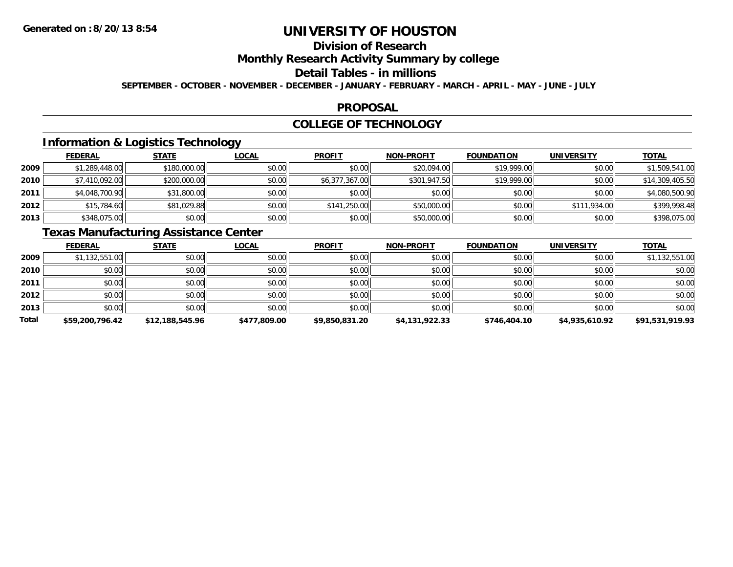# UNIVERSITY OF HOUSTON

## Division of Research

## Monthly Research Activity Summary by college

## Detail Tables - in millions

**SEPTEMBER - OCTOBER - NOVEMBER - DECEMBER - JANUARY - FEBRUARY - MARCH - APRIL - MAY - JUNE - JULY**

## PROPOSAL

## COLLEGE OF TECHNOLOGY

### Information & Logistics Technology

| | FEDERAL | STATE | LOCAL | PROFIT | NON-PROFIT | FOUNDATION | UNIVERSITY | TOTAL |
|---|---|---|---|---|---|---|---|---|
| 2009 | $1,289,448.00 | $180,000.00 | $0.00 | $0.00 | $20,094.00 | $19,999.00 | $0.00 | $1,509,541.00 |
| 2010 | $7,410,092.00 | $200,000.00 | $0.00 | $6,377,367.00 | $301,947.50 | $19,999.00 | $0.00 | $14,309,405.50 |
| 2011 | $4,048,700.90 | $31,800.00 | $0.00 | $0.00 | $0.00 | $0.00 | $0.00 | $4,080,500.90 |
| 2012 | $15,784.60 | $81,029.88 | $0.00 | $141,250.00 | $50,000.00 | $0.00 | $111,934.00 | $399,998.48 |
| 2013 | $348,075.00 | $0.00 | $0.00 | $0.00 | $50,000.00 | $0.00 | $0.00 | $398,075.00 |

### Texas Manufacturing Assistance Center

| | FEDERAL | STATE | LOCAL | PROFIT | NON-PROFIT | FOUNDATION | UNIVERSITY | TOTAL |
|---|---|---|---|---|---|---|---|---|
| 2009 | $1,132,551.00 | $0.00 | $0.00 | $0.00 | $0.00 | $0.00 | $0.00 | $1,132,551.00 |
| 2010 | $0.00 | $0.00 | $0.00 | $0.00 | $0.00 | $0.00 | $0.00 | $0.00 |
| 2011 | $0.00 | $0.00 | $0.00 | $0.00 | $0.00 | $0.00 | $0.00 | $0.00 |
| 2012 | $0.00 | $0.00 | $0.00 | $0.00 | $0.00 | $0.00 | $0.00 | $0.00 |
| 2013 | $0.00 | $0.00 | $0.00 | $0.00 | $0.00 | $0.00 | $0.00 | $0.00 |
| **Total** | **$59,200,796.42** | **$12,188,545.96** | **$477,809.00** | **$9,850,831.20** | **$4,131,922.33** | **$746,404.10** | **$4,935,610.92** | **$91,531,919.93** |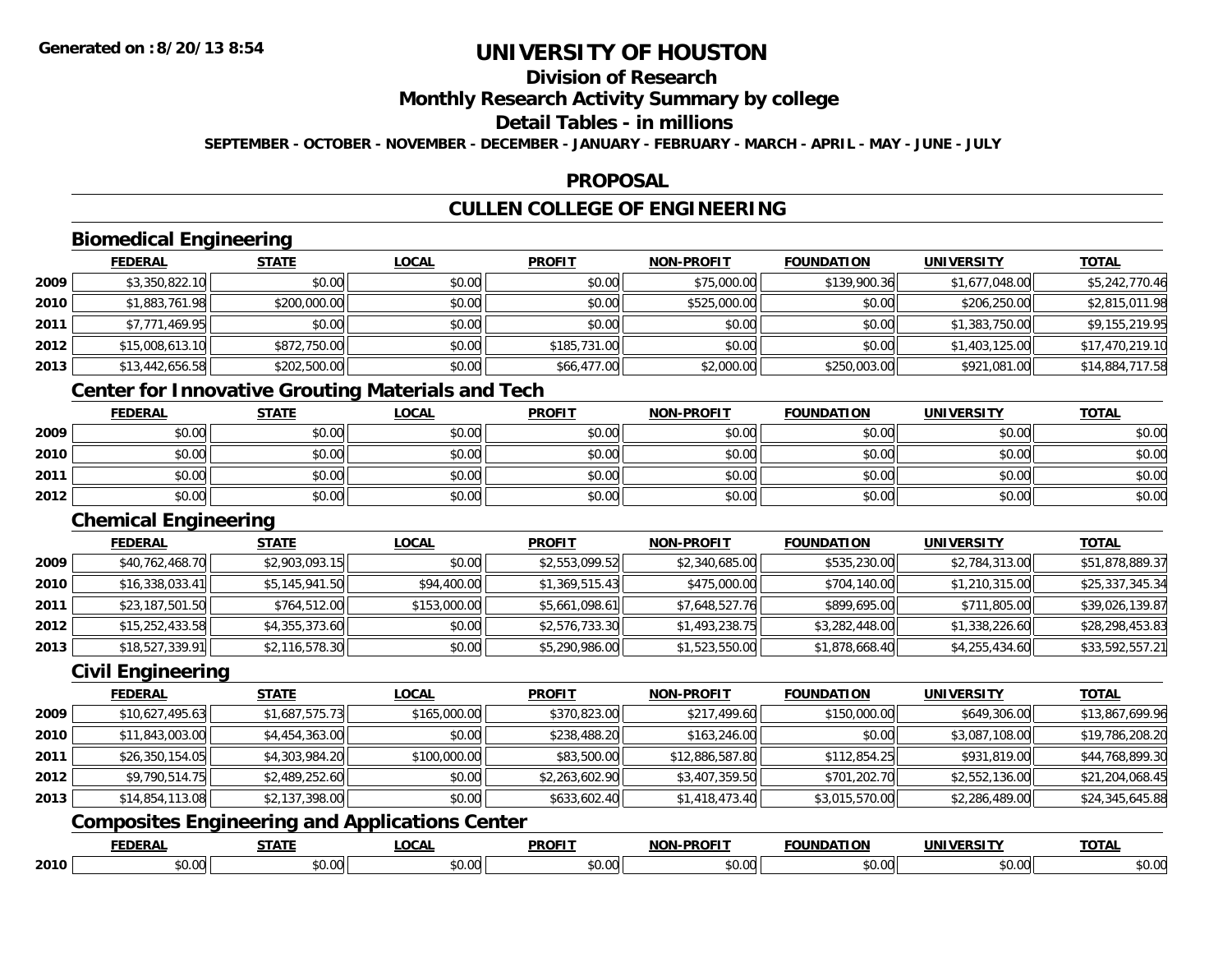**Generated on :8/20/13 8:54**

# UNIVERSITY OF HOUSTON

## Division of Research

## Monthly Research Activity Summary by college

## Detail Tables - in millions

**SEPTEMBER - OCTOBER - NOVEMBER - DECEMBER - JANUARY - FEBRUARY - MARCH - APRIL - MAY - JUNE - JULY**

## PROPOSAL

## CULLEN COLLEGE OF ENGINEERING

### Biomedical Engineering

| | FEDERAL | STATE | LOCAL | PROFIT | NON-PROFIT | FOUNDATION | UNIVERSITY | TOTAL |
|---|---|---|---|---|---|---|---|---|
| 2009 | $3,350,822.10 | $0.00 | $0.00 | $0.00 | $75,000.00 | $139,900.36 | $1,677,048.00 | $5,242,770.46 |
| 2010 | $1,883,761.98 | $200,000.00 | $0.00 | $0.00 | $525,000.00 | $0.00 | $206,250.00 | $2,815,011.98 |
| 2011 | $7,771,469.95 | $0.00 | $0.00 | $0.00 | $0.00 | $0.00 | $1,383,750.00 | $9,155,219.95 |
| 2012 | $15,008,613.10 | $872,750.00 | $0.00 | $185,731.00 | $0.00 | $0.00 | $1,403,125.00 | $17,470,219.10 |
| 2013 | $13,442,656.58 | $202,500.00 | $0.00 | $66,477.00 | $2,000.00 | $250,003.00 | $921,081.00 | $14,884,717.58 |

### Center for Innovative Grouting Materials and Tech

| | FEDERAL | STATE | LOCAL | PROFIT | NON-PROFIT | FOUNDATION | UNIVERSITY | TOTAL |
|---|---|---|---|---|---|---|---|---|
| 2009 | $0.00 | $0.00 | $0.00 | $0.00 | $0.00 | $0.00 | $0.00 | $0.00 |
| 2010 | $0.00 | $0.00 | $0.00 | $0.00 | $0.00 | $0.00 | $0.00 | $0.00 |
| 2011 | $0.00 | $0.00 | $0.00 | $0.00 | $0.00 | $0.00 | $0.00 | $0.00 |
| 2012 | $0.00 | $0.00 | $0.00 | $0.00 | $0.00 | $0.00 | $0.00 | $0.00 |

### Chemical Engineering

| | FEDERAL | STATE | LOCAL | PROFIT | NON-PROFIT | FOUNDATION | UNIVERSITY | TOTAL |
|---|---|---|---|---|---|---|---|---|
| 2009 | $40,762,468.70 | $2,903,093.15 | $0.00 | $2,553,099.52 | $2,340,685.00 | $535,230.00 | $2,784,313.00 | $51,878,889.37 |
| 2010 | $16,338,033.41 | $5,145,941.50 | $94,400.00 | $1,369,515.43 | $475,000.00 | $704,140.00 | $1,210,315.00 | $25,337,345.34 |
| 2011 | $23,187,501.50 | $764,512.00 | $153,000.00 | $5,661,098.61 | $7,648,527.76 | $899,695.00 | $711,805.00 | $39,026,139.87 |
| 2012 | $15,252,433.58 | $4,355,373.60 | $0.00 | $2,576,733.30 | $1,493,238.75 | $3,282,448.00 | $1,338,226.60 | $28,298,453.83 |
| 2013 | $18,527,339.91 | $2,116,578.30 | $0.00 | $5,290,986.00 | $1,523,550.00 | $1,878,668.40 | $4,255,434.60 | $33,592,557.21 |

### Civil Engineering

| | FEDERAL | STATE | LOCAL | PROFIT | NON-PROFIT | FOUNDATION | UNIVERSITY | TOTAL |
|---|---|---|---|---|---|---|---|---|
| 2009 | $10,627,495.63 | $1,687,575.73 | $165,000.00 | $370,823.00 | $217,499.60 | $150,000.00 | $649,306.00 | $13,867,699.96 |
| 2010 | $11,843,003.00 | $4,454,363.00 | $0.00 | $238,488.20 | $163,246.00 | $0.00 | $3,087,108.00 | $19,786,208.20 |
| 2011 | $26,350,154.05 | $4,303,984.20 | $100,000.00 | $83,500.00 | $12,886,587.80 | $112,854.25 | $931,819.00 | $44,768,899.30 |
| 2012 | $9,790,514.75 | $2,489,252.60 | $0.00 | $2,263,602.90 | $3,407,359.50 | $701,202.70 | $2,552,136.00 | $21,204,068.45 |
| 2013 | $14,854,113.08 | $2,137,398.00 | $0.00 | $633,602.40 | $1,418,473.40 | $3,015,570.00 | $2,286,489.00 | $24,345,645.88 |

### Composites Engineering and Applications Center

| | FEDERAL | STATE | LOCAL | PROFIT | NON-PROFIT | FOUNDATION | UNIVERSITY | TOTAL |
|---|---|---|---|---|---|---|---|---|
| 2010 | $0.00 | $0.00 | $0.00 | $0.00 | $0.00 | $0.00 | $0.00 | $0.00 |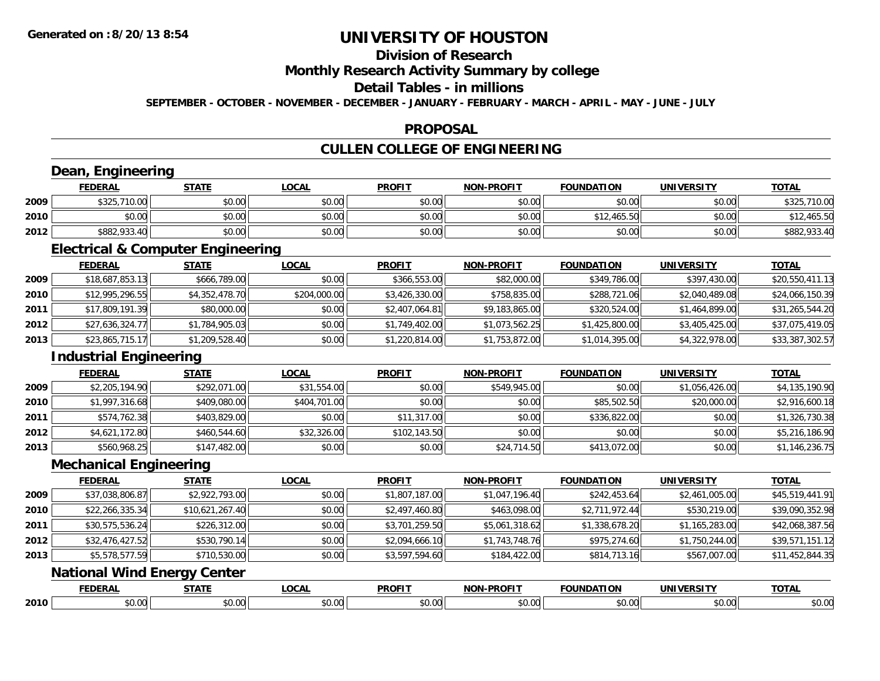# UNIVERSITY OF HOUSTON

## Division of Research

## Monthly Research Activity Summary by college

## Detail Tables - in millions

**SEPTEMBER - OCTOBER - NOVEMBER - DECEMBER - JANUARY - FEBRUARY - MARCH - APRIL - MAY - JUNE - JULY**

**Generated on : 8/20/13 8:54**

## PROPOSAL

## CULLEN COLLEGE OF ENGINEERING

### Dean, Engineering

| | FEDERAL | STATE | LOCAL | PROFIT | NON-PROFIT | FOUNDATION | UNIVERSITY | TOTAL |
|---|---|---|---|---|---|---|---|---|
| 2009 | $325,710.00 | $0.00 | $0.00 | $0.00 | $0.00 | $0.00 | $0.00 | $325,710.00 |
| 2010 | $0.00 | $0.00 | $0.00 | $0.00 | $0.00 | $12,465.50 | $0.00 | $12,465.50 |
| 2012 | $882,933.40 | $0.00 | $0.00 | $0.00 | $0.00 | $0.00 | $0.00 | $882,933.40 |

### Electrical & Computer Engineering

| | FEDERAL | STATE | LOCAL | PROFIT | NON-PROFIT | FOUNDATION | UNIVERSITY | TOTAL |
|---|---|---|---|---|---|---|---|---|
| 2009 | $18,687,853.13 | $666,789.00 | $0.00 | $366,553.00 | $82,000.00 | $349,786.00 | $397,430.00 | $20,550,411.13 |
| 2010 | $12,995,296.55 | $4,352,478.70 | $204,000.00 | $3,426,330.00 | $758,835.00 | $288,721.06 | $2,040,489.08 | $24,066,150.39 |
| 2011 | $17,809,191.39 | $80,000.00 | $0.00 | $2,407,064.81 | $9,183,865.00 | $320,524.00 | $1,464,899.00 | $31,265,544.20 |
| 2012 | $27,636,324.77 | $1,784,905.03 | $0.00 | $1,749,402.00 | $1,073,562.25 | $1,425,800.00 | $3,405,425.00 | $37,075,419.05 |
| 2013 | $23,865,715.17 | $1,209,528.40 | $0.00 | $1,220,814.00 | $1,753,872.00 | $1,014,395.00 | $4,322,978.00 | $33,387,302.57 |

### Industrial Engineering

| | FEDERAL | STATE | LOCAL | PROFIT | NON-PROFIT | FOUNDATION | UNIVERSITY | TOTAL |
|---|---|---|---|---|---|---|---|---|
| 2009 | $2,205,194.90 | $292,071.00 | $31,554.00 | $0.00 | $549,945.00 | $0.00 | $1,056,426.00 | $4,135,190.90 |
| 2010 | $1,997,316.68 | $409,080.00 | $404,701.00 | $0.00 | $0.00 | $85,502.50 | $20,000.00 | $2,916,600.18 |
| 2011 | $574,762.38 | $403,829.00 | $0.00 | $11,317.00 | $0.00 | $336,822.00 | $0.00 | $1,326,730.38 |
| 2012 | $4,621,172.80 | $460,544.60 | $32,326.00 | $102,143.50 | $0.00 | $0.00 | $0.00 | $5,216,186.90 |
| 2013 | $560,968.25 | $147,482.00 | $0.00 | $0.00 | $24,714.50 | $413,072.00 | $0.00 | $1,146,236.75 |

### Mechanical Engineering

| | FEDERAL | STATE | LOCAL | PROFIT | NON-PROFIT | FOUNDATION | UNIVERSITY | TOTAL |
|---|---|---|---|---|---|---|---|---|
| 2009 | $37,038,806.87 | $2,922,793.00 | $0.00 | $1,807,187.00 | $1,047,196.40 | $242,453.64 | $2,461,005.00 | $45,519,441.91 |
| 2010 | $22,266,335.34 | $10,621,267.40 | $0.00 | $2,497,460.80 | $463,098.00 | $2,711,972.44 | $530,219.00 | $39,090,352.98 |
| 2011 | $30,575,536.24 | $226,312.00 | $0.00 | $3,701,259.50 | $5,061,318.62 | $1,338,678.20 | $1,165,283.00 | $42,068,387.56 |
| 2012 | $32,476,427.52 | $530,790.14 | $0.00 | $2,094,666.10 | $1,743,748.76 | $975,274.60 | $1,750,244.00 | $39,571,151.12 |
| 2013 | $5,578,577.59 | $710,530.00 | $0.00 | $3,597,594.60 | $184,422.00 | $814,713.16 | $567,007.00 | $11,452,844.35 |

### National Wind Energy Center

| | FEDERAL | STATE | LOCAL | PROFIT | NON-PROFIT | FOUNDATION | UNIVERSITY | TOTAL |
|---|---|---|---|---|---|---|---|---|
| 2010 | $0.00 | $0.00 | $0.00 | $0.00 | $0.00 | $0.00 | $0.00 | $0.00 |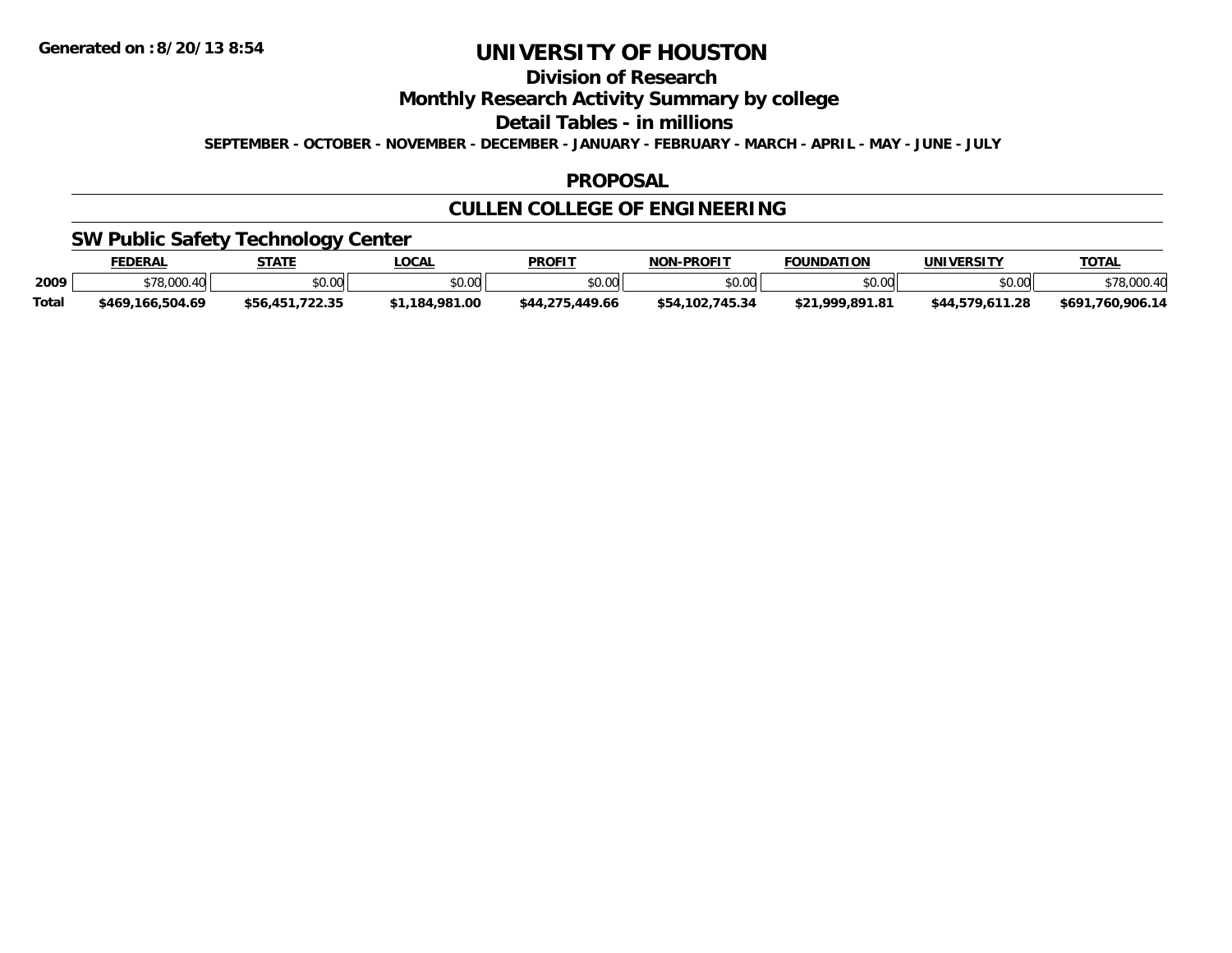Generated on :8/20/13 8:54

# UNIVERSITY OF HOUSTON

## Division of Research

## Monthly Research Activity Summary by college

## Detail Tables - in millions

**SEPTEMBER - OCTOBER - NOVEMBER - DECEMBER - JANUARY - FEBRUARY - MARCH - APRIL - MAY - JUNE - JULY**

## PROPOSAL

## CULLEN COLLEGE OF ENGINEERING

### SW Public Safety Technology Center

| | FEDERAL | STATE | LOCAL | PROFIT | NON-PROFIT | FOUNDATION | UNIVERSITY | TOTAL |
|---|---|---|---|---|---|---|---|---|
| 2009 | $78,000.40 | $0.00 | $0.00 | $0.00 | $0.00 | $0.00 | $0.00 | $78,000.40 |
| Total | $469,166,504.69 | $56,451,722.35 | $1,184,981.00 | $44,275,449.66 | $54,102,745.34 | $21,999,891.81 | $44,579,611.28 | $691,760,906.14 |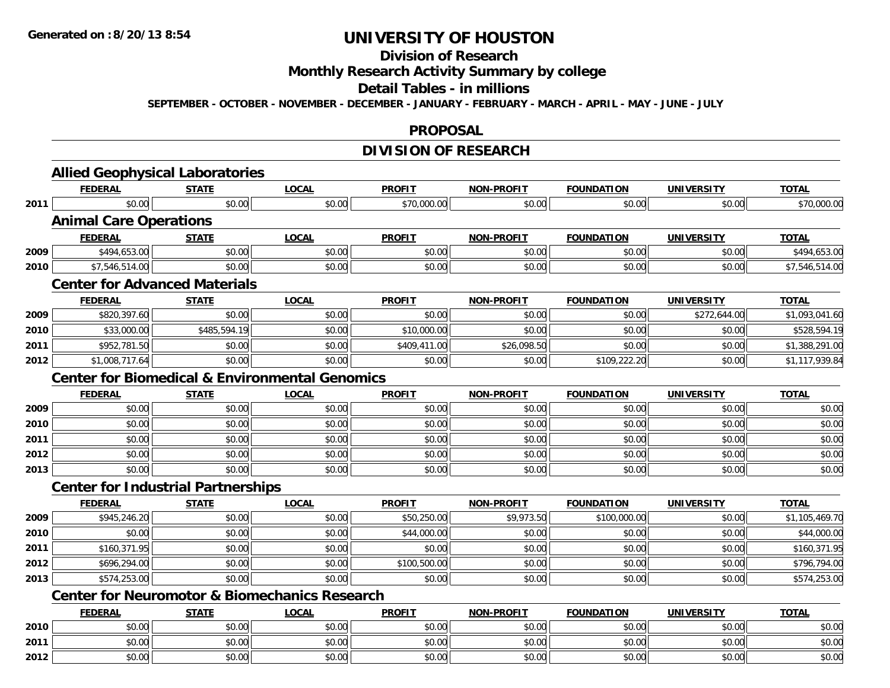Generated on :8/20/13 8:54

# UNIVERSITY OF HOUSTON

## Division of Research

## Monthly Research Activity Summary by college

## Detail Tables - in millions

**SEPTEMBER - OCTOBER - NOVEMBER - DECEMBER - JANUARY - FEBRUARY - MARCH - APRIL - MAY - JUNE - JULY**

## PROPOSAL

## DIVISION OF RESEARCH

### Allied Geophysical Laboratories

| | FEDERAL | STATE | LOCAL | PROFIT | NON-PROFIT | FOUNDATION | UNIVERSITY | TOTAL |
|---|---|---|---|---|---|---|---|---|
| 2011 | $0.00 | $0.00 | $0.00 | $70,000.00 | $0.00 | $0.00 | $0.00 | $70,000.00 |

### Animal Care Operations

| | FEDERAL | STATE | LOCAL | PROFIT | NON-PROFIT | FOUNDATION | UNIVERSITY | TOTAL |
|---|---|---|---|---|---|---|---|---|
| 2009 | $494,653.00 | $0.00 | $0.00 | $0.00 | $0.00 | $0.00 | $0.00 | $494,653.00 |
| 2010 | $7,546,514.00 | $0.00 | $0.00 | $0.00 | $0.00 | $0.00 | $0.00 | $7,546,514.00 |

### Center for Advanced Materials

| | FEDERAL | STATE | LOCAL | PROFIT | NON-PROFIT | FOUNDATION | UNIVERSITY | TOTAL |
|---|---|---|---|---|---|---|---|---|
| 2009 | $820,397.60 | $0.00 | $0.00 | $0.00 | $0.00 | $0.00 | $272,644.00 | $1,093,041.60 |
| 2010 | $33,000.00 | $485,594.19 | $0.00 | $10,000.00 | $0.00 | $0.00 | $0.00 | $528,594.19 |
| 2011 | $952,781.50 | $0.00 | $0.00 | $409,411.00 | $26,098.50 | $0.00 | $0.00 | $1,388,291.00 |
| 2012 | $1,008,717.64 | $0.00 | $0.00 | $0.00 | $0.00 | $109,222.20 | $0.00 | $1,117,939.84 |

### Center for Biomedical & Environmental Genomics

| | FEDERAL | STATE | LOCAL | PROFIT | NON-PROFIT | FOUNDATION | UNIVERSITY | TOTAL |
|---|---|---|---|---|---|---|---|---|
| 2009 | $0.00 | $0.00 | $0.00 | $0.00 | $0.00 | $0.00 | $0.00 | $0.00 |
| 2010 | $0.00 | $0.00 | $0.00 | $0.00 | $0.00 | $0.00 | $0.00 | $0.00 |
| 2011 | $0.00 | $0.00 | $0.00 | $0.00 | $0.00 | $0.00 | $0.00 | $0.00 |
| 2012 | $0.00 | $0.00 | $0.00 | $0.00 | $0.00 | $0.00 | $0.00 | $0.00 |
| 2013 | $0.00 | $0.00 | $0.00 | $0.00 | $0.00 | $0.00 | $0.00 | $0.00 |

### Center for Industrial Partnerships

| | FEDERAL | STATE | LOCAL | PROFIT | NON-PROFIT | FOUNDATION | UNIVERSITY | TOTAL |
|---|---|---|---|---|---|---|---|---|
| 2009 | $945,246.20 | $0.00 | $0.00 | $50,250.00 | $9,973.50 | $100,000.00 | $0.00 | $1,105,469.70 |
| 2010 | $0.00 | $0.00 | $0.00 | $44,000.00 | $0.00 | $0.00 | $0.00 | $44,000.00 |
| 2011 | $160,371.95 | $0.00 | $0.00 | $0.00 | $0.00 | $0.00 | $0.00 | $160,371.95 |
| 2012 | $696,294.00 | $0.00 | $0.00 | $100,500.00 | $0.00 | $0.00 | $0.00 | $796,794.00 |
| 2013 | $574,253.00 | $0.00 | $0.00 | $0.00 | $0.00 | $0.00 | $0.00 | $574,253.00 |

### Center for Neuromotor & Biomechanics Research

| | FEDERAL | STATE | LOCAL | PROFIT | NON-PROFIT | FOUNDATION | UNIVERSITY | TOTAL |
|---|---|---|---|---|---|---|---|---|
| 2010 | $0.00 | $0.00 | $0.00 | $0.00 | $0.00 | $0.00 | $0.00 | $0.00 |
| 2011 | $0.00 | $0.00 | $0.00 | $0.00 | $0.00 | $0.00 | $0.00 | $0.00 |
| 2012 | $0.00 | $0.00 | $0.00 | $0.00 | $0.00 | $0.00 | $0.00 | $0.00 |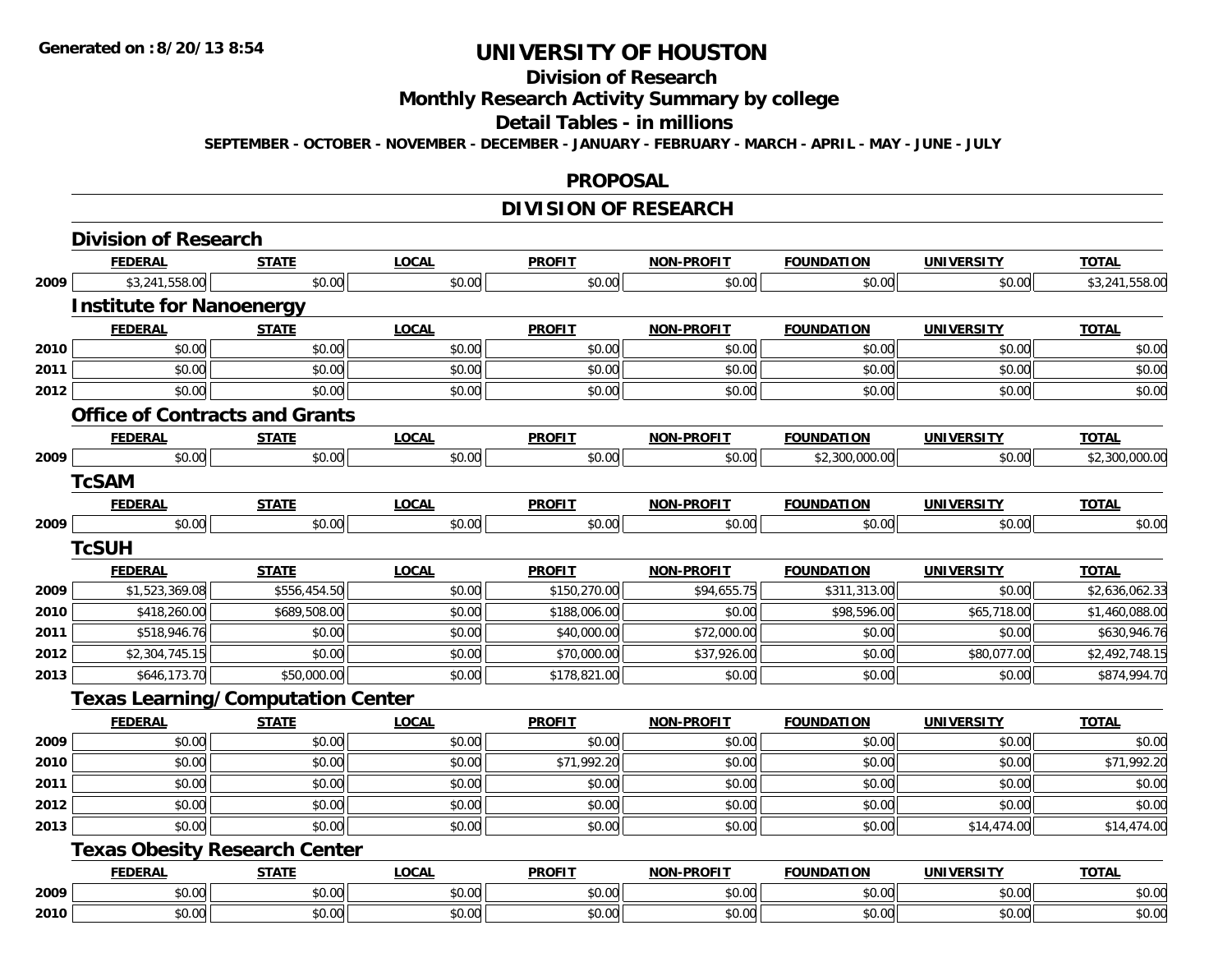**Generated on :8/20/13 8:54**

# UNIVERSITY OF HOUSTON

## Division of Research

## Monthly Research Activity Summary by college

## Detail Tables - in millions

**SEPTEMBER - OCTOBER - NOVEMBER - DECEMBER - JANUARY - FEBRUARY - MARCH - APRIL - MAY - JUNE - JULY**

## PROPOSAL

## DIVISION OF RESEARCH

### Division of Research

| | FEDERAL | STATE | LOCAL | PROFIT | NON-PROFIT | FOUNDATION | UNIVERSITY | TOTAL |
|---|---|---|---|---|---|---|---|---|
| 2009 | $3,241,558.00 | $0.00 | $0.00 | $0.00 | $0.00 | $0.00 | $0.00 | $3,241,558.00 |

### Institute for Nanoenergy

| | FEDERAL | STATE | LOCAL | PROFIT | NON-PROFIT | FOUNDATION | UNIVERSITY | TOTAL |
|---|---|---|---|---|---|---|---|---|
| 2010 | $0.00 | $0.00 | $0.00 | $0.00 | $0.00 | $0.00 | $0.00 | $0.00 |
| 2011 | $0.00 | $0.00 | $0.00 | $0.00 | $0.00 | $0.00 | $0.00 | $0.00 |
| 2012 | $0.00 | $0.00 | $0.00 | $0.00 | $0.00 | $0.00 | $0.00 | $0.00 |

### Office of Contracts and Grants

| | FEDERAL | STATE | LOCAL | PROFIT | NON-PROFIT | FOUNDATION | UNIVERSITY | TOTAL |
|---|---|---|---|---|---|---|---|---|
| 2009 | $0.00 | $0.00 | $0.00 | $0.00 | $0.00 | $2,300,000.00 | $0.00 | $2,300,000.00 |

### TcSAM

| | FEDERAL | STATE | LOCAL | PROFIT | NON-PROFIT | FOUNDATION | UNIVERSITY | TOTAL |
|---|---|---|---|---|---|---|---|---|
| 2009 | $0.00 | $0.00 | $0.00 | $0.00 | $0.00 | $0.00 | $0.00 | $0.00 |

### TcSUH

| | FEDERAL | STATE | LOCAL | PROFIT | NON-PROFIT | FOUNDATION | UNIVERSITY | TOTAL |
|---|---|---|---|---|---|---|---|---|
| 2009 | $1,523,369.08 | $556,454.50 | $0.00 | $150,270.00 | $94,655.75 | $311,313.00 | $0.00 | $2,636,062.33 |
| 2010 | $418,260.00 | $689,508.00 | $0.00 | $188,006.00 | $0.00 | $98,596.00 | $65,718.00 | $1,460,088.00 |
| 2011 | $518,946.76 | $0.00 | $0.00 | $40,000.00 | $72,000.00 | $0.00 | $0.00 | $630,946.76 |
| 2012 | $2,304,745.15 | $0.00 | $0.00 | $70,000.00 | $37,926.00 | $0.00 | $80,077.00 | $2,492,748.15 |
| 2013 | $646,173.70 | $50,000.00 | $0.00 | $178,821.00 | $0.00 | $0.00 | $0.00 | $874,994.70 |

### Texas Learning/Computation Center

| | FEDERAL | STATE | LOCAL | PROFIT | NON-PROFIT | FOUNDATION | UNIVERSITY | TOTAL |
|---|---|---|---|---|---|---|---|---|
| 2009 | $0.00 | $0.00 | $0.00 | $0.00 | $0.00 | $0.00 | $0.00 | $0.00 |
| 2010 | $0.00 | $0.00 | $0.00 | $71,992.20 | $0.00 | $0.00 | $0.00 | $71,992.20 |
| 2011 | $0.00 | $0.00 | $0.00 | $0.00 | $0.00 | $0.00 | $0.00 | $0.00 |
| 2012 | $0.00 | $0.00 | $0.00 | $0.00 | $0.00 | $0.00 | $0.00 | $0.00 |
| 2013 | $0.00 | $0.00 | $0.00 | $0.00 | $0.00 | $0.00 | $14,474.00 | $14,474.00 |

### Texas Obesity Research Center

| | FEDERAL | STATE | LOCAL | PROFIT | NON-PROFIT | FOUNDATION | UNIVERSITY | TOTAL |
|---|---|---|---|---|---|---|---|---|
| 2009 | $0.00 | $0.00 | $0.00 | $0.00 | $0.00 | $0.00 | $0.00 | $0.00 |
| 2010 | $0.00 | $0.00 | $0.00 | $0.00 | $0.00 | $0.00 | $0.00 | $0.00 |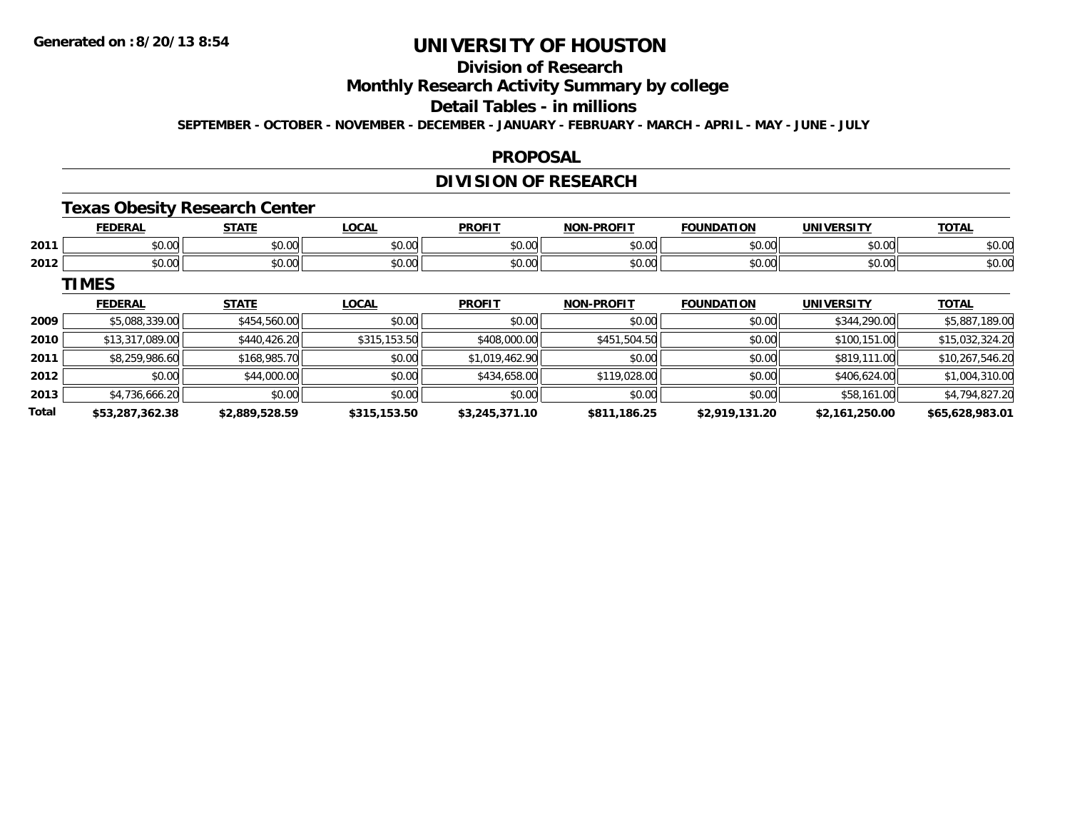**Generated on :8/20/13 8:54**

# UNIVERSITY OF HOUSTON

## Division of Research

## Monthly Research Activity Summary by college

## Detail Tables - in millions

**SEPTEMBER - OCTOBER - NOVEMBER - DECEMBER - JANUARY - FEBRUARY - MARCH - APRIL - MAY - JUNE - JULY**

## PROPOSAL

## DIVISION OF RESEARCH

### Texas Obesity Research Center

| | FEDERAL | STATE | LOCAL | PROFIT | NON-PROFIT | FOUNDATION | UNIVERSITY | TOTAL |
|---|---|---|---|---|---|---|---|---|
| 2011 | $0.00 | $0.00 | $0.00 | $0.00 | $0.00 | $0.00 | $0.00 | $0.00 |
| 2012 | $0.00 | $0.00 | $0.00 | $0.00 | $0.00 | $0.00 | $0.00 | $0.00 |

### TIMES

| | FEDERAL | STATE | LOCAL | PROFIT | NON-PROFIT | FOUNDATION | UNIVERSITY | TOTAL |
|---|---|---|---|---|---|---|---|---|
| 2009 | $5,088,339.00 | $454,560.00 | $0.00 | $0.00 | $0.00 | $0.00 | $344,290.00 | $5,887,189.00 |
| 2010 | $13,317,089.00 | $440,426.20 | $315,153.50 | $408,000.00 | $451,504.50 | $0.00 | $100,151.00 | $15,032,324.20 |
| 2011 | $8,259,986.60 | $168,985.70 | $0.00 | $1,019,462.90 | $0.00 | $0.00 | $819,111.00 | $10,267,546.20 |
| 2012 | $0.00 | $44,000.00 | $0.00 | $434,658.00 | $119,028.00 | $0.00 | $406,624.00 | $1,004,310.00 |
| 2013 | $4,736,666.20 | $0.00 | $0.00 | $0.00 | $0.00 | $0.00 | $58,161.00 | $4,794,827.20 |
| **Total** | **$53,287,362.38** | **$2,889,528.59** | **$315,153.50** | **$3,245,371.10** | **$811,186.25** | **$2,919,131.20** | **$2,161,250.00** | **$65,628,983.01** |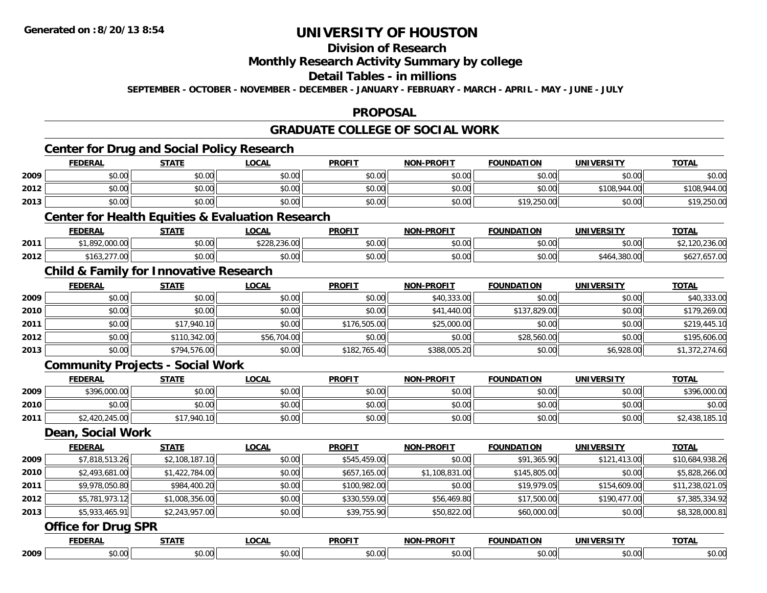Generated on :8/20/13 8:54

# UNIVERSITY OF HOUSTON

## Division of Research

## Monthly Research Activity Summary by college

## Detail Tables - in millions

SEPTEMBER - OCTOBER - NOVEMBER - DECEMBER - JANUARY - FEBRUARY - MARCH - APRIL - MAY - JUNE - JULY

## PROPOSAL

## GRADUATE COLLEGE OF SOCIAL WORK

### Center for Drug and Social Policy Research

| | FEDERAL | STATE | LOCAL | PROFIT | NON-PROFIT | FOUNDATION | UNIVERSITY | TOTAL |
|---|---|---|---|---|---|---|---|---|
| 2009 | $0.00 | $0.00 | $0.00 | $0.00 | $0.00 | $0.00 | $0.00 | $0.00 |
| 2012 | $0.00 | $0.00 | $0.00 | $0.00 | $0.00 | $0.00 | $108,944.00 | $108,944.00 |
| 2013 | $0.00 | $0.00 | $0.00 | $0.00 | $0.00 | $19,250.00 | $0.00 | $19,250.00 |

### Center for Health Equities & Evaluation Research

| | FEDERAL | STATE | LOCAL | PROFIT | NON-PROFIT | FOUNDATION | UNIVERSITY | TOTAL |
|---|---|---|---|---|---|---|---|---|
| 2011 | $1,892,000.00 | $0.00 | $228,236.00 | $0.00 | $0.00 | $0.00 | $0.00 | $2,120,236.00 |
| 2012 | $163,277.00 | $0.00 | $0.00 | $0.00 | $0.00 | $0.00 | $464,380.00 | $627,657.00 |

### Child & Family for Innovative Research

| | FEDERAL | STATE | LOCAL | PROFIT | NON-PROFIT | FOUNDATION | UNIVERSITY | TOTAL |
|---|---|---|---|---|---|---|---|---|
| 2009 | $0.00 | $0.00 | $0.00 | $0.00 | $40,333.00 | $0.00 | $0.00 | $40,333.00 |
| 2010 | $0.00 | $0.00 | $0.00 | $0.00 | $41,440.00 | $137,829.00 | $0.00 | $179,269.00 |
| 2011 | $0.00 | $17,940.10 | $0.00 | $176,505.00 | $25,000.00 | $0.00 | $0.00 | $219,445.10 |
| 2012 | $0.00 | $110,342.00 | $56,704.00 | $0.00 | $0.00 | $28,560.00 | $0.00 | $195,606.00 |
| 2013 | $0.00 | $794,576.00 | $0.00 | $182,765.40 | $388,005.20 | $0.00 | $6,928.00 | $1,372,274.60 |

### Community Projects - Social Work

| | FEDERAL | STATE | LOCAL | PROFIT | NON-PROFIT | FOUNDATION | UNIVERSITY | TOTAL |
|---|---|---|---|---|---|---|---|---|
| 2009 | $396,000.00 | $0.00 | $0.00 | $0.00 | $0.00 | $0.00 | $0.00 | $396,000.00 |
| 2010 | $0.00 | $0.00 | $0.00 | $0.00 | $0.00 | $0.00 | $0.00 | $0.00 |
| 2011 | $2,420,245.00 | $17,940.10 | $0.00 | $0.00 | $0.00 | $0.00 | $0.00 | $2,438,185.10 |

### Dean, Social Work

| | FEDERAL | STATE | LOCAL | PROFIT | NON-PROFIT | FOUNDATION | UNIVERSITY | TOTAL |
|---|---|---|---|---|---|---|---|---|
| 2009 | $7,818,513.26 | $2,108,187.10 | $0.00 | $545,459.00 | $0.00 | $91,365.90 | $121,413.00 | $10,684,938.26 |
| 2010 | $2,493,681.00 | $1,422,784.00 | $0.00 | $657,165.00 | $1,108,831.00 | $145,805.00 | $0.00 | $5,828,266.00 |
| 2011 | $9,978,050.80 | $984,400.20 | $0.00 | $100,982.00 | $0.00 | $19,979.05 | $154,609.00 | $11,238,021.05 |
| 2012 | $5,781,973.12 | $1,008,356.00 | $0.00 | $330,559.00 | $56,469.80 | $17,500.00 | $190,477.00 | $7,385,334.92 |
| 2013 | $5,933,465.91 | $2,243,957.00 | $0.00 | $39,755.90 | $50,822.00 | $60,000.00 | $0.00 | $8,328,000.81 |

### Office for Drug SPR

| | FEDERAL | STATE | LOCAL | PROFIT | NON-PROFIT | FOUNDATION | UNIVERSITY | TOTAL |
|---|---|---|---|---|---|---|---|---|
| 2009 | $0.00 | $0.00 | $0.00 | $0.00 | $0.00 | $0.00 | $0.00 | $0.00 |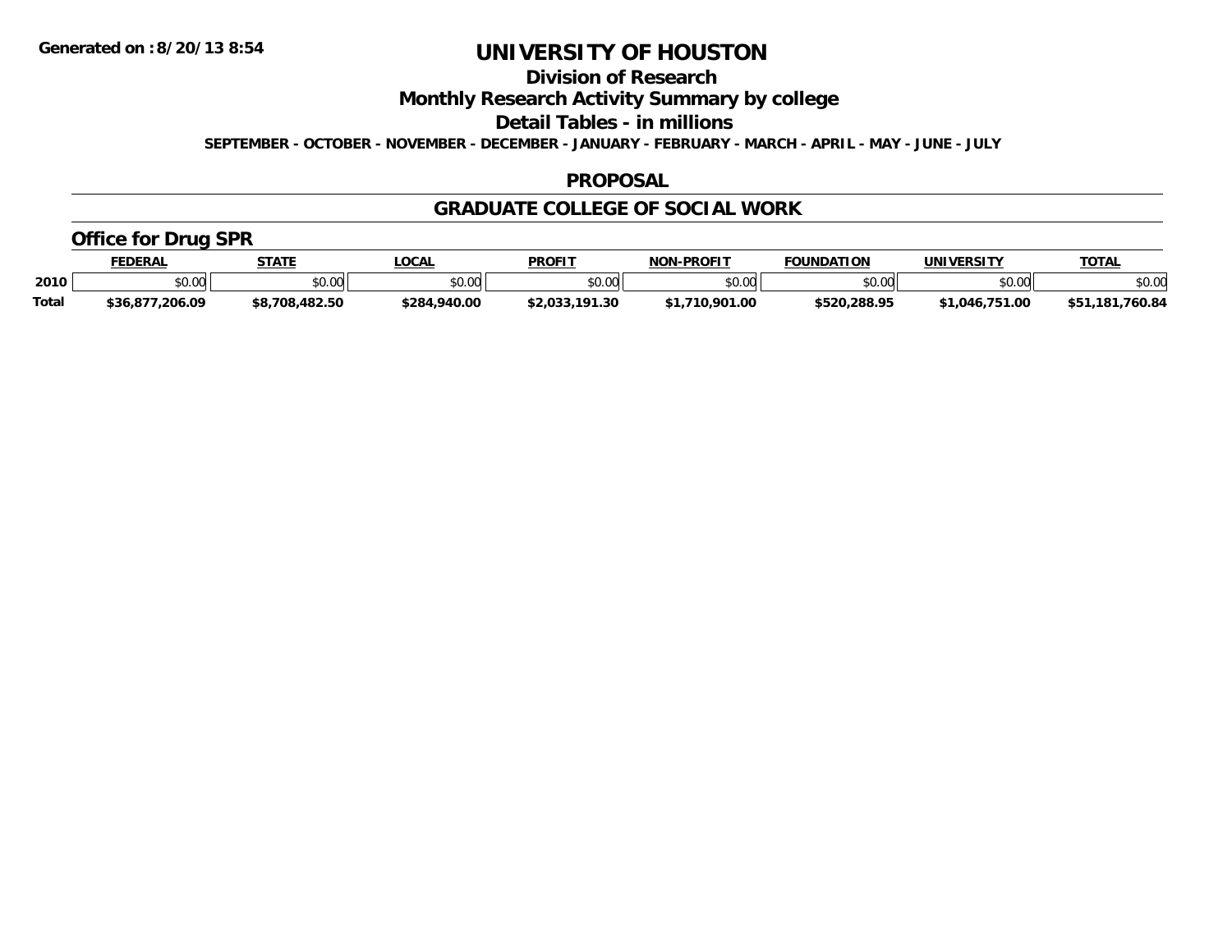Generated on :8/20/13 8:54

# UNIVERSITY OF HOUSTON

## Division of Research

## Monthly Research Activity Summary by college

## Detail Tables - in millions

**SEPTEMBER - OCTOBER - NOVEMBER - DECEMBER - JANUARY - FEBRUARY - MARCH - APRIL - MAY - JUNE - JULY**

## PROPOSAL

## GRADUATE COLLEGE OF SOCIAL WORK

### Office for Drug SPR

| | FEDERAL | STATE | LOCAL | PROFIT | NON-PROFIT | FOUNDATION | UNIVERSITY | TOTAL |
|---|---|---|---|---|---|---|---|---|
| 2010 | $0.00 | $0.00 | $0.00 | $0.00 | $0.00 | $0.00 | $0.00 | $0.00 |
| Total | $36,877,206.09 | $8,708,482.50 | $284,940.00 | $2,033,191.30 | $1,710,901.00 | $520,288.95 | $1,046,751.00 | $51,181,760.84 |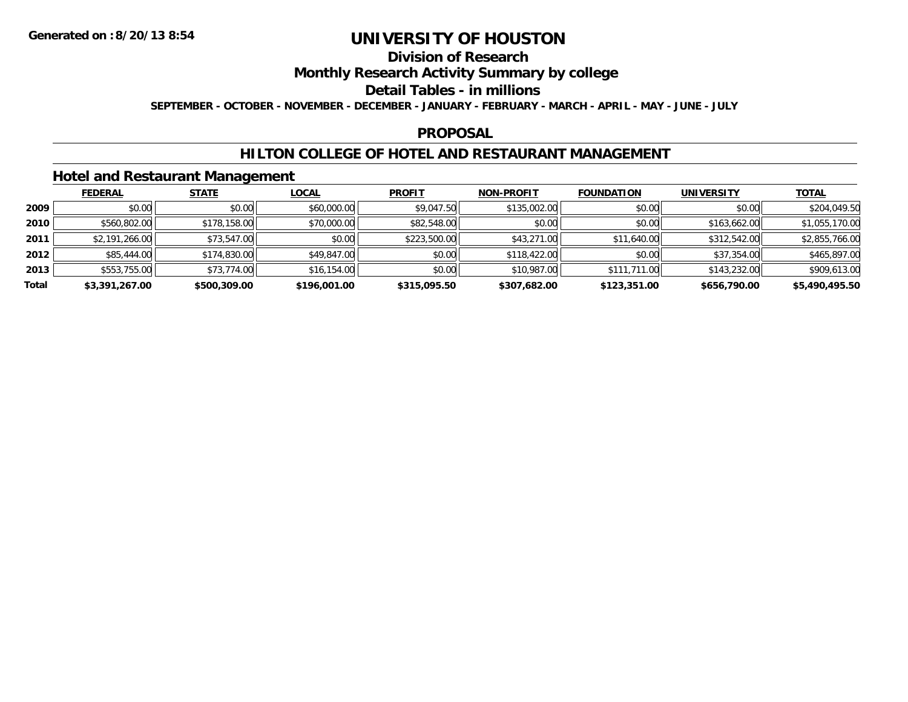Generated on :8/20/13 8:54

# UNIVERSITY OF HOUSTON

## Division of Research

## Monthly Research Activity Summary by college

## Detail Tables - in millions

**SEPTEMBER - OCTOBER - NOVEMBER - DECEMBER - JANUARY - FEBRUARY - MARCH - APRIL - MAY - JUNE - JULY**

## PROPOSAL

## HILTON COLLEGE OF HOTEL AND RESTAURANT MANAGEMENT

### Hotel and Restaurant Management

| | FEDERAL | STATE | LOCAL | PROFIT | NON-PROFIT | FOUNDATION | UNIVERSITY | TOTAL |
|---|---|---|---|---|---|---|---|---|
| 2009 | $0.00 | $0.00 | $60,000.00 | $9,047.50 | $135,002.00 | $0.00 | $0.00 | $204,049.50 |
| 2010 | $560,802.00 | $178,158.00 | $70,000.00 | $82,548.00 | $0.00 | $0.00 | $163,662.00 | $1,055,170.00 |
| 2011 | $2,191,266.00 | $73,547.00 | $0.00 | $223,500.00 | $43,271.00 | $11,640.00 | $312,542.00 | $2,855,766.00 |
| 2012 | $85,444.00 | $174,830.00 | $49,847.00 | $0.00 | $118,422.00 | $0.00 | $37,354.00 | $465,897.00 |
| 2013 | $553,755.00 | $73,774.00 | $16,154.00 | $0.00 | $10,987.00 | $111,711.00 | $143,232.00 | $909,613.00 |
| **Total** | **$3,391,267.00** | **$500,309.00** | **$196,001.00** | **$315,095.50** | **$307,682.00** | **$123,351.00** | **$656,790.00** | **$5,490,495.50** |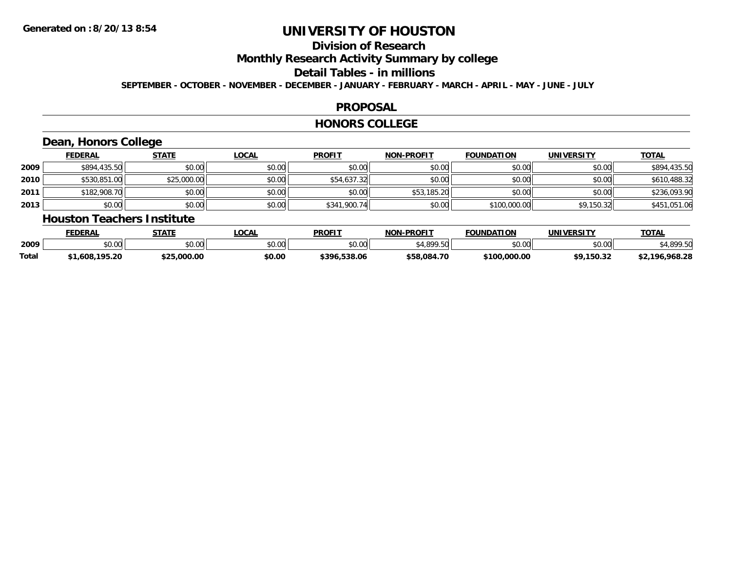# UNIVERSITY OF HOUSTON

## Division of Research

## Monthly Research Activity Summary by college

## Detail Tables - in millions

**SEPTEMBER - OCTOBER - NOVEMBER - DECEMBER - JANUARY - FEBRUARY - MARCH - APRIL - MAY - JUNE - JULY**

## PROPOSAL

## HONORS COLLEGE

### Dean, Honors College

| | FEDERAL | STATE | LOCAL | PROFIT | NON-PROFIT | FOUNDATION | UNIVERSITY | TOTAL |
|---|---|---|---|---|---|---|---|---|
| 2009 | $894,435.50 | $0.00 | $0.00 | $0.00 | $0.00 | $0.00 | $0.00 | $894,435.50 |
| 2010 | $530,851.00 | $25,000.00 | $0.00 | $54,637.32 | $0.00 | $0.00 | $0.00 | $610,488.32 |
| 2011 | $182,908.70 | $0.00 | $0.00 | $0.00 | $53,185.20 | $0.00 | $0.00 | $236,093.90 |
| 2013 | $0.00 | $0.00 | $0.00 | $341,900.74 | $0.00 | $100,000.00 | $9,150.32 | $451,051.06 |

### Houston Teachers Institute

| | FEDERAL | STATE | LOCAL | PROFIT | NON-PROFIT | FOUNDATION | UNIVERSITY | TOTAL |
|---|---|---|---|---|---|---|---|---|
| 2009 | $0.00 | $0.00 | $0.00 | $0.00 | $4,899.50 | $0.00 | $0.00 | $4,899.50 |
| **Total** | **$1,608,195.20** | **$25,000.00** | **$0.00** | **$396,538.06** | **$58,084.70** | **$100,000.00** | **$9,150.32** | **$2,196,968.28** |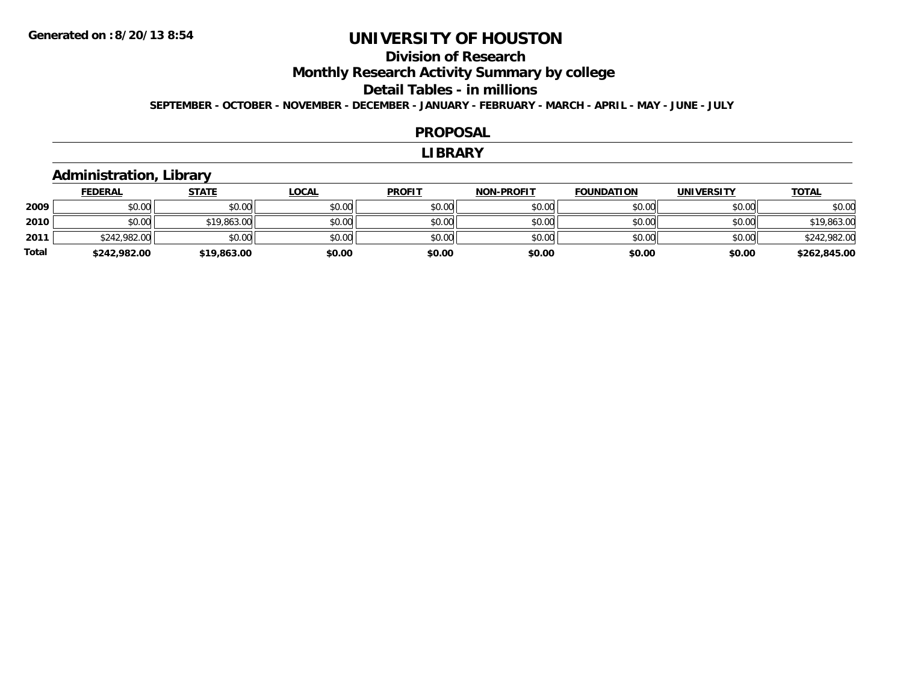# UNIVERSITY OF HOUSTON

## Division of Research

## Monthly Research Activity Summary by college

## Detail Tables - in millions

**SEPTEMBER - OCTOBER - NOVEMBER - DECEMBER - JANUARY - FEBRUARY - MARCH - APRIL - MAY - JUNE - JULY**

**Generated on : 8/20/13 8:54**

## PROPOSAL

## LIBRARY

### Administration, Library

| | FEDERAL | STATE | LOCAL | PROFIT | NON-PROFIT | FOUNDATION | UNIVERSITY | TOTAL |
|---|---|---|---|---|---|---|---|---|
| 2009 | $0.00 | $0.00 | $0.00 | $0.00 | $0.00 | $0.00 | $0.00 | $0.00 |
| 2010 | $0.00 | $19,863.00 | $0.00 | $0.00 | $0.00 | $0.00 | $0.00 | $19,863.00 |
| 2011 | $242,982.00 | $0.00 | $0.00 | $0.00 | $0.00 | $0.00 | $0.00 | $242,982.00 |
| **Total** | **$242,982.00** | **$19,863.00** | **$0.00** | **$0.00** | **$0.00** | **$0.00** | **$0.00** | **$262,845.00** |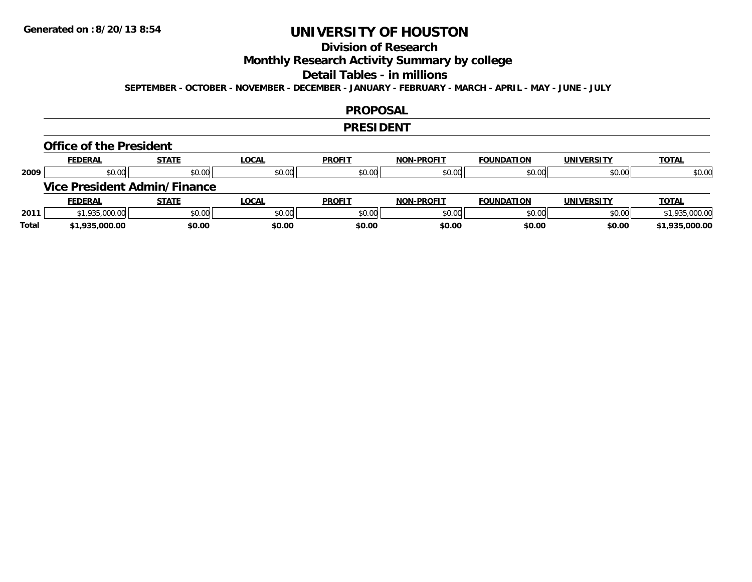Generated on :8/20/13 8:54

# UNIVERSITY OF HOUSTON

## Division of Research

## Monthly Research Activity Summary by college

## Detail Tables - in millions

**SEPTEMBER - OCTOBER - NOVEMBER - DECEMBER - JANUARY - FEBRUARY - MARCH - APRIL - MAY - JUNE - JULY**

## PROPOSAL

## PRESIDENT

### Office of the President

| | FEDERAL | STATE | LOCAL | PROFIT | NON-PROFIT | FOUNDATION | UNIVERSITY | TOTAL |
|---|---|---|---|---|---|---|---|---|
| 2009 | $0.00 | $0.00 | $0.00 | $0.00 | $0.00 | $0.00 | $0.00 | $0.00 |

### Vice President Admin/Finance

| | FEDERAL | STATE | LOCAL | PROFIT | NON-PROFIT | FOUNDATION | UNIVERSITY | TOTAL |
|---|---|---|---|---|---|---|---|---|
| 2011 | $1,935,000.00 | $0.00 | $0.00 | $0.00 | $0.00 | $0.00 | $0.00 | $1,935,000.00 |
| **Total** | **$1,935,000.00** | **$0.00** | **$0.00** | **$0.00** | **$0.00** | **$0.00** | **$0.00** | **$1,935,000.00** |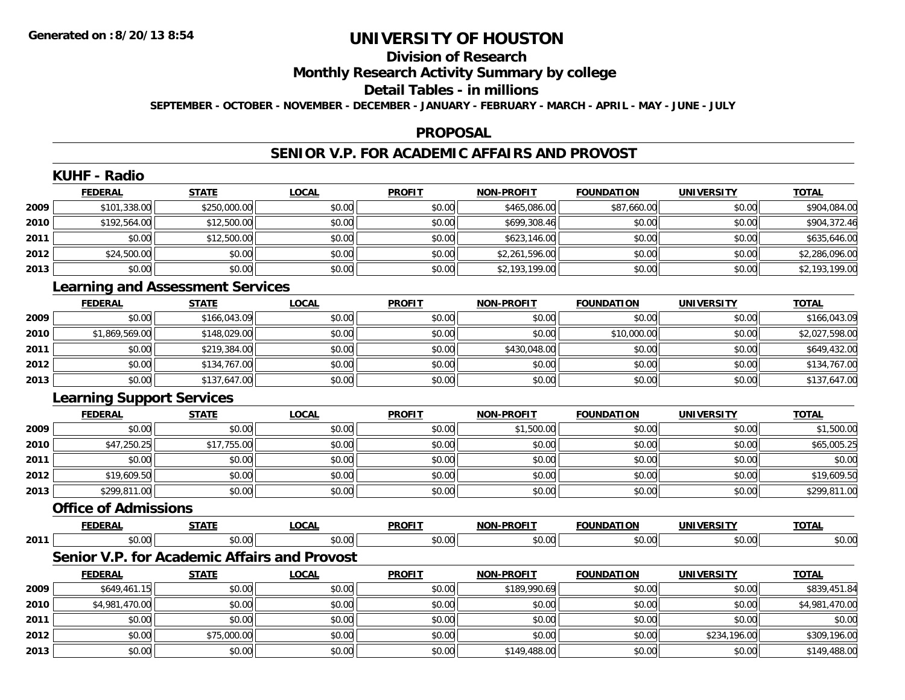Generated on :8/20/13 8:54

# UNIVERSITY OF HOUSTON

## Division of Research

## Monthly Research Activity Summary by college

## Detail Tables - in millions

**SEPTEMBER - OCTOBER - NOVEMBER - DECEMBER - JANUARY - FEBRUARY - MARCH - APRIL - MAY - JUNE - JULY**

## PROPOSAL

## SENIOR V.P. FOR ACADEMIC AFFAIRS AND PROVOST

### KUHF - Radio

| | FEDERAL | STATE | LOCAL | PROFIT | NON-PROFIT | FOUNDATION | UNIVERSITY | TOTAL |
|---|---|---|---|---|---|---|---|---|
| 2009 | $101,338.00 | $250,000.00 | $0.00 | $0.00 | $465,086.00 | $87,660.00 | $0.00 | $904,084.00 |
| 2010 | $192,564.00 | $12,500.00 | $0.00 | $0.00 | $699,308.46 | $0.00 | $0.00 | $904,372.46 |
| 2011 | $0.00 | $12,500.00 | $0.00 | $0.00 | $623,146.00 | $0.00 | $0.00 | $635,646.00 |
| 2012 | $24,500.00 | $0.00 | $0.00 | $0.00 | $2,261,596.00 | $0.00 | $0.00 | $2,286,096.00 |
| 2013 | $0.00 | $0.00 | $0.00 | $0.00 | $2,193,199.00 | $0.00 | $0.00 | $2,193,199.00 |

### Learning and Assessment Services

| | FEDERAL | STATE | LOCAL | PROFIT | NON-PROFIT | FOUNDATION | UNIVERSITY | TOTAL |
|---|---|---|---|---|---|---|---|---|
| 2009 | $0.00 | $166,043.09 | $0.00 | $0.00 | $0.00 | $0.00 | $0.00 | $166,043.09 |
| 2010 | $1,869,569.00 | $148,029.00 | $0.00 | $0.00 | $0.00 | $10,000.00 | $0.00 | $2,027,598.00 |
| 2011 | $0.00 | $219,384.00 | $0.00 | $0.00 | $430,048.00 | $0.00 | $0.00 | $649,432.00 |
| 2012 | $0.00 | $134,767.00 | $0.00 | $0.00 | $0.00 | $0.00 | $0.00 | $134,767.00 |
| 2013 | $0.00 | $137,647.00 | $0.00 | $0.00 | $0.00 | $0.00 | $0.00 | $137,647.00 |

### Learning Support Services

| | FEDERAL | STATE | LOCAL | PROFIT | NON-PROFIT | FOUNDATION | UNIVERSITY | TOTAL |
|---|---|---|---|---|---|---|---|---|
| 2009 | $0.00 | $0.00 | $0.00 | $0.00 | $1,500.00 | $0.00 | $0.00 | $1,500.00 |
| 2010 | $47,250.25 | $17,755.00 | $0.00 | $0.00 | $0.00 | $0.00 | $0.00 | $65,005.25 |
| 2011 | $0.00 | $0.00 | $0.00 | $0.00 | $0.00 | $0.00 | $0.00 | $0.00 |
| 2012 | $19,609.50 | $0.00 | $0.00 | $0.00 | $0.00 | $0.00 | $0.00 | $19,609.50 |
| 2013 | $299,811.00 | $0.00 | $0.00 | $0.00 | $0.00 | $0.00 | $0.00 | $299,811.00 |

### Office of Admissions

| | FEDERAL | STATE | LOCAL | PROFIT | NON-PROFIT | FOUNDATION | UNIVERSITY | TOTAL |
|---|---|---|---|---|---|---|---|---|
| 2011 | $0.00 | $0.00 | $0.00 | $0.00 | $0.00 | $0.00 | $0.00 | $0.00 |

### Senior V.P. for Academic Affairs and Provost

| | FEDERAL | STATE | LOCAL | PROFIT | NON-PROFIT | FOUNDATION | UNIVERSITY | TOTAL |
|---|---|---|---|---|---|---|---|---|
| 2009 | $649,461.15 | $0.00 | $0.00 | $0.00 | $189,990.69 | $0.00 | $0.00 | $839,451.84 |
| 2010 | $4,981,470.00 | $0.00 | $0.00 | $0.00 | $0.00 | $0.00 | $0.00 | $4,981,470.00 |
| 2011 | $0.00 | $0.00 | $0.00 | $0.00 | $0.00 | $0.00 | $0.00 | $0.00 |
| 2012 | $0.00 | $75,000.00 | $0.00 | $0.00 | $0.00 | $0.00 | $234,196.00 | $309,196.00 |
| 2013 | $0.00 | $0.00 | $0.00 | $0.00 | $149,488.00 | $0.00 | $0.00 | $149,488.00 |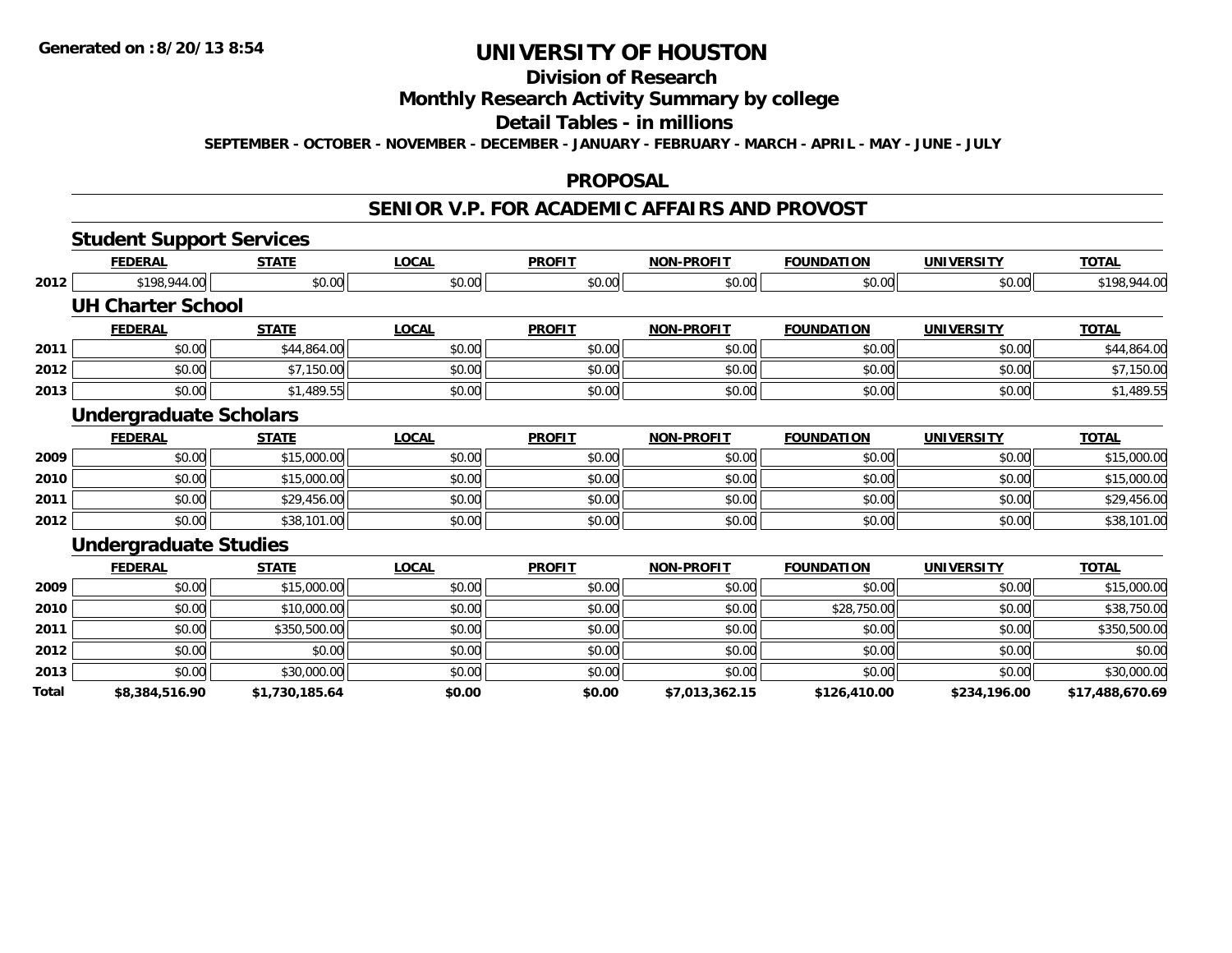Generated on :8/20/13 8:54

# UNIVERSITY OF HOUSTON

## Division of Research

## Monthly Research Activity Summary by college

## Detail Tables - in millions

SEPTEMBER - OCTOBER - NOVEMBER - DECEMBER - JANUARY - FEBRUARY - MARCH - APRIL - MAY - JUNE - JULY

## PROPOSAL

## SENIOR V.P. FOR ACADEMIC AFFAIRS AND PROVOST

### Student Support Services

| | FEDERAL | STATE | LOCAL | PROFIT | NON-PROFIT | FOUNDATION | UNIVERSITY | TOTAL |
|---|---|---|---|---|---|---|---|---|
| 2012 | $198,944.00 | $0.00 | $0.00 | $0.00 | $0.00 | $0.00 | $0.00 | $198,944.00 |

### UH Charter School

| | FEDERAL | STATE | LOCAL | PROFIT | NON-PROFIT | FOUNDATION | UNIVERSITY | TOTAL |
|---|---|---|---|---|---|---|---|---|
| 2011 | $0.00 | $44,864.00 | $0.00 | $0.00 | $0.00 | $0.00 | $0.00 | $44,864.00 |
| 2012 | $0.00 | $7,150.00 | $0.00 | $0.00 | $0.00 | $0.00 | $0.00 | $7,150.00 |
| 2013 | $0.00 | $1,489.55 | $0.00 | $0.00 | $0.00 | $0.00 | $0.00 | $1,489.55 |

### Undergraduate Scholars

| | FEDERAL | STATE | LOCAL | PROFIT | NON-PROFIT | FOUNDATION | UNIVERSITY | TOTAL |
|---|---|---|---|---|---|---|---|---|
| 2009 | $0.00 | $15,000.00 | $0.00 | $0.00 | $0.00 | $0.00 | $0.00 | $15,000.00 |
| 2010 | $0.00 | $15,000.00 | $0.00 | $0.00 | $0.00 | $0.00 | $0.00 | $15,000.00 |
| 2011 | $0.00 | $29,456.00 | $0.00 | $0.00 | $0.00 | $0.00 | $0.00 | $29,456.00 |
| 2012 | $0.00 | $38,101.00 | $0.00 | $0.00 | $0.00 | $0.00 | $0.00 | $38,101.00 |

### Undergraduate Studies

| | FEDERAL | STATE | LOCAL | PROFIT | NON-PROFIT | FOUNDATION | UNIVERSITY | TOTAL |
|---|---|---|---|---|---|---|---|---|
| 2009 | $0.00 | $15,000.00 | $0.00 | $0.00 | $0.00 | $0.00 | $0.00 | $15,000.00 |
| 2010 | $0.00 | $10,000.00 | $0.00 | $0.00 | $0.00 | $28,750.00 | $0.00 | $38,750.00 |
| 2011 | $0.00 | $350,500.00 | $0.00 | $0.00 | $0.00 | $0.00 | $0.00 | $350,500.00 |
| 2012 | $0.00 | $0.00 | $0.00 | $0.00 | $0.00 | $0.00 | $0.00 | $0.00 |
| 2013 | $0.00 | $30,000.00 | $0.00 | $0.00 | $0.00 | $0.00 | $0.00 | $30,000.00 |
| **Total** | **$8,384,516.90** | **$1,730,185.64** | **$0.00** | **$0.00** | **$7,013,362.15** | **$126,410.00** | **$234,196.00** | **$17,488,670.69** |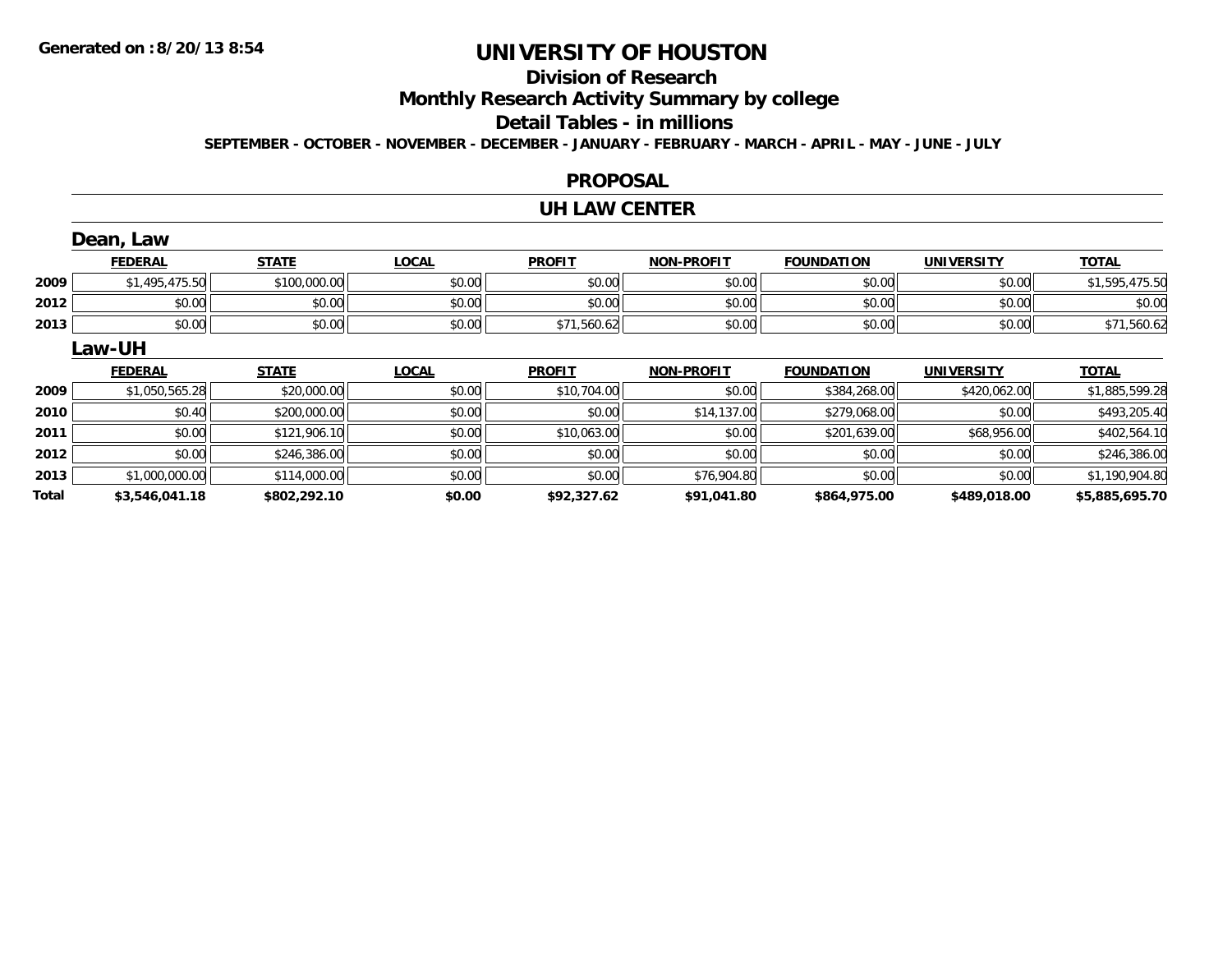Generated on :8/20/13 8:54

# UNIVERSITY OF HOUSTON

## Division of Research

## Monthly Research Activity Summary by college

## Detail Tables - in millions

SEPTEMBER - OCTOBER - NOVEMBER - DECEMBER - JANUARY - FEBRUARY - MARCH - APRIL - MAY - JUNE - JULY

## PROPOSAL

## UH LAW CENTER

### Dean, Law

| | FEDERAL | STATE | LOCAL | PROFIT | NON-PROFIT | FOUNDATION | UNIVERSITY | TOTAL |
|---|---|---|---|---|---|---|---|---|
| 2009 | $1,495,475.50 | $100,000.00 | $0.00 | $0.00 | $0.00 | $0.00 | $0.00 | $1,595,475.50 |
| 2012 | $0.00 | $0.00 | $0.00 | $0.00 | $0.00 | $0.00 | $0.00 | $0.00 |
| 2013 | $0.00 | $0.00 | $0.00 | $71,560.62 | $0.00 | $0.00 | $0.00 | $71,560.62 |

### Law-UH

| | FEDERAL | STATE | LOCAL | PROFIT | NON-PROFIT | FOUNDATION | UNIVERSITY | TOTAL |
|---|---|---|---|---|---|---|---|---|
| 2009 | $1,050,565.28 | $20,000.00 | $0.00 | $10,704.00 | $0.00 | $384,268.00 | $420,062.00 | $1,885,599.28 |
| 2010 | $0.40 | $200,000.00 | $0.00 | $0.00 | $14,137.00 | $279,068.00 | $0.00 | $493,205.40 |
| 2011 | $0.00 | $121,906.10 | $0.00 | $10,063.00 | $0.00 | $201,639.00 | $68,956.00 | $402,564.10 |
| 2012 | $0.00 | $246,386.00 | $0.00 | $0.00 | $0.00 | $0.00 | $0.00 | $246,386.00 |
| 2013 | $1,000,000.00 | $114,000.00 | $0.00 | $0.00 | $76,904.80 | $0.00 | $0.00 | $1,190,904.80 |
| **Total** | **$3,546,041.18** | **$802,292.10** | **$0.00** | **$92,327.62** | **$91,041.80** | **$864,975.00** | **$489,018.00** | **$5,885,695.70** |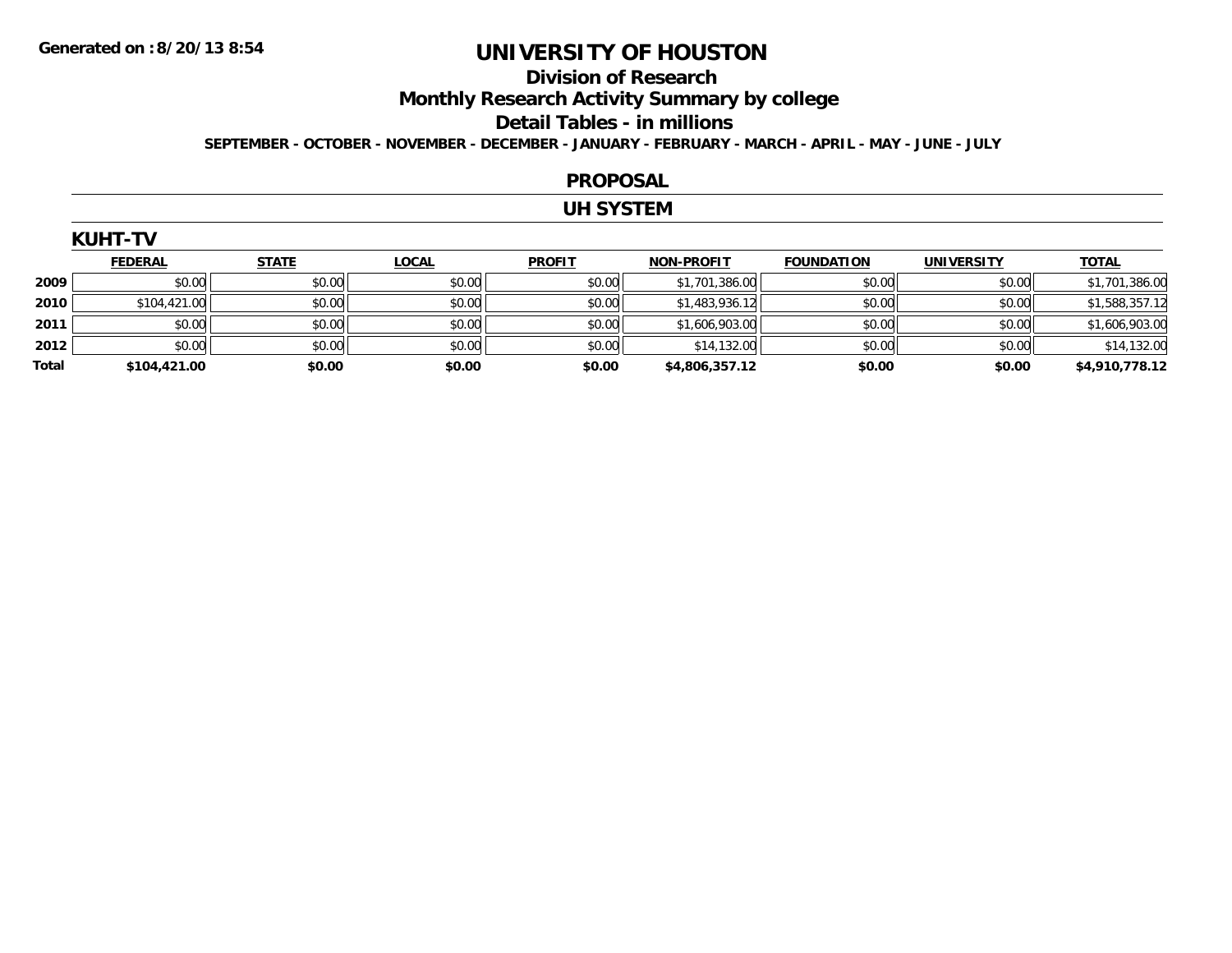Generated on :8/20/13 8:54

# UNIVERSITY OF HOUSTON

## Division of Research

## Monthly Research Activity Summary by college

## Detail Tables - in millions

**SEPTEMBER - OCTOBER - NOVEMBER - DECEMBER - JANUARY - FEBRUARY - MARCH - APRIL - MAY - JUNE - JULY**

## PROPOSAL

## UH SYSTEM

### KUHT-TV

| | FEDERAL | STATE | LOCAL | PROFIT | NON-PROFIT | FOUNDATION | UNIVERSITY | TOTAL |
|---|---|---|---|---|---|---|---|---|
| 2009 | $0.00 | $0.00 | $0.00 | $0.00 | $1,701,386.00 | $0.00 | $0.00 | $1,701,386.00 |
| 2010 | $104,421.00 | $0.00 | $0.00 | $0.00 | $1,483,936.12 | $0.00 | $0.00 | $1,588,357.12 |
| 2011 | $0.00 | $0.00 | $0.00 | $0.00 | $1,606,903.00 | $0.00 | $0.00 | $1,606,903.00 |
| 2012 | $0.00 | $0.00 | $0.00 | $0.00 | $14,132.00 | $0.00 | $0.00 | $14,132.00 |
| **Total** | **$104,421.00** | **$0.00** | **$0.00** | **$0.00** | **$4,806,357.12** | **$0.00** | **$0.00** | **$4,910,778.12** |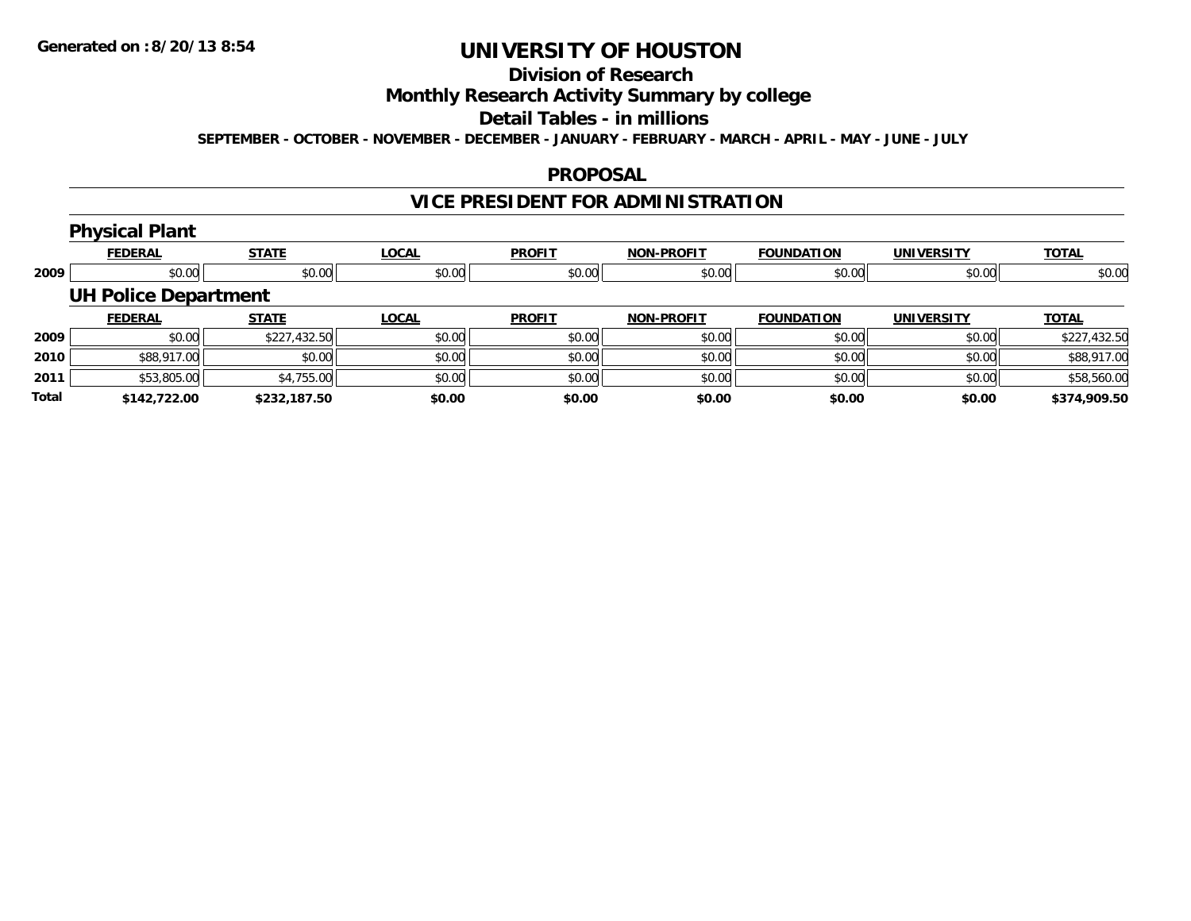Generated on :8/20/13 8:54

# UNIVERSITY OF HOUSTON

## Division of Research

## Monthly Research Activity Summary by college

## Detail Tables - in millions

**SEPTEMBER - OCTOBER - NOVEMBER - DECEMBER - JANUARY - FEBRUARY - MARCH - APRIL - MAY - JUNE - JULY**

## PROPOSAL

## VICE PRESIDENT FOR ADMINISTRATION

### Physical Plant

| | FEDERAL | STATE | LOCAL | PROFIT | NON-PROFIT | FOUNDATION | UNIVERSITY | TOTAL |
|---|---|---|---|---|---|---|---|---|
| 2009 | $0.00 | $0.00 | $0.00 | $0.00 | $0.00 | $0.00 | $0.00 | $0.00 |

### UH Police Department

| | FEDERAL | STATE | LOCAL | PROFIT | NON-PROFIT | FOUNDATION | UNIVERSITY | TOTAL |
|---|---|---|---|---|---|---|---|---|
| 2009 | $0.00 | $227,432.50 | $0.00 | $0.00 | $0.00 | $0.00 | $0.00 | $227,432.50 |
| 2010 | $88,917.00 | $0.00 | $0.00 | $0.00 | $0.00 | $0.00 | $0.00 | $88,917.00 |
| 2011 | $53,805.00 | $4,755.00 | $0.00 | $0.00 | $0.00 | $0.00 | $0.00 | $58,560.00 |
| **Total** | **$142,722.00** | **$232,187.50** | **$0.00** | **$0.00** | **$0.00** | **$0.00** | **$0.00** | **$374,909.50** |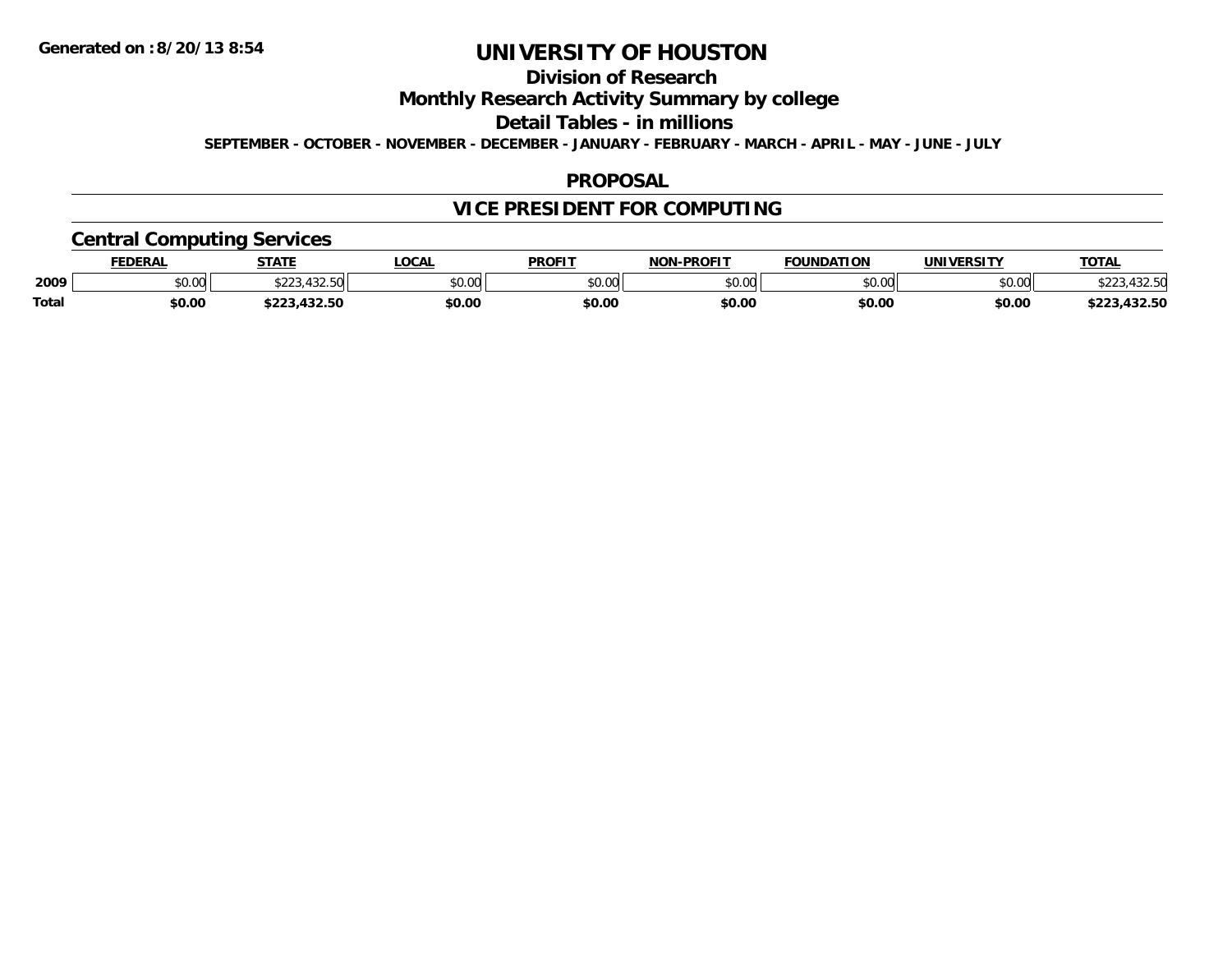Generated on :8/20/13 8:54

# UNIVERSITY OF HOUSTON

## Division of Research

## Monthly Research Activity Summary by college

## Detail Tables - in millions

**SEPTEMBER - OCTOBER - NOVEMBER - DECEMBER - JANUARY - FEBRUARY - MARCH - APRIL - MAY - JUNE - JULY**

## PROPOSAL

## VICE PRESIDENT FOR COMPUTING

### Central Computing Services

| | FEDERAL | STATE | LOCAL | PROFIT | NON-PROFIT | FOUNDATION | UNIVERSITY | TOTAL |
|---|---|---|---|---|---|---|---|---|
| 2009 | $0.00 | $223,432.50 | $0.00 | $0.00 | $0.00 | $0.00 | $0.00 | $223,432.50 |
| **Total** | **$0.00** | **$223,432.50** | **$0.00** | **$0.00** | **$0.00** | **$0.00** | **$0.00** | **$223,432.50** |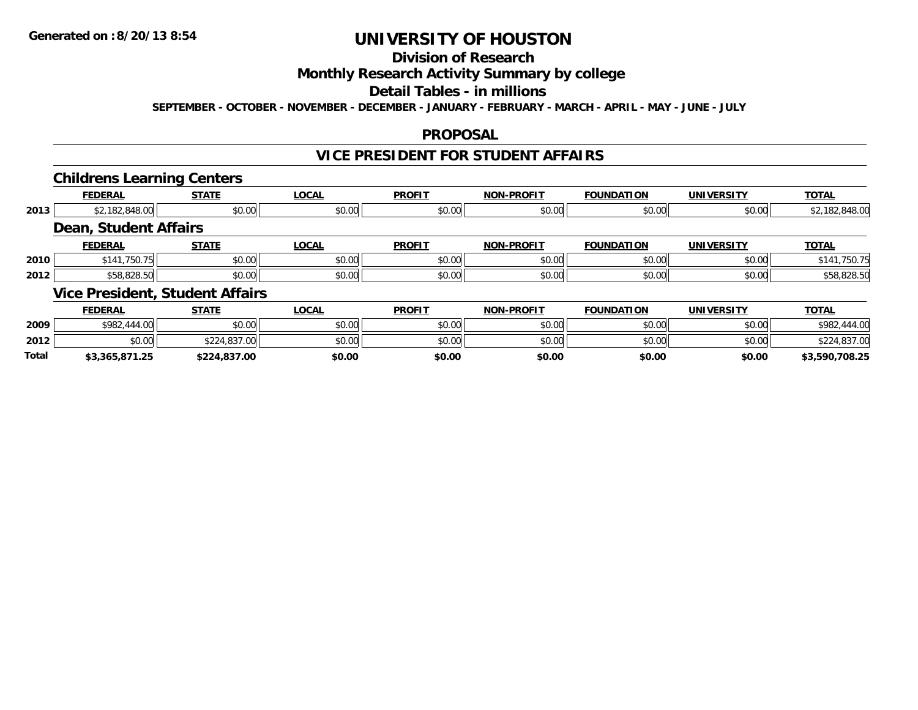# UNIVERSITY OF HOUSTON

## Division of Research

## Monthly Research Activity Summary by college

## Detail Tables - in millions

SEPTEMBER - OCTOBER - NOVEMBER - DECEMBER - JANUARY - FEBRUARY - MARCH - APRIL - MAY - JUNE - JULY

### PROPOSAL

### VICE PRESIDENT FOR STUDENT AFFAIRS

#### Childrens Learning Centers

| | FEDERAL | STATE | LOCAL | PROFIT | NON-PROFIT | FOUNDATION | UNIVERSITY | TOTAL |
|---|---|---|---|---|---|---|---|---|
| 2013 | $2,182,848.00 | $0.00 | $0.00 | $0.00 | $0.00 | $0.00 | $0.00 | $2,182,848.00 |

#### Dean, Student Affairs

| | FEDERAL | STATE | LOCAL | PROFIT | NON-PROFIT | FOUNDATION | UNIVERSITY | TOTAL |
|---|---|---|---|---|---|---|---|---|
| 2010 | $141,750.75 | $0.00 | $0.00 | $0.00 | $0.00 | $0.00 | $0.00 | $141,750.75 |
| 2012 | $58,828.50 | $0.00 | $0.00 | $0.00 | $0.00 | $0.00 | $0.00 | $58,828.50 |

#### Vice President, Student Affairs

| | FEDERAL | STATE | LOCAL | PROFIT | NON-PROFIT | FOUNDATION | UNIVERSITY | TOTAL |
|---|---|---|---|---|---|---|---|---|
| 2009 | $982,444.00 | $0.00 | $0.00 | $0.00 | $0.00 | $0.00 | $0.00 | $982,444.00 |
| 2012 | $0.00 | $224,837.00 | $0.00 | $0.00 | $0.00 | $0.00 | $0.00 | $224,837.00 |
| **Total** | **$3,365,871.25** | **$224,837.00** | **$0.00** | **$0.00** | **$0.00** | **$0.00** | **$0.00** | **$3,590,708.25** |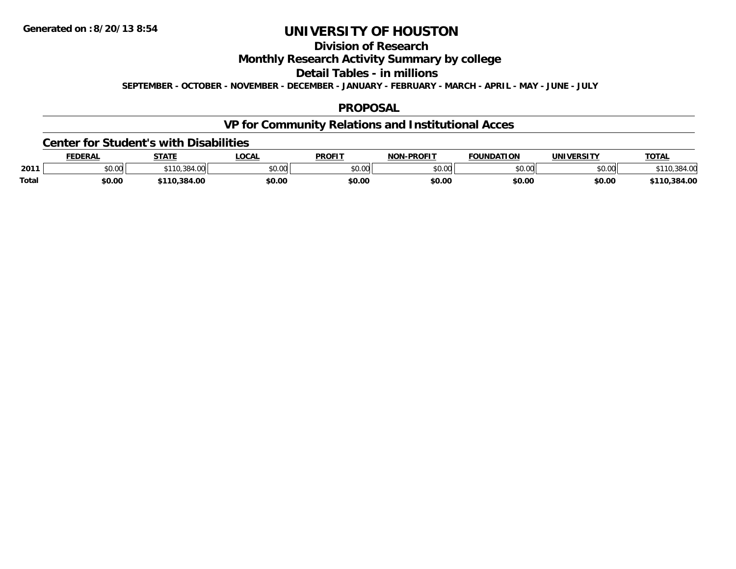Generated on :8/20/13 8:54

# UNIVERSITY OF HOUSTON

## Division of Research

## Monthly Research Activity Summary by college

## Detail Tables - in millions

**SEPTEMBER - OCTOBER - NOVEMBER - DECEMBER - JANUARY - FEBRUARY - MARCH - APRIL - MAY - JUNE - JULY**

## PROPOSAL

## VP for Community Relations and Institutional Acces

### Center for Student's with Disabilities

| | FEDERAL | STATE | LOCAL | PROFIT | NON-PROFIT | FOUNDATION | UNIVERSITY | TOTAL |
|---|---|---|---|---|---|---|---|---|
| 2011 | $0.00 | $110,384.00 | $0.00 | $0.00 | $0.00 | $0.00 | $0.00 | $110,384.00 |
| **Total** | **$0.00** | **$110,384.00** | **$0.00** | **$0.00** | **$0.00** | **$0.00** | **$0.00** | **$110,384.00** |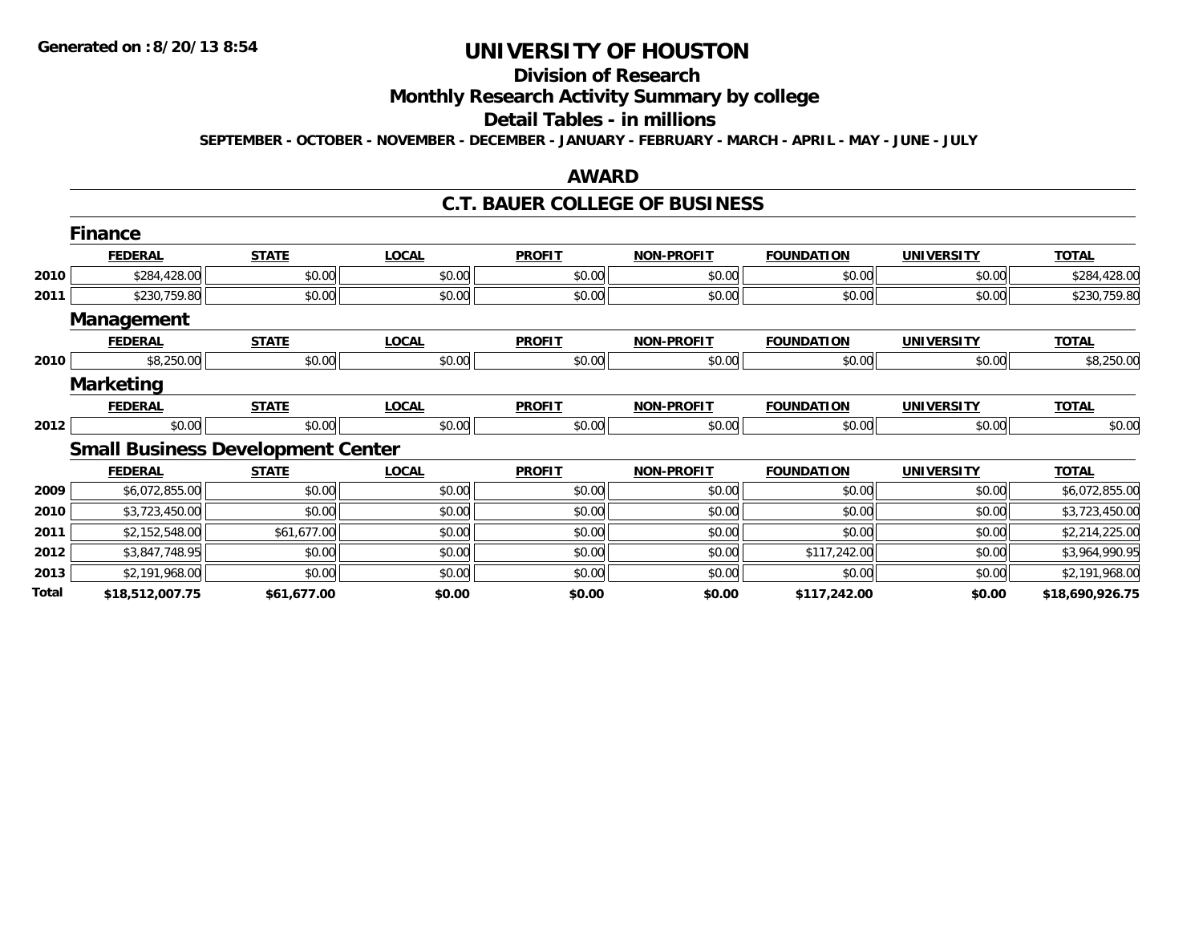Generated on :8/20/13 8:54

# UNIVERSITY OF HOUSTON

## Division of Research

## Monthly Research Activity Summary by college

## Detail Tables - in millions

**SEPTEMBER - OCTOBER - NOVEMBER - DECEMBER - JANUARY - FEBRUARY - MARCH - APRIL - MAY - JUNE - JULY**

## AWARD

## C.T. BAUER COLLEGE OF BUSINESS

### Finance

| | FEDERAL | STATE | LOCAL | PROFIT | NON-PROFIT | FOUNDATION | UNIVERSITY | TOTAL |
|---|---|---|---|---|---|---|---|---|
| 2010 | $284,428.00 | $0.00 | $0.00 | $0.00 | $0.00 | $0.00 | $0.00 | $284,428.00 |
| 2011 | $230,759.80 | $0.00 | $0.00 | $0.00 | $0.00 | $0.00 | $0.00 | $230,759.80 |

### Management

| | FEDERAL | STATE | LOCAL | PROFIT | NON-PROFIT | FOUNDATION | UNIVERSITY | TOTAL |
|---|---|---|---|---|---|---|---|---|
| 2010 | $8,250.00 | $0.00 | $0.00 | $0.00 | $0.00 | $0.00 | $0.00 | $8,250.00 |

### Marketing

| | FEDERAL | STATE | LOCAL | PROFIT | NON-PROFIT | FOUNDATION | UNIVERSITY | TOTAL |
|---|---|---|---|---|---|---|---|---|
| 2012 | $0.00 | $0.00 | $0.00 | $0.00 | $0.00 | $0.00 | $0.00 | $0.00 |

### Small Business Development Center

| | FEDERAL | STATE | LOCAL | PROFIT | NON-PROFIT | FOUNDATION | UNIVERSITY | TOTAL |
|---|---|---|---|---|---|---|---|---|
| 2009 | $6,072,855.00 | $0.00 | $0.00 | $0.00 | $0.00 | $0.00 | $0.00 | $6,072,855.00 |
| 2010 | $3,723,450.00 | $0.00 | $0.00 | $0.00 | $0.00 | $0.00 | $0.00 | $3,723,450.00 |
| 2011 | $2,152,548.00 | $61,677.00 | $0.00 | $0.00 | $0.00 | $0.00 | $0.00 | $2,214,225.00 |
| 2012 | $3,847,748.95 | $0.00 | $0.00 | $0.00 | $0.00 | $117,242.00 | $0.00 | $3,964,990.95 |
| 2013 | $2,191,968.00 | $0.00 | $0.00 | $0.00 | $0.00 | $0.00 | $0.00 | $2,191,968.00 |
| **Total** | **$18,512,007.75** | **$61,677.00** | **$0.00** | **$0.00** | **$0.00** | **$117,242.00** | **$0.00** | **$18,690,926.75** |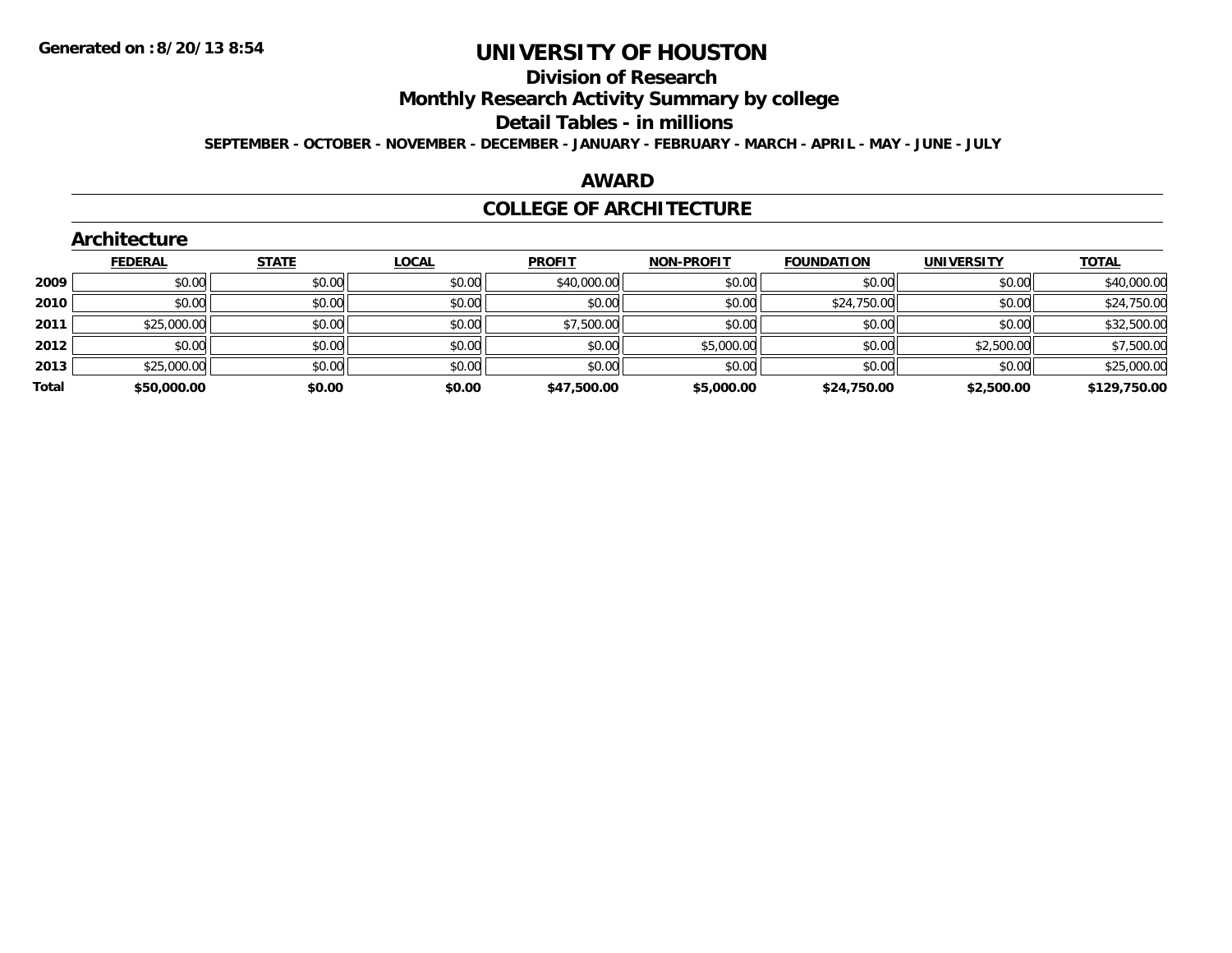Generated on :8/20/13 8:54

# UNIVERSITY OF HOUSTON

## Division of Research

## Monthly Research Activity Summary by college

## Detail Tables - in millions

**SEPTEMBER - OCTOBER - NOVEMBER - DECEMBER - JANUARY - FEBRUARY - MARCH - APRIL - MAY - JUNE - JULY**

## AWARD

## COLLEGE OF ARCHITECTURE

### Architecture

| | FEDERAL | STATE | LOCAL | PROFIT | NON-PROFIT | FOUNDATION | UNIVERSITY | TOTAL |
|---|---|---|---|---|---|---|---|---|
| **2009** | $0.00 | $0.00 | $0.00 | $40,000.00 | $0.00 | $0.00 | $0.00 | $40,000.00 |
| **2010** | $0.00 | $0.00 | $0.00 | $0.00 | $0.00 | $24,750.00 | $0.00 | $24,750.00 |
| **2011** | $25,000.00 | $0.00 | $0.00 | $7,500.00 | $0.00 | $0.00 | $0.00 | $32,500.00 |
| **2012** | $0.00 | $0.00 | $0.00 | $0.00 | $5,000.00 | $0.00 | $2,500.00 | $7,500.00 |
| **2013** | $25,000.00 | $0.00 | $0.00 | $0.00 | $0.00 | $0.00 | $0.00 | $25,000.00 |
| **Total** | **$50,000.00** | **$0.00** | **$0.00** | **$47,500.00** | **$5,000.00** | **$24,750.00** | **$2,500.00** | **$129,750.00** |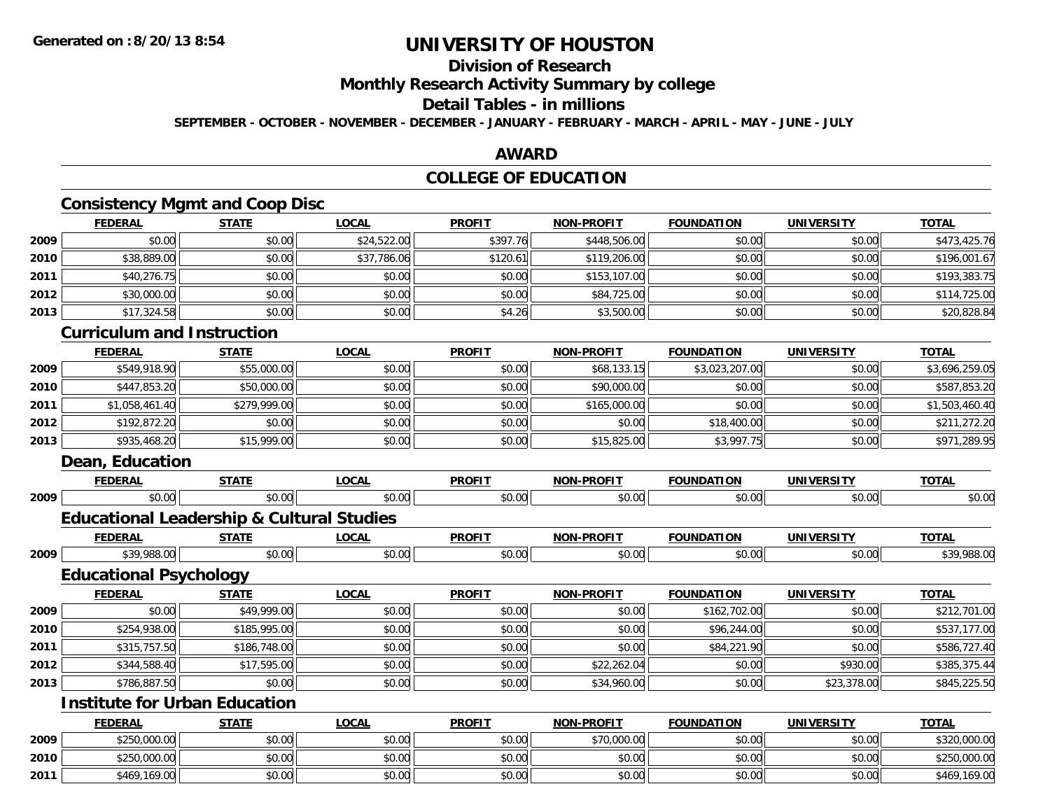**Generated on :8/20/13 8:54**

# UNIVERSITY OF HOUSTON

## Division of Research

## Monthly Research Activity Summary by college

## Detail Tables - in millions

**SEPTEMBER - OCTOBER - NOVEMBER - DECEMBER - JANUARY - FEBRUARY - MARCH - APRIL - MAY - JUNE - JULY**

## AWARD

## COLLEGE OF EDUCATION

### Consistency Mgmt and Coop Disc

| | FEDERAL | STATE | LOCAL | PROFIT | NON-PROFIT | FOUNDATION | UNIVERSITY | TOTAL |
|---|---|---|---|---|---|---|---|---|
| 2009 | $0.00 | $0.00 | $24,522.00 | $397.76 | $448,506.00 | $0.00 | $0.00 | $473,425.76 |
| 2010 | $38,889.00 | $0.00 | $37,786.06 | $120.61 | $119,206.00 | $0.00 | $0.00 | $196,001.67 |
| 2011 | $40,276.75 | $0.00 | $0.00 | $0.00 | $153,107.00 | $0.00 | $0.00 | $193,383.75 |
| 2012 | $30,000.00 | $0.00 | $0.00 | $0.00 | $84,725.00 | $0.00 | $0.00 | $114,725.00 |
| 2013 | $17,324.58 | $0.00 | $0.00 | $4.26 | $3,500.00 | $0.00 | $0.00 | $20,828.84 |

### Curriculum and Instruction

| | FEDERAL | STATE | LOCAL | PROFIT | NON-PROFIT | FOUNDATION | UNIVERSITY | TOTAL |
|---|---|---|---|---|---|---|---|---|
| 2009 | $549,918.90 | $55,000.00 | $0.00 | $0.00 | $68,133.15 | $3,023,207.00 | $0.00 | $3,696,259.05 |
| 2010 | $447,853.20 | $50,000.00 | $0.00 | $0.00 | $90,000.00 | $0.00 | $0.00 | $587,853.20 |
| 2011 | $1,058,461.40 | $279,999.00 | $0.00 | $0.00 | $165,000.00 | $0.00 | $0.00 | $1,503,460.40 |
| 2012 | $192,872.20 | $0.00 | $0.00 | $0.00 | $0.00 | $18,400.00 | $0.00 | $211,272.20 |
| 2013 | $935,468.20 | $15,999.00 | $0.00 | $0.00 | $15,825.00 | $3,997.75 | $0.00 | $971,289.95 |

### Dean, Education

| | FEDERAL | STATE | LOCAL | PROFIT | NON-PROFIT | FOUNDATION | UNIVERSITY | TOTAL |
|---|---|---|---|---|---|---|---|---|
| 2009 | $0.00 | $0.00 | $0.00 | $0.00 | $0.00 | $0.00 | $0.00 | $0.00 |

### Educational Leadership & Cultural Studies

| | FEDERAL | STATE | LOCAL | PROFIT | NON-PROFIT | FOUNDATION | UNIVERSITY | TOTAL |
|---|---|---|---|---|---|---|---|---|
| 2009 | $39,988.00 | $0.00 | $0.00 | $0.00 | $0.00 | $0.00 | $0.00 | $39,988.00 |

### Educational Psychology

| | FEDERAL | STATE | LOCAL | PROFIT | NON-PROFIT | FOUNDATION | UNIVERSITY | TOTAL |
|---|---|---|---|---|---|---|---|---|
| 2009 | $0.00 | $49,999.00 | $0.00 | $0.00 | $0.00 | $162,702.00 | $0.00 | $212,701.00 |
| 2010 | $254,938.00 | $185,995.00 | $0.00 | $0.00 | $0.00 | $96,244.00 | $0.00 | $537,177.00 |
| 2011 | $315,757.50 | $186,748.00 | $0.00 | $0.00 | $0.00 | $84,221.90 | $0.00 | $586,727.40 |
| 2012 | $344,588.40 | $17,595.00 | $0.00 | $0.00 | $22,262.04 | $0.00 | $930.00 | $385,375.44 |
| 2013 | $786,887.50 | $0.00 | $0.00 | $0.00 | $34,960.00 | $0.00 | $23,378.00 | $845,225.50 |

### Institute for Urban Education

| | FEDERAL | STATE | LOCAL | PROFIT | NON-PROFIT | FOUNDATION | UNIVERSITY | TOTAL |
|---|---|---|---|---|---|---|---|---|
| 2009 | $250,000.00 | $0.00 | $0.00 | $0.00 | $70,000.00 | $0.00 | $0.00 | $320,000.00 |
| 2010 | $250,000.00 | $0.00 | $0.00 | $0.00 | $0.00 | $0.00 | $0.00 | $250,000.00 |
| 2011 | $469,169.00 | $0.00 | $0.00 | $0.00 | $0.00 | $0.00 | $0.00 | $469,169.00 |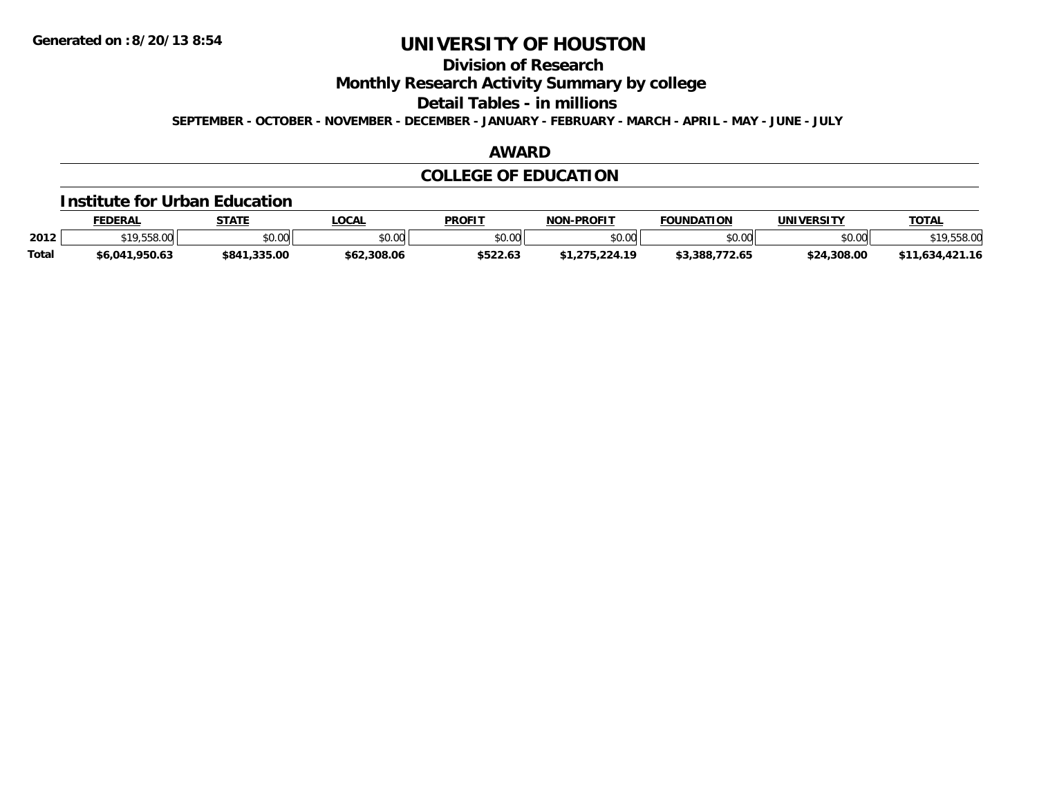Generated on :8/20/13 8:54

# UNIVERSITY OF HOUSTON

## Division of Research

## Monthly Research Activity Summary by college

## Detail Tables - in millions

**SEPTEMBER - OCTOBER - NOVEMBER - DECEMBER - JANUARY - FEBRUARY - MARCH - APRIL - MAY - JUNE - JULY**

## AWARD

## COLLEGE OF EDUCATION

### Institute for Urban Education

| | FEDERAL | STATE | LOCAL | PROFIT | NON-PROFIT | FOUNDATION | UNIVERSITY | TOTAL |
|---|---|---|---|---|---|---|---|---|
| 2012 | $19,558.00 | $0.00 | $0.00 | $0.00 | $0.00 | $0.00 | $0.00 | $19,558.00 |
| **Total** | **$6,041,950.63** | **$841,335.00** | **$62,308.06** | **$522.63** | **$1,275,224.19** | **$3,388,772.65** | **$24,308.00** | **$11,634,421.16** |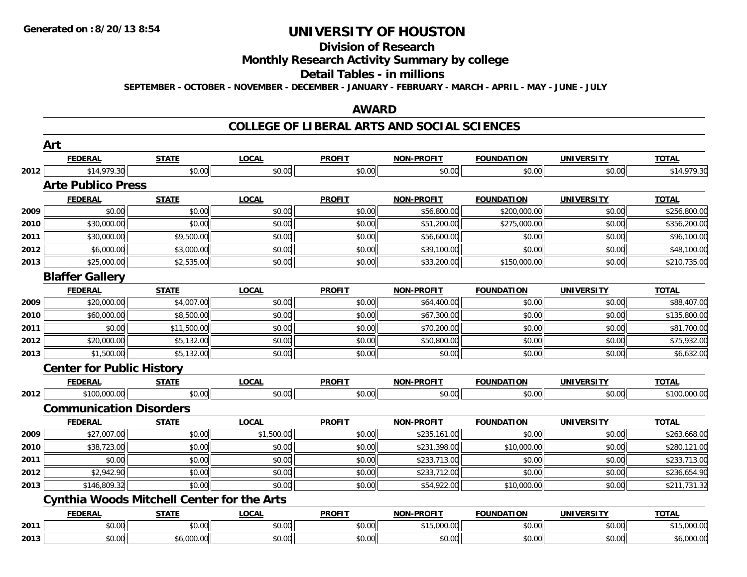**Generated on :8/20/13 8:54**

# UNIVERSITY OF HOUSTON

## Division of Research

## Monthly Research Activity Summary by college

## Detail Tables - in millions

**SEPTEMBER - OCTOBER - NOVEMBER - DECEMBER - JANUARY - FEBRUARY - MARCH - APRIL - MAY - JUNE - JULY**

## AWARD

## COLLEGE OF LIBERAL ARTS AND SOCIAL SCIENCES

### Art

| | FEDERAL | STATE | LOCAL | PROFIT | NON-PROFIT | FOUNDATION | UNIVERSITY | TOTAL |
|---|---|---|---|---|---|---|---|---|
| 2012 | $14,979.30 | $0.00 | $0.00 | $0.00 | $0.00 | $0.00 | $0.00 | $14,979.30 |

### Arte Publico Press

| | FEDERAL | STATE | LOCAL | PROFIT | NON-PROFIT | FOUNDATION | UNIVERSITY | TOTAL |
|---|---|---|---|---|---|---|---|---|
| 2009 | $0.00 | $0.00 | $0.00 | $0.00 | $56,800.00 | $200,000.00 | $0.00 | $256,800.00 |
| 2010 | $30,000.00 | $0.00 | $0.00 | $0.00 | $51,200.00 | $275,000.00 | $0.00 | $356,200.00 |
| 2011 | $30,000.00 | $9,500.00 | $0.00 | $0.00 | $56,600.00 | $0.00 | $0.00 | $96,100.00 |
| 2012 | $6,000.00 | $3,000.00 | $0.00 | $0.00 | $39,100.00 | $0.00 | $0.00 | $48,100.00 |
| 2013 | $25,000.00 | $2,535.00 | $0.00 | $0.00 | $33,200.00 | $150,000.00 | $0.00 | $210,735.00 |

### Blaffer Gallery

| | FEDERAL | STATE | LOCAL | PROFIT | NON-PROFIT | FOUNDATION | UNIVERSITY | TOTAL |
|---|---|---|---|---|---|---|---|---|
| 2009 | $20,000.00 | $4,007.00 | $0.00 | $0.00 | $64,400.00 | $0.00 | $0.00 | $88,407.00 |
| 2010 | $60,000.00 | $8,500.00 | $0.00 | $0.00 | $67,300.00 | $0.00 | $0.00 | $135,800.00 |
| 2011 | $0.00 | $11,500.00 | $0.00 | $0.00 | $70,200.00 | $0.00 | $0.00 | $81,700.00 |
| 2012 | $20,000.00 | $5,132.00 | $0.00 | $0.00 | $50,800.00 | $0.00 | $0.00 | $75,932.00 |
| 2013 | $1,500.00 | $5,132.00 | $0.00 | $0.00 | $0.00 | $0.00 | $0.00 | $6,632.00 |

### Center for Public History

| | FEDERAL | STATE | LOCAL | PROFIT | NON-PROFIT | FOUNDATION | UNIVERSITY | TOTAL |
|---|---|---|---|---|---|---|---|---|
| 2012 | $100,000.00 | $0.00 | $0.00 | $0.00 | $0.00 | $0.00 | $0.00 | $100,000.00 |

### Communication Disorders

| | FEDERAL | STATE | LOCAL | PROFIT | NON-PROFIT | FOUNDATION | UNIVERSITY | TOTAL |
|---|---|---|---|---|---|---|---|---|
| 2009 | $27,007.00 | $0.00 | $1,500.00 | $0.00 | $235,161.00 | $0.00 | $0.00 | $263,668.00 |
| 2010 | $38,723.00 | $0.00 | $0.00 | $0.00 | $231,398.00 | $10,000.00 | $0.00 | $280,121.00 |
| 2011 | $0.00 | $0.00 | $0.00 | $0.00 | $233,713.00 | $0.00 | $0.00 | $233,713.00 |
| 2012 | $2,942.90 | $0.00 | $0.00 | $0.00 | $233,712.00 | $0.00 | $0.00 | $236,654.90 |
| 2013 | $146,809.32 | $0.00 | $0.00 | $0.00 | $54,922.00 | $10,000.00 | $0.00 | $211,731.32 |

### Cynthia Woods Mitchell Center for the Arts

| | FEDERAL | STATE | LOCAL | PROFIT | NON-PROFIT | FOUNDATION | UNIVERSITY | TOTAL |
|---|---|---|---|---|---|---|---|---|
| 2011 | $0.00 | $0.00 | $0.00 | $0.00 | $15,000.00 | $0.00 | $0.00 | $15,000.00 |
| 2013 | $0.00 | $6,000.00 | $0.00 | $0.00 | $0.00 | $0.00 | $0.00 | $6,000.00 |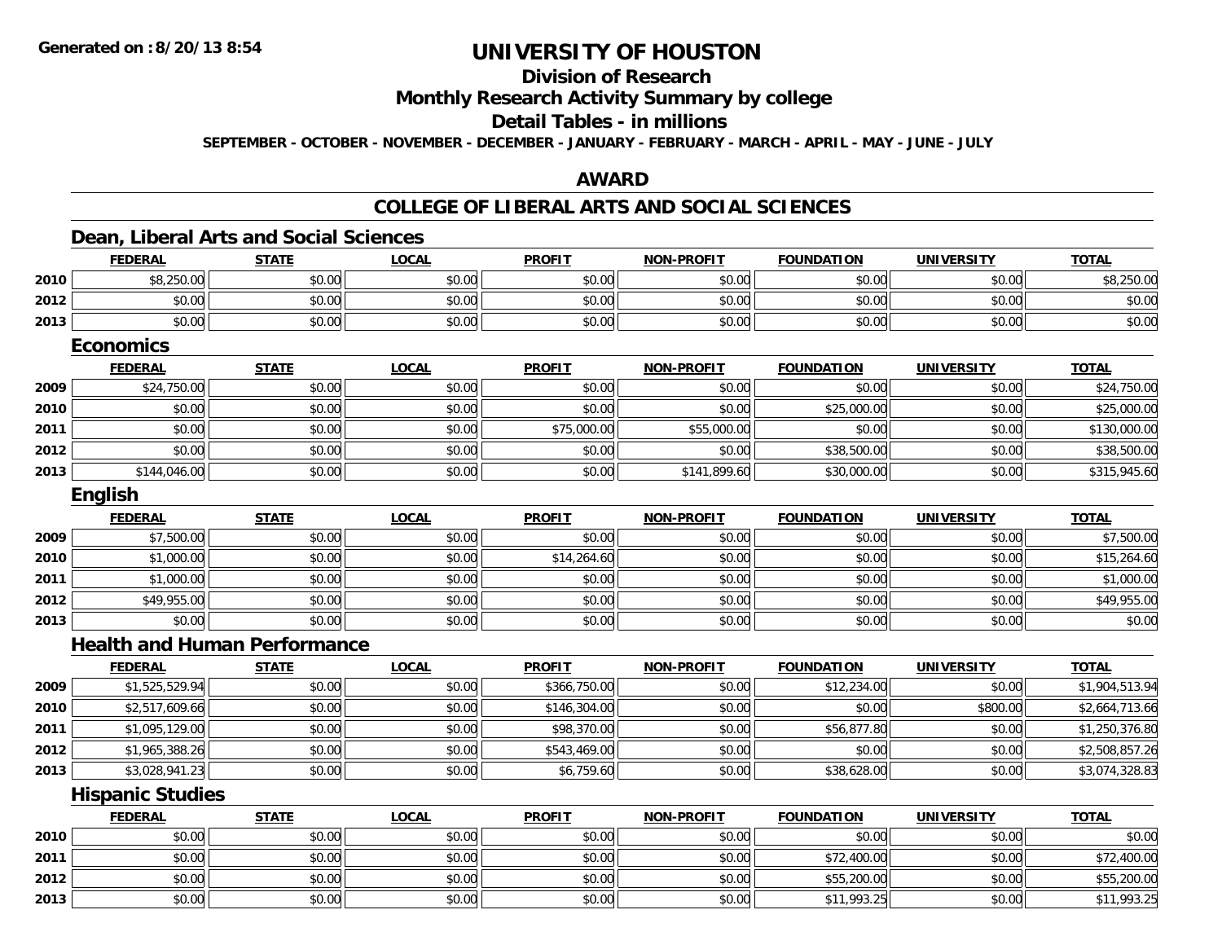Generated on :8/20/13 8:54

# UNIVERSITY OF HOUSTON

## Division of Research

## Monthly Research Activity Summary by college

## Detail Tables - in millions

SEPTEMBER - OCTOBER - NOVEMBER - DECEMBER - JANUARY - FEBRUARY - MARCH - APRIL - MAY - JUNE - JULY

## AWARD

## COLLEGE OF LIBERAL ARTS AND SOCIAL SCIENCES

### Dean, Liberal Arts and Social Sciences

| | FEDERAL | STATE | LOCAL | PROFIT | NON-PROFIT | FOUNDATION | UNIVERSITY | TOTAL |
|---|---|---|---|---|---|---|---|---|
| 2010 | $8,250.00 | $0.00 | $0.00 | $0.00 | $0.00 | $0.00 | $0.00 | $8,250.00 |
| 2012 | $0.00 | $0.00 | $0.00 | $0.00 | $0.00 | $0.00 | $0.00 | $0.00 |
| 2013 | $0.00 | $0.00 | $0.00 | $0.00 | $0.00 | $0.00 | $0.00 | $0.00 |

### Economics

| | FEDERAL | STATE | LOCAL | PROFIT | NON-PROFIT | FOUNDATION | UNIVERSITY | TOTAL |
|---|---|---|---|---|---|---|---|---|
| 2009 | $24,750.00 | $0.00 | $0.00 | $0.00 | $0.00 | $0.00 | $0.00 | $24,750.00 |
| 2010 | $0.00 | $0.00 | $0.00 | $0.00 | $0.00 | $25,000.00 | $0.00 | $25,000.00 |
| 2011 | $0.00 | $0.00 | $0.00 | $75,000.00 | $55,000.00 | $0.00 | $0.00 | $130,000.00 |
| 2012 | $0.00 | $0.00 | $0.00 | $0.00 | $0.00 | $38,500.00 | $0.00 | $38,500.00 |
| 2013 | $144,046.00 | $0.00 | $0.00 | $0.00 | $141,899.60 | $30,000.00 | $0.00 | $315,945.60 |

### English

| | FEDERAL | STATE | LOCAL | PROFIT | NON-PROFIT | FOUNDATION | UNIVERSITY | TOTAL |
|---|---|---|---|---|---|---|---|---|
| 2009 | $7,500.00 | $0.00 | $0.00 | $0.00 | $0.00 | $0.00 | $0.00 | $7,500.00 |
| 2010 | $1,000.00 | $0.00 | $0.00 | $14,264.60 | $0.00 | $0.00 | $0.00 | $15,264.60 |
| 2011 | $1,000.00 | $0.00 | $0.00 | $0.00 | $0.00 | $0.00 | $0.00 | $1,000.00 |
| 2012 | $49,955.00 | $0.00 | $0.00 | $0.00 | $0.00 | $0.00 | $0.00 | $49,955.00 |
| 2013 | $0.00 | $0.00 | $0.00 | $0.00 | $0.00 | $0.00 | $0.00 | $0.00 |

### Health and Human Performance

| | FEDERAL | STATE | LOCAL | PROFIT | NON-PROFIT | FOUNDATION | UNIVERSITY | TOTAL |
|---|---|---|---|---|---|---|---|---|
| 2009 | $1,525,529.94 | $0.00 | $0.00 | $366,750.00 | $0.00 | $12,234.00 | $0.00 | $1,904,513.94 |
| 2010 | $2,517,609.66 | $0.00 | $0.00 | $146,304.00 | $0.00 | $0.00 | $800.00 | $2,664,713.66 |
| 2011 | $1,095,129.00 | $0.00 | $0.00 | $98,370.00 | $0.00 | $56,877.80 | $0.00 | $1,250,376.80 |
| 2012 | $1,965,388.26 | $0.00 | $0.00 | $543,469.00 | $0.00 | $0.00 | $0.00 | $2,508,857.26 |
| 2013 | $3,028,941.23 | $0.00 | $0.00 | $6,759.60 | $0.00 | $38,628.00 | $0.00 | $3,074,328.83 |

### Hispanic Studies

| | FEDERAL | STATE | LOCAL | PROFIT | NON-PROFIT | FOUNDATION | UNIVERSITY | TOTAL |
|---|---|---|---|---|---|---|---|---|
| 2010 | $0.00 | $0.00 | $0.00 | $0.00 | $0.00 | $0.00 | $0.00 | $0.00 |
| 2011 | $0.00 | $0.00 | $0.00 | $0.00 | $0.00 | $72,400.00 | $0.00 | $72,400.00 |
| 2012 | $0.00 | $0.00 | $0.00 | $0.00 | $0.00 | $55,200.00 | $0.00 | $55,200.00 |
| 2013 | $0.00 | $0.00 | $0.00 | $0.00 | $0.00 | $11,993.25 | $0.00 | $11,993.25 |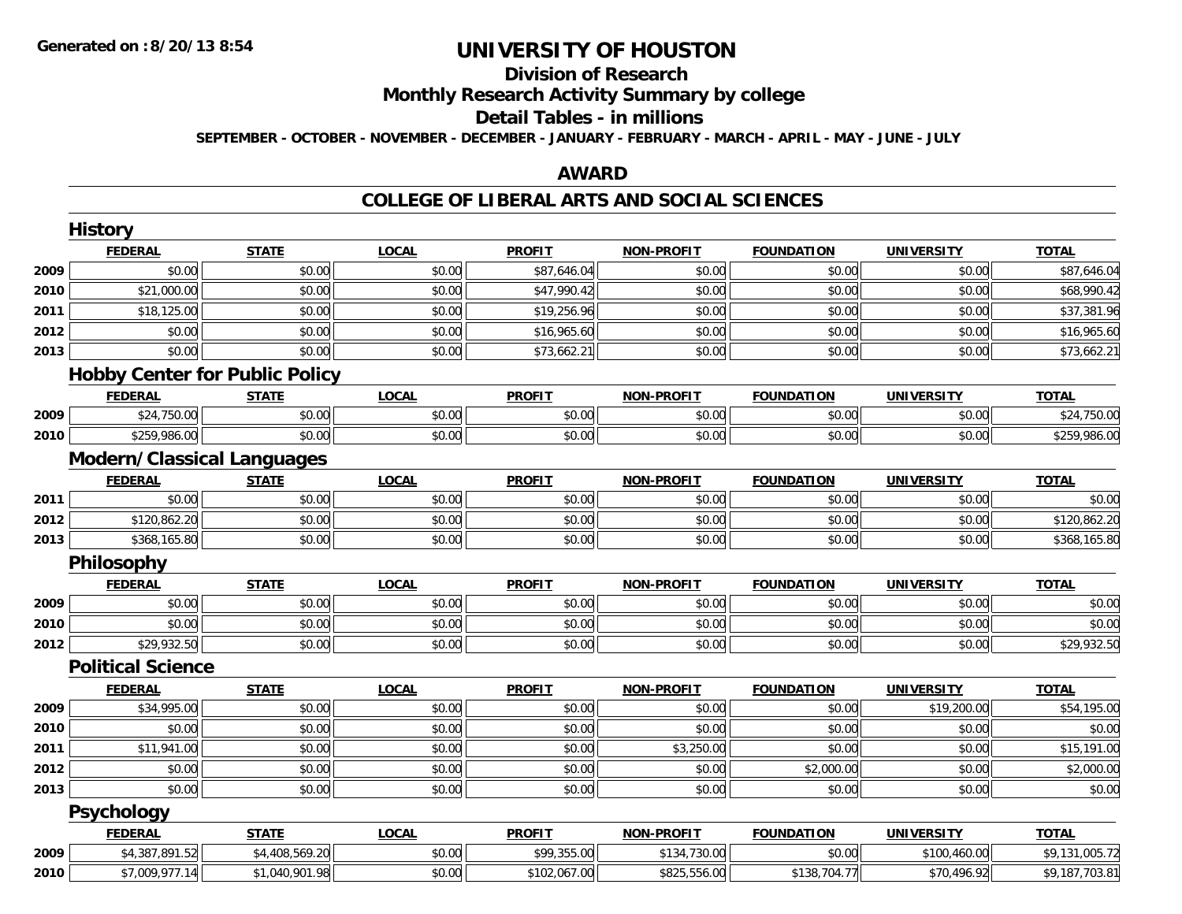Generated on :8/20/13 8:54

# UNIVERSITY OF HOUSTON

## Division of Research

## Monthly Research Activity Summary by college

## Detail Tables - in millions

**SEPTEMBER - OCTOBER - NOVEMBER - DECEMBER - JANUARY - FEBRUARY - MARCH - APRIL - MAY - JUNE - JULY**

## AWARD

## COLLEGE OF LIBERAL ARTS AND SOCIAL SCIENCES

### History

| | FEDERAL | STATE | LOCAL | PROFIT | NON-PROFIT | FOUNDATION | UNIVERSITY | TOTAL |
|---|---|---|---|---|---|---|---|---|
| 2009 | $0.00 | $0.00 | $0.00 | $87,646.04 | $0.00 | $0.00 | $0.00 | $87,646.04 |
| 2010 | $21,000.00 | $0.00 | $0.00 | $47,990.42 | $0.00 | $0.00 | $0.00 | $68,990.42 |
| 2011 | $18,125.00 | $0.00 | $0.00 | $19,256.96 | $0.00 | $0.00 | $0.00 | $37,381.96 |
| 2012 | $0.00 | $0.00 | $0.00 | $16,965.60 | $0.00 | $0.00 | $0.00 | $16,965.60 |
| 2013 | $0.00 | $0.00 | $0.00 | $73,662.21 | $0.00 | $0.00 | $0.00 | $73,662.21 |

### Hobby Center for Public Policy

| | FEDERAL | STATE | LOCAL | PROFIT | NON-PROFIT | FOUNDATION | UNIVERSITY | TOTAL |
|---|---|---|---|---|---|---|---|---|
| 2009 | $24,750.00 | $0.00 | $0.00 | $0.00 | $0.00 | $0.00 | $0.00 | $24,750.00 |
| 2010 | $259,986.00 | $0.00 | $0.00 | $0.00 | $0.00 | $0.00 | $0.00 | $259,986.00 |

### Modern/Classical Languages

| | FEDERAL | STATE | LOCAL | PROFIT | NON-PROFIT | FOUNDATION | UNIVERSITY | TOTAL |
|---|---|---|---|---|---|---|---|---|
| 2011 | $0.00 | $0.00 | $0.00 | $0.00 | $0.00 | $0.00 | $0.00 | $0.00 |
| 2012 | $120,862.20 | $0.00 | $0.00 | $0.00 | $0.00 | $0.00 | $0.00 | $120,862.20 |
| 2013 | $368,165.80 | $0.00 | $0.00 | $0.00 | $0.00 | $0.00 | $0.00 | $368,165.80 |

### Philosophy

| | FEDERAL | STATE | LOCAL | PROFIT | NON-PROFIT | FOUNDATION | UNIVERSITY | TOTAL |
|---|---|---|---|---|---|---|---|---|
| 2009 | $0.00 | $0.00 | $0.00 | $0.00 | $0.00 | $0.00 | $0.00 | $0.00 |
| 2010 | $0.00 | $0.00 | $0.00 | $0.00 | $0.00 | $0.00 | $0.00 | $0.00 |
| 2012 | $29,932.50 | $0.00 | $0.00 | $0.00 | $0.00 | $0.00 | $0.00 | $29,932.50 |

### Political Science

| | FEDERAL | STATE | LOCAL | PROFIT | NON-PROFIT | FOUNDATION | UNIVERSITY | TOTAL |
|---|---|---|---|---|---|---|---|---|
| 2009 | $34,995.00 | $0.00 | $0.00 | $0.00 | $0.00 | $0.00 | $19,200.00 | $54,195.00 |
| 2010 | $0.00 | $0.00 | $0.00 | $0.00 | $0.00 | $0.00 | $0.00 | $0.00 |
| 2011 | $11,941.00 | $0.00 | $0.00 | $0.00 | $3,250.00 | $0.00 | $0.00 | $15,191.00 |
| 2012 | $0.00 | $0.00 | $0.00 | $0.00 | $0.00 | $2,000.00 | $0.00 | $2,000.00 |
| 2013 | $0.00 | $0.00 | $0.00 | $0.00 | $0.00 | $0.00 | $0.00 | $0.00 |

### Psychology

| | FEDERAL | STATE | LOCAL | PROFIT | NON-PROFIT | FOUNDATION | UNIVERSITY | TOTAL |
|---|---|---|---|---|---|---|---|---|
| 2009 | $4,387,891.52 | $4,408,569.20 | $0.00 | $99,355.00 | $134,730.00 | $0.00 | $100,460.00 | $9,131,005.72 |
| 2010 | $7,009,977.14 | $1,040,901.98 | $0.00 | $102,067.00 | $825,556.00 | $138,704.77 | $70,496.92 | $9,187,703.81 |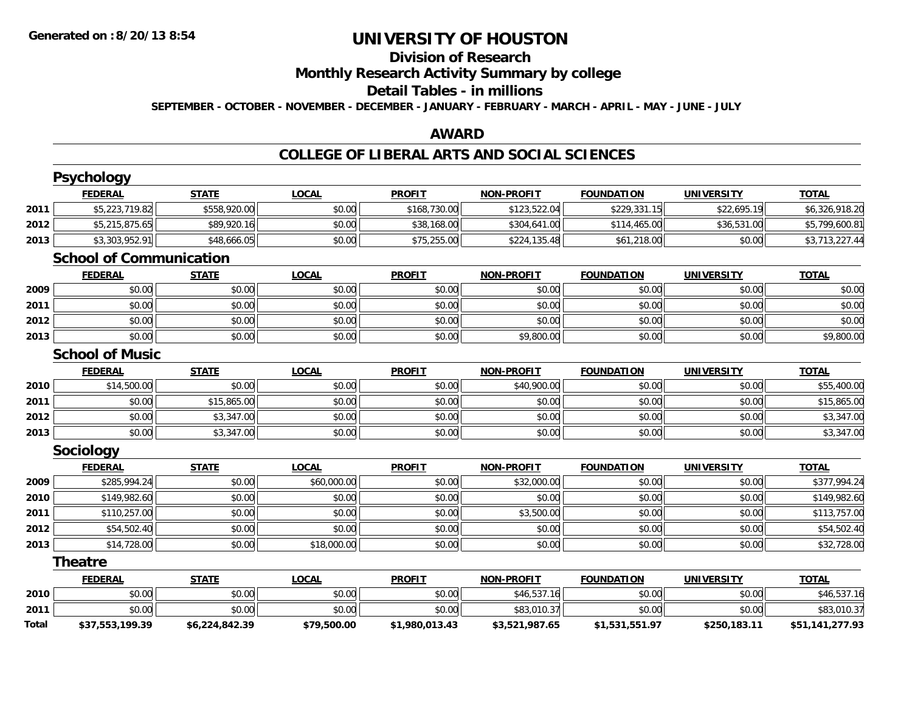**Generated on :8/20/13 8:54**

# UNIVERSITY OF HOUSTON

## Division of Research

## Monthly Research Activity Summary by college

## Detail Tables - in millions

**SEPTEMBER - OCTOBER - NOVEMBER - DECEMBER - JANUARY - FEBRUARY - MARCH - APRIL - MAY - JUNE - JULY**

## AWARD

## COLLEGE OF LIBERAL ARTS AND SOCIAL SCIENCES

### Psychology

| | FEDERAL | STATE | LOCAL | PROFIT | NON-PROFIT | FOUNDATION | UNIVERSITY | TOTAL |
|---|---|---|---|---|---|---|---|---|
| 2011 | $5,223,719.82 | $558,920.00 | $0.00 | $168,730.00 | $123,522.04 | $229,331.15 | $22,695.19 | $6,326,918.20 |
| 2012 | $5,215,875.65 | $89,920.16 | $0.00 | $38,168.00 | $304,641.00 | $114,465.00 | $36,531.00 | $5,799,600.81 |
| 2013 | $3,303,952.91 | $48,666.05 | $0.00 | $75,255.00 | $224,135.48 | $61,218.00 | $0.00 | $3,713,227.44 |

### School of Communication

| | FEDERAL | STATE | LOCAL | PROFIT | NON-PROFIT | FOUNDATION | UNIVERSITY | TOTAL |
|---|---|---|---|---|---|---|---|---|
| 2009 | $0.00 | $0.00 | $0.00 | $0.00 | $0.00 | $0.00 | $0.00 | $0.00 |
| 2011 | $0.00 | $0.00 | $0.00 | $0.00 | $0.00 | $0.00 | $0.00 | $0.00 |
| 2012 | $0.00 | $0.00 | $0.00 | $0.00 | $0.00 | $0.00 | $0.00 | $0.00 |
| 2013 | $0.00 | $0.00 | $0.00 | $0.00 | $9,800.00 | $0.00 | $0.00 | $9,800.00 |

### School of Music

| | FEDERAL | STATE | LOCAL | PROFIT | NON-PROFIT | FOUNDATION | UNIVERSITY | TOTAL |
|---|---|---|---|---|---|---|---|---|
| 2010 | $14,500.00 | $0.00 | $0.00 | $0.00 | $40,900.00 | $0.00 | $0.00 | $55,400.00 |
| 2011 | $0.00 | $15,865.00 | $0.00 | $0.00 | $0.00 | $0.00 | $0.00 | $15,865.00 |
| 2012 | $0.00 | $3,347.00 | $0.00 | $0.00 | $0.00 | $0.00 | $0.00 | $3,347.00 |
| 2013 | $0.00 | $3,347.00 | $0.00 | $0.00 | $0.00 | $0.00 | $0.00 | $3,347.00 |

### Sociology

| | FEDERAL | STATE | LOCAL | PROFIT | NON-PROFIT | FOUNDATION | UNIVERSITY | TOTAL |
|---|---|---|---|---|---|---|---|---|
| 2009 | $285,994.24 | $0.00 | $60,000.00 | $0.00 | $32,000.00 | $0.00 | $0.00 | $377,994.24 |
| 2010 | $149,982.60 | $0.00 | $0.00 | $0.00 | $0.00 | $0.00 | $0.00 | $149,982.60 |
| 2011 | $110,257.00 | $0.00 | $0.00 | $0.00 | $3,500.00 | $0.00 | $0.00 | $113,757.00 |
| 2012 | $54,502.40 | $0.00 | $0.00 | $0.00 | $0.00 | $0.00 | $0.00 | $54,502.40 |
| 2013 | $14,728.00 | $0.00 | $18,000.00 | $0.00 | $0.00 | $0.00 | $0.00 | $32,728.00 |

### Theatre

| | FEDERAL | STATE | LOCAL | PROFIT | NON-PROFIT | FOUNDATION | UNIVERSITY | TOTAL |
|---|---|---|---|---|---|---|---|---|
| 2010 | $0.00 | $0.00 | $0.00 | $0.00 | $46,537.16 | $0.00 | $0.00 | $46,537.16 |
| 2011 | $0.00 | $0.00 | $0.00 | $0.00 | $83,010.37 | $0.00 | $0.00 | $83,010.37 |
| **Total** | **$37,553,199.39** | **$6,224,842.39** | **$79,500.00** | **$1,980,013.43** | **$3,521,987.65** | **$1,531,551.97** | **$250,183.11** | **$51,141,277.93** |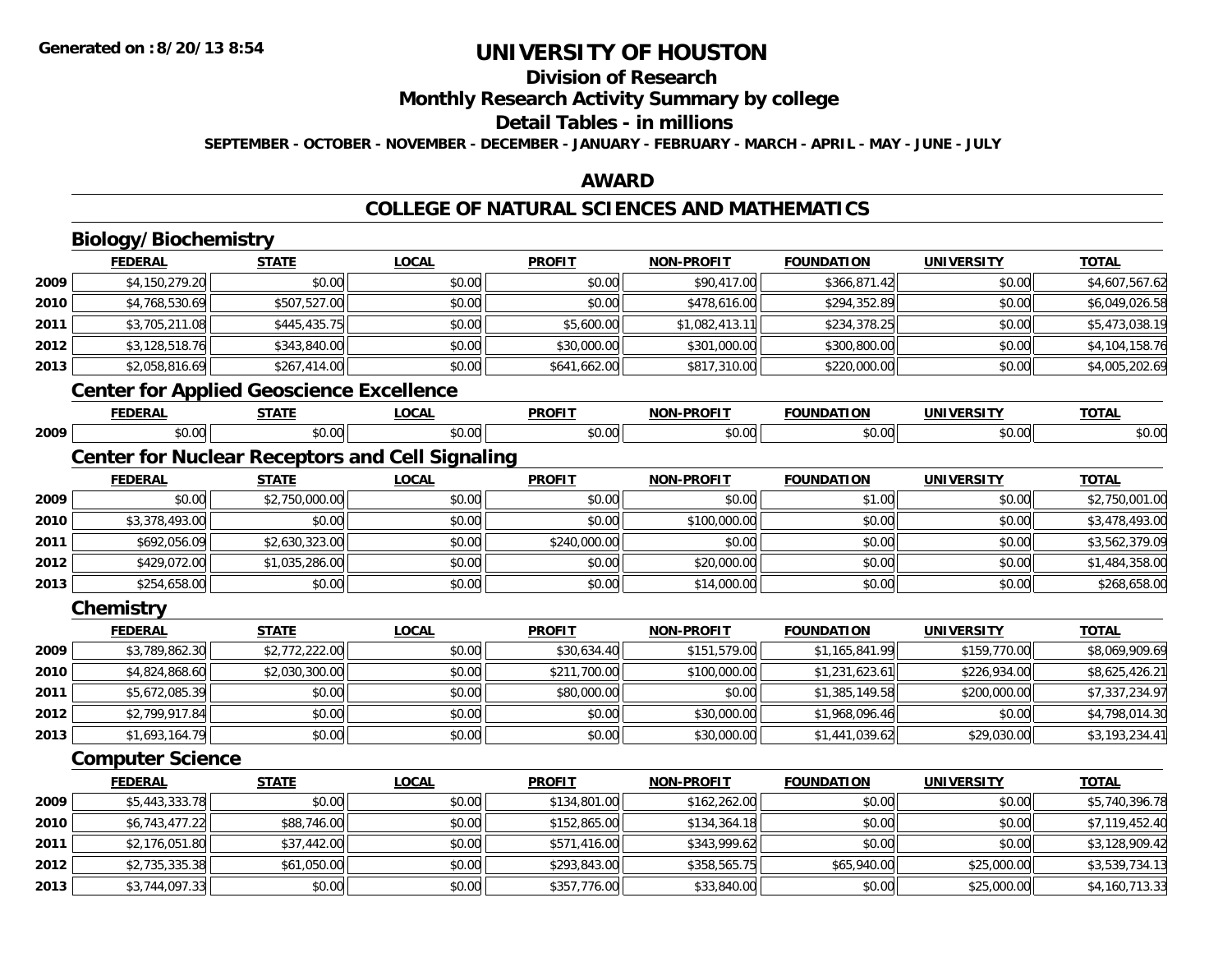**Generated on :8/20/13 8:54**

# UNIVERSITY OF HOUSTON

## Division of Research

## Monthly Research Activity Summary by college

## Detail Tables - in millions

**SEPTEMBER - OCTOBER - NOVEMBER - DECEMBER - JANUARY - FEBRUARY - MARCH - APRIL - MAY - JUNE - JULY**

## AWARD

## COLLEGE OF NATURAL SCIENCES AND MATHEMATICS

### Biology/Biochemistry

| | FEDERAL | STATE | LOCAL | PROFIT | NON-PROFIT | FOUNDATION | UNIVERSITY | TOTAL |
|---|---|---|---|---|---|---|---|---|
| 2009 | $4,150,279.20 | $0.00 | $0.00 | $0.00 | $90,417.00 | $366,871.42 | $0.00 | $4,607,567.62 |
| 2010 | $4,768,530.69 | $507,527.00 | $0.00 | $0.00 | $478,616.00 | $294,352.89 | $0.00 | $6,049,026.58 |
| 2011 | $3,705,211.08 | $445,435.75 | $0.00 | $5,600.00 | $1,082,413.11 | $234,378.25 | $0.00 | $5,473,038.19 |
| 2012 | $3,128,518.76 | $343,840.00 | $0.00 | $30,000.00 | $301,000.00 | $300,800.00 | $0.00 | $4,104,158.76 |
| 2013 | $2,058,816.69 | $267,414.00 | $0.00 | $641,662.00 | $817,310.00 | $220,000.00 | $0.00 | $4,005,202.69 |

### Center for Applied Geoscience Excellence

| | FEDERAL | STATE | LOCAL | PROFIT | NON-PROFIT | FOUNDATION | UNIVERSITY | TOTAL |
|---|---|---|---|---|---|---|---|---|
| 2009 | $0.00 | $0.00 | $0.00 | $0.00 | $0.00 | $0.00 | $0.00 | $0.00 |

### Center for Nuclear Receptors and Cell Signaling

| | FEDERAL | STATE | LOCAL | PROFIT | NON-PROFIT | FOUNDATION | UNIVERSITY | TOTAL |
|---|---|---|---|---|---|---|---|---|
| 2009 | $0.00 | $2,750,000.00 | $0.00 | $0.00 | $0.00 | $1.00 | $0.00 | $2,750,001.00 |
| 2010 | $3,378,493.00 | $0.00 | $0.00 | $0.00 | $100,000.00 | $0.00 | $0.00 | $3,478,493.00 |
| 2011 | $692,056.09 | $2,630,323.00 | $0.00 | $240,000.00 | $0.00 | $0.00 | $0.00 | $3,562,379.09 |
| 2012 | $429,072.00 | $1,035,286.00 | $0.00 | $0.00 | $20,000.00 | $0.00 | $0.00 | $1,484,358.00 |
| 2013 | $254,658.00 | $0.00 | $0.00 | $0.00 | $14,000.00 | $0.00 | $0.00 | $268,658.00 |

### Chemistry

| | FEDERAL | STATE | LOCAL | PROFIT | NON-PROFIT | FOUNDATION | UNIVERSITY | TOTAL |
|---|---|---|---|---|---|---|---|---|
| 2009 | $3,789,862.30 | $2,772,222.00 | $0.00 | $30,634.40 | $151,579.00 | $1,165,841.99 | $159,770.00 | $8,069,909.69 |
| 2010 | $4,824,868.60 | $2,030,300.00 | $0.00 | $211,700.00 | $100,000.00 | $1,231,623.61 | $226,934.00 | $8,625,426.21 |
| 2011 | $5,672,085.39 | $0.00 | $0.00 | $80,000.00 | $0.00 | $1,385,149.58 | $200,000.00 | $7,337,234.97 |
| 2012 | $2,799,917.84 | $0.00 | $0.00 | $0.00 | $30,000.00 | $1,968,096.46 | $0.00 | $4,798,014.30 |
| 2013 | $1,693,164.79 | $0.00 | $0.00 | $0.00 | $30,000.00 | $1,441,039.62 | $29,030.00 | $3,193,234.41 |

### Computer Science

| | FEDERAL | STATE | LOCAL | PROFIT | NON-PROFIT | FOUNDATION | UNIVERSITY | TOTAL |
|---|---|---|---|---|---|---|---|---|
| 2009 | $5,443,333.78 | $0.00 | $0.00 | $134,801.00 | $162,262.00 | $0.00 | $0.00 | $5,740,396.78 |
| 2010 | $6,743,477.22 | $88,746.00 | $0.00 | $152,865.00 | $134,364.18 | $0.00 | $0.00 | $7,119,452.40 |
| 2011 | $2,176,051.80 | $37,442.00 | $0.00 | $571,416.00 | $343,999.62 | $0.00 | $0.00 | $3,128,909.42 |
| 2012 | $2,735,335.38 | $61,050.00 | $0.00 | $293,843.00 | $358,565.75 | $65,940.00 | $25,000.00 | $3,539,734.13 |
| 2013 | $3,744,097.33 | $0.00 | $0.00 | $357,776.00 | $33,840.00 | $0.00 | $25,000.00 | $4,160,713.33 |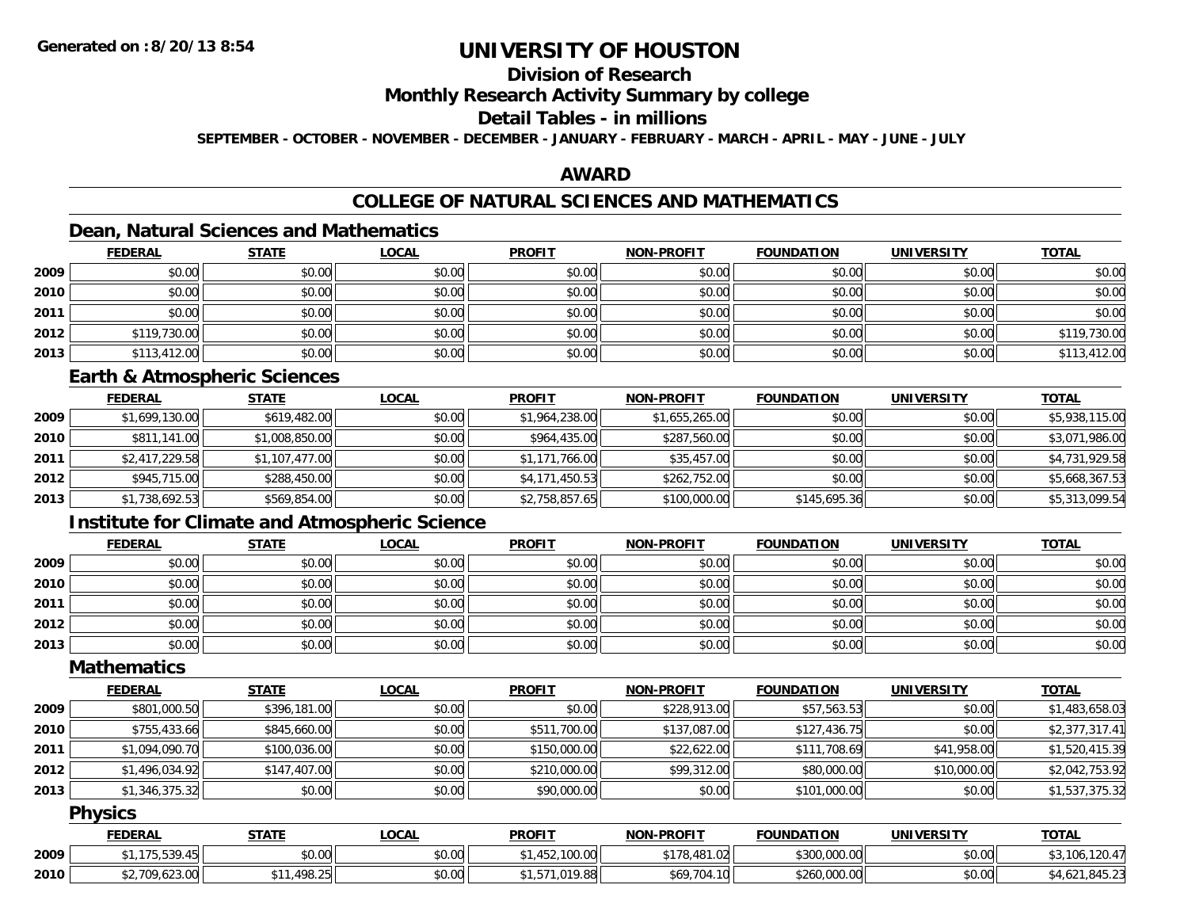# UNIVERSITY OF HOUSTON

## Division of Research

## Monthly Research Activity Summary by college

## Detail Tables - in millions

**SEPTEMBER - OCTOBER - NOVEMBER - DECEMBER - JANUARY - FEBRUARY - MARCH - APRIL - MAY - JUNE - JULY**

## AWARD

## COLLEGE OF NATURAL SCIENCES AND MATHEMATICS

### Dean, Natural Sciences and Mathematics

| | FEDERAL | STATE | LOCAL | PROFIT | NON-PROFIT | FOUNDATION | UNIVERSITY | TOTAL |
|---|---|---|---|---|---|---|---|---|
| 2009 | $0.00 | $0.00 | $0.00 | $0.00 | $0.00 | $0.00 | $0.00 | $0.00 |
| 2010 | $0.00 | $0.00 | $0.00 | $0.00 | $0.00 | $0.00 | $0.00 | $0.00 |
| 2011 | $0.00 | $0.00 | $0.00 | $0.00 | $0.00 | $0.00 | $0.00 | $0.00 |
| 2012 | $119,730.00 | $0.00 | $0.00 | $0.00 | $0.00 | $0.00 | $0.00 | $119,730.00 |
| 2013 | $113,412.00 | $0.00 | $0.00 | $0.00 | $0.00 | $0.00 | $0.00 | $113,412.00 |

### Earth & Atmospheric Sciences

| | FEDERAL | STATE | LOCAL | PROFIT | NON-PROFIT | FOUNDATION | UNIVERSITY | TOTAL |
|---|---|---|---|---|---|---|---|---|
| 2009 | $1,699,130.00 | $619,482.00 | $0.00 | $1,964,238.00 | $1,655,265.00 | $0.00 | $0.00 | $5,938,115.00 |
| 2010 | $811,141.00 | $1,008,850.00 | $0.00 | $964,435.00 | $287,560.00 | $0.00 | $0.00 | $3,071,986.00 |
| 2011 | $2,417,229.58 | $1,107,477.00 | $0.00 | $1,171,766.00 | $35,457.00 | $0.00 | $0.00 | $4,731,929.58 |
| 2012 | $945,715.00 | $288,450.00 | $0.00 | $4,171,450.53 | $262,752.00 | $0.00 | $0.00 | $5,668,367.53 |
| 2013 | $1,738,692.53 | $569,854.00 | $0.00 | $2,758,857.65 | $100,000.00 | $145,695.36 | $0.00 | $5,313,099.54 |

### Institute for Climate and Atmospheric Science

| | FEDERAL | STATE | LOCAL | PROFIT | NON-PROFIT | FOUNDATION | UNIVERSITY | TOTAL |
|---|---|---|---|---|---|---|---|---|
| 2009 | $0.00 | $0.00 | $0.00 | $0.00 | $0.00 | $0.00 | $0.00 | $0.00 |
| 2010 | $0.00 | $0.00 | $0.00 | $0.00 | $0.00 | $0.00 | $0.00 | $0.00 |
| 2011 | $0.00 | $0.00 | $0.00 | $0.00 | $0.00 | $0.00 | $0.00 | $0.00 |
| 2012 | $0.00 | $0.00 | $0.00 | $0.00 | $0.00 | $0.00 | $0.00 | $0.00 |
| 2013 | $0.00 | $0.00 | $0.00 | $0.00 | $0.00 | $0.00 | $0.00 | $0.00 |

### Mathematics

| | FEDERAL | STATE | LOCAL | PROFIT | NON-PROFIT | FOUNDATION | UNIVERSITY | TOTAL |
|---|---|---|---|---|---|---|---|---|
| 2009 | $801,000.50 | $396,181.00 | $0.00 | $0.00 | $228,913.00 | $57,563.53 | $0.00 | $1,483,658.03 |
| 2010 | $755,433.66 | $845,660.00 | $0.00 | $511,700.00 | $137,087.00 | $127,436.75 | $0.00 | $2,377,317.41 |
| 2011 | $1,094,090.70 | $100,036.00 | $0.00 | $150,000.00 | $22,622.00 | $111,708.69 | $41,958.00 | $1,520,415.39 |
| 2012 | $1,496,034.92 | $147,407.00 | $0.00 | $210,000.00 | $99,312.00 | $80,000.00 | $10,000.00 | $2,042,753.92 |
| 2013 | $1,346,375.32 | $0.00 | $0.00 | $90,000.00 | $0.00 | $101,000.00 | $0.00 | $1,537,375.32 |

### Physics

| | FEDERAL | STATE | LOCAL | PROFIT | NON-PROFIT | FOUNDATION | UNIVERSITY | TOTAL |
|---|---|---|---|---|---|---|---|---|
| 2009 | $1,175,539.45 | $0.00 | $0.00 | $1,452,100.00 | $178,481.02 | $300,000.00 | $0.00 | $3,106,120.47 |
| 2010 | $2,709,623.00 | $11,498.25 | $0.00 | $1,571,019.88 | $69,704.10 | $260,000.00 | $0.00 | $4,621,845.23 |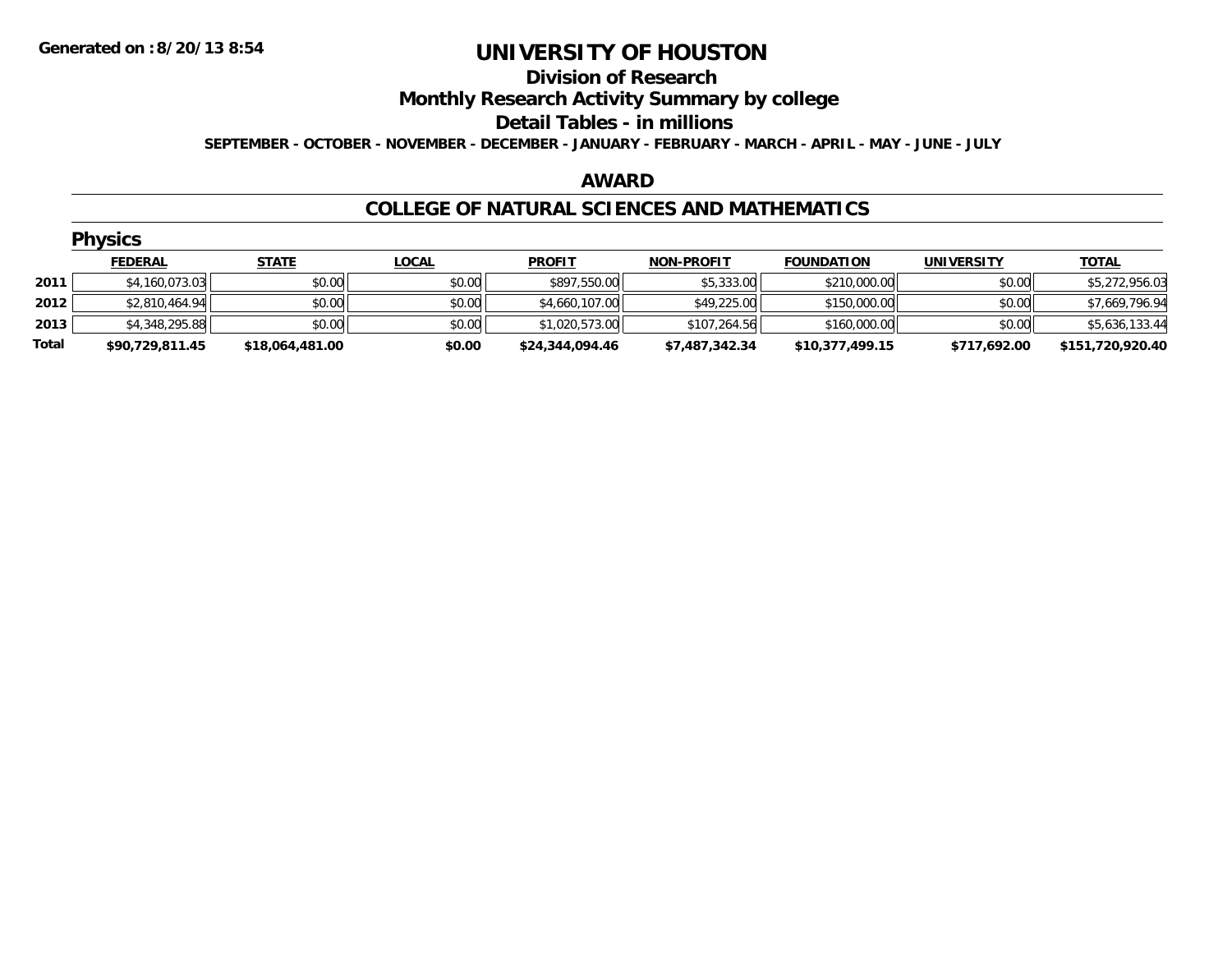**Generated on :8/20/13 8:54**

# UNIVERSITY OF HOUSTON

## Division of Research

## Monthly Research Activity Summary by college

## Detail Tables - in millions

**SEPTEMBER - OCTOBER - NOVEMBER - DECEMBER - JANUARY - FEBRUARY - MARCH - APRIL - MAY - JUNE - JULY**

### AWARD

### COLLEGE OF NATURAL SCIENCES AND MATHEMATICS

#### Physics

| | FEDERAL | STATE | LOCAL | PROFIT | NON-PROFIT | FOUNDATION | UNIVERSITY | TOTAL |
|---|---|---|---|---|---|---|---|---|
| 2011 | $4,160,073.03 | $0.00 | $0.00 | $897,550.00 | $5,333.00 | $210,000.00 | $0.00 | $5,272,956.03 |
| 2012 | $2,810,464.94 | $0.00 | $0.00 | $4,660,107.00 | $49,225.00 | $150,000.00 | $0.00 | $7,669,796.94 |
| 2013 | $4,348,295.88 | $0.00 | $0.00 | $1,020,573.00 | $107,264.56 | $160,000.00 | $0.00 | $5,636,133.44 |
| **Total** | **$90,729,811.45** | **$18,064,481.00** | **$0.00** | **$24,344,094.46** | **$7,487,342.34** | **$10,377,499.15** | **$717,692.00** | **$151,720,920.40** |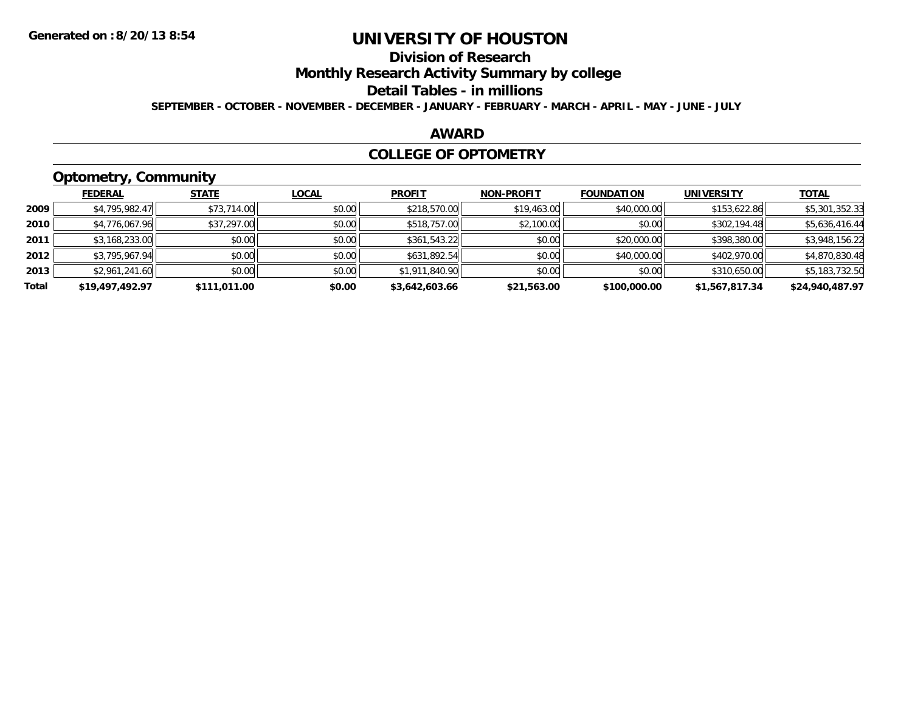# UNIVERSITY OF HOUSTON

## Division of Research

## Monthly Research Activity Summary by college

## Detail Tables - in millions

**SEPTEMBER - OCTOBER - NOVEMBER - DECEMBER - JANUARY - FEBRUARY - MARCH - APRIL - MAY - JUNE - JULY**

## AWARD

## COLLEGE OF OPTOMETRY

### Optometry, Community

| | FEDERAL | STATE | LOCAL | PROFIT | NON-PROFIT | FOUNDATION | UNIVERSITY | TOTAL |
|---|---|---|---|---|---|---|---|---|
| 2009 | $4,795,982.47 | $73,714.00 | $0.00 | $218,570.00 | $19,463.00 | $40,000.00 | $153,622.86 | $5,301,352.33 |
| 2010 | $4,776,067.96 | $37,297.00 | $0.00 | $518,757.00 | $2,100.00 | $0.00 | $302,194.48 | $5,636,416.44 |
| 2011 | $3,168,233.00 | $0.00 | $0.00 | $361,543.22 | $0.00 | $20,000.00 | $398,380.00 | $3,948,156.22 |
| 2012 | $3,795,967.94 | $0.00 | $0.00 | $631,892.54 | $0.00 | $40,000.00 | $402,970.00 | $4,870,830.48 |
| 2013 | $2,961,241.60 | $0.00 | $0.00 | $1,911,840.90 | $0.00 | $0.00 | $310,650.00 | $5,183,732.50 |
| **Total** | **$19,497,492.97** | **$111,011.00** | **$0.00** | **$3,642,603.66** | **$21,563.00** | **$100,000.00** | **$1,567,817.34** | **$24,940,487.97** |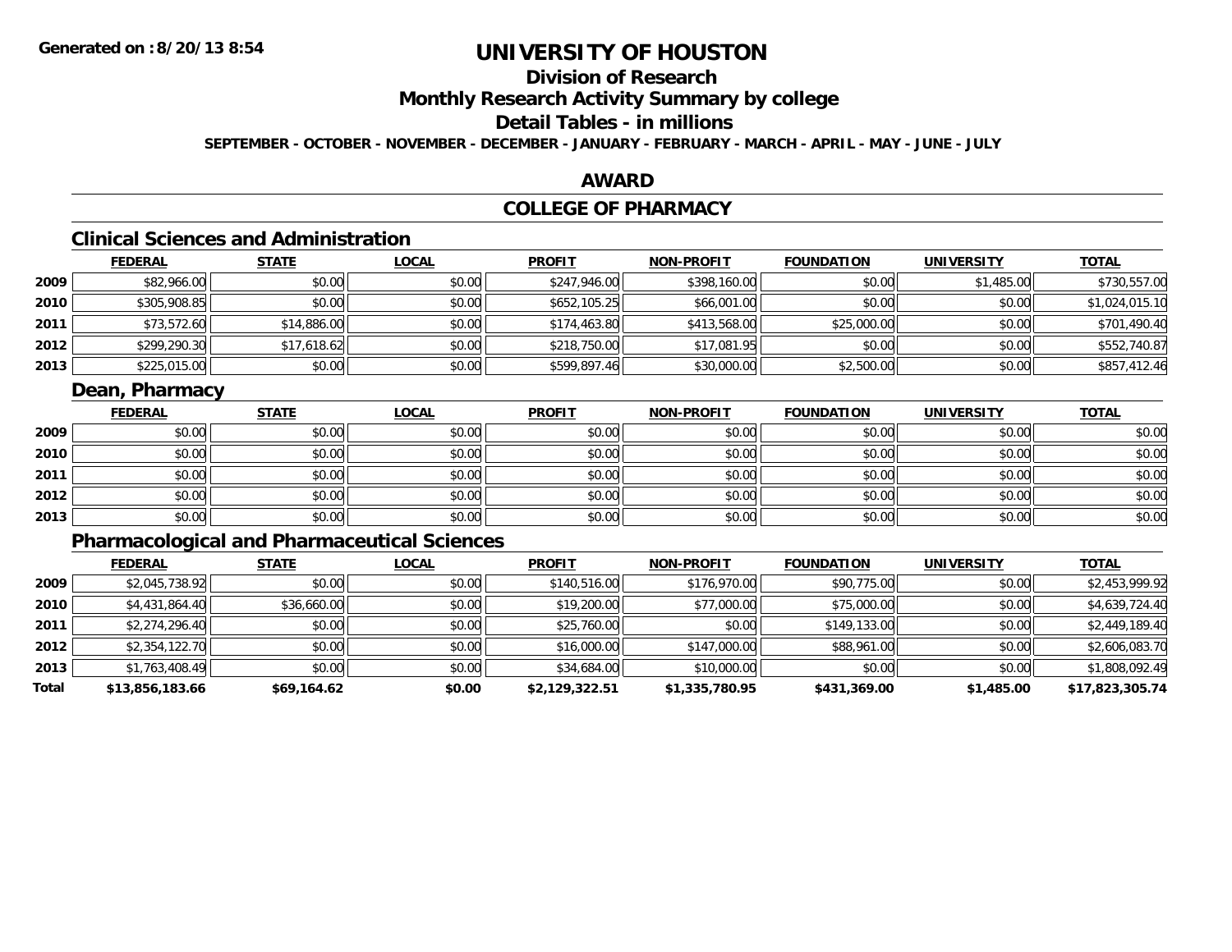**Generated on :8/20/13 8:54**

# UNIVERSITY OF HOUSTON

## Division of Research

## Monthly Research Activity Summary by college

## Detail Tables - in millions

**SEPTEMBER - OCTOBER - NOVEMBER - DECEMBER - JANUARY - FEBRUARY - MARCH - APRIL - MAY - JUNE - JULY**

## AWARD

## COLLEGE OF PHARMACY

### Clinical Sciences and Administration

| | FEDERAL | STATE | LOCAL | PROFIT | NON-PROFIT | FOUNDATION | UNIVERSITY | TOTAL |
|---|---|---|---|---|---|---|---|---|
| 2009 | $82,966.00 | $0.00 | $0.00 | $247,946.00 | $398,160.00 | $0.00 | $1,485.00 | $730,557.00 |
| 2010 | $305,908.85 | $0.00 | $0.00 | $652,105.25 | $66,001.00 | $0.00 | $0.00 | $1,024,015.10 |
| 2011 | $73,572.60 | $14,886.00 | $0.00 | $174,463.80 | $413,568.00 | $25,000.00 | $0.00 | $701,490.40 |
| 2012 | $299,290.30 | $17,618.62 | $0.00 | $218,750.00 | $17,081.95 | $0.00 | $0.00 | $552,740.87 |
| 2013 | $225,015.00 | $0.00 | $0.00 | $599,897.46 | $30,000.00 | $2,500.00 | $0.00 | $857,412.46 |

### Dean, Pharmacy

| | FEDERAL | STATE | LOCAL | PROFIT | NON-PROFIT | FOUNDATION | UNIVERSITY | TOTAL |
|---|---|---|---|---|---|---|---|---|
| 2009 | $0.00 | $0.00 | $0.00 | $0.00 | $0.00 | $0.00 | $0.00 | $0.00 |
| 2010 | $0.00 | $0.00 | $0.00 | $0.00 | $0.00 | $0.00 | $0.00 | $0.00 |
| 2011 | $0.00 | $0.00 | $0.00 | $0.00 | $0.00 | $0.00 | $0.00 | $0.00 |
| 2012 | $0.00 | $0.00 | $0.00 | $0.00 | $0.00 | $0.00 | $0.00 | $0.00 |
| 2013 | $0.00 | $0.00 | $0.00 | $0.00 | $0.00 | $0.00 | $0.00 | $0.00 |

### Pharmacological and Pharmaceutical Sciences

| | FEDERAL | STATE | LOCAL | PROFIT | NON-PROFIT | FOUNDATION | UNIVERSITY | TOTAL |
|---|---|---|---|---|---|---|---|---|
| 2009 | $2,045,738.92 | $0.00 | $0.00 | $140,516.00 | $176,970.00 | $90,775.00 | $0.00 | $2,453,999.92 |
| 2010 | $4,431,864.40 | $36,660.00 | $0.00 | $19,200.00 | $77,000.00 | $75,000.00 | $0.00 | $4,639,724.40 |
| 2011 | $2,274,296.40 | $0.00 | $0.00 | $25,760.00 | $0.00 | $149,133.00 | $0.00 | $2,449,189.40 |
| 2012 | $2,354,122.70 | $0.00 | $0.00 | $16,000.00 | $147,000.00 | $88,961.00 | $0.00 | $2,606,083.70 |
| 2013 | $1,763,408.49 | $0.00 | $0.00 | $34,684.00 | $10,000.00 | $0.00 | $0.00 | $1,808,092.49 |
| **Total** | **$13,856,183.66** | **$69,164.62** | **$0.00** | **$2,129,322.51** | **$1,335,780.95** | **$431,369.00** | **$1,485.00** | **$17,823,305.74** |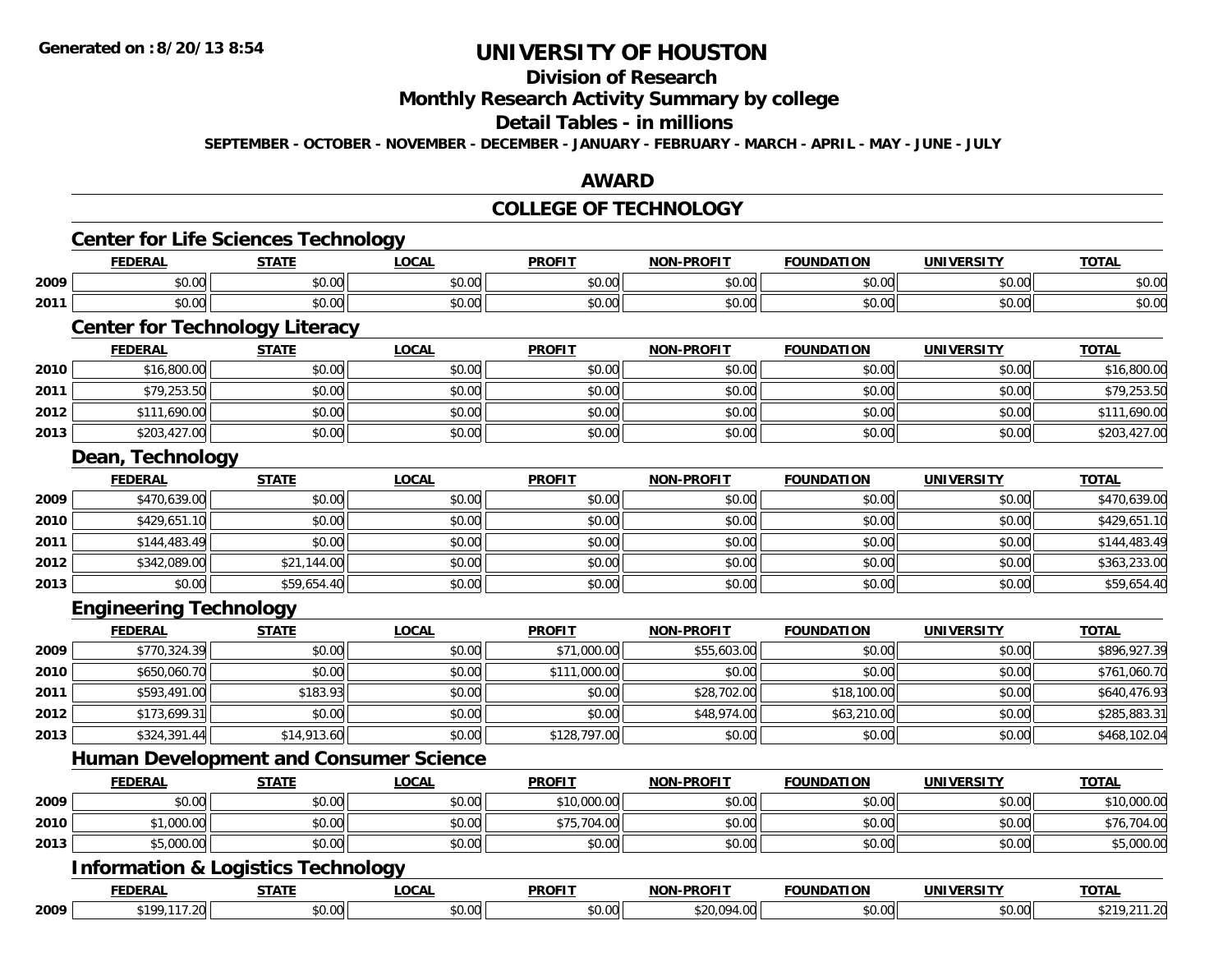**Generated on :8/20/13 8:54**

# UNIVERSITY OF HOUSTON

## Division of Research

## Monthly Research Activity Summary by college

## Detail Tables - in millions

**SEPTEMBER - OCTOBER - NOVEMBER - DECEMBER - JANUARY - FEBRUARY - MARCH - APRIL - MAY - JUNE - JULY**

## AWARD

## COLLEGE OF TECHNOLOGY

### Center for Life Sciences Technology

| | FEDERAL | STATE | LOCAL | PROFIT | NON-PROFIT | FOUNDATION | UNIVERSITY | TOTAL |
|---|---|---|---|---|---|---|---|---|
| 2009 | $0.00 | $0.00 | $0.00 | $0.00 | $0.00 | $0.00 | $0.00 | $0.00 |
| 2011 | $0.00 | $0.00 | $0.00 | $0.00 | $0.00 | $0.00 | $0.00 | $0.00 |

### Center for Technology Literacy

| | FEDERAL | STATE | LOCAL | PROFIT | NON-PROFIT | FOUNDATION | UNIVERSITY | TOTAL |
|---|---|---|---|---|---|---|---|---|
| 2010 | $16,800.00 | $0.00 | $0.00 | $0.00 | $0.00 | $0.00 | $0.00 | $16,800.00 |
| 2011 | $79,253.50 | $0.00 | $0.00 | $0.00 | $0.00 | $0.00 | $0.00 | $79,253.50 |
| 2012 | $111,690.00 | $0.00 | $0.00 | $0.00 | $0.00 | $0.00 | $0.00 | $111,690.00 |
| 2013 | $203,427.00 | $0.00 | $0.00 | $0.00 | $0.00 | $0.00 | $0.00 | $203,427.00 |

### Dean, Technology

| | FEDERAL | STATE | LOCAL | PROFIT | NON-PROFIT | FOUNDATION | UNIVERSITY | TOTAL |
|---|---|---|---|---|---|---|---|---|
| 2009 | $470,639.00 | $0.00 | $0.00 | $0.00 | $0.00 | $0.00 | $0.00 | $470,639.00 |
| 2010 | $429,651.10 | $0.00 | $0.00 | $0.00 | $0.00 | $0.00 | $0.00 | $429,651.10 |
| 2011 | $144,483.49 | $0.00 | $0.00 | $0.00 | $0.00 | $0.00 | $0.00 | $144,483.49 |
| 2012 | $342,089.00 | $21,144.00 | $0.00 | $0.00 | $0.00 | $0.00 | $0.00 | $363,233.00 |
| 2013 | $0.00 | $59,654.40 | $0.00 | $0.00 | $0.00 | $0.00 | $0.00 | $59,654.40 |

### Engineering Technology

| | FEDERAL | STATE | LOCAL | PROFIT | NON-PROFIT | FOUNDATION | UNIVERSITY | TOTAL |
|---|---|---|---|---|---|---|---|---|
| 2009 | $770,324.39 | $0.00 | $0.00 | $71,000.00 | $55,603.00 | $0.00 | $0.00 | $896,927.39 |
| 2010 | $650,060.70 | $0.00 | $0.00 | $111,000.00 | $0.00 | $0.00 | $0.00 | $761,060.70 |
| 2011 | $593,491.00 | $183.93 | $0.00 | $0.00 | $28,702.00 | $18,100.00 | $0.00 | $640,476.93 |
| 2012 | $173,699.31 | $0.00 | $0.00 | $0.00 | $48,974.00 | $63,210.00 | $0.00 | $285,883.31 |
| 2013 | $324,391.44 | $14,913.60 | $0.00 | $128,797.00 | $0.00 | $0.00 | $0.00 | $468,102.04 |

### Human Development and Consumer Science

| | FEDERAL | STATE | LOCAL | PROFIT | NON-PROFIT | FOUNDATION | UNIVERSITY | TOTAL |
|---|---|---|---|---|---|---|---|---|
| 2009 | $0.00 | $0.00 | $0.00 | $10,000.00 | $0.00 | $0.00 | $0.00 | $10,000.00 |
| 2010 | $1,000.00 | $0.00 | $0.00 | $75,704.00 | $0.00 | $0.00 | $0.00 | $76,704.00 |
| 2013 | $5,000.00 | $0.00 | $0.00 | $0.00 | $0.00 | $0.00 | $0.00 | $5,000.00 |

### Information & Logistics Technology

| | FEDERAL | STATE | LOCAL | PROFIT | NON-PROFIT | FOUNDATION | UNIVERSITY | TOTAL |
|---|---|---|---|---|---|---|---|---|
| 2009 | $199,117.20 | $0.00 | $0.00 | $0.00 | $20,094.00 | $0.00 | $0.00 | $219,211.20 |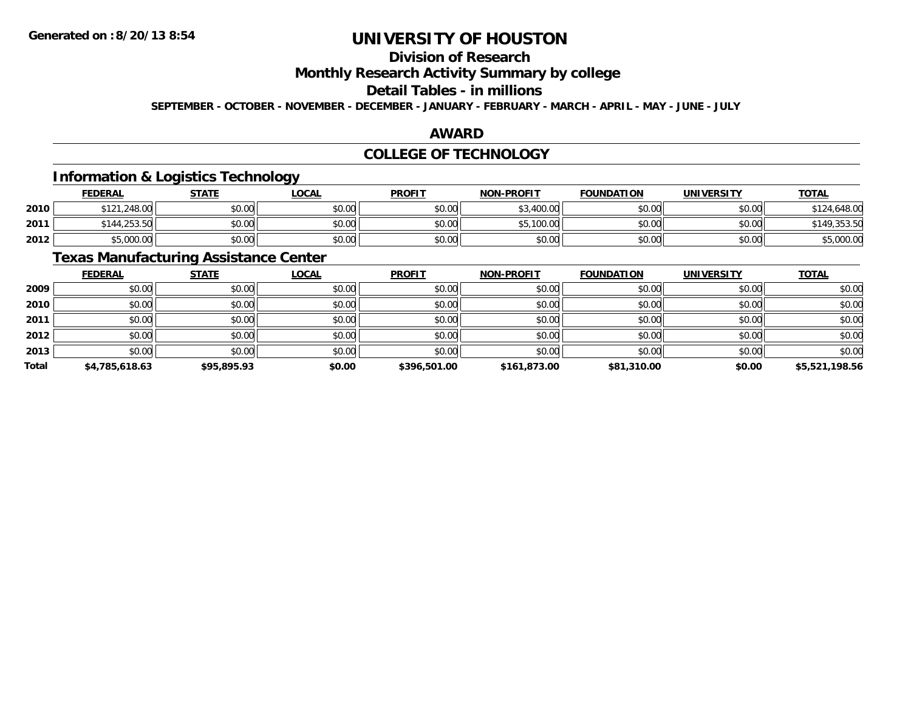# UNIVERSITY OF HOUSTON

## Division of Research

## Monthly Research Activity Summary by college

## Detail Tables - in millions

**SEPTEMBER - OCTOBER - NOVEMBER - DECEMBER - JANUARY - FEBRUARY - MARCH - APRIL - MAY - JUNE - JULY**

## AWARD

## COLLEGE OF TECHNOLOGY

### Information & Logistics Technology

| | FEDERAL | STATE | LOCAL | PROFIT | NON-PROFIT | FOUNDATION | UNIVERSITY | TOTAL |
|---|---|---|---|---|---|---|---|---|
| 2010 | $121,248.00 | $0.00 | $0.00 | $0.00 | $3,400.00 | $0.00 | $0.00 | $124,648.00 |
| 2011 | $144,253.50 | $0.00 | $0.00 | $0.00 | $5,100.00 | $0.00 | $0.00 | $149,353.50 |
| 2012 | $5,000.00 | $0.00 | $0.00 | $0.00 | $0.00 | $0.00 | $0.00 | $5,000.00 |

### Texas Manufacturing Assistance Center

| | FEDERAL | STATE | LOCAL | PROFIT | NON-PROFIT | FOUNDATION | UNIVERSITY | TOTAL |
|---|---|---|---|---|---|---|---|---|
| 2009 | $0.00 | $0.00 | $0.00 | $0.00 | $0.00 | $0.00 | $0.00 | $0.00 |
| 2010 | $0.00 | $0.00 | $0.00 | $0.00 | $0.00 | $0.00 | $0.00 | $0.00 |
| 2011 | $0.00 | $0.00 | $0.00 | $0.00 | $0.00 | $0.00 | $0.00 | $0.00 |
| 2012 | $0.00 | $0.00 | $0.00 | $0.00 | $0.00 | $0.00 | $0.00 | $0.00 |
| 2013 | $0.00 | $0.00 | $0.00 | $0.00 | $0.00 | $0.00 | $0.00 | $0.00 |
| **Total** | **$4,785,618.63** | **$95,895.93** | **$0.00** | **$396,501.00** | **$161,873.00** | **$81,310.00** | **$0.00** | **$5,521,198.56** |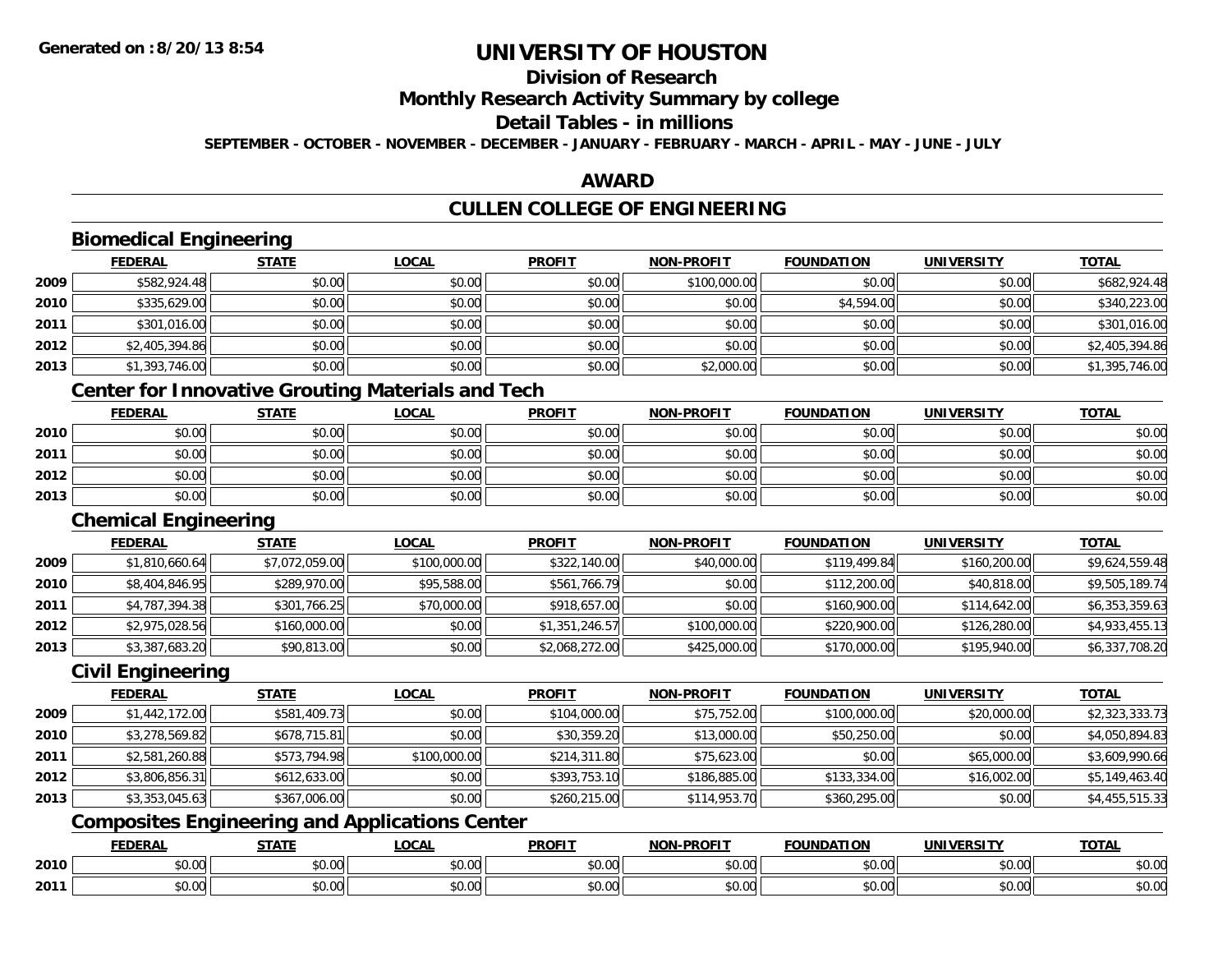**Generated on :8/20/13 8:54**

# UNIVERSITY OF HOUSTON

## Division of Research

## Monthly Research Activity Summary by college

## Detail Tables - in millions

**SEPTEMBER - OCTOBER - NOVEMBER - DECEMBER - JANUARY - FEBRUARY - MARCH - APRIL - MAY - JUNE - JULY**

## AWARD

## CULLEN COLLEGE OF ENGINEERING

### Biomedical Engineering

| | FEDERAL | STATE | LOCAL | PROFIT | NON-PROFIT | FOUNDATION | UNIVERSITY | TOTAL |
|---|---|---|---|---|---|---|---|---|
| 2009 | $582,924.48 | $0.00 | $0.00 | $0.00 | $100,000.00 | $0.00 | $0.00 | $682,924.48 |
| 2010 | $335,629.00 | $0.00 | $0.00 | $0.00 | $0.00 | $4,594.00 | $0.00 | $340,223.00 |
| 2011 | $301,016.00 | $0.00 | $0.00 | $0.00 | $0.00 | $0.00 | $0.00 | $301,016.00 |
| 2012 | $2,405,394.86 | $0.00 | $0.00 | $0.00 | $0.00 | $0.00 | $0.00 | $2,405,394.86 |
| 2013 | $1,393,746.00 | $0.00 | $0.00 | $0.00 | $2,000.00 | $0.00 | $0.00 | $1,395,746.00 |

### Center for Innovative Grouting Materials and Tech

| | FEDERAL | STATE | LOCAL | PROFIT | NON-PROFIT | FOUNDATION | UNIVERSITY | TOTAL |
|---|---|---|---|---|---|---|---|---|
| 2010 | $0.00 | $0.00 | $0.00 | $0.00 | $0.00 | $0.00 | $0.00 | $0.00 |
| 2011 | $0.00 | $0.00 | $0.00 | $0.00 | $0.00 | $0.00 | $0.00 | $0.00 |
| 2012 | $0.00 | $0.00 | $0.00 | $0.00 | $0.00 | $0.00 | $0.00 | $0.00 |
| 2013 | $0.00 | $0.00 | $0.00 | $0.00 | $0.00 | $0.00 | $0.00 | $0.00 |

### Chemical Engineering

| | FEDERAL | STATE | LOCAL | PROFIT | NON-PROFIT | FOUNDATION | UNIVERSITY | TOTAL |
|---|---|---|---|---|---|---|---|---|
| 2009 | $1,810,660.64 | $7,072,059.00 | $100,000.00 | $322,140.00 | $40,000.00 | $119,499.84 | $160,200.00 | $9,624,559.48 |
| 2010 | $8,404,846.95 | $289,970.00 | $95,588.00 | $561,766.79 | $0.00 | $112,200.00 | $40,818.00 | $9,505,189.74 |
| 2011 | $4,787,394.38 | $301,766.25 | $70,000.00 | $918,657.00 | $0.00 | $160,900.00 | $114,642.00 | $6,353,359.63 |
| 2012 | $2,975,028.56 | $160,000.00 | $0.00 | $1,351,246.57 | $100,000.00 | $220,900.00 | $126,280.00 | $4,933,455.13 |
| 2013 | $3,387,683.20 | $90,813.00 | $0.00 | $2,068,272.00 | $425,000.00 | $170,000.00 | $195,940.00 | $6,337,708.20 |

### Civil Engineering

| | FEDERAL | STATE | LOCAL | PROFIT | NON-PROFIT | FOUNDATION | UNIVERSITY | TOTAL |
|---|---|---|---|---|---|---|---|---|
| 2009 | $1,442,172.00 | $581,409.73 | $0.00 | $104,000.00 | $75,752.00 | $100,000.00 | $20,000.00 | $2,323,333.73 |
| 2010 | $3,278,569.82 | $678,715.81 | $0.00 | $30,359.20 | $13,000.00 | $50,250.00 | $0.00 | $4,050,894.83 |
| 2011 | $2,581,260.88 | $573,794.98 | $100,000.00 | $214,311.80 | $75,623.00 | $0.00 | $65,000.00 | $3,609,990.66 |
| 2012 | $3,806,856.31 | $612,633.00 | $0.00 | $393,753.10 | $186,885.00 | $133,334.00 | $16,002.00 | $5,149,463.40 |
| 2013 | $3,353,045.63 | $367,006.00 | $0.00 | $260,215.00 | $114,953.70 | $360,295.00 | $0.00 | $4,455,515.33 |

### Composites Engineering and Applications Center

| | FEDERAL | STATE | LOCAL | PROFIT | NON-PROFIT | FOUNDATION | UNIVERSITY | TOTAL |
|---|---|---|---|---|---|---|---|---|
| 2010 | $0.00 | $0.00 | $0.00 | $0.00 | $0.00 | $0.00 | $0.00 | $0.00 |
| 2011 | $0.00 | $0.00 | $0.00 | $0.00 | $0.00 | $0.00 | $0.00 | $0.00 |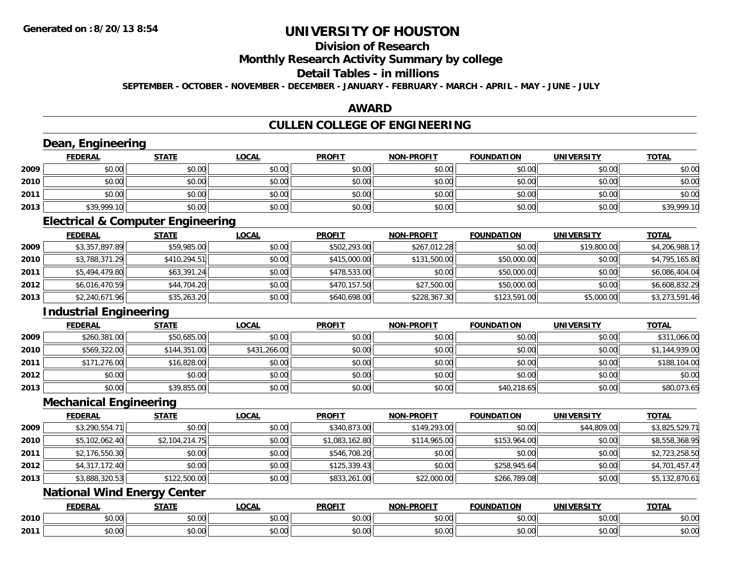**Generated on :8/20/13 8:54**

# UNIVERSITY OF HOUSTON

## Division of Research

## Monthly Research Activity Summary by college

## Detail Tables - in millions

**SEPTEMBER - OCTOBER - NOVEMBER - DECEMBER - JANUARY - FEBRUARY - MARCH - APRIL - MAY - JUNE - JULY**

## AWARD

## CULLEN COLLEGE OF ENGINEERING

### Dean, Engineering

| | FEDERAL | STATE | LOCAL | PROFIT | NON-PROFIT | FOUNDATION | UNIVERSITY | TOTAL |
|---|---|---|---|---|---|---|---|---|
| 2009 | $0.00 | $0.00 | $0.00 | $0.00 | $0.00 | $0.00 | $0.00 | $0.00 |
| 2010 | $0.00 | $0.00 | $0.00 | $0.00 | $0.00 | $0.00 | $0.00 | $0.00 |
| 2011 | $0.00 | $0.00 | $0.00 | $0.00 | $0.00 | $0.00 | $0.00 | $0.00 |
| 2013 | $39,999.10 | $0.00 | $0.00 | $0.00 | $0.00 | $0.00 | $0.00 | $39,999.10 |

### Electrical & Computer Engineering

| | FEDERAL | STATE | LOCAL | PROFIT | NON-PROFIT | FOUNDATION | UNIVERSITY | TOTAL |
|---|---|---|---|---|---|---|---|---|
| 2009 | $3,357,897.89 | $59,985.00 | $0.00 | $502,293.00 | $267,012.28 | $0.00 | $19,800.00 | $4,206,988.17 |
| 2010 | $3,788,371.29 | $410,294.51 | $0.00 | $415,000.00 | $131,500.00 | $50,000.00 | $0.00 | $4,795,165.80 |
| 2011 | $5,494,479.80 | $63,391.24 | $0.00 | $478,533.00 | $0.00 | $50,000.00 | $0.00 | $6,086,404.04 |
| 2012 | $6,016,470.59 | $44,704.20 | $0.00 | $470,157.50 | $27,500.00 | $50,000.00 | $0.00 | $6,608,832.29 |
| 2013 | $2,240,671.96 | $35,263.20 | $0.00 | $640,698.00 | $228,367.30 | $123,591.00 | $5,000.00 | $3,273,591.46 |

### Industrial Engineering

| | FEDERAL | STATE | LOCAL | PROFIT | NON-PROFIT | FOUNDATION | UNIVERSITY | TOTAL |
|---|---|---|---|---|---|---|---|---|
| 2009 | $260,381.00 | $50,685.00 | $0.00 | $0.00 | $0.00 | $0.00 | $0.00 | $311,066.00 |
| 2010 | $569,322.00 | $144,351.00 | $431,266.00 | $0.00 | $0.00 | $0.00 | $0.00 | $1,144,939.00 |
| 2011 | $171,276.00 | $16,828.00 | $0.00 | $0.00 | $0.00 | $0.00 | $0.00 | $188,104.00 |
| 2012 | $0.00 | $0.00 | $0.00 | $0.00 | $0.00 | $0.00 | $0.00 | $0.00 |
| 2013 | $0.00 | $39,855.00 | $0.00 | $0.00 | $0.00 | $40,218.65 | $0.00 | $80,073.65 |

### Mechanical Engineering

| | FEDERAL | STATE | LOCAL | PROFIT | NON-PROFIT | FOUNDATION | UNIVERSITY | TOTAL |
|---|---|---|---|---|---|---|---|---|
| 2009 | $3,290,554.71 | $0.00 | $0.00 | $340,873.00 | $149,293.00 | $0.00 | $44,809.00 | $3,825,529.71 |
| 2010 | $5,102,062.40 | $2,104,214.75 | $0.00 | $1,083,162.80 | $114,965.00 | $153,964.00 | $0.00 | $8,558,368.95 |
| 2011 | $2,176,550.30 | $0.00 | $0.00 | $546,708.20 | $0.00 | $0.00 | $0.00 | $2,723,258.50 |
| 2012 | $4,317,172.40 | $0.00 | $0.00 | $125,339.43 | $0.00 | $258,945.64 | $0.00 | $4,701,457.47 |
| 2013 | $3,888,320.53 | $122,500.00 | $0.00 | $833,261.00 | $22,000.00 | $266,789.08 | $0.00 | $5,132,870.61 |

### National Wind Energy Center

| | FEDERAL | STATE | LOCAL | PROFIT | NON-PROFIT | FOUNDATION | UNIVERSITY | TOTAL |
|---|---|---|---|---|---|---|---|---|
| 2010 | $0.00 | $0.00 | $0.00 | $0.00 | $0.00 | $0.00 | $0.00 | $0.00 |
| 2011 | $0.00 | $0.00 | $0.00 | $0.00 | $0.00 | $0.00 | $0.00 | $0.00 |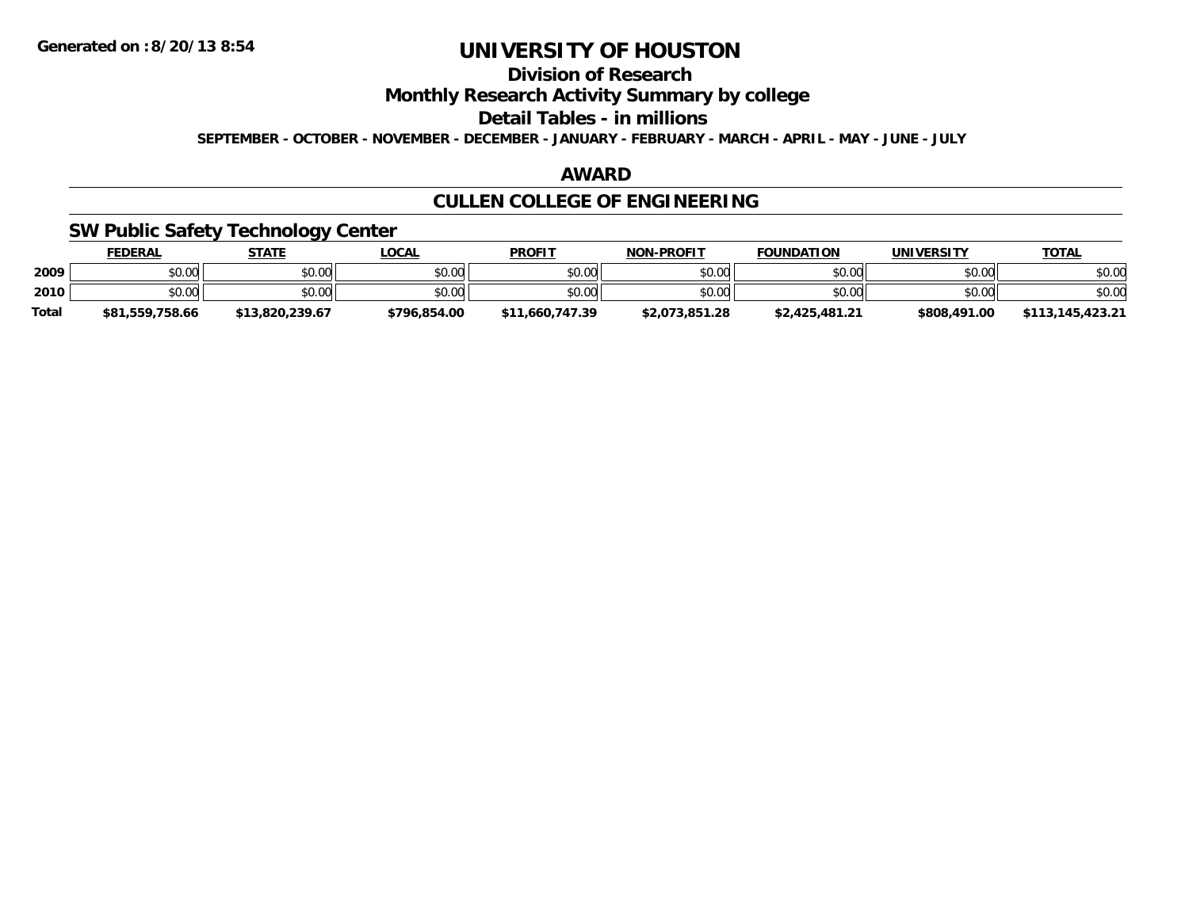Generated on :8/20/13 8:54

# UNIVERSITY OF HOUSTON

## Division of Research

## Monthly Research Activity Summary by college

## Detail Tables - in millions

SEPTEMBER - OCTOBER - NOVEMBER - DECEMBER - JANUARY - FEBRUARY - MARCH - APRIL - MAY - JUNE - JULY

## AWARD

## CULLEN COLLEGE OF ENGINEERING

### SW Public Safety Technology Center

| | FEDERAL | STATE | LOCAL | PROFIT | NON-PROFIT | FOUNDATION | UNIVERSITY | TOTAL |
|---|---|---|---|---|---|---|---|---|
| 2009 | $0.00 | $0.00 | $0.00 | $0.00 | $0.00 | $0.00 | $0.00 | $0.00 |
| 2010 | $0.00 | $0.00 | $0.00 | $0.00 | $0.00 | $0.00 | $0.00 | $0.00 |
| Total | $81,559,758.66 | $13,820,239.67 | $796,854.00 | $11,660,747.39 | $2,073,851.28 | $2,425,481.21 | $808,491.00 | $113,145,423.21 |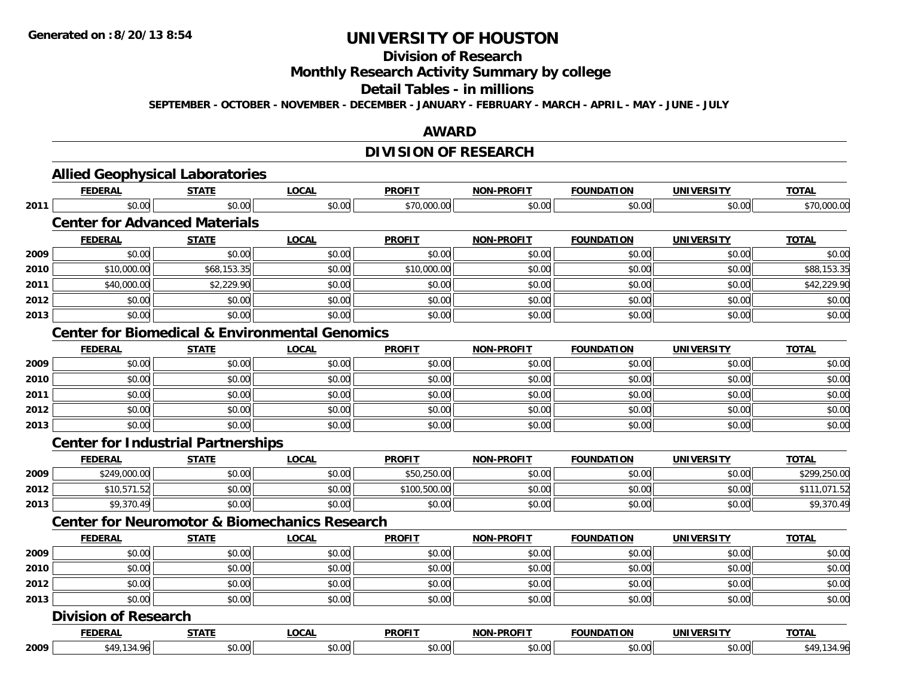Generated on :8/20/13 8:54

# UNIVERSITY OF HOUSTON

## Division of Research

## Monthly Research Activity Summary by college

## Detail Tables - in millions

**SEPTEMBER - OCTOBER - NOVEMBER - DECEMBER - JANUARY - FEBRUARY - MARCH - APRIL - MAY - JUNE - JULY**

## AWARD

## DIVISION OF RESEARCH

### Allied Geophysical Laboratories

| | FEDERAL | STATE | LOCAL | PROFIT | NON-PROFIT | FOUNDATION | UNIVERSITY | TOTAL |
|---|---|---|---|---|---|---|---|---|
| 2011 | $0.00 | $0.00 | $0.00 | $70,000.00 | $0.00 | $0.00 | $0.00 | $70,000.00 |

### Center for Advanced Materials

| | FEDERAL | STATE | LOCAL | PROFIT | NON-PROFIT | FOUNDATION | UNIVERSITY | TOTAL |
|---|---|---|---|---|---|---|---|---|
| 2009 | $0.00 | $0.00 | $0.00 | $0.00 | $0.00 | $0.00 | $0.00 | $0.00 |
| 2010 | $10,000.00 | $68,153.35 | $0.00 | $10,000.00 | $0.00 | $0.00 | $0.00 | $88,153.35 |
| 2011 | $40,000.00 | $2,229.90 | $0.00 | $0.00 | $0.00 | $0.00 | $0.00 | $42,229.90 |
| 2012 | $0.00 | $0.00 | $0.00 | $0.00 | $0.00 | $0.00 | $0.00 | $0.00 |
| 2013 | $0.00 | $0.00 | $0.00 | $0.00 | $0.00 | $0.00 | $0.00 | $0.00 |

### Center for Biomedical & Environmental Genomics

| | FEDERAL | STATE | LOCAL | PROFIT | NON-PROFIT | FOUNDATION | UNIVERSITY | TOTAL |
|---|---|---|---|---|---|---|---|---|
| 2009 | $0.00 | $0.00 | $0.00 | $0.00 | $0.00 | $0.00 | $0.00 | $0.00 |
| 2010 | $0.00 | $0.00 | $0.00 | $0.00 | $0.00 | $0.00 | $0.00 | $0.00 |
| 2011 | $0.00 | $0.00 | $0.00 | $0.00 | $0.00 | $0.00 | $0.00 | $0.00 |
| 2012 | $0.00 | $0.00 | $0.00 | $0.00 | $0.00 | $0.00 | $0.00 | $0.00 |
| 2013 | $0.00 | $0.00 | $0.00 | $0.00 | $0.00 | $0.00 | $0.00 | $0.00 |

### Center for Industrial Partnerships

| | FEDERAL | STATE | LOCAL | PROFIT | NON-PROFIT | FOUNDATION | UNIVERSITY | TOTAL |
|---|---|---|---|---|---|---|---|---|
| 2009 | $249,000.00 | $0.00 | $0.00 | $50,250.00 | $0.00 | $0.00 | $0.00 | $299,250.00 |
| 2012 | $10,571.52 | $0.00 | $0.00 | $100,500.00 | $0.00 | $0.00 | $0.00 | $111,071.52 |
| 2013 | $9,370.49 | $0.00 | $0.00 | $0.00 | $0.00 | $0.00 | $0.00 | $9,370.49 |

### Center for Neuromotor & Biomechanics Research

| | FEDERAL | STATE | LOCAL | PROFIT | NON-PROFIT | FOUNDATION | UNIVERSITY | TOTAL |
|---|---|---|---|---|---|---|---|---|
| 2009 | $0.00 | $0.00 | $0.00 | $0.00 | $0.00 | $0.00 | $0.00 | $0.00 |
| 2010 | $0.00 | $0.00 | $0.00 | $0.00 | $0.00 | $0.00 | $0.00 | $0.00 |
| 2012 | $0.00 | $0.00 | $0.00 | $0.00 | $0.00 | $0.00 | $0.00 | $0.00 |
| 2013 | $0.00 | $0.00 | $0.00 | $0.00 | $0.00 | $0.00 | $0.00 | $0.00 |

### Division of Research

| | FEDERAL | STATE | LOCAL | PROFIT | NON-PROFIT | FOUNDATION | UNIVERSITY | TOTAL |
|---|---|---|---|---|---|---|---|---|
| 2009 | $49,134.96 | $0.00 | $0.00 | $0.00 | $0.00 | $0.00 | $0.00 | $49,134.96 |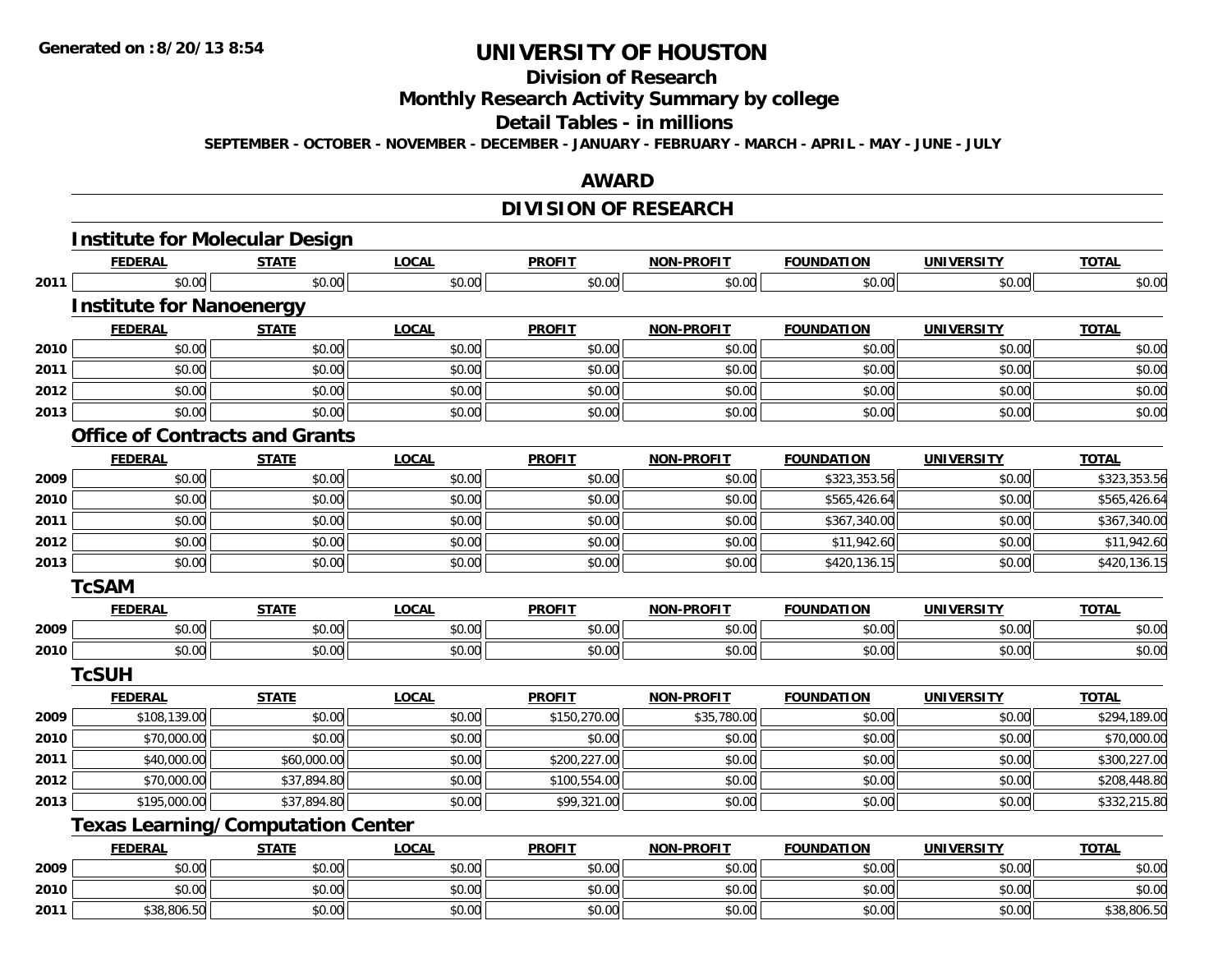# UNIVERSITY OF HOUSTON

## Division of Research

## Monthly Research Activity Summary by college

## Detail Tables - in millions

**SEPTEMBER - OCTOBER - NOVEMBER - DECEMBER - JANUARY - FEBRUARY - MARCH - APRIL - MAY - JUNE - JULY**

## AWARD

## DIVISION OF RESEARCH

### Institute for Molecular Design

| | FEDERAL | STATE | LOCAL | PROFIT | NON-PROFIT | FOUNDATION | UNIVERSITY | TOTAL |
|---|---|---|---|---|---|---|---|---|
| 2011 | $0.00 | $0.00 | $0.00 | $0.00 | $0.00 | $0.00 | $0.00 | $0.00 |

### Institute for Nanoenergy

| | FEDERAL | STATE | LOCAL | PROFIT | NON-PROFIT | FOUNDATION | UNIVERSITY | TOTAL |
|---|---|---|---|---|---|---|---|---|
| 2010 | $0.00 | $0.00 | $0.00 | $0.00 | $0.00 | $0.00 | $0.00 | $0.00 |
| 2011 | $0.00 | $0.00 | $0.00 | $0.00 | $0.00 | $0.00 | $0.00 | $0.00 |
| 2012 | $0.00 | $0.00 | $0.00 | $0.00 | $0.00 | $0.00 | $0.00 | $0.00 |
| 2013 | $0.00 | $0.00 | $0.00 | $0.00 | $0.00 | $0.00 | $0.00 | $0.00 |

### Office of Contracts and Grants

| | FEDERAL | STATE | LOCAL | PROFIT | NON-PROFIT | FOUNDATION | UNIVERSITY | TOTAL |
|---|---|---|---|---|---|---|---|---|
| 2009 | $0.00 | $0.00 | $0.00 | $0.00 | $0.00 | $323,353.56 | $0.00 | $323,353.56 |
| 2010 | $0.00 | $0.00 | $0.00 | $0.00 | $0.00 | $565,426.64 | $0.00 | $565,426.64 |
| 2011 | $0.00 | $0.00 | $0.00 | $0.00 | $0.00 | $367,340.00 | $0.00 | $367,340.00 |
| 2012 | $0.00 | $0.00 | $0.00 | $0.00 | $0.00 | $11,942.60 | $0.00 | $11,942.60 |
| 2013 | $0.00 | $0.00 | $0.00 | $0.00 | $0.00 | $420,136.15 | $0.00 | $420,136.15 |

### TcSAM

| | FEDERAL | STATE | LOCAL | PROFIT | NON-PROFIT | FOUNDATION | UNIVERSITY | TOTAL |
|---|---|---|---|---|---|---|---|---|
| 2009 | $0.00 | $0.00 | $0.00 | $0.00 | $0.00 | $0.00 | $0.00 | $0.00 |
| 2010 | $0.00 | $0.00 | $0.00 | $0.00 | $0.00 | $0.00 | $0.00 | $0.00 |

### TcSUH

| | FEDERAL | STATE | LOCAL | PROFIT | NON-PROFIT | FOUNDATION | UNIVERSITY | TOTAL |
|---|---|---|---|---|---|---|---|---|
| 2009 | $108,139.00 | $0.00 | $0.00 | $150,270.00 | $35,780.00 | $0.00 | $0.00 | $294,189.00 |
| 2010 | $70,000.00 | $0.00 | $0.00 | $0.00 | $0.00 | $0.00 | $0.00 | $70,000.00 |
| 2011 | $40,000.00 | $60,000.00 | $0.00 | $200,227.00 | $0.00 | $0.00 | $0.00 | $300,227.00 |
| 2012 | $70,000.00 | $37,894.80 | $0.00 | $100,554.00 | $0.00 | $0.00 | $0.00 | $208,448.80 |
| 2013 | $195,000.00 | $37,894.80 | $0.00 | $99,321.00 | $0.00 | $0.00 | $0.00 | $332,215.80 |

### Texas Learning/Computation Center

| | FEDERAL | STATE | LOCAL | PROFIT | NON-PROFIT | FOUNDATION | UNIVERSITY | TOTAL |
|---|---|---|---|---|---|---|---|---|
| 2009 | $0.00 | $0.00 | $0.00 | $0.00 | $0.00 | $0.00 | $0.00 | $0.00 |
| 2010 | $0.00 | $0.00 | $0.00 | $0.00 | $0.00 | $0.00 | $0.00 | $0.00 |
| 2011 | $38,806.50 | $0.00 | $0.00 | $0.00 | $0.00 | $0.00 | $0.00 | $38,806.50 |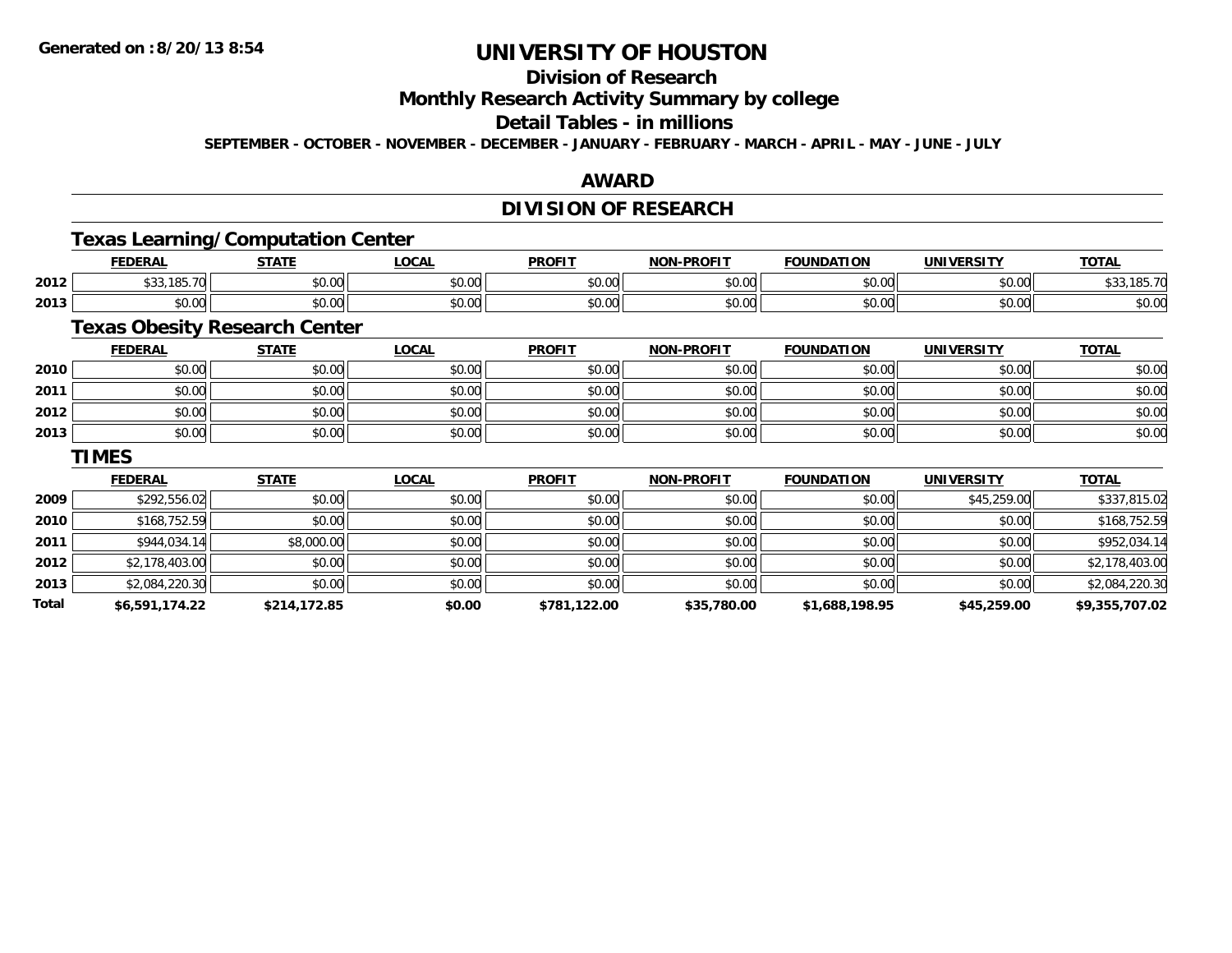# UNIVERSITY OF HOUSTON

## Division of Research

## Monthly Research Activity Summary by college

## Detail Tables - in millions

**SEPTEMBER - OCTOBER - NOVEMBER - DECEMBER - JANUARY - FEBRUARY - MARCH - APRIL - MAY - JUNE - JULY**

## AWARD

## DIVISION OF RESEARCH

### Texas Learning/Computation Center

| | FEDERAL | STATE | LOCAL | PROFIT | NON-PROFIT | FOUNDATION | UNIVERSITY | TOTAL |
|---|---|---|---|---|---|---|---|---|
| 2012 | $33,185.70 | $0.00 | $0.00 | $0.00 | $0.00 | $0.00 | $0.00 | $33,185.70 |
| 2013 | $0.00 | $0.00 | $0.00 | $0.00 | $0.00 | $0.00 | $0.00 | $0.00 |

### Texas Obesity Research Center

| | FEDERAL | STATE | LOCAL | PROFIT | NON-PROFIT | FOUNDATION | UNIVERSITY | TOTAL |
|---|---|---|---|---|---|---|---|---|
| 2010 | $0.00 | $0.00 | $0.00 | $0.00 | $0.00 | $0.00 | $0.00 | $0.00 |
| 2011 | $0.00 | $0.00 | $0.00 | $0.00 | $0.00 | $0.00 | $0.00 | $0.00 |
| 2012 | $0.00 | $0.00 | $0.00 | $0.00 | $0.00 | $0.00 | $0.00 | $0.00 |
| 2013 | $0.00 | $0.00 | $0.00 | $0.00 | $0.00 | $0.00 | $0.00 | $0.00 |

### TIMES

| | FEDERAL | STATE | LOCAL | PROFIT | NON-PROFIT | FOUNDATION | UNIVERSITY | TOTAL |
|---|---|---|---|---|---|---|---|---|
| 2009 | $292,556.02 | $0.00 | $0.00 | $0.00 | $0.00 | $0.00 | $45,259.00 | $337,815.02 |
| 2010 | $168,752.59 | $0.00 | $0.00 | $0.00 | $0.00 | $0.00 | $0.00 | $168,752.59 |
| 2011 | $944,034.14 | $8,000.00 | $0.00 | $0.00 | $0.00 | $0.00 | $0.00 | $952,034.14 |
| 2012 | $2,178,403.00 | $0.00 | $0.00 | $0.00 | $0.00 | $0.00 | $0.00 | $2,178,403.00 |
| 2013 | $2,084,220.30 | $0.00 | $0.00 | $0.00 | $0.00 | $0.00 | $0.00 | $2,084,220.30 |
| **Total** | **$6,591,174.22** | **$214,172.85** | **$0.00** | **$781,122.00** | **$35,780.00** | **$1,688,198.95** | **$45,259.00** | **$9,355,707.02** |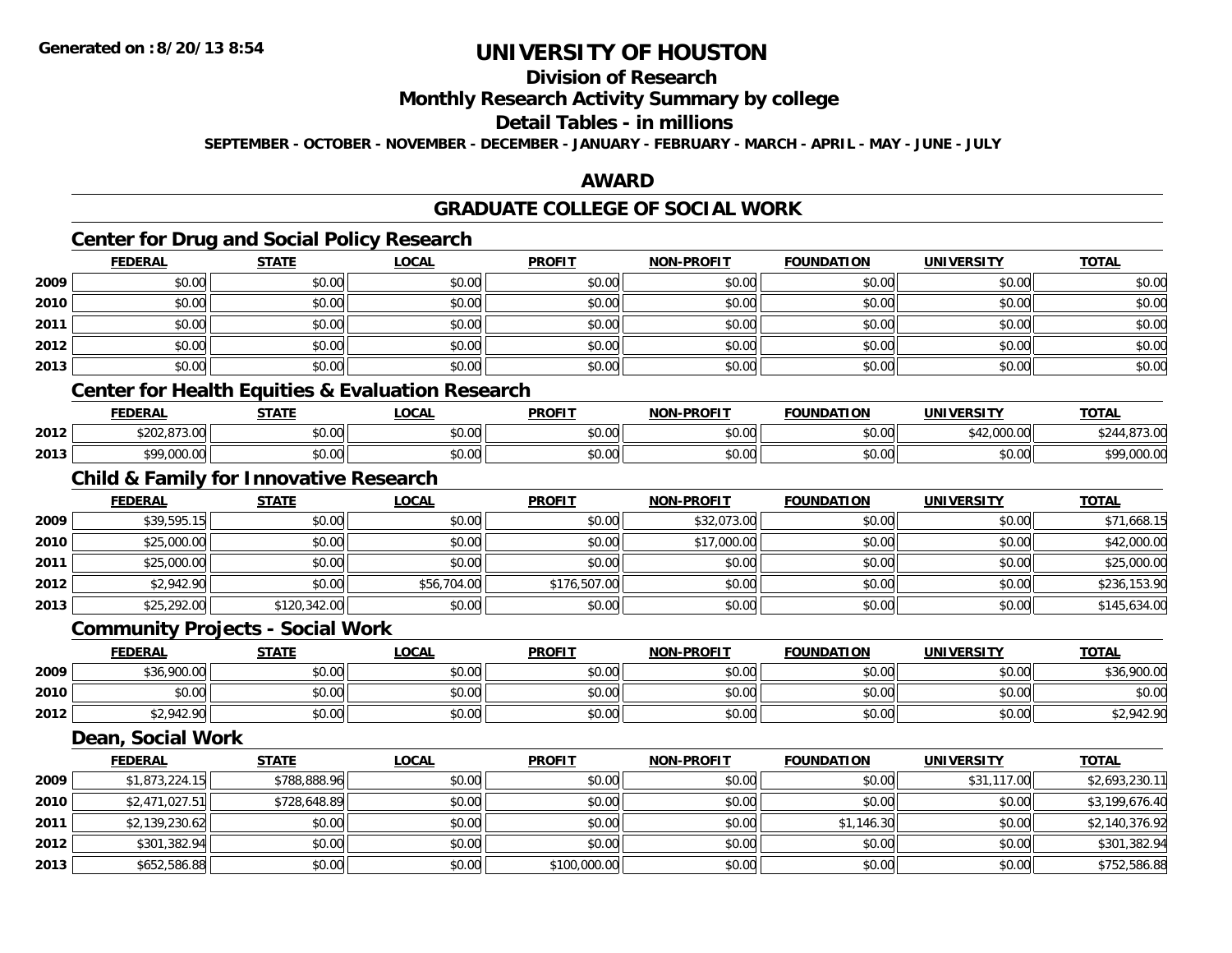# UNIVERSITY OF HOUSTON

## Division of Research

## Monthly Research Activity Summary by college

## Detail Tables - in millions

**SEPTEMBER - OCTOBER - NOVEMBER - DECEMBER - JANUARY - FEBRUARY - MARCH - APRIL - MAY - JUNE - JULY**

## AWARD

## GRADUATE COLLEGE OF SOCIAL WORK

### Center for Drug and Social Policy Research

| | FEDERAL | STATE | LOCAL | PROFIT | NON-PROFIT | FOUNDATION | UNIVERSITY | TOTAL |
|---|---|---|---|---|---|---|---|---|
| 2009 | $0.00 | $0.00 | $0.00 | $0.00 | $0.00 | $0.00 | $0.00 | $0.00 |
| 2010 | $0.00 | $0.00 | $0.00 | $0.00 | $0.00 | $0.00 | $0.00 | $0.00 |
| 2011 | $0.00 | $0.00 | $0.00 | $0.00 | $0.00 | $0.00 | $0.00 | $0.00 |
| 2012 | $0.00 | $0.00 | $0.00 | $0.00 | $0.00 | $0.00 | $0.00 | $0.00 |
| 2013 | $0.00 | $0.00 | $0.00 | $0.00 | $0.00 | $0.00 | $0.00 | $0.00 |

### Center for Health Equities & Evaluation Research

| | FEDERAL | STATE | LOCAL | PROFIT | NON-PROFIT | FOUNDATION | UNIVERSITY | TOTAL |
|---|---|---|---|---|---|---|---|---|
| 2012 | $202,873.00 | $0.00 | $0.00 | $0.00 | $0.00 | $0.00 | $42,000.00 | $244,873.00 |
| 2013 | $99,000.00 | $0.00 | $0.00 | $0.00 | $0.00 | $0.00 | $0.00 | $99,000.00 |

### Child & Family for Innovative Research

| | FEDERAL | STATE | LOCAL | PROFIT | NON-PROFIT | FOUNDATION | UNIVERSITY | TOTAL |
|---|---|---|---|---|---|---|---|---|
| 2009 | $39,595.15 | $0.00 | $0.00 | $0.00 | $32,073.00 | $0.00 | $0.00 | $71,668.15 |
| 2010 | $25,000.00 | $0.00 | $0.00 | $0.00 | $17,000.00 | $0.00 | $0.00 | $42,000.00 |
| 2011 | $25,000.00 | $0.00 | $0.00 | $0.00 | $0.00 | $0.00 | $0.00 | $25,000.00 |
| 2012 | $2,942.90 | $0.00 | $56,704.00 | $176,507.00 | $0.00 | $0.00 | $0.00 | $236,153.90 |
| 2013 | $25,292.00 | $120,342.00 | $0.00 | $0.00 | $0.00 | $0.00 | $0.00 | $145,634.00 |

### Community Projects - Social Work

| | FEDERAL | STATE | LOCAL | PROFIT | NON-PROFIT | FOUNDATION | UNIVERSITY | TOTAL |
|---|---|---|---|---|---|---|---|---|
| 2009 | $36,900.00 | $0.00 | $0.00 | $0.00 | $0.00 | $0.00 | $0.00 | $36,900.00 |
| 2010 | $0.00 | $0.00 | $0.00 | $0.00 | $0.00 | $0.00 | $0.00 | $0.00 |
| 2012 | $2,942.90 | $0.00 | $0.00 | $0.00 | $0.00 | $0.00 | $0.00 | $2,942.90 |

### Dean, Social Work

| | FEDERAL | STATE | LOCAL | PROFIT | NON-PROFIT | FOUNDATION | UNIVERSITY | TOTAL |
|---|---|---|---|---|---|---|---|---|
| 2009 | $1,873,224.15 | $788,888.96 | $0.00 | $0.00 | $0.00 | $0.00 | $31,117.00 | $2,693,230.11 |
| 2010 | $2,471,027.51 | $728,648.89 | $0.00 | $0.00 | $0.00 | $0.00 | $0.00 | $3,199,676.40 |
| 2011 | $2,139,230.62 | $0.00 | $0.00 | $0.00 | $0.00 | $1,146.30 | $0.00 | $2,140,376.92 |
| 2012 | $301,382.94 | $0.00 | $0.00 | $0.00 | $0.00 | $0.00 | $0.00 | $301,382.94 |
| 2013 | $652,586.88 | $0.00 | $0.00 | $100,000.00 | $0.00 | $0.00 | $0.00 | $752,586.88 |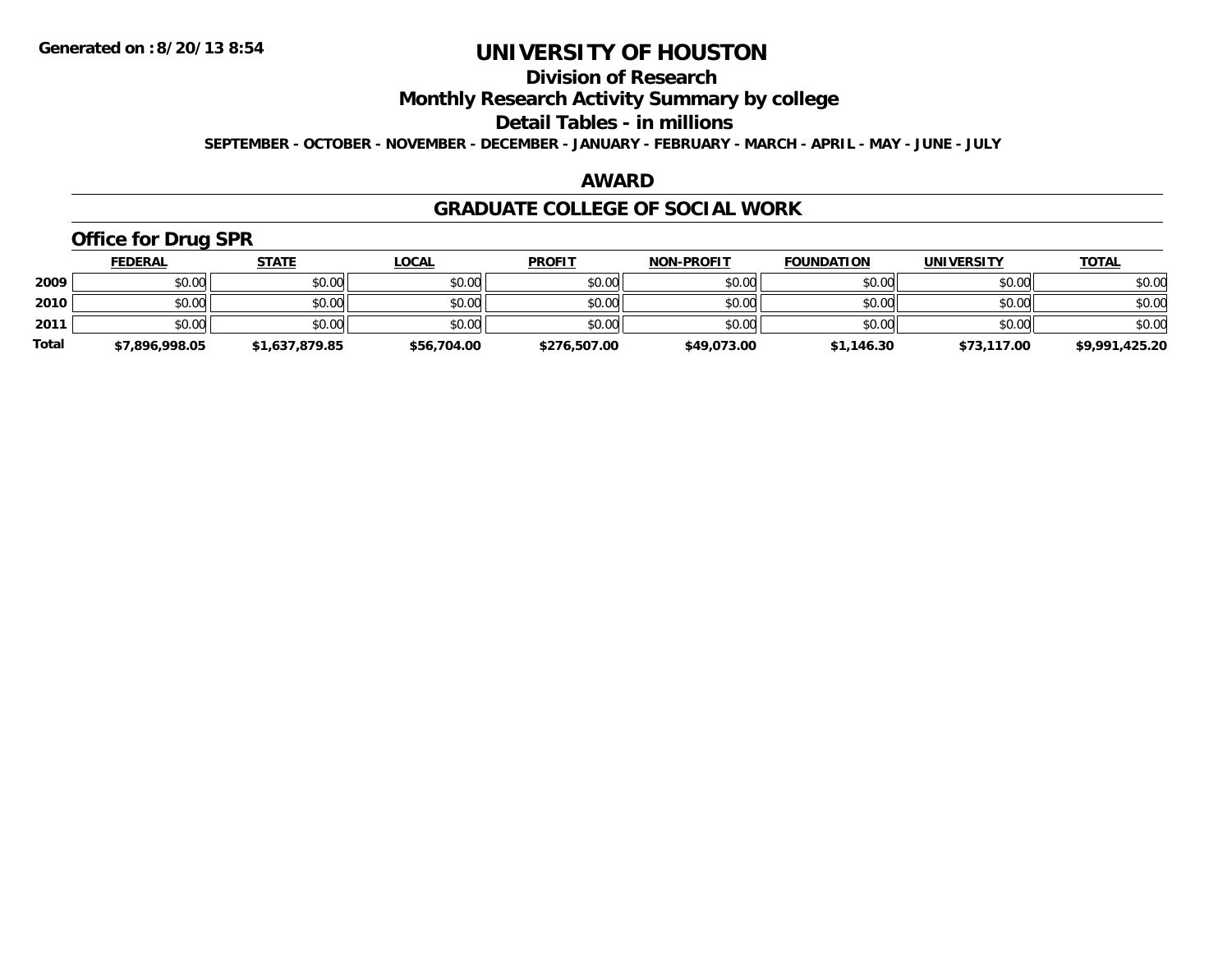Generated on :8/20/13 8:54

# UNIVERSITY OF HOUSTON

## Division of Research

## Monthly Research Activity Summary by college

## Detail Tables - in millions

**SEPTEMBER - OCTOBER - NOVEMBER - DECEMBER - JANUARY - FEBRUARY - MARCH - APRIL - MAY - JUNE - JULY**

## AWARD

## GRADUATE COLLEGE OF SOCIAL WORK

### Office for Drug SPR

| | FEDERAL | STATE | LOCAL | PROFIT | NON-PROFIT | FOUNDATION | UNIVERSITY | TOTAL |
|---|---|---|---|---|---|---|---|---|
| **2009** | $0.00 | $0.00 | $0.00 | $0.00 | $0.00 | $0.00 | $0.00 | $0.00 |
| **2010** | $0.00 | $0.00 | $0.00 | $0.00 | $0.00 | $0.00 | $0.00 | $0.00 |
| **2011** | $0.00 | $0.00 | $0.00 | $0.00 | $0.00 | $0.00 | $0.00 | $0.00 |
| **Total** | **$7,896,998.05** | **$1,637,879.85** | **$56,704.00** | **$276,507.00** | **$49,073.00** | **$1,146.30** | **$73,117.00** | **$9,991,425.20** |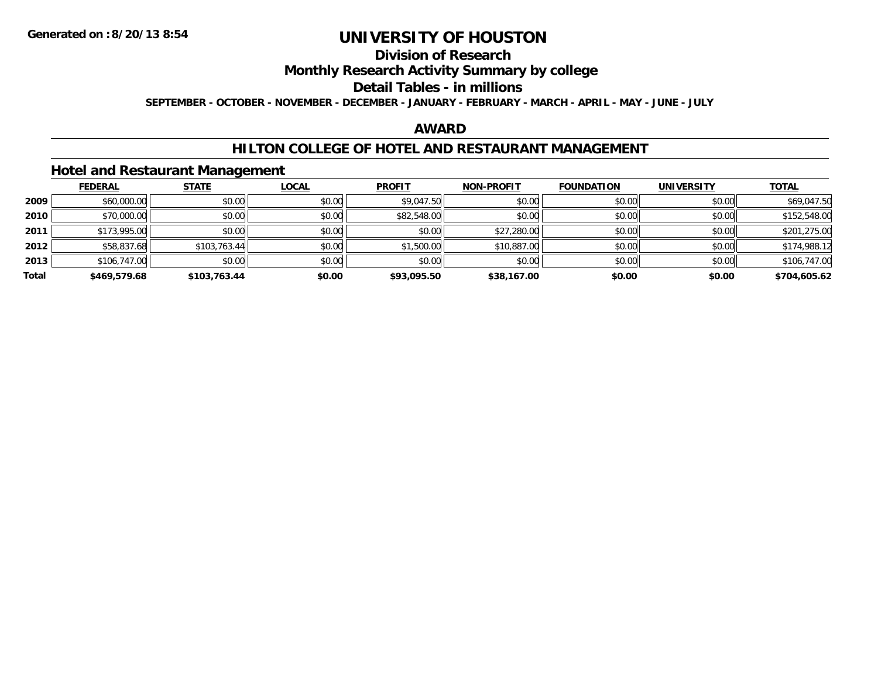Generated on :8/20/13 8:54

# UNIVERSITY OF HOUSTON

## Division of Research

## Monthly Research Activity Summary by college

## Detail Tables - in millions

SEPTEMBER - OCTOBER - NOVEMBER - DECEMBER - JANUARY - FEBRUARY - MARCH - APRIL - MAY - JUNE - JULY

## AWARD

## HILTON COLLEGE OF HOTEL AND RESTAURANT MANAGEMENT

### Hotel and Restaurant Management

| | FEDERAL | STATE | LOCAL | PROFIT | NON-PROFIT | FOUNDATION | UNIVERSITY | TOTAL |
|---|---|---|---|---|---|---|---|---|
| 2009 | $60,000.00 | $0.00 | $0.00 | $9,047.50 | $0.00 | $0.00 | $0.00 | $69,047.50 |
| 2010 | $70,000.00 | $0.00 | $0.00 | $82,548.00 | $0.00 | $0.00 | $0.00 | $152,548.00 |
| 2011 | $173,995.00 | $0.00 | $0.00 | $0.00 | $27,280.00 | $0.00 | $0.00 | $201,275.00 |
| 2012 | $58,837.68 | $103,763.44 | $0.00 | $1,500.00 | $10,887.00 | $0.00 | $0.00 | $174,988.12 |
| 2013 | $106,747.00 | $0.00 | $0.00 | $0.00 | $0.00 | $0.00 | $0.00 | $106,747.00 |
| **Total** | **$469,579.68** | **$103,763.44** | **$0.00** | **$93,095.50** | **$38,167.00** | **$0.00** | **$0.00** | **$704,605.62** |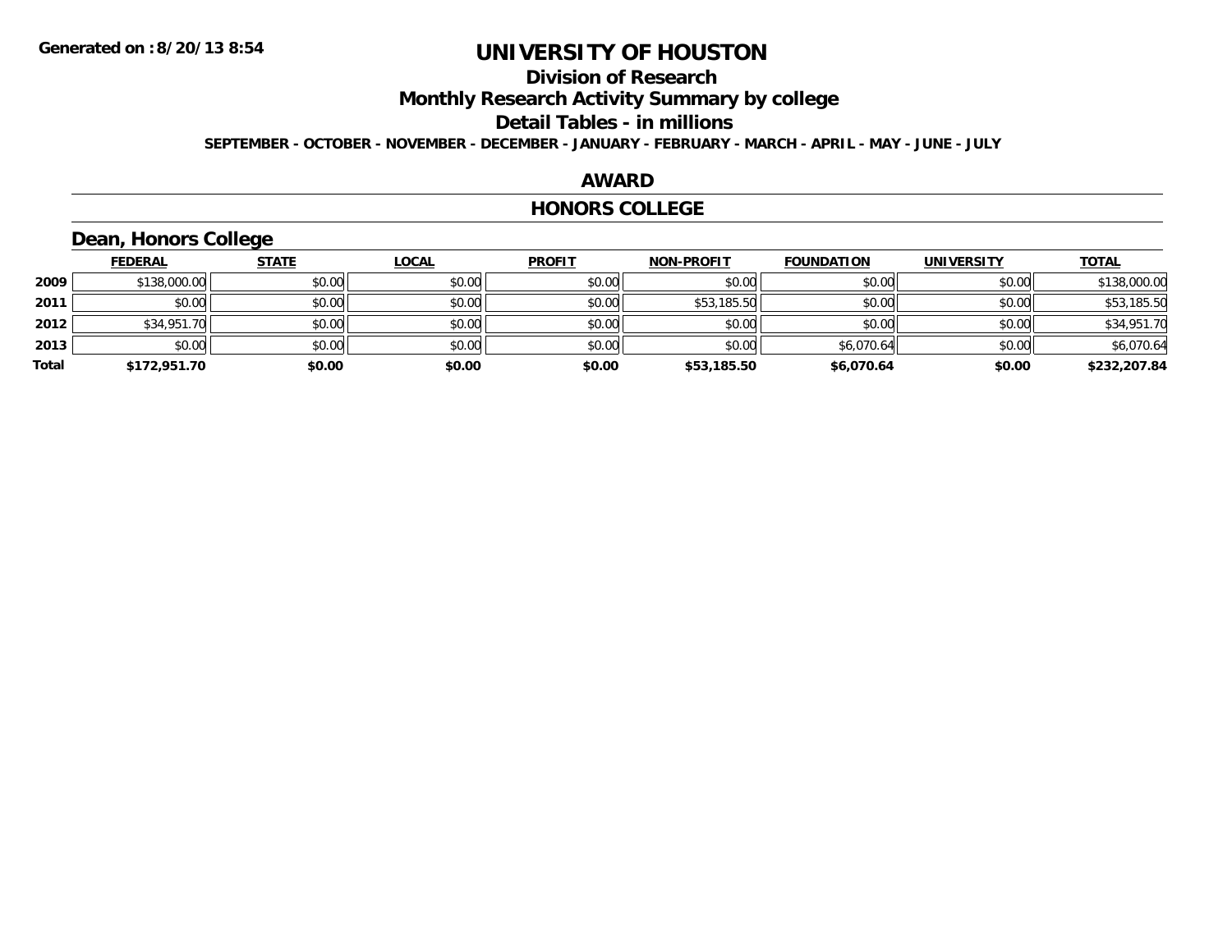**Generated on :8/20/13 8:54**

# UNIVERSITY OF HOUSTON

## Division of Research

## Monthly Research Activity Summary by college

## Detail Tables - in millions

**SEPTEMBER - OCTOBER - NOVEMBER - DECEMBER - JANUARY - FEBRUARY - MARCH - APRIL - MAY - JUNE - JULY**

## AWARD

## HONORS COLLEGE

### Dean, Honors College

| | FEDERAL | STATE | LOCAL | PROFIT | NON-PROFIT | FOUNDATION | UNIVERSITY | TOTAL |
|---|---|---|---|---|---|---|---|---|
| **2009** | $138,000.00 | $0.00 | $0.00 | $0.00 | $0.00 | $0.00 | $0.00 | $138,000.00 |
| **2011** | $0.00 | $0.00 | $0.00 | $0.00 | $53,185.50 | $0.00 | $0.00 | $53,185.50 |
| **2012** | $34,951.70 | $0.00 | $0.00 | $0.00 | $0.00 | $0.00 | $0.00 | $34,951.70 |
| **2013** | $0.00 | $0.00 | $0.00 | $0.00 | $0.00 | $6,070.64 | $0.00 | $6,070.64 |
| **Total** | **$172,951.70** | **$0.00** | **$0.00** | **$0.00** | **$53,185.50** | **$6,070.64** | **$0.00** | **$232,207.84** |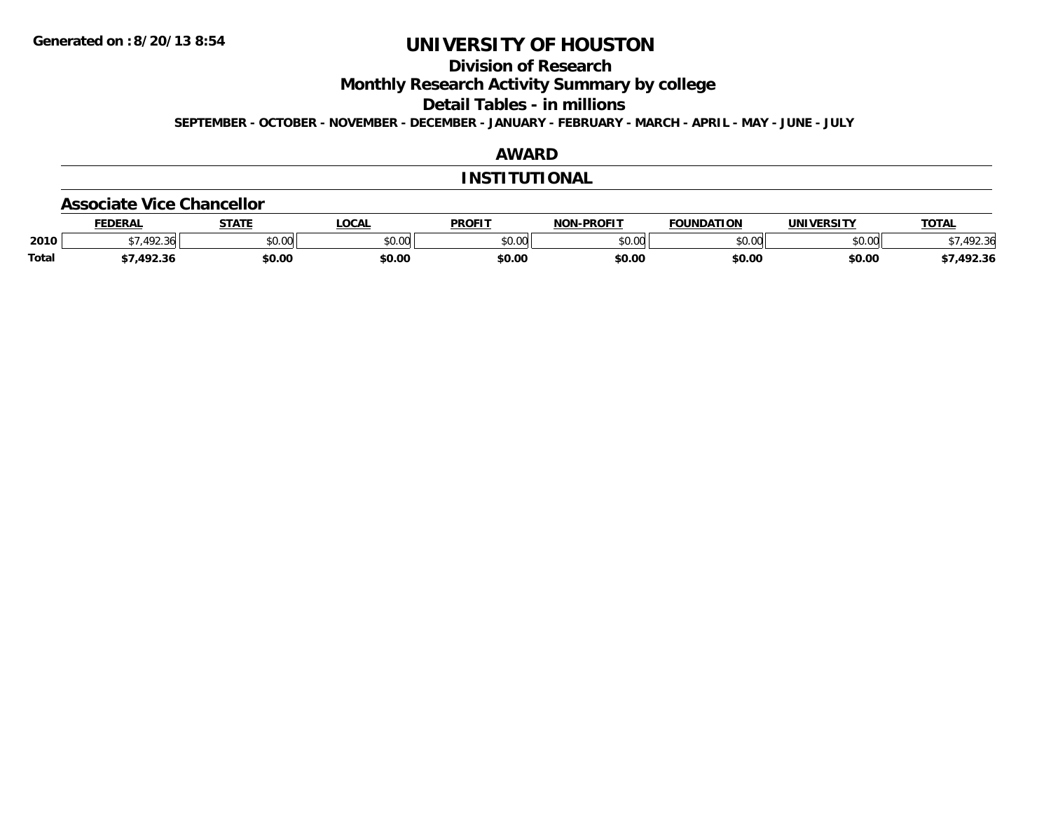**Generated on :8/20/13 8:54**

# UNIVERSITY OF HOUSTON

## Division of Research

## Monthly Research Activity Summary by college

## Detail Tables - in millions

**SEPTEMBER - OCTOBER - NOVEMBER - DECEMBER - JANUARY - FEBRUARY - MARCH - APRIL - MAY - JUNE - JULY**

## AWARD

## INSTITUTIONAL

### Associate Vice Chancellor

| | FEDERAL | STATE | LOCAL | PROFIT | NON-PROFIT | FOUNDATION | UNIVERSITY | TOTAL |
|---|---|---|---|---|---|---|---|---|
| 2010 | $7,492.36 | $0.00 | $0.00 | $0.00 | $0.00 | $0.00 | $0.00 | $7,492.36 |
| **Total** | **$7,492.36** | **$0.00** | **$0.00** | **$0.00** | **$0.00** | **$0.00** | **$0.00** | **$7,492.36** |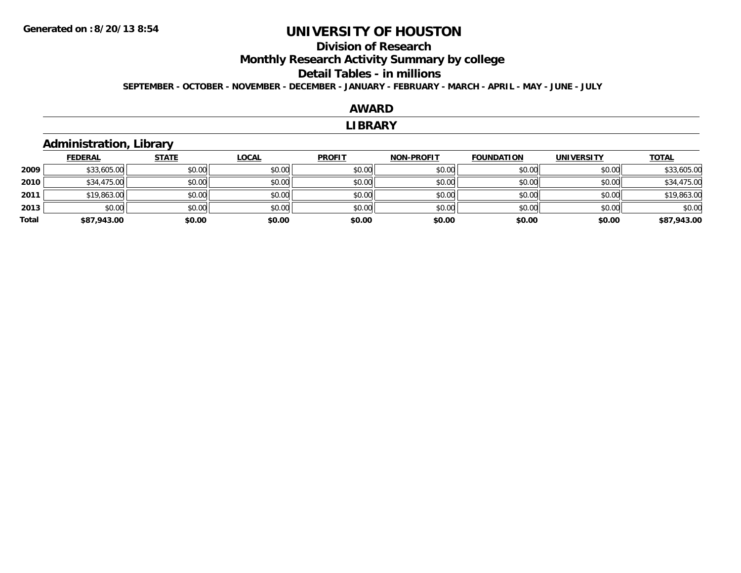**Generated on :8/20/13 8:54**

# UNIVERSITY OF HOUSTON

## Division of Research

## Monthly Research Activity Summary by college

## Detail Tables - in millions

**SEPTEMBER - OCTOBER - NOVEMBER - DECEMBER - JANUARY - FEBRUARY - MARCH - APRIL - MAY - JUNE - JULY**

## AWARD

## LIBRARY

### Administration, Library

| | FEDERAL | STATE | LOCAL | PROFIT | NON-PROFIT | FOUNDATION | UNIVERSITY | TOTAL |
|---|---|---|---|---|---|---|---|---|
| **2009** | $33,605.00 | $0.00 | $0.00 | $0.00 | $0.00 | $0.00 | $0.00 | $33,605.00 |
| **2010** | $34,475.00 | $0.00 | $0.00 | $0.00 | $0.00 | $0.00 | $0.00 | $34,475.00 |
| **2011** | $19,863.00 | $0.00 | $0.00 | $0.00 | $0.00 | $0.00 | $0.00 | $19,863.00 |
| **2013** | $0.00 | $0.00 | $0.00 | $0.00 | $0.00 | $0.00 | $0.00 | $0.00 |
| **Total** | **$87,943.00** | **$0.00** | **$0.00** | **$0.00** | **$0.00** | **$0.00** | **$0.00** | **$87,943.00** |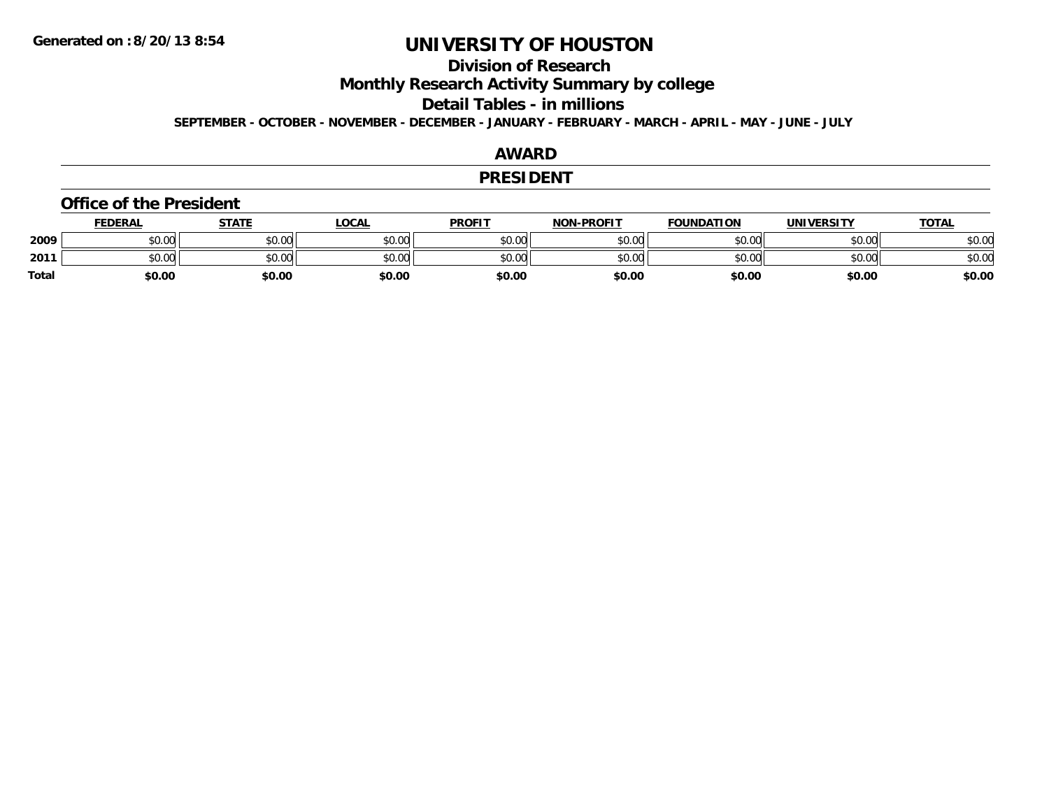# UNIVERSITY OF HOUSTON

## Division of Research

## Monthly Research Activity Summary by college

## Detail Tables - in millions

**SEPTEMBER - OCTOBER - NOVEMBER - DECEMBER - JANUARY - FEBRUARY - MARCH - APRIL - MAY - JUNE - JULY**

### AWARD

### PRESIDENT

#### Office of the President

| | FEDERAL | STATE | LOCAL | PROFIT | NON-PROFIT | FOUNDATION | UNIVERSITY | TOTAL |
|---|---|---|---|---|---|---|---|---|
| 2009 | $0.00 | $0.00 | $0.00 | $0.00 | $0.00 | $0.00 | $0.00 | $0.00 |
| 2011 | $0.00 | $0.00 | $0.00 | $0.00 | $0.00 | $0.00 | $0.00 | $0.00 |
| Total | $0.00 | $0.00 | $0.00 | $0.00 | $0.00 | $0.00 | $0.00 | $0.00 |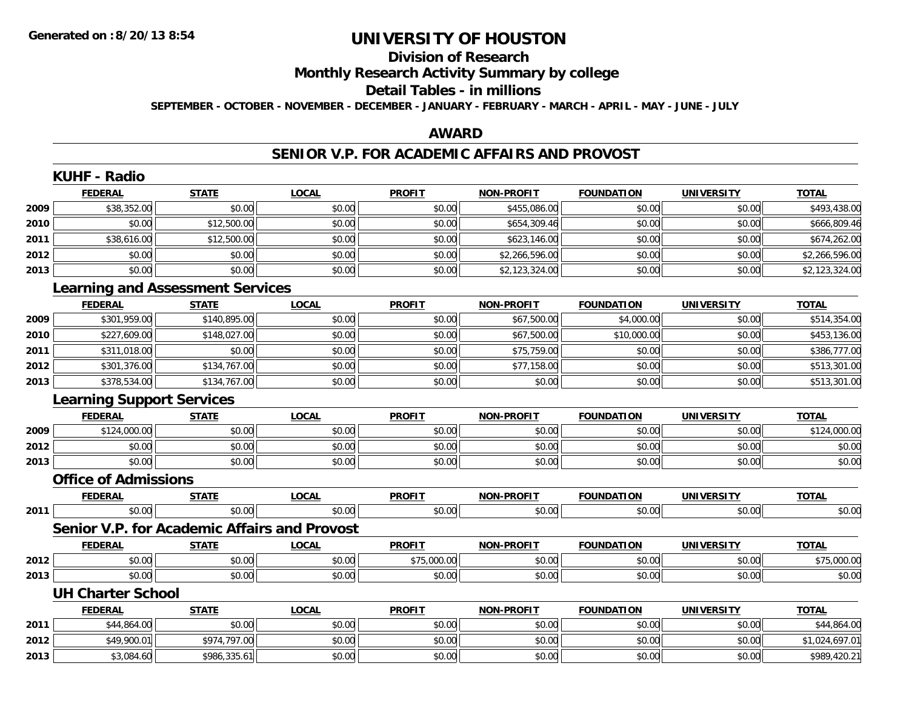# UNIVERSITY OF HOUSTON

## Division of Research

## Monthly Research Activity Summary by college

## Detail Tables - in millions

**SEPTEMBER - OCTOBER - NOVEMBER - DECEMBER - JANUARY - FEBRUARY - MARCH - APRIL - MAY - JUNE - JULY**

## AWARD

## SENIOR V.P. FOR ACADEMIC AFFAIRS AND PROVOST

### KUHF - Radio

| | FEDERAL | STATE | LOCAL | PROFIT | NON-PROFIT | FOUNDATION | UNIVERSITY | TOTAL |
|---|---|---|---|---|---|---|---|---|
| 2009 | $38,352.00 | $0.00 | $0.00 | $0.00 | $455,086.00 | $0.00 | $0.00 | $493,438.00 |
| 2010 | $0.00 | $12,500.00 | $0.00 | $0.00 | $654,309.46 | $0.00 | $0.00 | $666,809.46 |
| 2011 | $38,616.00 | $12,500.00 | $0.00 | $0.00 | $623,146.00 | $0.00 | $0.00 | $674,262.00 |
| 2012 | $0.00 | $0.00 | $0.00 | $0.00 | $2,266,596.00 | $0.00 | $0.00 | $2,266,596.00 |
| 2013 | $0.00 | $0.00 | $0.00 | $0.00 | $2,123,324.00 | $0.00 | $0.00 | $2,123,324.00 |

### Learning and Assessment Services

| | FEDERAL | STATE | LOCAL | PROFIT | NON-PROFIT | FOUNDATION | UNIVERSITY | TOTAL |
|---|---|---|---|---|---|---|---|---|
| 2009 | $301,959.00 | $140,895.00 | $0.00 | $0.00 | $67,500.00 | $4,000.00 | $0.00 | $514,354.00 |
| 2010 | $227,609.00 | $148,027.00 | $0.00 | $0.00 | $67,500.00 | $10,000.00 | $0.00 | $453,136.00 |
| 2011 | $311,018.00 | $0.00 | $0.00 | $0.00 | $75,759.00 | $0.00 | $0.00 | $386,777.00 |
| 2012 | $301,376.00 | $134,767.00 | $0.00 | $0.00 | $77,158.00 | $0.00 | $0.00 | $513,301.00 |
| 2013 | $378,534.00 | $134,767.00 | $0.00 | $0.00 | $0.00 | $0.00 | $0.00 | $513,301.00 |

### Learning Support Services

| | FEDERAL | STATE | LOCAL | PROFIT | NON-PROFIT | FOUNDATION | UNIVERSITY | TOTAL |
|---|---|---|---|---|---|---|---|---|
| 2009 | $124,000.00 | $0.00 | $0.00 | $0.00 | $0.00 | $0.00 | $0.00 | $124,000.00 |
| 2012 | $0.00 | $0.00 | $0.00 | $0.00 | $0.00 | $0.00 | $0.00 | $0.00 |
| 2013 | $0.00 | $0.00 | $0.00 | $0.00 | $0.00 | $0.00 | $0.00 | $0.00 |

### Office of Admissions

| | FEDERAL | STATE | LOCAL | PROFIT | NON-PROFIT | FOUNDATION | UNIVERSITY | TOTAL |
|---|---|---|---|---|---|---|---|---|
| 2011 | $0.00 | $0.00 | $0.00 | $0.00 | $0.00 | $0.00 | $0.00 | $0.00 |

### Senior V.P. for Academic Affairs and Provost

| | FEDERAL | STATE | LOCAL | PROFIT | NON-PROFIT | FOUNDATION | UNIVERSITY | TOTAL |
|---|---|---|---|---|---|---|---|---|
| 2012 | $0.00 | $0.00 | $0.00 | $75,000.00 | $0.00 | $0.00 | $0.00 | $75,000.00 |
| 2013 | $0.00 | $0.00 | $0.00 | $0.00 | $0.00 | $0.00 | $0.00 | $0.00 |

### UH Charter School

| | FEDERAL | STATE | LOCAL | PROFIT | NON-PROFIT | FOUNDATION | UNIVERSITY | TOTAL |
|---|---|---|---|---|---|---|---|---|
| 2011 | $44,864.00 | $0.00 | $0.00 | $0.00 | $0.00 | $0.00 | $0.00 | $44,864.00 |
| 2012 | $49,900.01 | $974,797.00 | $0.00 | $0.00 | $0.00 | $0.00 | $0.00 | $1,024,697.01 |
| 2013 | $3,084.60 | $986,335.61 | $0.00 | $0.00 | $0.00 | $0.00 | $0.00 | $989,420.21 |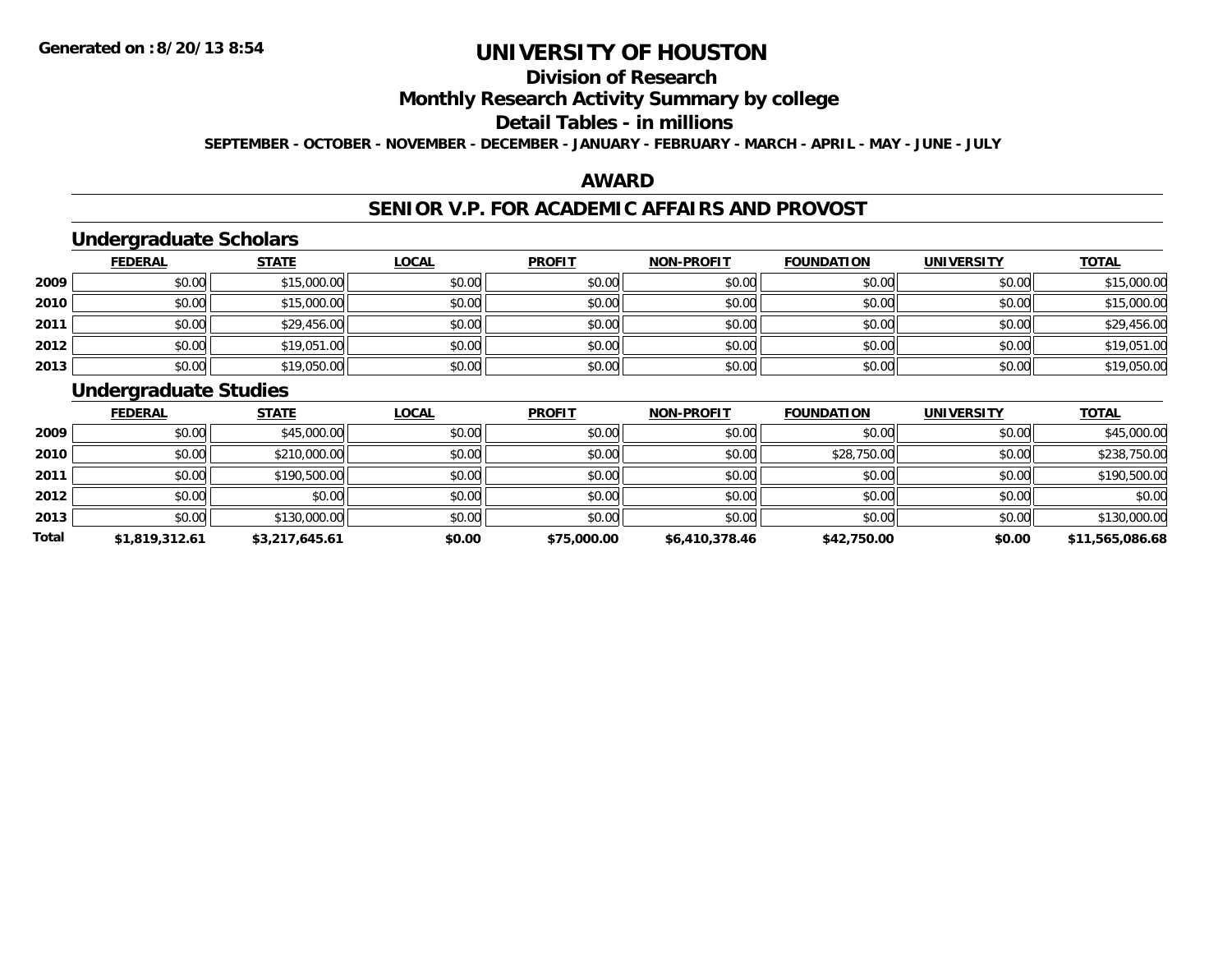# UNIVERSITY OF HOUSTON

## Division of Research

## Monthly Research Activity Summary by college

## Detail Tables - in millions

**SEPTEMBER - OCTOBER - NOVEMBER - DECEMBER - JANUARY - FEBRUARY - MARCH - APRIL - MAY - JUNE - JULY**

**Generated on : 8/20/13 8:54**

## AWARD

## SENIOR V.P. FOR ACADEMIC AFFAIRS AND PROVOST

### Undergraduate Scholars

| | FEDERAL | STATE | LOCAL | PROFIT | NON-PROFIT | FOUNDATION | UNIVERSITY | TOTAL |
|---|---|---|---|---|---|---|---|---|
| 2009 | $0.00 | $15,000.00 | $0.00 | $0.00 | $0.00 | $0.00 | $0.00 | $15,000.00 |
| 2010 | $0.00 | $15,000.00 | $0.00 | $0.00 | $0.00 | $0.00 | $0.00 | $15,000.00 |
| 2011 | $0.00 | $29,456.00 | $0.00 | $0.00 | $0.00 | $0.00 | $0.00 | $29,456.00 |
| 2012 | $0.00 | $19,051.00 | $0.00 | $0.00 | $0.00 | $0.00 | $0.00 | $19,051.00 |
| 2013 | $0.00 | $19,050.00 | $0.00 | $0.00 | $0.00 | $0.00 | $0.00 | $19,050.00 |

### Undergraduate Studies

| | FEDERAL | STATE | LOCAL | PROFIT | NON-PROFIT | FOUNDATION | UNIVERSITY | TOTAL |
|---|---|---|---|---|---|---|---|---|
| 2009 | $0.00 | $45,000.00 | $0.00 | $0.00 | $0.00 | $0.00 | $0.00 | $45,000.00 |
| 2010 | $0.00 | $210,000.00 | $0.00 | $0.00 | $0.00 | $28,750.00 | $0.00 | $238,750.00 |
| 2011 | $0.00 | $190,500.00 | $0.00 | $0.00 | $0.00 | $0.00 | $0.00 | $190,500.00 |
| 2012 | $0.00 | $0.00 | $0.00 | $0.00 | $0.00 | $0.00 | $0.00 | $0.00 |
| 2013 | $0.00 | $130,000.00 | $0.00 | $0.00 | $0.00 | $0.00 | $0.00 | $130,000.00 |
| **Total** | **$1,819,312.61** | **$3,217,645.61** | **$0.00** | **$75,000.00** | **$6,410,378.46** | **$42,750.00** | **$0.00** | **$11,565,086.68** |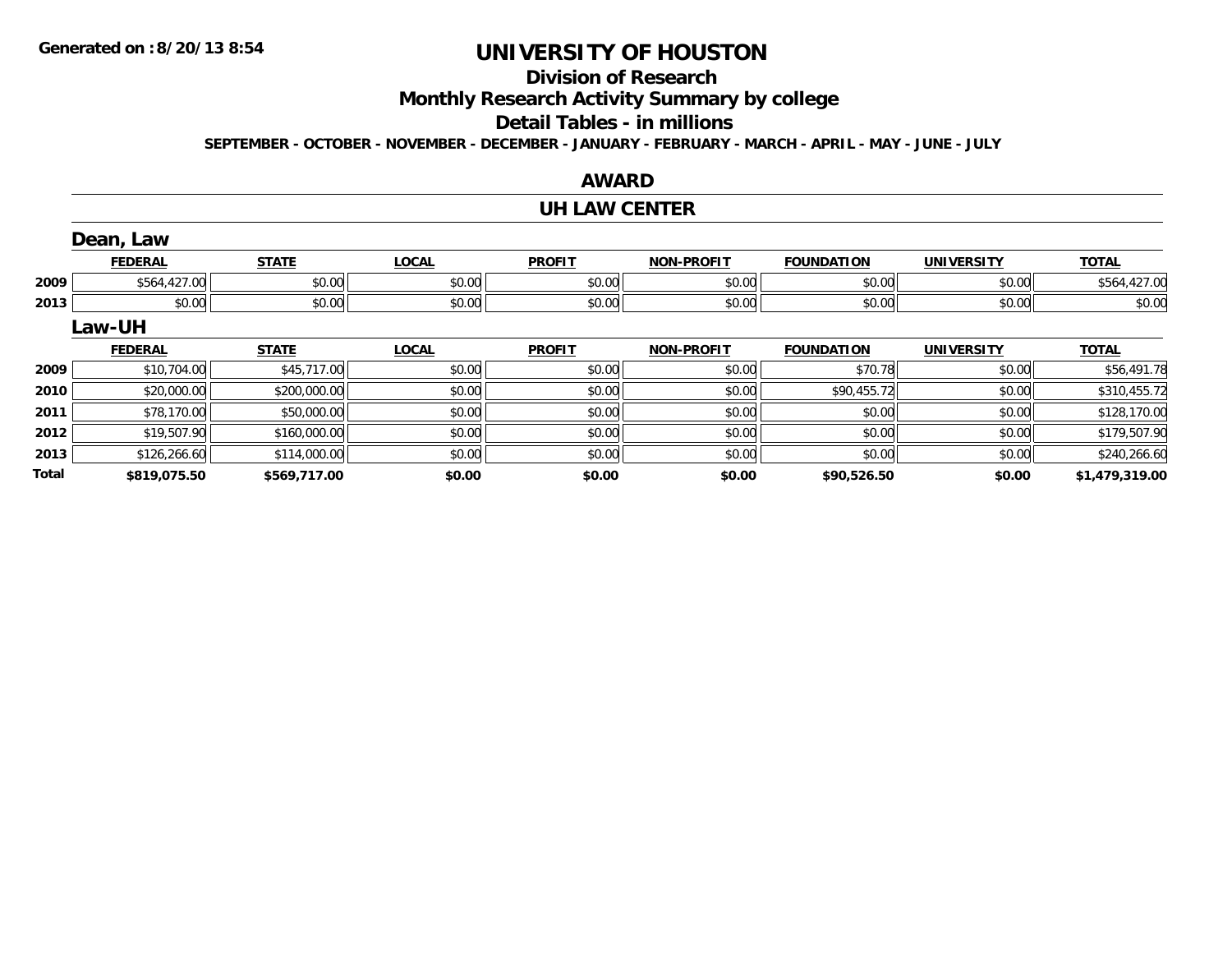**Generated on :8/20/13 8:54**

# UNIVERSITY OF HOUSTON

## Division of Research

## Monthly Research Activity Summary by college

## Detail Tables - in millions

**SEPTEMBER - OCTOBER - NOVEMBER - DECEMBER - JANUARY - FEBRUARY - MARCH - APRIL - MAY - JUNE - JULY**

## AWARD

## UH LAW CENTER

### Dean, Law

| | FEDERAL | STATE | LOCAL | PROFIT | NON-PROFIT | FOUNDATION | UNIVERSITY | TOTAL |
|---|---|---|---|---|---|---|---|---|
| 2009 | $564,427.00 | $0.00 | $0.00 | $0.00 | $0.00 | $0.00 | $0.00 | $564,427.00 |
| 2013 | $0.00 | $0.00 | $0.00 | $0.00 | $0.00 | $0.00 | $0.00 | $0.00 |

### Law-UH

| | FEDERAL | STATE | LOCAL | PROFIT | NON-PROFIT | FOUNDATION | UNIVERSITY | TOTAL |
|---|---|---|---|---|---|---|---|---|
| 2009 | $10,704.00 | $45,717.00 | $0.00 | $0.00 | $0.00 | $70.78 | $0.00 | $56,491.78 |
| 2010 | $20,000.00 | $200,000.00 | $0.00 | $0.00 | $0.00 | $90,455.72 | $0.00 | $310,455.72 |
| 2011 | $78,170.00 | $50,000.00 | $0.00 | $0.00 | $0.00 | $0.00 | $0.00 | $128,170.00 |
| 2012 | $19,507.90 | $160,000.00 | $0.00 | $0.00 | $0.00 | $0.00 | $0.00 | $179,507.90 |
| 2013 | $126,266.60 | $114,000.00 | $0.00 | $0.00 | $0.00 | $0.00 | $0.00 | $240,266.60 |
| **Total** | **$819,075.50** | **$569,717.00** | **$0.00** | **$0.00** | **$0.00** | **$90,526.50** | **$0.00** | **$1,479,319.00** |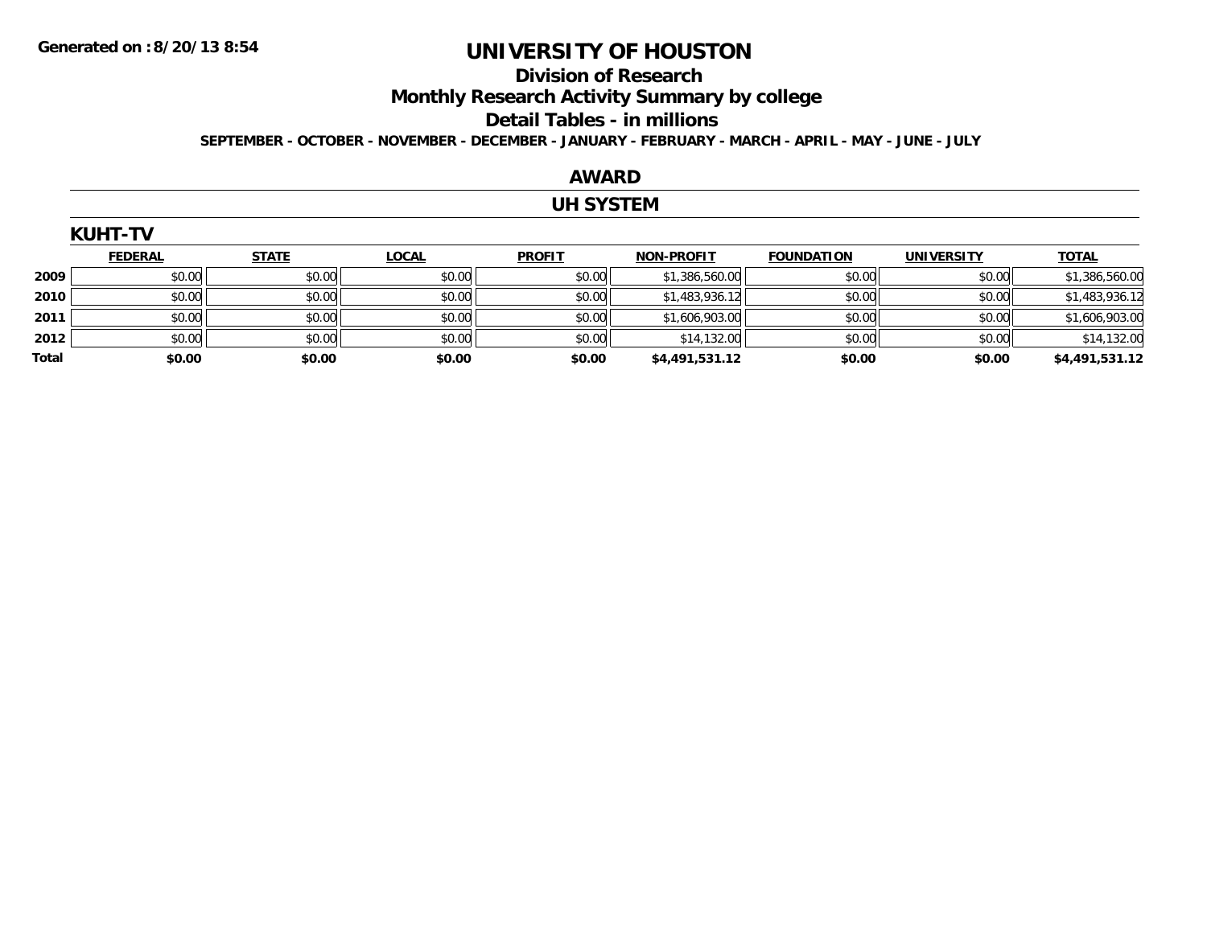Generated on :8/20/13 8:54

# UNIVERSITY OF HOUSTON

## Division of Research

## Monthly Research Activity Summary by college

## Detail Tables - in millions

**SEPTEMBER - OCTOBER - NOVEMBER - DECEMBER - JANUARY - FEBRUARY - MARCH - APRIL - MAY - JUNE - JULY**

## AWARD

## UH SYSTEM

### KUHT-TV

| | FEDERAL | STATE | LOCAL | PROFIT | NON-PROFIT | FOUNDATION | UNIVERSITY | TOTAL |
|---|---|---|---|---|---|---|---|---|
| 2009 | $0.00 | $0.00 | $0.00 | $0.00 | $1,386,560.00 | $0.00 | $0.00 | $1,386,560.00 |
| 2010 | $0.00 | $0.00 | $0.00 | $0.00 | $1,483,936.12 | $0.00 | $0.00 | $1,483,936.12 |
| 2011 | $0.00 | $0.00 | $0.00 | $0.00 | $1,606,903.00 | $0.00 | $0.00 | $1,606,903.00 |
| 2012 | $0.00 | $0.00 | $0.00 | $0.00 | $14,132.00 | $0.00 | $0.00 | $14,132.00 |
| **Total** | **$0.00** | **$0.00** | **$0.00** | **$0.00** | **$4,491,531.12** | **$0.00** | **$0.00** | **$4,491,531.12** |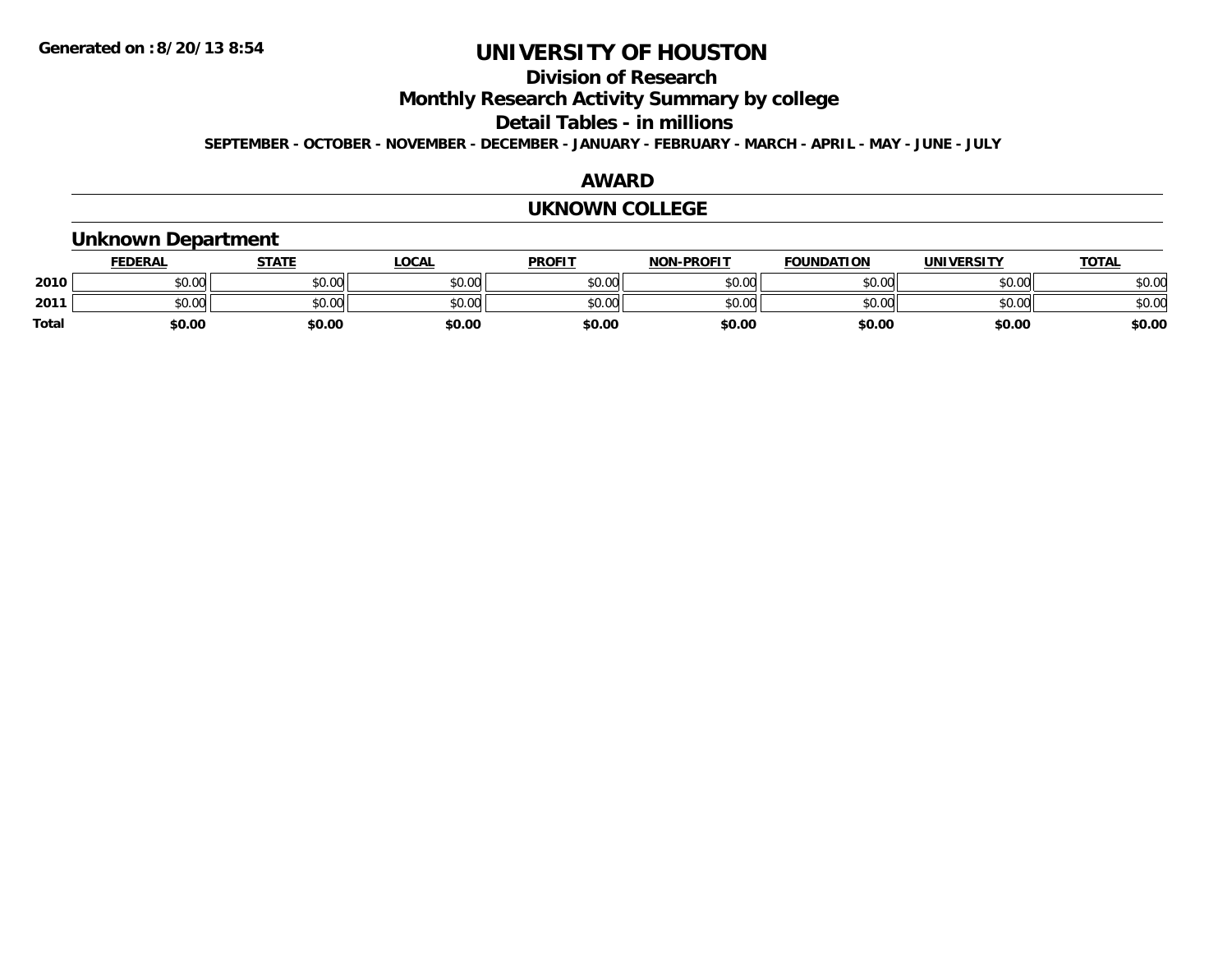Generated on :8/20/13 8:54

# UNIVERSITY OF HOUSTON

## Division of Research

## Monthly Research Activity Summary by college

## Detail Tables - in millions

**SEPTEMBER - OCTOBER - NOVEMBER - DECEMBER - JANUARY - FEBRUARY - MARCH - APRIL - MAY - JUNE - JULY**

## AWARD

## UKNOWN COLLEGE

### Unknown Department

| | FEDERAL | STATE | LOCAL | PROFIT | NON-PROFIT | FOUNDATION | UNIVERSITY | TOTAL |
|---|---|---|---|---|---|---|---|---|
| 2010 | $0.00 | $0.00 | $0.00 | $0.00 | $0.00 | $0.00 | $0.00 | $0.00 |
| 2011 | $0.00 | $0.00 | $0.00 | $0.00 | $0.00 | $0.00 | $0.00 | $0.00 |
| Total | $0.00 | $0.00 | $0.00 | $0.00 | $0.00 | $0.00 | $0.00 | $0.00 |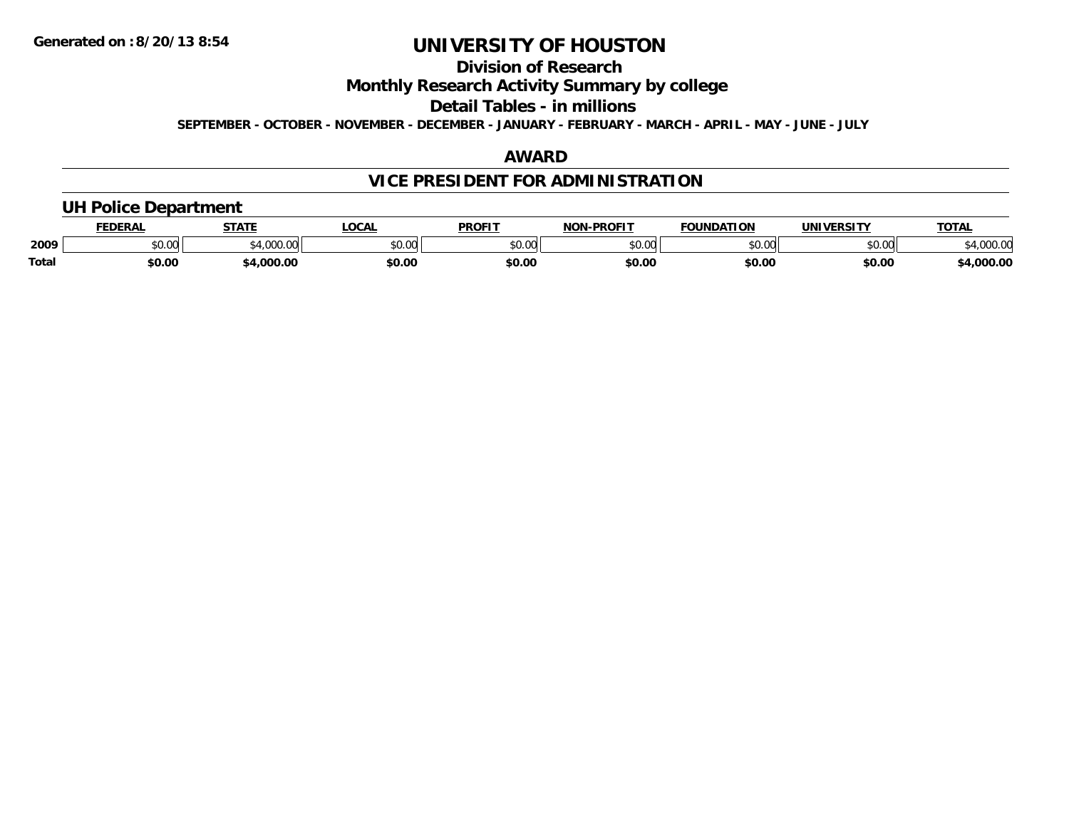Generated on :8/20/13 8:54

# UNIVERSITY OF HOUSTON

## Division of Research

## Monthly Research Activity Summary by college

## Detail Tables - in millions

**SEPTEMBER - OCTOBER - NOVEMBER - DECEMBER - JANUARY - FEBRUARY - MARCH - APRIL - MAY - JUNE - JULY**

## AWARD

## VICE PRESIDENT FOR ADMINISTRATION

### UH Police Department

| | FEDERAL | STATE | LOCAL | PROFIT | NON-PROFIT | FOUNDATION | UNIVERSITY | TOTAL |
|---|---|---|---|---|---|---|---|---|
| 2009 | $0.00 | $4,000.00 | $0.00 | $0.00 | $0.00 | $0.00 | $0.00 | $4,000.00 |
| **Total** | **$0.00** | **$4,000.00** | **$0.00** | **$0.00** | **$0.00** | **$0.00** | **$0.00** | **$4,000.00** |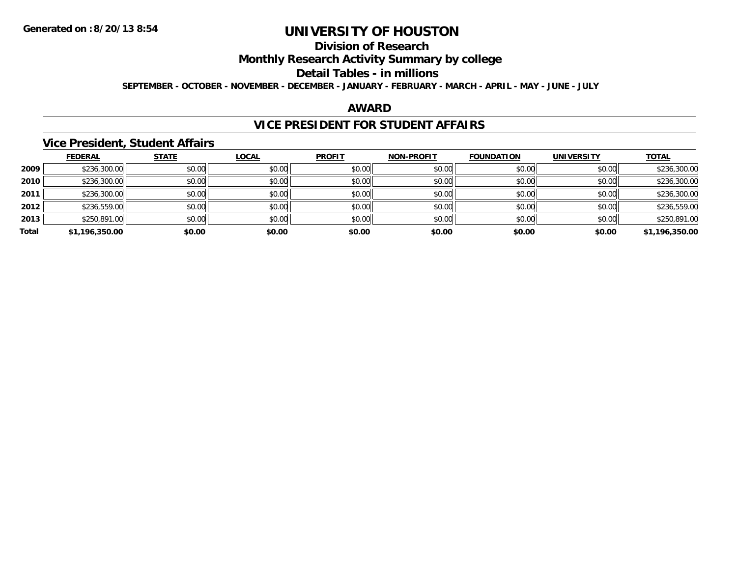**Generated on :8/20/13 8:54**

# UNIVERSITY OF HOUSTON

## Division of Research

## Monthly Research Activity Summary by college

## Detail Tables - in millions

**SEPTEMBER - OCTOBER - NOVEMBER - DECEMBER - JANUARY - FEBRUARY - MARCH - APRIL - MAY - JUNE - JULY**

## AWARD

## VICE PRESIDENT FOR STUDENT AFFAIRS

### Vice President, Student Affairs

| | FEDERAL | STATE | LOCAL | PROFIT | NON-PROFIT | FOUNDATION | UNIVERSITY | TOTAL |
|---|---|---|---|---|---|---|---|---|
| 2009 | $236,300.00 | $0.00 | $0.00 | $0.00 | $0.00 | $0.00 | $0.00 | $236,300.00 |
| 2010 | $236,300.00 | $0.00 | $0.00 | $0.00 | $0.00 | $0.00 | $0.00 | $236,300.00 |
| 2011 | $236,300.00 | $0.00 | $0.00 | $0.00 | $0.00 | $0.00 | $0.00 | $236,300.00 |
| 2012 | $236,559.00 | $0.00 | $0.00 | $0.00 | $0.00 | $0.00 | $0.00 | $236,559.00 |
| 2013 | $250,891.00 | $0.00 | $0.00 | $0.00 | $0.00 | $0.00 | $0.00 | $250,891.00 |
| **Total** | **$1,196,350.00** | **$0.00** | **$0.00** | **$0.00** | **$0.00** | **$0.00** | **$0.00** | **$1,196,350.00** |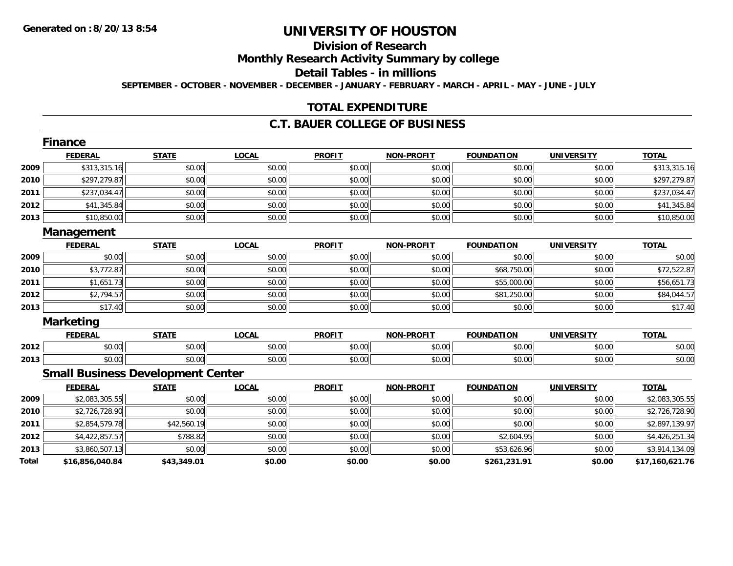# UNIVERSITY OF HOUSTON

## Division of Research

## Monthly Research Activity Summary by college

## Detail Tables - in millions

**SEPTEMBER - OCTOBER - NOVEMBER - DECEMBER - JANUARY - FEBRUARY - MARCH - APRIL - MAY - JUNE - JULY**

## TOTAL EXPENDITURE

## C.T. BAUER COLLEGE OF BUSINESS

### Finance

| | FEDERAL | STATE | LOCAL | PROFIT | NON-PROFIT | FOUNDATION | UNIVERSITY | TOTAL |
|---|---|---|---|---|---|---|---|---|
| 2009 | $313,315.16 | $0.00 | $0.00 | $0.00 | $0.00 | $0.00 | $0.00 | $313,315.16 |
| 2010 | $297,279.87 | $0.00 | $0.00 | $0.00 | $0.00 | $0.00 | $0.00 | $297,279.87 |
| 2011 | $237,034.47 | $0.00 | $0.00 | $0.00 | $0.00 | $0.00 | $0.00 | $237,034.47 |
| 2012 | $41,345.84 | $0.00 | $0.00 | $0.00 | $0.00 | $0.00 | $0.00 | $41,345.84 |
| 2013 | $10,850.00 | $0.00 | $0.00 | $0.00 | $0.00 | $0.00 | $0.00 | $10,850.00 |

### Management

| | FEDERAL | STATE | LOCAL | PROFIT | NON-PROFIT | FOUNDATION | UNIVERSITY | TOTAL |
|---|---|---|---|---|---|---|---|---|
| 2009 | $0.00 | $0.00 | $0.00 | $0.00 | $0.00 | $0.00 | $0.00 | $0.00 |
| 2010 | $3,772.87 | $0.00 | $0.00 | $0.00 | $0.00 | $68,750.00 | $0.00 | $72,522.87 |
| 2011 | $1,651.73 | $0.00 | $0.00 | $0.00 | $0.00 | $55,000.00 | $0.00 | $56,651.73 |
| 2012 | $2,794.57 | $0.00 | $0.00 | $0.00 | $0.00 | $81,250.00 | $0.00 | $84,044.57 |
| 2013 | $17.40 | $0.00 | $0.00 | $0.00 | $0.00 | $0.00 | $0.00 | $17.40 |

### Marketing

| | FEDERAL | STATE | LOCAL | PROFIT | NON-PROFIT | FOUNDATION | UNIVERSITY | TOTAL |
|---|---|---|---|---|---|---|---|---|
| 2012 | $0.00 | $0.00 | $0.00 | $0.00 | $0.00 | $0.00 | $0.00 | $0.00 |
| 2013 | $0.00 | $0.00 | $0.00 | $0.00 | $0.00 | $0.00 | $0.00 | $0.00 |

### Small Business Development Center

| | FEDERAL | STATE | LOCAL | PROFIT | NON-PROFIT | FOUNDATION | UNIVERSITY | TOTAL |
|---|---|---|---|---|---|---|---|---|
| 2009 | $2,083,305.55 | $0.00 | $0.00 | $0.00 | $0.00 | $0.00 | $0.00 | $2,083,305.55 |
| 2010 | $2,726,728.90 | $0.00 | $0.00 | $0.00 | $0.00 | $0.00 | $0.00 | $2,726,728.90 |
| 2011 | $2,854,579.78 | $42,560.19 | $0.00 | $0.00 | $0.00 | $0.00 | $0.00 | $2,897,139.97 |
| 2012 | $4,422,857.57 | $788.82 | $0.00 | $0.00 | $0.00 | $2,604.95 | $0.00 | $4,426,251.34 |
| 2013 | $3,860,507.13 | $0.00 | $0.00 | $0.00 | $0.00 | $53,626.96 | $0.00 | $3,914,134.09 |
| **Total** | **$16,856,040.84** | **$43,349.01** | **$0.00** | **$0.00** | **$0.00** | **$261,231.91** | **$0.00** | **$17,160,621.76** |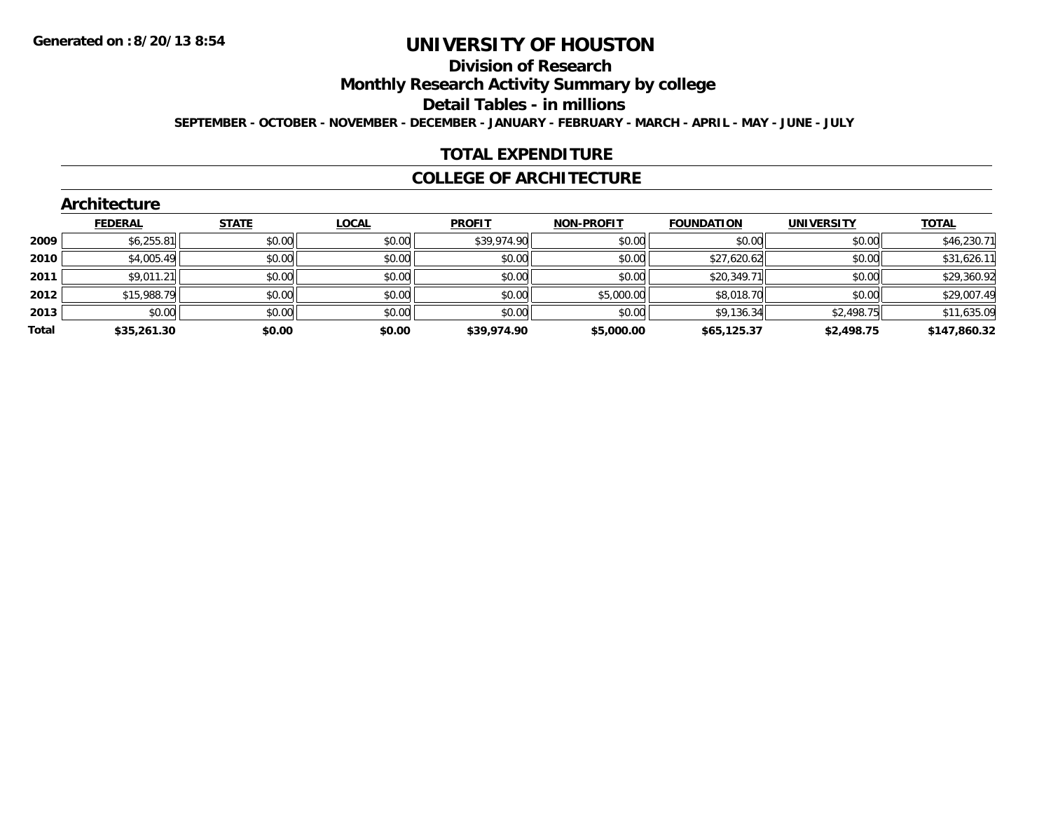**Generated on :8/20/13 8:54**

# UNIVERSITY OF HOUSTON

## Division of Research

## Monthly Research Activity Summary by college

## Detail Tables - in millions

**SEPTEMBER - OCTOBER - NOVEMBER - DECEMBER - JANUARY - FEBRUARY - MARCH - APRIL - MAY - JUNE - JULY**

### TOTAL EXPENDITURE

### COLLEGE OF ARCHITECTURE

#### Architecture

| | FEDERAL | STATE | LOCAL | PROFIT | NON-PROFIT | FOUNDATION | UNIVERSITY | TOTAL |
|---|---|---|---|---|---|---|---|---|
| 2009 | $6,255.81 | $0.00 | $0.00 | $39,974.90 | $0.00 | $0.00 | $0.00 | $46,230.71 |
| 2010 | $4,005.49 | $0.00 | $0.00 | $0.00 | $0.00 | $27,620.62 | $0.00 | $31,626.11 |
| 2011 | $9,011.21 | $0.00 | $0.00 | $0.00 | $0.00 | $20,349.71 | $0.00 | $29,360.92 |
| 2012 | $15,988.79 | $0.00 | $0.00 | $0.00 | $5,000.00 | $8,018.70 | $0.00 | $29,007.49 |
| 2013 | $0.00 | $0.00 | $0.00 | $0.00 | $0.00 | $9,136.34 | $2,498.75 | $11,635.09 |
| **Total** | **$35,261.30** | **$0.00** | **$0.00** | **$39,974.90** | **$5,000.00** | **$65,125.37** | **$2,498.75** | **$147,860.32** |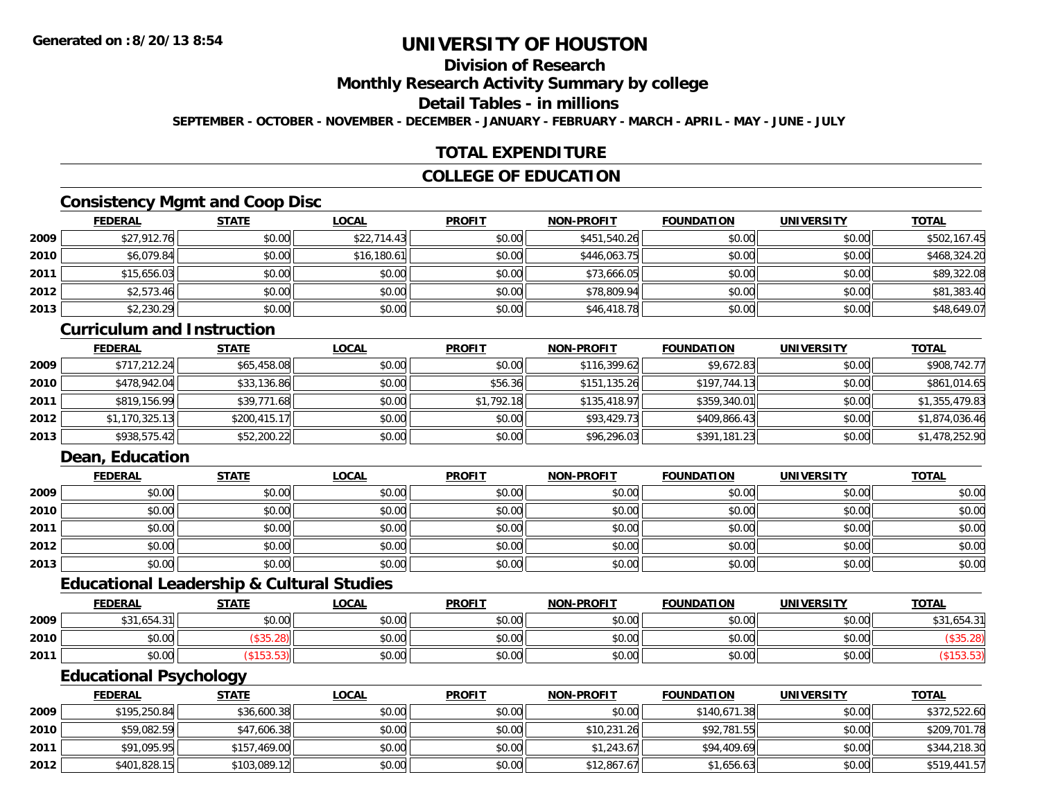# UNIVERSITY OF HOUSTON

## Division of Research

## Monthly Research Activity Summary by college

## Detail Tables - in millions

**SEPTEMBER - OCTOBER - NOVEMBER - DECEMBER - JANUARY - FEBRUARY - MARCH - APRIL - MAY - JUNE - JULY**

## TOTAL EXPENDITURE

## COLLEGE OF EDUCATION

### Consistency Mgmt and Coop Disc

| | FEDERAL | STATE | LOCAL | PROFIT | NON-PROFIT | FOUNDATION | UNIVERSITY | TOTAL |
|---|---|---|---|---|---|---|---|---|
| 2009 | $27,912.76 | $0.00 | $22,714.43 | $0.00 | $451,540.26 | $0.00 | $0.00 | $502,167.45 |
| 2010 | $6,079.84 | $0.00 | $16,180.61 | $0.00 | $446,063.75 | $0.00 | $0.00 | $468,324.20 |
| 2011 | $15,656.03 | $0.00 | $0.00 | $0.00 | $73,666.05 | $0.00 | $0.00 | $89,322.08 |
| 2012 | $2,573.46 | $0.00 | $0.00 | $0.00 | $78,809.94 | $0.00 | $0.00 | $81,383.40 |
| 2013 | $2,230.29 | $0.00 | $0.00 | $0.00 | $46,418.78 | $0.00 | $0.00 | $48,649.07 |

### Curriculum and Instruction

| | FEDERAL | STATE | LOCAL | PROFIT | NON-PROFIT | FOUNDATION | UNIVERSITY | TOTAL |
|---|---|---|---|---|---|---|---|---|
| 2009 | $717,212.24 | $65,458.08 | $0.00 | $0.00 | $116,399.62 | $9,672.83 | $0.00 | $908,742.77 |
| 2010 | $478,942.04 | $33,136.86 | $0.00 | $56.36 | $151,135.26 | $197,744.13 | $0.00 | $861,014.65 |
| 2011 | $819,156.99 | $39,771.68 | $0.00 | $1,792.18 | $135,418.97 | $359,340.01 | $0.00 | $1,355,479.83 |
| 2012 | $1,170,325.13 | $200,415.17 | $0.00 | $0.00 | $93,429.73 | $409,866.43 | $0.00 | $1,874,036.46 |
| 2013 | $938,575.42 | $52,200.22 | $0.00 | $0.00 | $96,296.03 | $391,181.23 | $0.00 | $1,478,252.90 |

### Dean, Education

| | FEDERAL | STATE | LOCAL | PROFIT | NON-PROFIT | FOUNDATION | UNIVERSITY | TOTAL |
|---|---|---|---|---|---|---|---|---|
| 2009 | $0.00 | $0.00 | $0.00 | $0.00 | $0.00 | $0.00 | $0.00 | $0.00 |
| 2010 | $0.00 | $0.00 | $0.00 | $0.00 | $0.00 | $0.00 | $0.00 | $0.00 |
| 2011 | $0.00 | $0.00 | $0.00 | $0.00 | $0.00 | $0.00 | $0.00 | $0.00 |
| 2012 | $0.00 | $0.00 | $0.00 | $0.00 | $0.00 | $0.00 | $0.00 | $0.00 |
| 2013 | $0.00 | $0.00 | $0.00 | $0.00 | $0.00 | $0.00 | $0.00 | $0.00 |

### Educational Leadership & Cultural Studies

| | FEDERAL | STATE | LOCAL | PROFIT | NON-PROFIT | FOUNDATION | UNIVERSITY | TOTAL |
|---|---|---|---|---|---|---|---|---|
| 2009 | $31,654.31 | $0.00 | $0.00 | $0.00 | $0.00 | $0.00 | $0.00 | $31,654.31 |
| 2010 | $0.00 | ($35.28) | $0.00 | $0.00 | $0.00 | $0.00 | $0.00 | ($35.28) |
| 2011 | $0.00 | ($153.53) | $0.00 | $0.00 | $0.00 | $0.00 | $0.00 | ($153.53) |

### Educational Psychology

| | FEDERAL | STATE | LOCAL | PROFIT | NON-PROFIT | FOUNDATION | UNIVERSITY | TOTAL |
|---|---|---|---|---|---|---|---|---|
| 2009 | $195,250.84 | $36,600.38 | $0.00 | $0.00 | $0.00 | $140,671.38 | $0.00 | $372,522.60 |
| 2010 | $59,082.59 | $47,606.38 | $0.00 | $0.00 | $10,231.26 | $92,781.55 | $0.00 | $209,701.78 |
| 2011 | $91,095.95 | $157,469.00 | $0.00 | $0.00 | $1,243.67 | $94,409.69 | $0.00 | $344,218.30 |
| 2012 | $401,828.15 | $103,089.12 | $0.00 | $0.00 | $12,867.67 | $1,656.63 | $0.00 | $519,441.57 |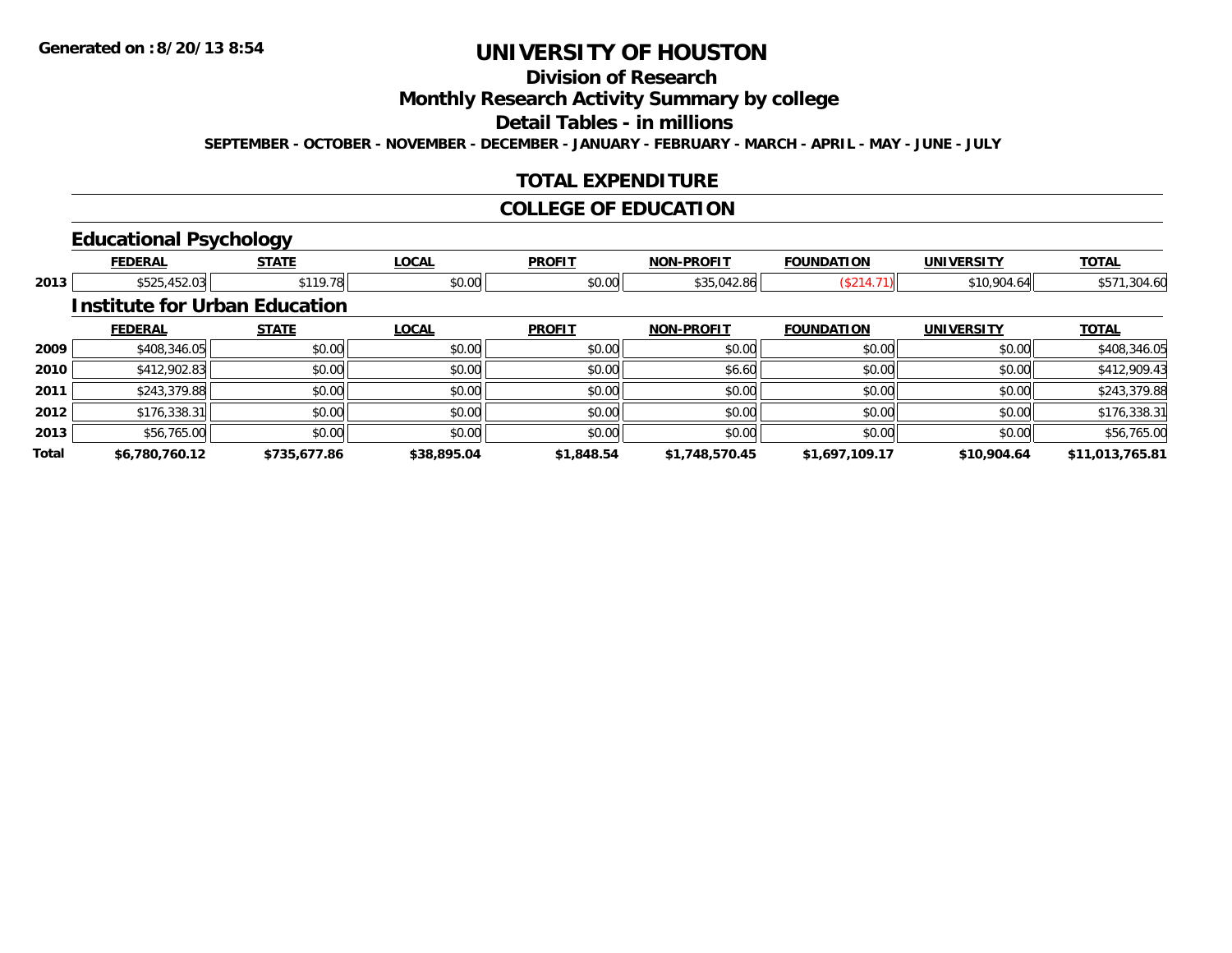# UNIVERSITY OF HOUSTON

## Division of Research

## Monthly Research Activity Summary by college

## Detail Tables - in millions

**SEPTEMBER - OCTOBER - NOVEMBER - DECEMBER - JANUARY - FEBRUARY - MARCH - APRIL - MAY - JUNE - JULY**

## TOTAL EXPENDITURE

## COLLEGE OF EDUCATION

### Educational Psychology

| | FEDERAL | STATE | LOCAL | PROFIT | NON-PROFIT | FOUNDATION | UNIVERSITY | TOTAL |
|---|---|---|---|---|---|---|---|---|
| 2013 | $525,452.03 | $119.78 | $0.00 | $0.00 | $35,042.86 | ($214.71) | $10,904.64 | $571,304.60 |

### Institute for Urban Education

| | FEDERAL | STATE | LOCAL | PROFIT | NON-PROFIT | FOUNDATION | UNIVERSITY | TOTAL |
|---|---|---|---|---|---|---|---|---|
| 2009 | $408,346.05 | $0.00 | $0.00 | $0.00 | $0.00 | $0.00 | $0.00 | $408,346.05 |
| 2010 | $412,902.83 | $0.00 | $0.00 | $0.00 | $6.60 | $0.00 | $0.00 | $412,909.43 |
| 2011 | $243,379.88 | $0.00 | $0.00 | $0.00 | $0.00 | $0.00 | $0.00 | $243,379.88 |
| 2012 | $176,338.31 | $0.00 | $0.00 | $0.00 | $0.00 | $0.00 | $0.00 | $176,338.31 |
| 2013 | $56,765.00 | $0.00 | $0.00 | $0.00 | $0.00 | $0.00 | $0.00 | $56,765.00 |
| **Total** | **$6,780,760.12** | **$735,677.86** | **$38,895.04** | **$1,848.54** | **$1,748,570.45** | **$1,697,109.17** | **$10,904.64** | **$11,013,765.81** |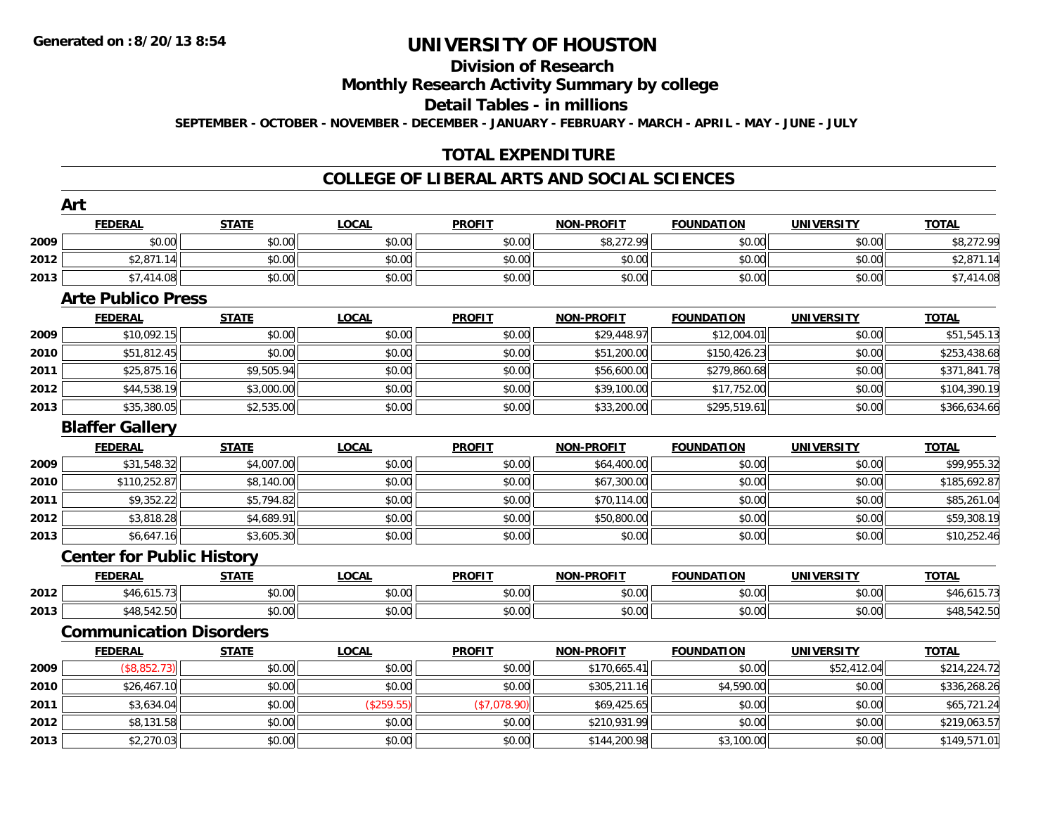**Generated on :8/20/13 8:54**

# UNIVERSITY OF HOUSTON

## Division of Research

## Monthly Research Activity Summary by college

## Detail Tables - in millions

**SEPTEMBER - OCTOBER - NOVEMBER - DECEMBER - JANUARY - FEBRUARY - MARCH - APRIL - MAY - JUNE - JULY**

## TOTAL EXPENDITURE

## COLLEGE OF LIBERAL ARTS AND SOCIAL SCIENCES

### Art

| | FEDERAL | STATE | LOCAL | PROFIT | NON-PROFIT | FOUNDATION | UNIVERSITY | TOTAL |
|---|---|---|---|---|---|---|---|---|
| 2009 | $0.00 | $0.00 | $0.00 | $0.00 | $8,272.99 | $0.00 | $0.00 | $8,272.99 |
| 2012 | $2,871.14 | $0.00 | $0.00 | $0.00 | $0.00 | $0.00 | $0.00 | $2,871.14 |
| 2013 | $7,414.08 | $0.00 | $0.00 | $0.00 | $0.00 | $0.00 | $0.00 | $7,414.08 |

### Arte Publico Press

| | FEDERAL | STATE | LOCAL | PROFIT | NON-PROFIT | FOUNDATION | UNIVERSITY | TOTAL |
|---|---|---|---|---|---|---|---|---|
| 2009 | $10,092.15 | $0.00 | $0.00 | $0.00 | $29,448.97 | $12,004.01 | $0.00 | $51,545.13 |
| 2010 | $51,812.45 | $0.00 | $0.00 | $0.00 | $51,200.00 | $150,426.23 | $0.00 | $253,438.68 |
| 2011 | $25,875.16 | $9,505.94 | $0.00 | $0.00 | $56,600.00 | $279,860.68 | $0.00 | $371,841.78 |
| 2012 | $44,538.19 | $3,000.00 | $0.00 | $0.00 | $39,100.00 | $17,752.00 | $0.00 | $104,390.19 |
| 2013 | $35,380.05 | $2,535.00 | $0.00 | $0.00 | $33,200.00 | $295,519.61 | $0.00 | $366,634.66 |

### Blaffer Gallery

| | FEDERAL | STATE | LOCAL | PROFIT | NON-PROFIT | FOUNDATION | UNIVERSITY | TOTAL |
|---|---|---|---|---|---|---|---|---|
| 2009 | $31,548.32 | $4,007.00 | $0.00 | $0.00 | $64,400.00 | $0.00 | $0.00 | $99,955.32 |
| 2010 | $110,252.87 | $8,140.00 | $0.00 | $0.00 | $67,300.00 | $0.00 | $0.00 | $185,692.87 |
| 2011 | $9,352.22 | $5,794.82 | $0.00 | $0.00 | $70,114.00 | $0.00 | $0.00 | $85,261.04 |
| 2012 | $3,818.28 | $4,689.91 | $0.00 | $0.00 | $50,800.00 | $0.00 | $0.00 | $59,308.19 |
| 2013 | $6,647.16 | $3,605.30 | $0.00 | $0.00 | $0.00 | $0.00 | $0.00 | $10,252.46 |

### Center for Public History

| | FEDERAL | STATE | LOCAL | PROFIT | NON-PROFIT | FOUNDATION | UNIVERSITY | TOTAL |
|---|---|---|---|---|---|---|---|---|
| 2012 | $46,615.73 | $0.00 | $0.00 | $0.00 | $0.00 | $0.00 | $0.00 | $46,615.73 |
| 2013 | $48,542.50 | $0.00 | $0.00 | $0.00 | $0.00 | $0.00 | $0.00 | $48,542.50 |

### Communication Disorders

| | FEDERAL | STATE | LOCAL | PROFIT | NON-PROFIT | FOUNDATION | UNIVERSITY | TOTAL |
|---|---|---|---|---|---|---|---|---|
| 2009 | ($8,852.73) | $0.00 | $0.00 | $0.00 | $170,665.41 | $0.00 | $52,412.04 | $214,224.72 |
| 2010 | $26,467.10 | $0.00 | $0.00 | $0.00 | $305,211.16 | $4,590.00 | $0.00 | $336,268.26 |
| 2011 | $3,634.04 | $0.00 | ($259.55) | ($7,078.90) | $69,425.65 | $0.00 | $0.00 | $65,721.24 |
| 2012 | $8,131.58 | $0.00 | $0.00 | $0.00 | $210,931.99 | $0.00 | $0.00 | $219,063.57 |
| 2013 | $2,270.03 | $0.00 | $0.00 | $0.00 | $144,200.98 | $3,100.00 | $0.00 | $149,571.01 |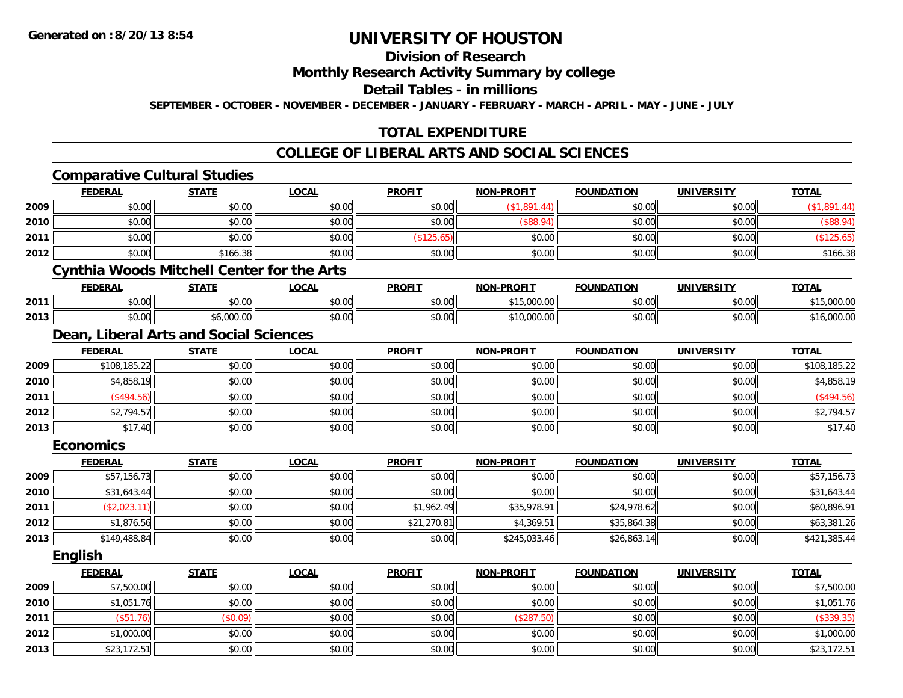# UNIVERSITY OF HOUSTON

## Division of Research

## Monthly Research Activity Summary by college

## Detail Tables - in millions

**SEPTEMBER - OCTOBER - NOVEMBER - DECEMBER - JANUARY - FEBRUARY - MARCH - APRIL - MAY - JUNE - JULY**

Generated on : 8/20/13 8:54

## TOTAL EXPENDITURE

## COLLEGE OF LIBERAL ARTS AND SOCIAL SCIENCES

### Comparative Cultural Studies

| | FEDERAL | STATE | LOCAL | PROFIT | NON-PROFIT | FOUNDATION | UNIVERSITY | TOTAL |
|---|---|---|---|---|---|---|---|---|
| 2009 | $0.00 | $0.00 | $0.00 | $0.00 | ($1,891.44) | $0.00 | $0.00 | ($1,891.44) |
| 2010 | $0.00 | $0.00 | $0.00 | $0.00 | ($88.94) | $0.00 | $0.00 | ($88.94) |
| 2011 | $0.00 | $0.00 | $0.00 | ($125.65) | $0.00 | $0.00 | $0.00 | ($125.65) |
| 2012 | $0.00 | $166.38 | $0.00 | $0.00 | $0.00 | $0.00 | $0.00 | $166.38 |

### Cynthia Woods Mitchell Center for the Arts

| | FEDERAL | STATE | LOCAL | PROFIT | NON-PROFIT | FOUNDATION | UNIVERSITY | TOTAL |
|---|---|---|---|---|---|---|---|---|
| 2011 | $0.00 | $0.00 | $0.00 | $0.00 | $15,000.00 | $0.00 | $0.00 | $15,000.00 |
| 2013 | $0.00 | $6,000.00 | $0.00 | $0.00 | $10,000.00 | $0.00 | $0.00 | $16,000.00 |

### Dean, Liberal Arts and Social Sciences

| | FEDERAL | STATE | LOCAL | PROFIT | NON-PROFIT | FOUNDATION | UNIVERSITY | TOTAL |
|---|---|---|---|---|---|---|---|---|
| 2009 | $108,185.22 | $0.00 | $0.00 | $0.00 | $0.00 | $0.00 | $0.00 | $108,185.22 |
| 2010 | $4,858.19 | $0.00 | $0.00 | $0.00 | $0.00 | $0.00 | $0.00 | $4,858.19 |
| 2011 | ($494.56) | $0.00 | $0.00 | $0.00 | $0.00 | $0.00 | $0.00 | ($494.56) |
| 2012 | $2,794.57 | $0.00 | $0.00 | $0.00 | $0.00 | $0.00 | $0.00 | $2,794.57 |
| 2013 | $17.40 | $0.00 | $0.00 | $0.00 | $0.00 | $0.00 | $0.00 | $17.40 |

### Economics

| | FEDERAL | STATE | LOCAL | PROFIT | NON-PROFIT | FOUNDATION | UNIVERSITY | TOTAL |
|---|---|---|---|---|---|---|---|---|
| 2009 | $57,156.73 | $0.00 | $0.00 | $0.00 | $0.00 | $0.00 | $0.00 | $57,156.73 |
| 2010 | $31,643.44 | $0.00 | $0.00 | $0.00 | $0.00 | $0.00 | $0.00 | $31,643.44 |
| 2011 | ($2,023.11) | $0.00 | $0.00 | $1,962.49 | $35,978.91 | $24,978.62 | $0.00 | $60,896.91 |
| 2012 | $1,876.56 | $0.00 | $0.00 | $21,270.81 | $4,369.51 | $35,864.38 | $0.00 | $63,381.26 |
| 2013 | $149,488.84 | $0.00 | $0.00 | $0.00 | $245,033.46 | $26,863.14 | $0.00 | $421,385.44 |

### English

| | FEDERAL | STATE | LOCAL | PROFIT | NON-PROFIT | FOUNDATION | UNIVERSITY | TOTAL |
|---|---|---|---|---|---|---|---|---|
| 2009 | $7,500.00 | $0.00 | $0.00 | $0.00 | $0.00 | $0.00 | $0.00 | $7,500.00 |
| 2010 | $1,051.76 | $0.00 | $0.00 | $0.00 | $0.00 | $0.00 | $0.00 | $1,051.76 |
| 2011 | ($51.76) | ($0.09) | $0.00 | $0.00 | ($287.50) | $0.00 | $0.00 | ($339.35) |
| 2012 | $1,000.00 | $0.00 | $0.00 | $0.00 | $0.00 | $0.00 | $0.00 | $1,000.00 |
| 2013 | $23,172.51 | $0.00 | $0.00 | $0.00 | $0.00 | $0.00 | $0.00 | $23,172.51 |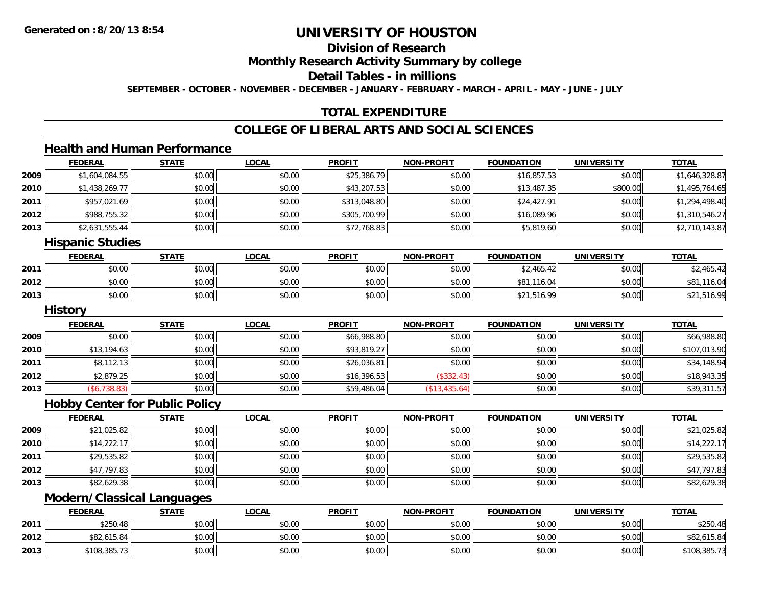# UNIVERSITY OF HOUSTON

## Division of Research

## Monthly Research Activity Summary by college

## Detail Tables - in millions

SEPTEMBER - OCTOBER - NOVEMBER - DECEMBER - JANUARY - FEBRUARY - MARCH - APRIL - MAY - JUNE - JULY

## TOTAL EXPENDITURE

## COLLEGE OF LIBERAL ARTS AND SOCIAL SCIENCES

### Health and Human Performance

| | FEDERAL | STATE | LOCAL | PROFIT | NON-PROFIT | FOUNDATION | UNIVERSITY | TOTAL |
|---|---|---|---|---|---|---|---|---|
| 2009 | $1,604,084.55 | $0.00 | $0.00 | $25,386.79 | $0.00 | $16,857.53 | $0.00 | $1,646,328.87 |
| 2010 | $1,438,269.77 | $0.00 | $0.00 | $43,207.53 | $0.00 | $13,487.35 | $800.00 | $1,495,764.65 |
| 2011 | $957,021.69 | $0.00 | $0.00 | $313,048.80 | $0.00 | $24,427.91 | $0.00 | $1,294,498.40 |
| 2012 | $988,755.32 | $0.00 | $0.00 | $305,700.99 | $0.00 | $16,089.96 | $0.00 | $1,310,546.27 |
| 2013 | $2,631,555.44 | $0.00 | $0.00 | $72,768.83 | $0.00 | $5,819.60 | $0.00 | $2,710,143.87 |

### Hispanic Studies

| | FEDERAL | STATE | LOCAL | PROFIT | NON-PROFIT | FOUNDATION | UNIVERSITY | TOTAL |
|---|---|---|---|---|---|---|---|---|
| 2011 | $0.00 | $0.00 | $0.00 | $0.00 | $0.00 | $2,465.42 | $0.00 | $2,465.42 |
| 2012 | $0.00 | $0.00 | $0.00 | $0.00 | $0.00 | $81,116.04 | $0.00 | $81,116.04 |
| 2013 | $0.00 | $0.00 | $0.00 | $0.00 | $0.00 | $21,516.99 | $0.00 | $21,516.99 |

### History

| | FEDERAL | STATE | LOCAL | PROFIT | NON-PROFIT | FOUNDATION | UNIVERSITY | TOTAL |
|---|---|---|---|---|---|---|---|---|
| 2009 | $0.00 | $0.00 | $0.00 | $66,988.80 | $0.00 | $0.00 | $0.00 | $66,988.80 |
| 2010 | $13,194.63 | $0.00 | $0.00 | $93,819.27 | $0.00 | $0.00 | $0.00 | $107,013.90 |
| 2011 | $8,112.13 | $0.00 | $0.00 | $26,036.81 | $0.00 | $0.00 | $0.00 | $34,148.94 |
| 2012 | $2,879.25 | $0.00 | $0.00 | $16,396.53 | ($332.43) | $0.00 | $0.00 | $18,943.35 |
| 2013 | ($6,738.83) | $0.00 | $0.00 | $59,486.04 | ($13,435.64) | $0.00 | $0.00 | $39,311.57 |

### Hobby Center for Public Policy

| | FEDERAL | STATE | LOCAL | PROFIT | NON-PROFIT | FOUNDATION | UNIVERSITY | TOTAL |
|---|---|---|---|---|---|---|---|---|
| 2009 | $21,025.82 | $0.00 | $0.00 | $0.00 | $0.00 | $0.00 | $0.00 | $21,025.82 |
| 2010 | $14,222.17 | $0.00 | $0.00 | $0.00 | $0.00 | $0.00 | $0.00 | $14,222.17 |
| 2011 | $29,535.82 | $0.00 | $0.00 | $0.00 | $0.00 | $0.00 | $0.00 | $29,535.82 |
| 2012 | $47,797.83 | $0.00 | $0.00 | $0.00 | $0.00 | $0.00 | $0.00 | $47,797.83 |
| 2013 | $82,629.38 | $0.00 | $0.00 | $0.00 | $0.00 | $0.00 | $0.00 | $82,629.38 |

### Modern/Classical Languages

| | FEDERAL | STATE | LOCAL | PROFIT | NON-PROFIT | FOUNDATION | UNIVERSITY | TOTAL |
|---|---|---|---|---|---|---|---|---|
| 2011 | $250.48 | $0.00 | $0.00 | $0.00 | $0.00 | $0.00 | $0.00 | $250.48 |
| 2012 | $82,615.84 | $0.00 | $0.00 | $0.00 | $0.00 | $0.00 | $0.00 | $82,615.84 |
| 2013 | $108,385.73 | $0.00 | $0.00 | $0.00 | $0.00 | $0.00 | $0.00 | $108,385.73 |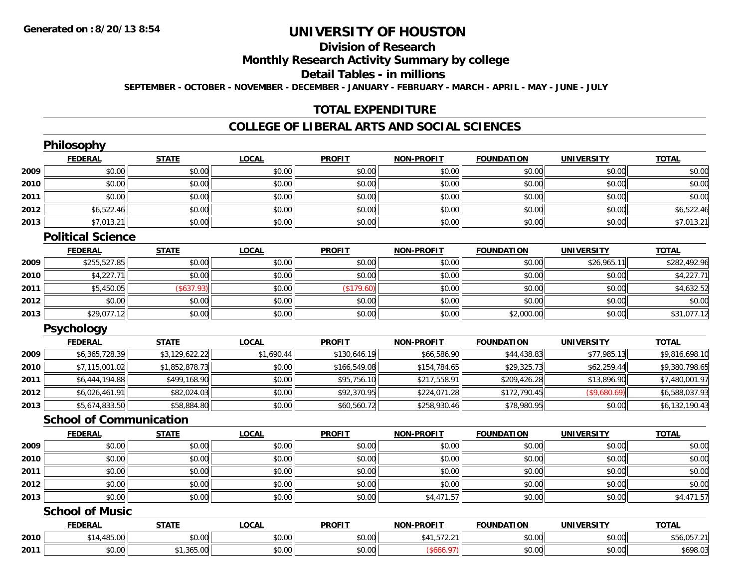# UNIVERSITY OF HOUSTON

## Division of Research

## Monthly Research Activity Summary by college

## Detail Tables - in millions

**SEPTEMBER - OCTOBER - NOVEMBER - DECEMBER - JANUARY - FEBRUARY - MARCH - APRIL - MAY - JUNE - JULY**

**Generated on : 8/20/13 8:54**

## TOTAL EXPENDITURE

## COLLEGE OF LIBERAL ARTS AND SOCIAL SCIENCES

### Philosophy

| | FEDERAL | STATE | LOCAL | PROFIT | NON-PROFIT | FOUNDATION | UNIVERSITY | TOTAL |
|---|---|---|---|---|---|---|---|---|
| 2009 | $0.00 | $0.00 | $0.00 | $0.00 | $0.00 | $0.00 | $0.00 | $0.00 |
| 2010 | $0.00 | $0.00 | $0.00 | $0.00 | $0.00 | $0.00 | $0.00 | $0.00 |
| 2011 | $0.00 | $0.00 | $0.00 | $0.00 | $0.00 | $0.00 | $0.00 | $0.00 |
| 2012 | $6,522.46 | $0.00 | $0.00 | $0.00 | $0.00 | $0.00 | $0.00 | $6,522.46 |
| 2013 | $7,013.21 | $0.00 | $0.00 | $0.00 | $0.00 | $0.00 | $0.00 | $7,013.21 |

### Political Science

| | FEDERAL | STATE | LOCAL | PROFIT | NON-PROFIT | FOUNDATION | UNIVERSITY | TOTAL |
|---|---|---|---|---|---|---|---|---|
| 2009 | $255,527.85 | $0.00 | $0.00 | $0.00 | $0.00 | $0.00 | $26,965.11 | $282,492.96 |
| 2010 | $4,227.71 | $0.00 | $0.00 | $0.00 | $0.00 | $0.00 | $0.00 | $4,227.71 |
| 2011 | $5,450.05 | ($637.93) | $0.00 | ($179.60) | $0.00 | $0.00 | $0.00 | $4,632.52 |
| 2012 | $0.00 | $0.00 | $0.00 | $0.00 | $0.00 | $0.00 | $0.00 | $0.00 |
| 2013 | $29,077.12 | $0.00 | $0.00 | $0.00 | $0.00 | $2,000.00 | $0.00 | $31,077.12 |

### Psychology

| | FEDERAL | STATE | LOCAL | PROFIT | NON-PROFIT | FOUNDATION | UNIVERSITY | TOTAL |
|---|---|---|---|---|---|---|---|---|
| 2009 | $6,365,728.39 | $3,129,622.22 | $1,690.44 | $130,646.19 | $66,586.90 | $44,438.83 | $77,985.13 | $9,816,698.10 |
| 2010 | $7,115,001.02 | $1,852,878.73 | $0.00 | $166,549.08 | $154,784.65 | $29,325.73 | $62,259.44 | $9,380,798.65 |
| 2011 | $6,444,194.88 | $499,168.90 | $0.00 | $95,756.10 | $217,558.91 | $209,426.28 | $13,896.90 | $7,480,001.97 |
| 2012 | $6,026,461.91 | $82,024.03 | $0.00 | $92,370.95 | $224,071.28 | $172,790.45 | ($9,680.69) | $6,588,037.93 |
| 2013 | $5,674,833.50 | $58,884.80 | $0.00 | $60,560.72 | $258,930.46 | $78,980.95 | $0.00 | $6,132,190.43 |

### School of Communication

| | FEDERAL | STATE | LOCAL | PROFIT | NON-PROFIT | FOUNDATION | UNIVERSITY | TOTAL |
|---|---|---|---|---|---|---|---|---|
| 2009 | $0.00 | $0.00 | $0.00 | $0.00 | $0.00 | $0.00 | $0.00 | $0.00 |
| 2010 | $0.00 | $0.00 | $0.00 | $0.00 | $0.00 | $0.00 | $0.00 | $0.00 |
| 2011 | $0.00 | $0.00 | $0.00 | $0.00 | $0.00 | $0.00 | $0.00 | $0.00 |
| 2012 | $0.00 | $0.00 | $0.00 | $0.00 | $0.00 | $0.00 | $0.00 | $0.00 |
| 2013 | $0.00 | $0.00 | $0.00 | $0.00 | $4,471.57 | $0.00 | $0.00 | $4,471.57 |

### School of Music

| | FEDERAL | STATE | LOCAL | PROFIT | NON-PROFIT | FOUNDATION | UNIVERSITY | TOTAL |
|---|---|---|---|---|---|---|---|---|
| 2010 | $14,485.00 | $0.00 | $0.00 | $0.00 | $41,572.21 | $0.00 | $0.00 | $56,057.21 |
| 2011 | $0.00 | $1,365.00 | $0.00 | $0.00 | ($666.97) | $0.00 | $0.00 | $698.03 |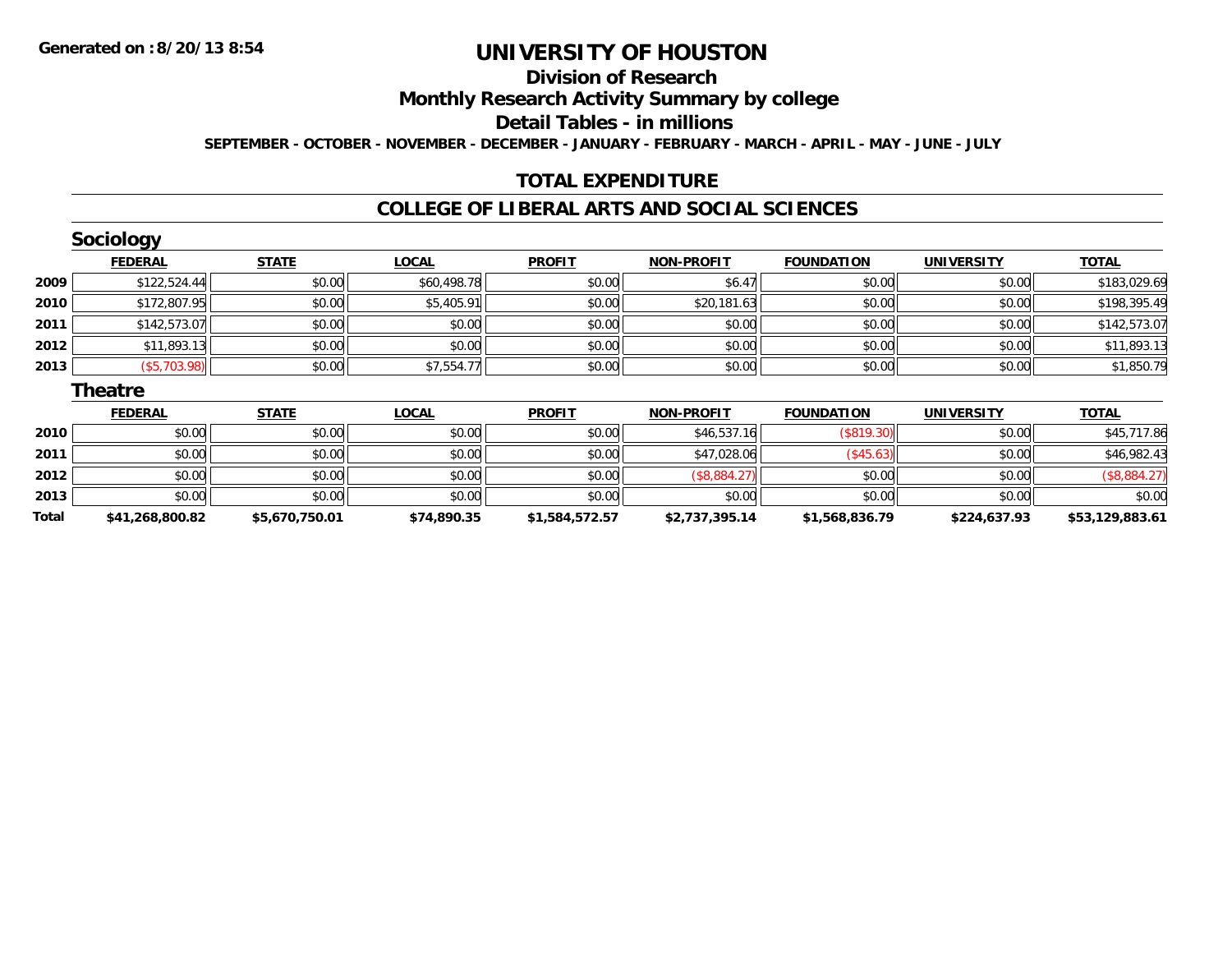# UNIVERSITY OF HOUSTON

## Division of Research

## Monthly Research Activity Summary by college

## Detail Tables - in millions

**SEPTEMBER - OCTOBER - NOVEMBER - DECEMBER - JANUARY - FEBRUARY - MARCH - APRIL - MAY - JUNE - JULY**

## TOTAL EXPENDITURE

## COLLEGE OF LIBERAL ARTS AND SOCIAL SCIENCES

### Sociology

| | FEDERAL | STATE | LOCAL | PROFIT | NON-PROFIT | FOUNDATION | UNIVERSITY | TOTAL |
|---|---|---|---|---|---|---|---|---|
| 2009 | $122,524.44 | $0.00 | $60,498.78 | $0.00 | $6.47 | $0.00 | $0.00 | $183,029.69 |
| 2010 | $172,807.95 | $0.00 | $5,405.91 | $0.00 | $20,181.63 | $0.00 | $0.00 | $198,395.49 |
| 2011 | $142,573.07 | $0.00 | $0.00 | $0.00 | $0.00 | $0.00 | $0.00 | $142,573.07 |
| 2012 | $11,893.13 | $0.00 | $0.00 | $0.00 | $0.00 | $0.00 | $0.00 | $11,893.13 |
| 2013 | ($5,703.98) | $0.00 | $7,554.77 | $0.00 | $0.00 | $0.00 | $0.00 | $1,850.79 |

### Theatre

| | FEDERAL | STATE | LOCAL | PROFIT | NON-PROFIT | FOUNDATION | UNIVERSITY | TOTAL |
|---|---|---|---|---|---|---|---|---|
| 2010 | $0.00 | $0.00 | $0.00 | $0.00 | $46,537.16 | ($819.30) | $0.00 | $45,717.86 |
| 2011 | $0.00 | $0.00 | $0.00 | $0.00 | $47,028.06 | ($45.63) | $0.00 | $46,982.43 |
| 2012 | $0.00 | $0.00 | $0.00 | $0.00 | ($8,884.27) | $0.00 | $0.00 | ($8,884.27) |
| 2013 | $0.00 | $0.00 | $0.00 | $0.00 | $0.00 | $0.00 | $0.00 | $0.00 |
| **Total** | **$41,268,800.82** | **$5,670,750.01** | **$74,890.35** | **$1,584,572.57** | **$2,737,395.14** | **$1,568,836.79** | **$224,637.93** | **$53,129,883.61** |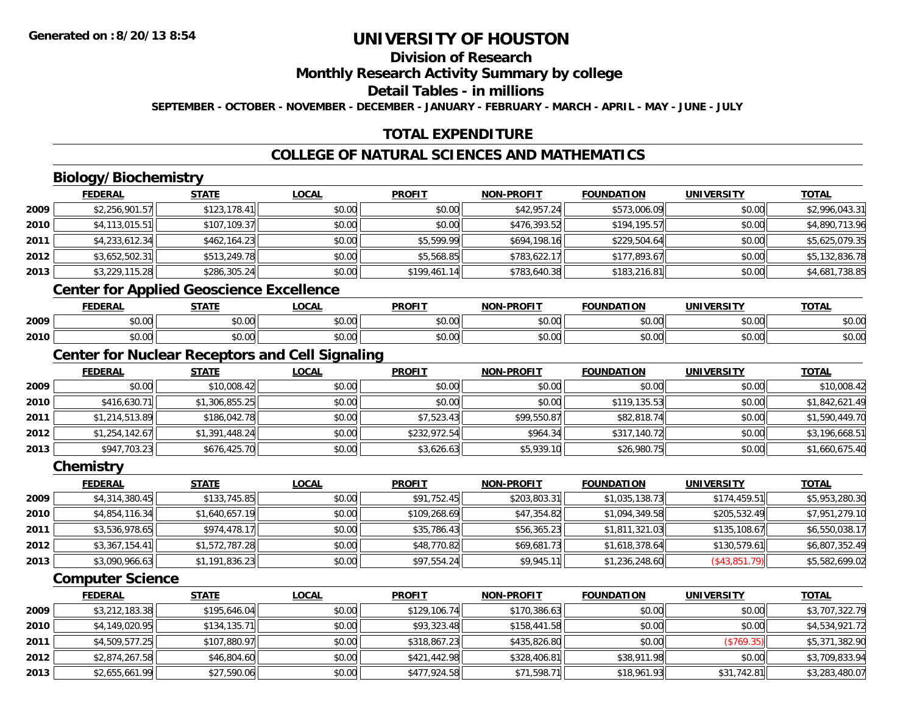# UNIVERSITY OF HOUSTON

## Division of Research

## Monthly Research Activity Summary by college

## Detail Tables - in millions

**SEPTEMBER - OCTOBER - NOVEMBER - DECEMBER - JANUARY - FEBRUARY - MARCH - APRIL - MAY - JUNE - JULY**

## TOTAL EXPENDITURE

## COLLEGE OF NATURAL SCIENCES AND MATHEMATICS

### Biology/Biochemistry

| | FEDERAL | STATE | LOCAL | PROFIT | NON-PROFIT | FOUNDATION | UNIVERSITY | TOTAL |
|---|---|---|---|---|---|---|---|---|
| 2009 | $2,256,901.57 | $123,178.41 | $0.00 | $0.00 | $42,957.24 | $573,006.09 | $0.00 | $2,996,043.31 |
| 2010 | $4,113,015.51 | $107,109.37 | $0.00 | $0.00 | $476,393.52 | $194,195.57 | $0.00 | $4,890,713.96 |
| 2011 | $4,233,612.34 | $462,164.23 | $0.00 | $5,599.99 | $694,198.16 | $229,504.64 | $0.00 | $5,625,079.35 |
| 2012 | $3,652,502.31 | $513,249.78 | $0.00 | $5,568.85 | $783,622.17 | $177,893.67 | $0.00 | $5,132,836.78 |
| 2013 | $3,229,115.28 | $286,305.24 | $0.00 | $199,461.14 | $783,640.38 | $183,216.81 | $0.00 | $4,681,738.85 |

### Center for Applied Geoscience Excellence

| | FEDERAL | STATE | LOCAL | PROFIT | NON-PROFIT | FOUNDATION | UNIVERSITY | TOTAL |
|---|---|---|---|---|---|---|---|---|
| 2009 | $0.00 | $0.00 | $0.00 | $0.00 | $0.00 | $0.00 | $0.00 | $0.00 |
| 2010 | $0.00 | $0.00 | $0.00 | $0.00 | $0.00 | $0.00 | $0.00 | $0.00 |

### Center for Nuclear Receptors and Cell Signaling

| | FEDERAL | STATE | LOCAL | PROFIT | NON-PROFIT | FOUNDATION | UNIVERSITY | TOTAL |
|---|---|---|---|---|---|---|---|---|
| 2009 | $0.00 | $10,008.42 | $0.00 | $0.00 | $0.00 | $0.00 | $0.00 | $10,008.42 |
| 2010 | $416,630.71 | $1,306,855.25 | $0.00 | $0.00 | $0.00 | $119,135.53 | $0.00 | $1,842,621.49 |
| 2011 | $1,214,513.89 | $186,042.78 | $0.00 | $7,523.43 | $99,550.87 | $82,818.74 | $0.00 | $1,590,449.70 |
| 2012 | $1,254,142.67 | $1,391,448.24 | $0.00 | $232,972.54 | $964.34 | $317,140.72 | $0.00 | $3,196,668.51 |
| 2013 | $947,703.23 | $676,425.70 | $0.00 | $3,626.63 | $5,939.10 | $26,980.75 | $0.00 | $1,660,675.40 |

### Chemistry

| | FEDERAL | STATE | LOCAL | PROFIT | NON-PROFIT | FOUNDATION | UNIVERSITY | TOTAL |
|---|---|---|---|---|---|---|---|---|
| 2009 | $4,314,380.45 | $133,745.85 | $0.00 | $91,752.45 | $203,803.31 | $1,035,138.73 | $174,459.51 | $5,953,280.30 |
| 2010 | $4,854,116.34 | $1,640,657.19 | $0.00 | $109,268.69 | $47,354.82 | $1,094,349.58 | $205,532.49 | $7,951,279.10 |
| 2011 | $3,536,978.65 | $974,478.17 | $0.00 | $35,786.43 | $56,365.23 | $1,811,321.03 | $135,108.67 | $6,550,038.17 |
| 2012 | $3,367,154.41 | $1,572,787.28 | $0.00 | $48,770.82 | $69,681.73 | $1,618,378.64 | $130,579.61 | $6,807,352.49 |
| 2013 | $3,090,966.63 | $1,191,836.23 | $0.00 | $97,554.24 | $9,945.11 | $1,236,248.60 | ($43,851.79) | $5,582,699.02 |

### Computer Science

| | FEDERAL | STATE | LOCAL | PROFIT | NON-PROFIT | FOUNDATION | UNIVERSITY | TOTAL |
|---|---|---|---|---|---|---|---|---|
| 2009 | $3,212,183.38 | $195,646.04 | $0.00 | $129,106.74 | $170,386.63 | $0.00 | $0.00 | $3,707,322.79 |
| 2010 | $4,149,020.95 | $134,135.71 | $0.00 | $93,323.48 | $158,441.58 | $0.00 | $0.00 | $4,534,921.72 |
| 2011 | $4,509,577.25 | $107,880.97 | $0.00 | $318,867.23 | $435,826.80 | $0.00 | ($769.35) | $5,371,382.90 |
| 2012 | $2,874,267.58 | $46,804.60 | $0.00 | $421,442.98 | $328,406.81 | $38,911.98 | $0.00 | $3,709,833.94 |
| 2013 | $2,655,661.99 | $27,590.06 | $0.00 | $477,924.58 | $71,598.71 | $18,961.93 | $31,742.81 | $3,283,480.07 |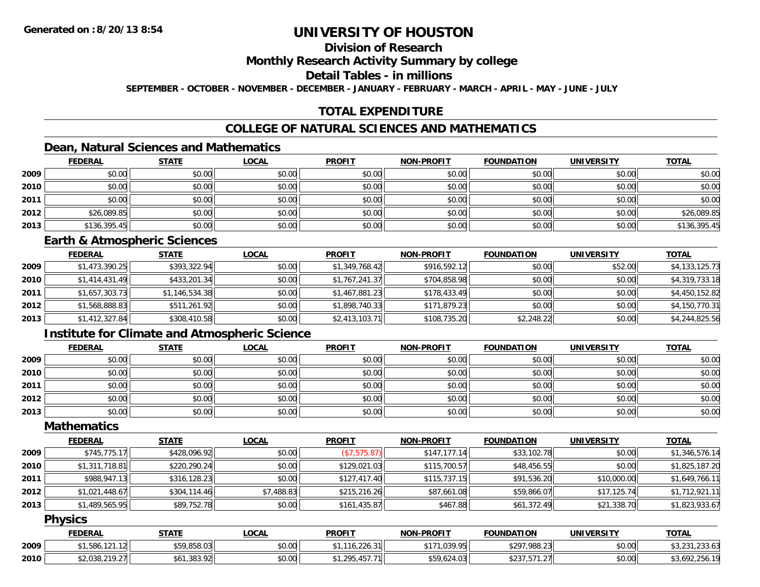# UNIVERSITY OF HOUSTON

## Division of Research

## Monthly Research Activity Summary by college

## Detail Tables - in millions

**SEPTEMBER - OCTOBER - NOVEMBER - DECEMBER - JANUARY - FEBRUARY - MARCH - APRIL - MAY - JUNE - JULY**

## TOTAL EXPENDITURE

## COLLEGE OF NATURAL SCIENCES AND MATHEMATICS

### Dean, Natural Sciences and Mathematics

| | FEDERAL | STATE | LOCAL | PROFIT | NON-PROFIT | FOUNDATION | UNIVERSITY | TOTAL |
|---|---|---|---|---|---|---|---|---|
| 2009 | $0.00 | $0.00 | $0.00 | $0.00 | $0.00 | $0.00 | $0.00 | $0.00 |
| 2010 | $0.00 | $0.00 | $0.00 | $0.00 | $0.00 | $0.00 | $0.00 | $0.00 |
| 2011 | $0.00 | $0.00 | $0.00 | $0.00 | $0.00 | $0.00 | $0.00 | $0.00 |
| 2012 | $26,089.85 | $0.00 | $0.00 | $0.00 | $0.00 | $0.00 | $0.00 | $26,089.85 |
| 2013 | $136,395.45 | $0.00 | $0.00 | $0.00 | $0.00 | $0.00 | $0.00 | $136,395.45 |

### Earth & Atmospheric Sciences

| | FEDERAL | STATE | LOCAL | PROFIT | NON-PROFIT | FOUNDATION | UNIVERSITY | TOTAL |
|---|---|---|---|---|---|---|---|---|
| 2009 | $1,473,390.25 | $393,322.94 | $0.00 | $1,349,768.42 | $916,592.12 | $0.00 | $52.00 | $4,133,125.73 |
| 2010 | $1,414,431.49 | $433,201.34 | $0.00 | $1,767,241.37 | $704,858.98 | $0.00 | $0.00 | $4,319,733.18 |
| 2011 | $1,657,303.73 | $1,146,534.38 | $0.00 | $1,467,881.23 | $178,433.49 | $0.00 | $0.00 | $4,450,152.82 |
| 2012 | $1,568,888.83 | $511,261.92 | $0.00 | $1,898,740.33 | $171,879.23 | $0.00 | $0.00 | $4,150,770.31 |
| 2013 | $1,412,327.84 | $308,410.58 | $0.00 | $2,413,103.71 | $108,735.20 | $2,248.22 | $0.00 | $4,244,825.56 |

### Institute for Climate and Atmospheric Science

| | FEDERAL | STATE | LOCAL | PROFIT | NON-PROFIT | FOUNDATION | UNIVERSITY | TOTAL |
|---|---|---|---|---|---|---|---|---|
| 2009 | $0.00 | $0.00 | $0.00 | $0.00 | $0.00 | $0.00 | $0.00 | $0.00 |
| 2010 | $0.00 | $0.00 | $0.00 | $0.00 | $0.00 | $0.00 | $0.00 | $0.00 |
| 2011 | $0.00 | $0.00 | $0.00 | $0.00 | $0.00 | $0.00 | $0.00 | $0.00 |
| 2012 | $0.00 | $0.00 | $0.00 | $0.00 | $0.00 | $0.00 | $0.00 | $0.00 |
| 2013 | $0.00 | $0.00 | $0.00 | $0.00 | $0.00 | $0.00 | $0.00 | $0.00 |

### Mathematics

| | FEDERAL | STATE | LOCAL | PROFIT | NON-PROFIT | FOUNDATION | UNIVERSITY | TOTAL |
|---|---|---|---|---|---|---|---|---|
| 2009 | $745,775.17 | $428,096.92 | $0.00 | ($7,575.87) | $147,177.14 | $33,102.78 | $0.00 | $1,346,576.14 |
| 2010 | $1,311,718.81 | $220,290.24 | $0.00 | $129,021.03 | $115,700.57 | $48,456.55 | $0.00 | $1,825,187.20 |
| 2011 | $988,947.13 | $316,128.23 | $0.00 | $127,417.40 | $115,737.15 | $91,536.20 | $10,000.00 | $1,649,766.11 |
| 2012 | $1,021,448.67 | $304,114.46 | $7,488.83 | $215,216.26 | $87,661.08 | $59,866.07 | $17,125.74 | $1,712,921.11 |
| 2013 | $1,489,565.95 | $89,752.78 | $0.00 | $161,435.87 | $467.88 | $61,372.49 | $21,338.70 | $1,823,933.67 |

### Physics

| | FEDERAL | STATE | LOCAL | PROFIT | NON-PROFIT | FOUNDATION | UNIVERSITY | TOTAL |
|---|---|---|---|---|---|---|---|---|
| 2009 | $1,586,121.12 | $59,858.03 | $0.00 | $1,116,226.31 | $171,039.95 | $297,988.23 | $0.00 | $3,231,233.63 |
| 2010 | $2,038,219.27 | $61,383.92 | $0.00 | $1,295,457.71 | $59,624.03 | $237,571.27 | $0.00 | $3,692,256.19 |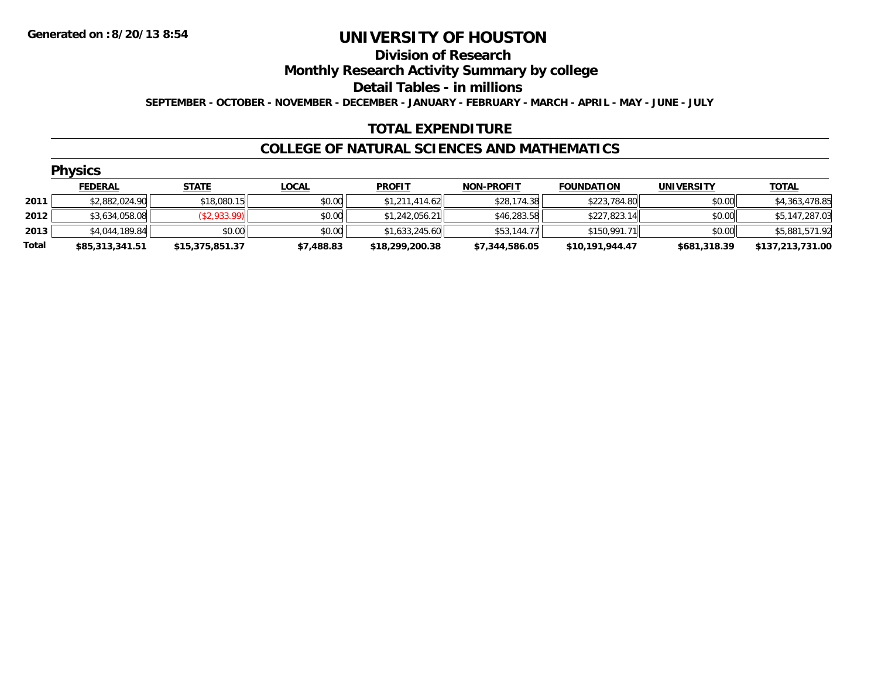Generated on :8/20/13 8:54

# UNIVERSITY OF HOUSTON

## Division of Research

## Monthly Research Activity Summary by college

## Detail Tables - in millions

**SEPTEMBER - OCTOBER - NOVEMBER - DECEMBER - JANUARY - FEBRUARY - MARCH - APRIL - MAY - JUNE - JULY**

## TOTAL EXPENDITURE

## COLLEGE OF NATURAL SCIENCES AND MATHEMATICS

### Physics

| | FEDERAL | STATE | LOCAL | PROFIT | NON-PROFIT | FOUNDATION | UNIVERSITY | TOTAL |
|---|---|---|---|---|---|---|---|---|
| 2011 | $2,882,024.90 | $18,080.15 | $0.00 | $1,211,414.62 | $28,174.38 | $223,784.80 | $0.00 | $4,363,478.85 |
| 2012 | $3,634,058.08 | ($2,933.99) | $0.00 | $1,242,056.21 | $46,283.58 | $227,823.14 | $0.00 | $5,147,287.03 |
| 2013 | $4,044,189.84 | $0.00 | $0.00 | $1,633,245.60 | $53,144.77 | $150,991.71 | $0.00 | $5,881,571.92 |
| **Total** | **$85,313,341.51** | **$15,375,851.37** | **$7,488.83** | **$18,299,200.38** | **$7,344,586.05** | **$10,191,944.47** | **$681,318.39** | **$137,213,731.00** |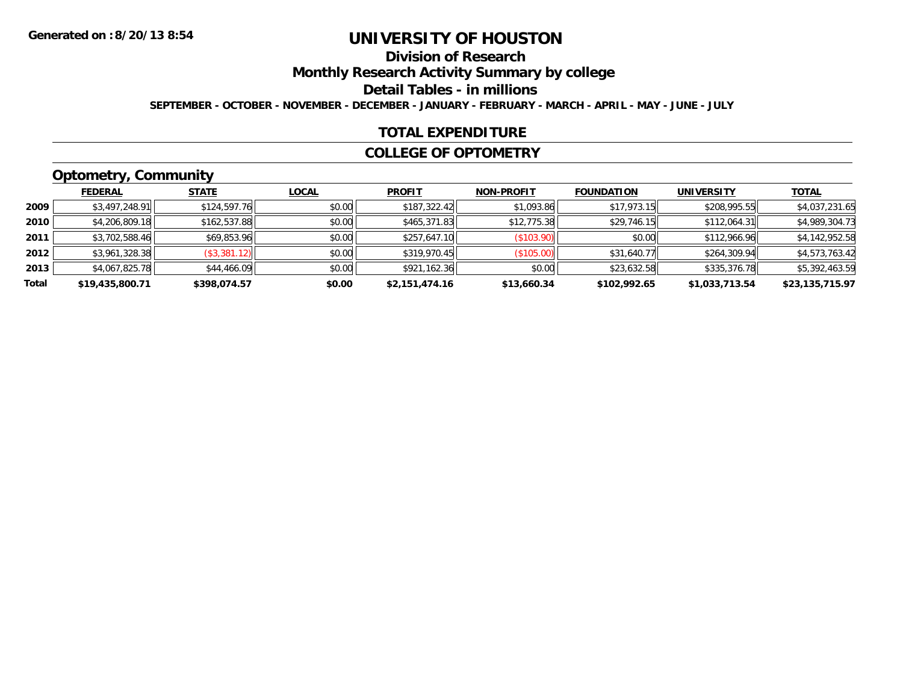Generated on :8/20/13 8:54

# UNIVERSITY OF HOUSTON

## Division of Research

## Monthly Research Activity Summary by college

## Detail Tables - in millions

**SEPTEMBER - OCTOBER - NOVEMBER - DECEMBER - JANUARY - FEBRUARY - MARCH - APRIL - MAY - JUNE - JULY**

## TOTAL EXPENDITURE

## COLLEGE OF OPTOMETRY

### Optometry, Community

| | FEDERAL | STATE | LOCAL | PROFIT | NON-PROFIT | FOUNDATION | UNIVERSITY | TOTAL |
|---|---|---|---|---|---|---|---|---|
| 2009 | $3,497,248.91 | $124,597.76 | $0.00 | $187,322.42 | $1,093.86 | $17,973.15 | $208,995.55 | $4,037,231.65 |
| 2010 | $4,206,809.18 | $162,537.88 | $0.00 | $465,371.83 | $12,775.38 | $29,746.15 | $112,064.31 | $4,989,304.73 |
| 2011 | $3,702,588.46 | $69,853.96 | $0.00 | $257,647.10 | ($103.90) | $0.00 | $112,966.96 | $4,142,952.58 |
| 2012 | $3,961,328.38 | ($3,381.12) | $0.00 | $319,970.45 | ($105.00) | $31,640.77 | $264,309.94 | $4,573,763.42 |
| 2013 | $4,067,825.78 | $44,466.09 | $0.00 | $921,162.36 | $0.00 | $23,632.58 | $335,376.78 | $5,392,463.59 |
| **Total** | **$19,435,800.71** | **$398,074.57** | **$0.00** | **$2,151,474.16** | **$13,660.34** | **$102,992.65** | **$1,033,713.54** | **$23,135,715.97** |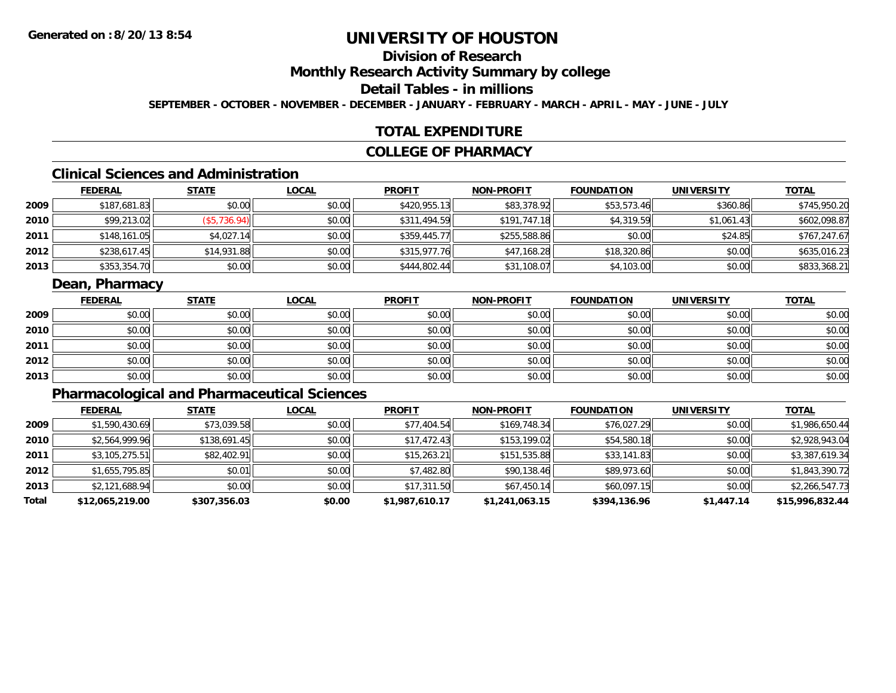# UNIVERSITY OF HOUSTON

## Division of Research

## Monthly Research Activity Summary by college

## Detail Tables - in millions

**SEPTEMBER - OCTOBER - NOVEMBER - DECEMBER - JANUARY - FEBRUARY - MARCH - APRIL - MAY - JUNE - JULY**

## TOTAL EXPENDITURE

## COLLEGE OF PHARMACY

### Clinical Sciences and Administration

| | FEDERAL | STATE | LOCAL | PROFIT | NON-PROFIT | FOUNDATION | UNIVERSITY | TOTAL |
|---|---|---|---|---|---|---|---|---|
| 2009 | $187,681.83 | $0.00 | $0.00 | $420,955.13 | $83,378.92 | $53,573.46 | $360.86 | $745,950.20 |
| 2010 | $99,213.02 | ($5,736.94) | $0.00 | $311,494.59 | $191,747.18 | $4,319.59 | $1,061.43 | $602,098.87 |
| 2011 | $148,161.05 | $4,027.14 | $0.00 | $359,445.77 | $255,588.86 | $0.00 | $24.85 | $767,247.67 |
| 2012 | $238,617.45 | $14,931.88 | $0.00 | $315,977.76 | $47,168.28 | $18,320.86 | $0.00 | $635,016.23 |
| 2013 | $353,354.70 | $0.00 | $0.00 | $444,802.44 | $31,108.07 | $4,103.00 | $0.00 | $833,368.21 |

### Dean, Pharmacy

| | FEDERAL | STATE | LOCAL | PROFIT | NON-PROFIT | FOUNDATION | UNIVERSITY | TOTAL |
|---|---|---|---|---|---|---|---|---|
| 2009 | $0.00 | $0.00 | $0.00 | $0.00 | $0.00 | $0.00 | $0.00 | $0.00 |
| 2010 | $0.00 | $0.00 | $0.00 | $0.00 | $0.00 | $0.00 | $0.00 | $0.00 |
| 2011 | $0.00 | $0.00 | $0.00 | $0.00 | $0.00 | $0.00 | $0.00 | $0.00 |
| 2012 | $0.00 | $0.00 | $0.00 | $0.00 | $0.00 | $0.00 | $0.00 | $0.00 |
| 2013 | $0.00 | $0.00 | $0.00 | $0.00 | $0.00 | $0.00 | $0.00 | $0.00 |

### Pharmacological and Pharmaceutical Sciences

| | FEDERAL | STATE | LOCAL | PROFIT | NON-PROFIT | FOUNDATION | UNIVERSITY | TOTAL |
|---|---|---|---|---|---|---|---|---|
| 2009 | $1,590,430.69 | $73,039.58 | $0.00 | $77,404.54 | $169,748.34 | $76,027.29 | $0.00 | $1,986,650.44 |
| 2010 | $2,564,999.96 | $138,691.45 | $0.00 | $17,472.43 | $153,199.02 | $54,580.18 | $0.00 | $2,928,943.04 |
| 2011 | $3,105,275.51 | $82,402.91 | $0.00 | $15,263.21 | $151,535.88 | $33,141.83 | $0.00 | $3,387,619.34 |
| 2012 | $1,655,795.85 | $0.01 | $0.00 | $7,482.80 | $90,138.46 | $89,973.60 | $0.00 | $1,843,390.72 |
| 2013 | $2,121,688.94 | $0.00 | $0.00 | $17,311.50 | $67,450.14 | $60,097.15 | $0.00 | $2,266,547.73 |
| **Total** | **$12,065,219.00** | **$307,356.03** | **$0.00** | **$1,987,610.17** | **$1,241,063.15** | **$394,136.96** | **$1,447.14** | **$15,996,832.44** |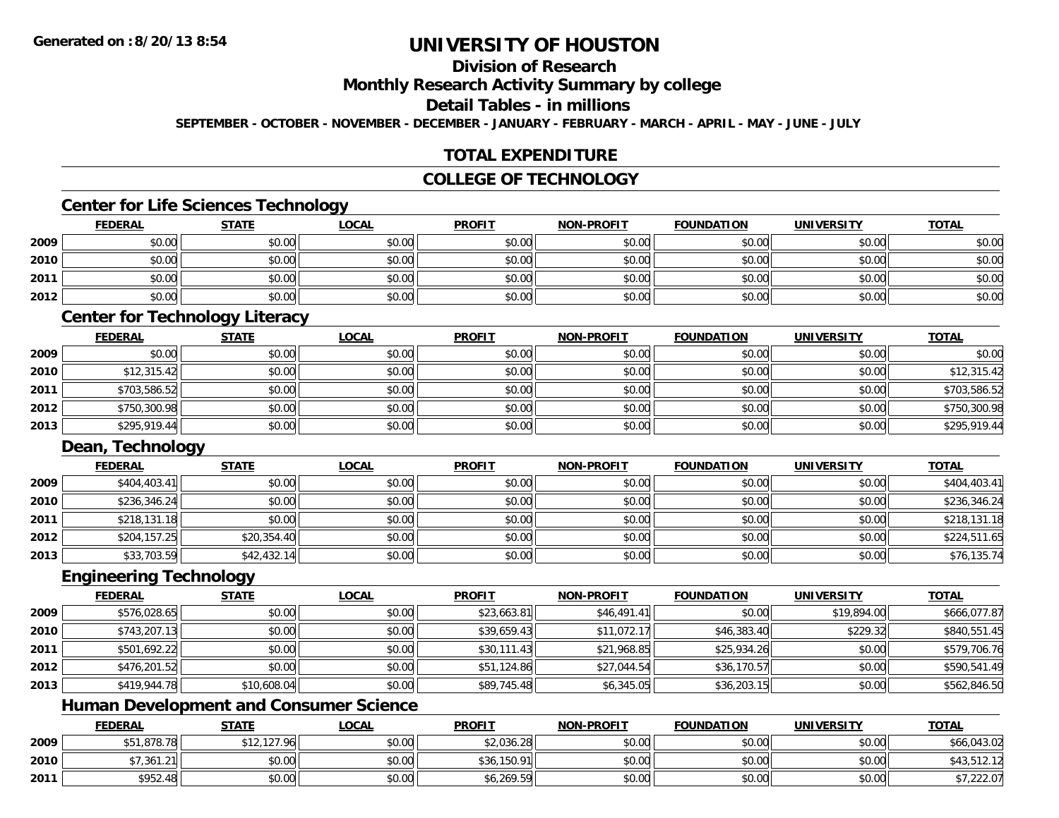**Generated on :8/20/13 8:54**

# UNIVERSITY OF HOUSTON

## Division of Research

## Monthly Research Activity Summary by college

## Detail Tables - in millions

**SEPTEMBER - OCTOBER - NOVEMBER - DECEMBER - JANUARY - FEBRUARY - MARCH - APRIL - MAY - JUNE - JULY**

## TOTAL EXPENDITURE

## COLLEGE OF TECHNOLOGY

### Center for Life Sciences Technology

| | FEDERAL | STATE | LOCAL | PROFIT | NON-PROFIT | FOUNDATION | UNIVERSITY | TOTAL |
|---|---|---|---|---|---|---|---|---|
| 2009 | $0.00 | $0.00 | $0.00 | $0.00 | $0.00 | $0.00 | $0.00 | $0.00 |
| 2010 | $0.00 | $0.00 | $0.00 | $0.00 | $0.00 | $0.00 | $0.00 | $0.00 |
| 2011 | $0.00 | $0.00 | $0.00 | $0.00 | $0.00 | $0.00 | $0.00 | $0.00 |
| 2012 | $0.00 | $0.00 | $0.00 | $0.00 | $0.00 | $0.00 | $0.00 | $0.00 |

### Center for Technology Literacy

| | FEDERAL | STATE | LOCAL | PROFIT | NON-PROFIT | FOUNDATION | UNIVERSITY | TOTAL |
|---|---|---|---|---|---|---|---|---|
| 2009 | $0.00 | $0.00 | $0.00 | $0.00 | $0.00 | $0.00 | $0.00 | $0.00 |
| 2010 | $12,315.42 | $0.00 | $0.00 | $0.00 | $0.00 | $0.00 | $0.00 | $12,315.42 |
| 2011 | $703,586.52 | $0.00 | $0.00 | $0.00 | $0.00 | $0.00 | $0.00 | $703,586.52 |
| 2012 | $750,300.98 | $0.00 | $0.00 | $0.00 | $0.00 | $0.00 | $0.00 | $750,300.98 |
| 2013 | $295,919.44 | $0.00 | $0.00 | $0.00 | $0.00 | $0.00 | $0.00 | $295,919.44 |

### Dean, Technology

| | FEDERAL | STATE | LOCAL | PROFIT | NON-PROFIT | FOUNDATION | UNIVERSITY | TOTAL |
|---|---|---|---|---|---|---|---|---|
| 2009 | $404,403.41 | $0.00 | $0.00 | $0.00 | $0.00 | $0.00 | $0.00 | $404,403.41 |
| 2010 | $236,346.24 | $0.00 | $0.00 | $0.00 | $0.00 | $0.00 | $0.00 | $236,346.24 |
| 2011 | $218,131.18 | $0.00 | $0.00 | $0.00 | $0.00 | $0.00 | $0.00 | $218,131.18 |
| 2012 | $204,157.25 | $20,354.40 | $0.00 | $0.00 | $0.00 | $0.00 | $0.00 | $224,511.65 |
| 2013 | $33,703.59 | $42,432.14 | $0.00 | $0.00 | $0.00 | $0.00 | $0.00 | $76,135.74 |

### Engineering Technology

| | FEDERAL | STATE | LOCAL | PROFIT | NON-PROFIT | FOUNDATION | UNIVERSITY | TOTAL |
|---|---|---|---|---|---|---|---|---|
| 2009 | $576,028.65 | $0.00 | $0.00 | $23,663.81 | $46,491.41 | $0.00 | $19,894.00 | $666,077.87 |
| 2010 | $743,207.13 | $0.00 | $0.00 | $39,659.43 | $11,072.17 | $46,383.40 | $229.32 | $840,551.45 |
| 2011 | $501,692.22 | $0.00 | $0.00 | $30,111.43 | $21,968.85 | $25,934.26 | $0.00 | $579,706.76 |
| 2012 | $476,201.52 | $0.00 | $0.00 | $51,124.86 | $27,044.54 | $36,170.57 | $0.00 | $590,541.49 |
| 2013 | $419,944.78 | $10,608.04 | $0.00 | $89,745.48 | $6,345.05 | $36,203.15 | $0.00 | $562,846.50 |

### Human Development and Consumer Science

| | FEDERAL | STATE | LOCAL | PROFIT | NON-PROFIT | FOUNDATION | UNIVERSITY | TOTAL |
|---|---|---|---|---|---|---|---|---|
| 2009 | $51,878.78 | $12,127.96 | $0.00 | $2,036.28 | $0.00 | $0.00 | $0.00 | $66,043.02 |
| 2010 | $7,361.21 | $0.00 | $0.00 | $36,150.91 | $0.00 | $0.00 | $0.00 | $43,512.12 |
| 2011 | $952.48 | $0.00 | $0.00 | $6,269.59 | $0.00 | $0.00 | $0.00 | $7,222.07 |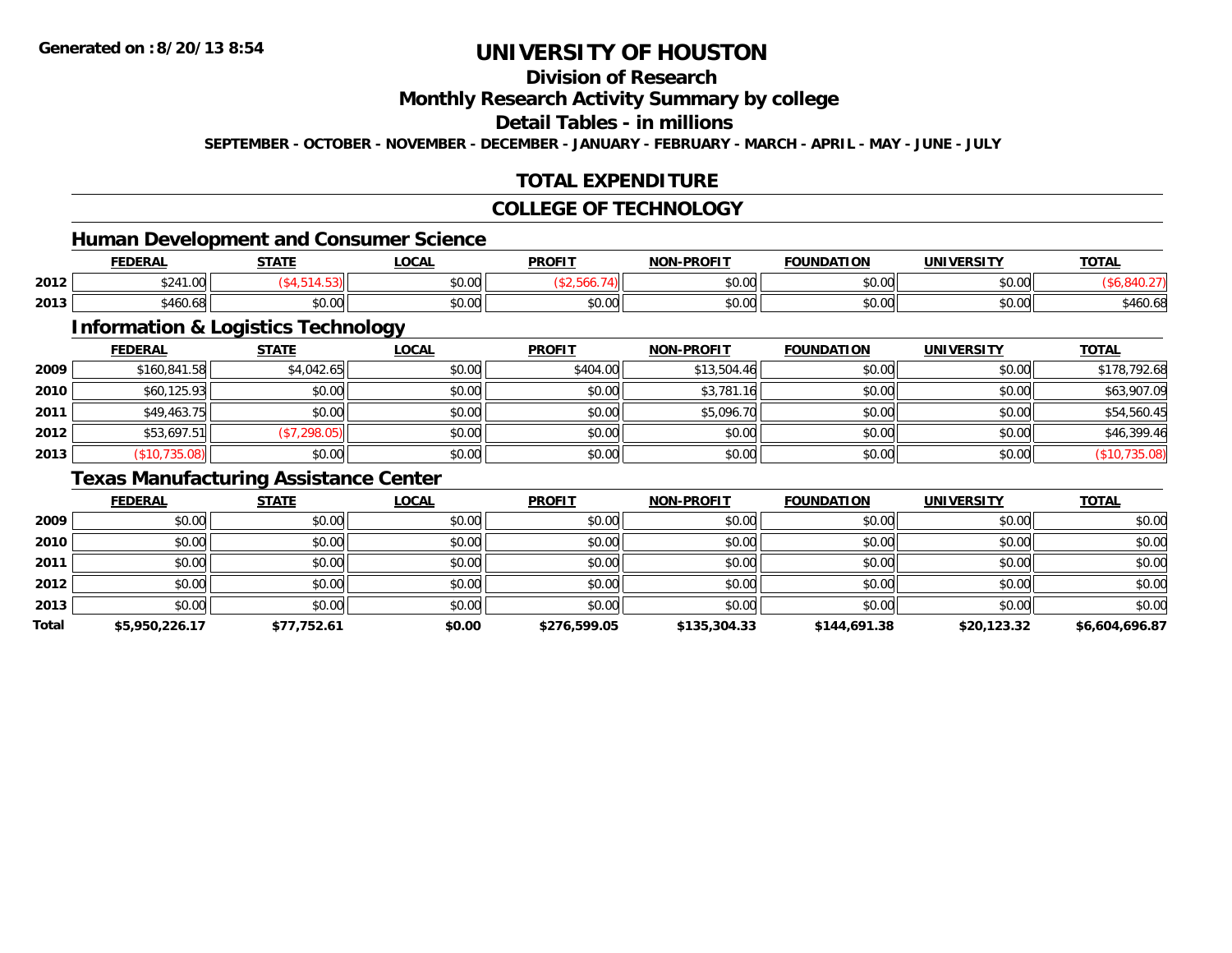**Generated on :8/20/13 8:54**

# UNIVERSITY OF HOUSTON

## Division of Research

## Monthly Research Activity Summary by college

## Detail Tables - in millions

**SEPTEMBER - OCTOBER - NOVEMBER - DECEMBER - JANUARY - FEBRUARY - MARCH - APRIL - MAY - JUNE - JULY**

## TOTAL EXPENDITURE

## COLLEGE OF TECHNOLOGY

### Human Development and Consumer Science

| | FEDERAL | STATE | LOCAL | PROFIT | NON-PROFIT | FOUNDATION | UNIVERSITY | TOTAL |
|---|---|---|---|---|---|---|---|---|
| 2012 | $241.00 | ($4,514.53) | $0.00 | ($2,566.74) | $0.00 | $0.00 | $0.00 | ($6,840.27) |
| 2013 | $460.68 | $0.00 | $0.00 | $0.00 | $0.00 | $0.00 | $0.00 | $460.68 |

### Information & Logistics Technology

| | FEDERAL | STATE | LOCAL | PROFIT | NON-PROFIT | FOUNDATION | UNIVERSITY | TOTAL |
|---|---|---|---|---|---|---|---|---|
| 2009 | $160,841.58 | $4,042.65 | $0.00 | $404.00 | $13,504.46 | $0.00 | $0.00 | $178,792.68 |
| 2010 | $60,125.93 | $0.00 | $0.00 | $0.00 | $3,781.16 | $0.00 | $0.00 | $63,907.09 |
| 2011 | $49,463.75 | $0.00 | $0.00 | $0.00 | $5,096.70 | $0.00 | $0.00 | $54,560.45 |
| 2012 | $53,697.51 | ($7,298.05) | $0.00 | $0.00 | $0.00 | $0.00 | $0.00 | $46,399.46 |
| 2013 | ($10,735.08) | $0.00 | $0.00 | $0.00 | $0.00 | $0.00 | $0.00 | ($10,735.08) |

### Texas Manufacturing Assistance Center

| | FEDERAL | STATE | LOCAL | PROFIT | NON-PROFIT | FOUNDATION | UNIVERSITY | TOTAL |
|---|---|---|---|---|---|---|---|---|
| 2009 | $0.00 | $0.00 | $0.00 | $0.00 | $0.00 | $0.00 | $0.00 | $0.00 |
| 2010 | $0.00 | $0.00 | $0.00 | $0.00 | $0.00 | $0.00 | $0.00 | $0.00 |
| 2011 | $0.00 | $0.00 | $0.00 | $0.00 | $0.00 | $0.00 | $0.00 | $0.00 |
| 2012 | $0.00 | $0.00 | $0.00 | $0.00 | $0.00 | $0.00 | $0.00 | $0.00 |
| 2013 | $0.00 | $0.00 | $0.00 | $0.00 | $0.00 | $0.00 | $0.00 | $0.00 |
| **Total** | **$5,950,226.17** | **$77,752.61** | **$0.00** | **$276,599.05** | **$135,304.33** | **$144,691.38** | **$20,123.32** | **$6,604,696.87** |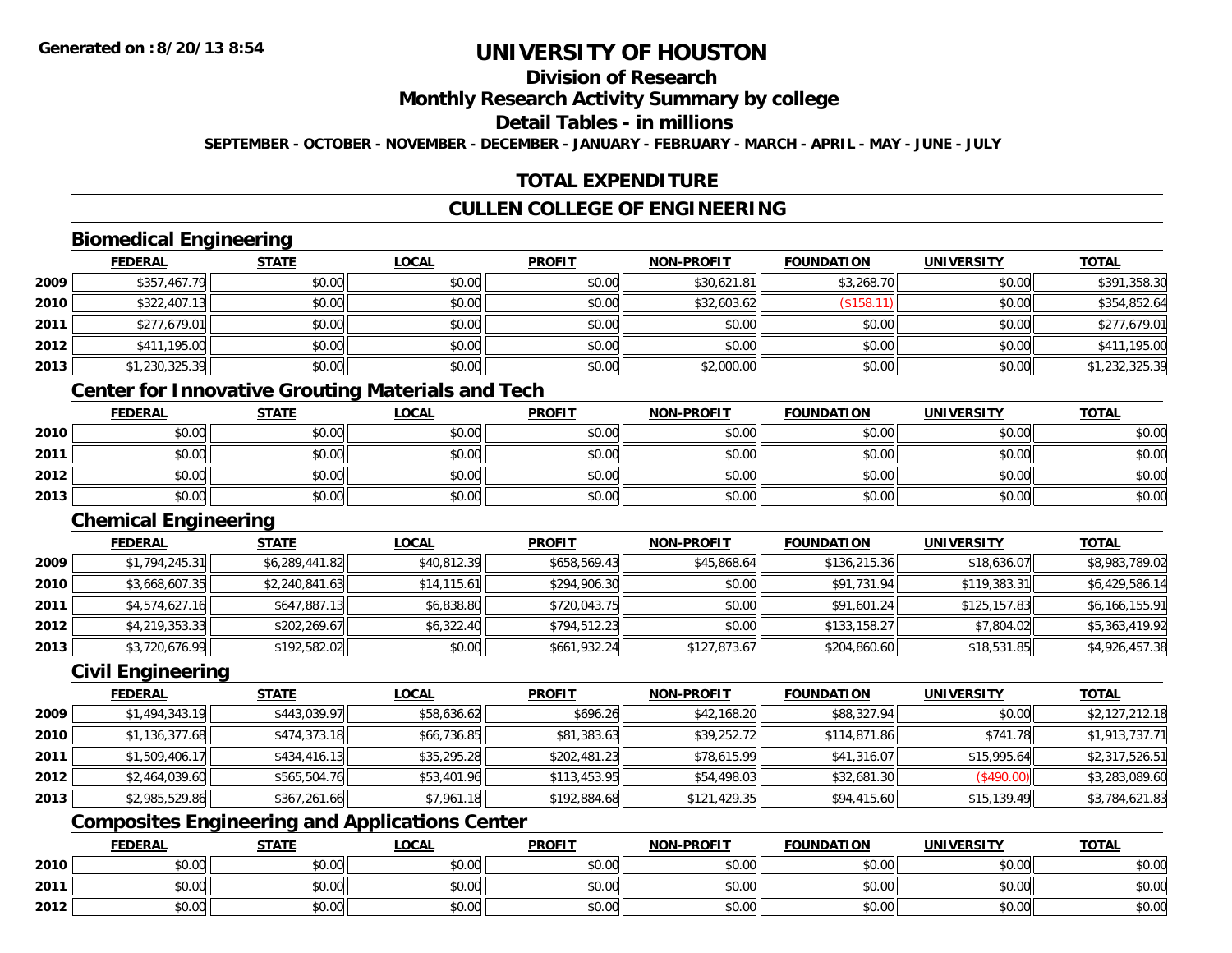Generated on :8/20/13 8:54

# UNIVERSITY OF HOUSTON

## Division of Research

## Monthly Research Activity Summary by college

## Detail Tables - in millions

**SEPTEMBER - OCTOBER - NOVEMBER - DECEMBER - JANUARY - FEBRUARY - MARCH - APRIL - MAY - JUNE - JULY**

## TOTAL EXPENDITURE

## CULLEN COLLEGE OF ENGINEERING

### Biomedical Engineering

| | FEDERAL | STATE | LOCAL | PROFIT | NON-PROFIT | FOUNDATION | UNIVERSITY | TOTAL |
|---|---|---|---|---|---|---|---|---|
| 2009 | $357,467.79 | $0.00 | $0.00 | $0.00 | $30,621.81 | $3,268.70 | $0.00 | $391,358.30 |
| 2010 | $322,407.13 | $0.00 | $0.00 | $0.00 | $32,603.62 | ($158.11) | $0.00 | $354,852.64 |
| 2011 | $277,679.01 | $0.00 | $0.00 | $0.00 | $0.00 | $0.00 | $0.00 | $277,679.01 |
| 2012 | $411,195.00 | $0.00 | $0.00 | $0.00 | $0.00 | $0.00 | $0.00 | $411,195.00 |
| 2013 | $1,230,325.39 | $0.00 | $0.00 | $0.00 | $2,000.00 | $0.00 | $0.00 | $1,232,325.39 |

### Center for Innovative Grouting Materials and Tech

| | FEDERAL | STATE | LOCAL | PROFIT | NON-PROFIT | FOUNDATION | UNIVERSITY | TOTAL |
|---|---|---|---|---|---|---|---|---|
| 2010 | $0.00 | $0.00 | $0.00 | $0.00 | $0.00 | $0.00 | $0.00 | $0.00 |
| 2011 | $0.00 | $0.00 | $0.00 | $0.00 | $0.00 | $0.00 | $0.00 | $0.00 |
| 2012 | $0.00 | $0.00 | $0.00 | $0.00 | $0.00 | $0.00 | $0.00 | $0.00 |
| 2013 | $0.00 | $0.00 | $0.00 | $0.00 | $0.00 | $0.00 | $0.00 | $0.00 |

### Chemical Engineering

| | FEDERAL | STATE | LOCAL | PROFIT | NON-PROFIT | FOUNDATION | UNIVERSITY | TOTAL |
|---|---|---|---|---|---|---|---|---|
| 2009 | $1,794,245.31 | $6,289,441.82 | $40,812.39 | $658,569.43 | $45,868.64 | $136,215.36 | $18,636.07 | $8,983,789.02 |
| 2010 | $3,668,607.35 | $2,240,841.63 | $14,115.61 | $294,906.30 | $0.00 | $91,731.94 | $119,383.31 | $6,429,586.14 |
| 2011 | $4,574,627.16 | $647,887.13 | $6,838.80 | $720,043.75 | $0.00 | $91,601.24 | $125,157.83 | $6,166,155.91 |
| 2012 | $4,219,353.33 | $202,269.67 | $6,322.40 | $794,512.23 | $0.00 | $133,158.27 | $7,804.02 | $5,363,419.92 |
| 2013 | $3,720,676.99 | $192,582.02 | $0.00 | $661,932.24 | $127,873.67 | $204,860.60 | $18,531.85 | $4,926,457.38 |

### Civil Engineering

| | FEDERAL | STATE | LOCAL | PROFIT | NON-PROFIT | FOUNDATION | UNIVERSITY | TOTAL |
|---|---|---|---|---|---|---|---|---|
| 2009 | $1,494,343.19 | $443,039.97 | $58,636.62 | $696.26 | $42,168.20 | $88,327.94 | $0.00 | $2,127,212.18 |
| 2010 | $1,136,377.68 | $474,373.18 | $66,736.85 | $81,383.63 | $39,252.72 | $114,871.86 | $741.78 | $1,913,737.71 |
| 2011 | $1,509,406.17 | $434,416.13 | $35,295.28 | $202,481.23 | $78,615.99 | $41,316.07 | $15,995.64 | $2,317,526.51 |
| 2012 | $2,464,039.60 | $565,504.76 | $53,401.96 | $113,453.95 | $54,498.03 | $32,681.30 | ($490.00) | $3,283,089.60 |
| 2013 | $2,985,529.86 | $367,261.66 | $7,961.18 | $192,884.68 | $121,429.35 | $94,415.60 | $15,139.49 | $3,784,621.83 |

### Composites Engineering and Applications Center

| | FEDERAL | STATE | LOCAL | PROFIT | NON-PROFIT | FOUNDATION | UNIVERSITY | TOTAL |
|---|---|---|---|---|---|---|---|---|
| 2010 | $0.00 | $0.00 | $0.00 | $0.00 | $0.00 | $0.00 | $0.00 | $0.00 |
| 2011 | $0.00 | $0.00 | $0.00 | $0.00 | $0.00 | $0.00 | $0.00 | $0.00 |
| 2012 | $0.00 | $0.00 | $0.00 | $0.00 | $0.00 | $0.00 | $0.00 | $0.00 |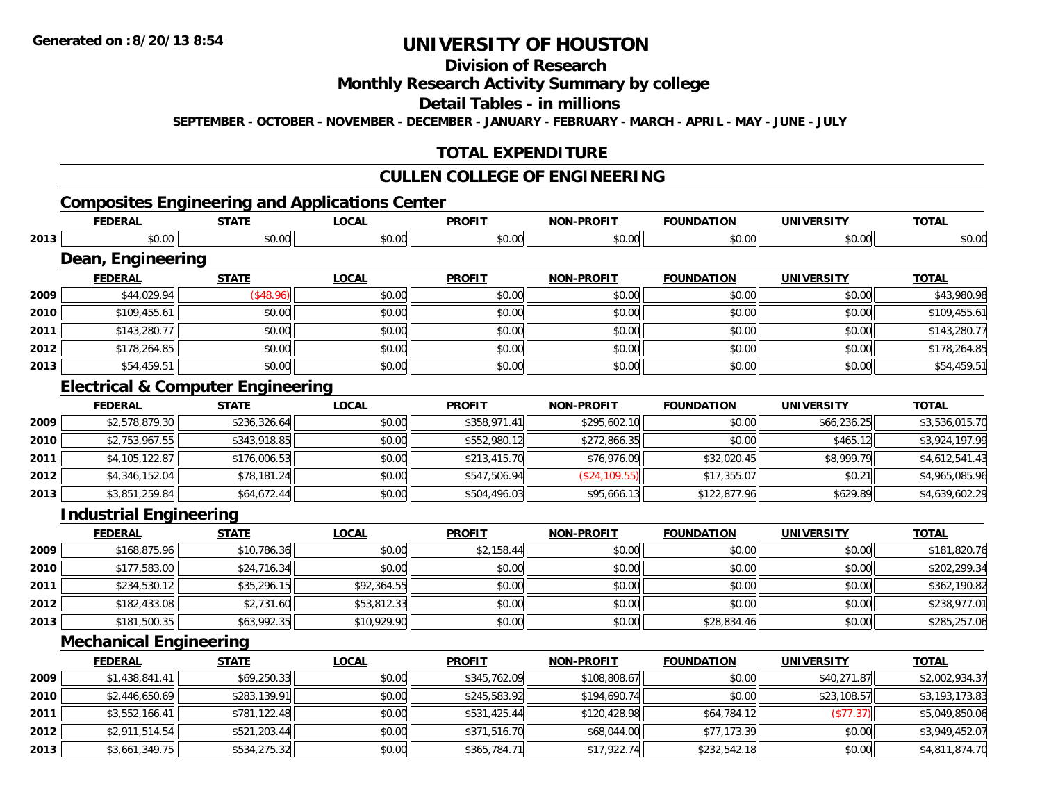# UNIVERSITY OF HOUSTON

## Division of Research

## Monthly Research Activity Summary by college

## Detail Tables - in millions

**SEPTEMBER - OCTOBER - NOVEMBER - DECEMBER - JANUARY - FEBRUARY - MARCH - APRIL - MAY - JUNE - JULY**

## TOTAL EXPENDITURE

## CULLEN COLLEGE OF ENGINEERING

### Composites Engineering and Applications Center

| | FEDERAL | STATE | LOCAL | PROFIT | NON-PROFIT | FOUNDATION | UNIVERSITY | TOTAL |
|---|---|---|---|---|---|---|---|---|
| 2013 | $0.00 | $0.00 | $0.00 | $0.00 | $0.00 | $0.00 | $0.00 | $0.00 |

### Dean, Engineering

| | FEDERAL | STATE | LOCAL | PROFIT | NON-PROFIT | FOUNDATION | UNIVERSITY | TOTAL |
|---|---|---|---|---|---|---|---|---|
| 2009 | $44,029.94 | ($48.96) | $0.00 | $0.00 | $0.00 | $0.00 | $0.00 | $43,980.98 |
| 2010 | $109,455.61 | $0.00 | $0.00 | $0.00 | $0.00 | $0.00 | $0.00 | $109,455.61 |
| 2011 | $143,280.77 | $0.00 | $0.00 | $0.00 | $0.00 | $0.00 | $0.00 | $143,280.77 |
| 2012 | $178,264.85 | $0.00 | $0.00 | $0.00 | $0.00 | $0.00 | $0.00 | $178,264.85 |
| 2013 | $54,459.51 | $0.00 | $0.00 | $0.00 | $0.00 | $0.00 | $0.00 | $54,459.51 |

### Electrical & Computer Engineering

| | FEDERAL | STATE | LOCAL | PROFIT | NON-PROFIT | FOUNDATION | UNIVERSITY | TOTAL |
|---|---|---|---|---|---|---|---|---|
| 2009 | $2,578,879.30 | $236,326.64 | $0.00 | $358,971.41 | $295,602.10 | $0.00 | $66,236.25 | $3,536,015.70 |
| 2010 | $2,753,967.55 | $343,918.85 | $0.00 | $552,980.12 | $272,866.35 | $0.00 | $465.12 | $3,924,197.99 |
| 2011 | $4,105,122.87 | $176,006.53 | $0.00 | $213,415.70 | $76,976.09 | $32,020.45 | $8,999.79 | $4,612,541.43 |
| 2012 | $4,346,152.04 | $78,181.24 | $0.00 | $547,506.94 | ($24,109.55) | $17,355.07 | $0.21 | $4,965,085.96 |
| 2013 | $3,851,259.84 | $64,672.44 | $0.00 | $504,496.03 | $95,666.13 | $122,877.96 | $629.89 | $4,639,602.29 |

### Industrial Engineering

| | FEDERAL | STATE | LOCAL | PROFIT | NON-PROFIT | FOUNDATION | UNIVERSITY | TOTAL |
|---|---|---|---|---|---|---|---|---|
| 2009 | $168,875.96 | $10,786.36 | $0.00 | $2,158.44 | $0.00 | $0.00 | $0.00 | $181,820.76 |
| 2010 | $177,583.00 | $24,716.34 | $0.00 | $0.00 | $0.00 | $0.00 | $0.00 | $202,299.34 |
| 2011 | $234,530.12 | $35,296.15 | $92,364.55 | $0.00 | $0.00 | $0.00 | $0.00 | $362,190.82 |
| 2012 | $182,433.08 | $2,731.60 | $53,812.33 | $0.00 | $0.00 | $0.00 | $0.00 | $238,977.01 |
| 2013 | $181,500.35 | $63,992.35 | $10,929.90 | $0.00 | $0.00 | $28,834.46 | $0.00 | $285,257.06 |

### Mechanical Engineering

| | FEDERAL | STATE | LOCAL | PROFIT | NON-PROFIT | FOUNDATION | UNIVERSITY | TOTAL |
|---|---|---|---|---|---|---|---|---|
| 2009 | $1,438,841.41 | $69,250.33 | $0.00 | $345,762.09 | $108,808.67 | $0.00 | $40,271.87 | $2,002,934.37 |
| 2010 | $2,446,650.69 | $283,139.91 | $0.00 | $245,583.92 | $194,690.74 | $0.00 | $23,108.57 | $3,193,173.83 |
| 2011 | $3,552,166.41 | $781,122.48 | $0.00 | $531,425.44 | $120,428.98 | $64,784.12 | ($77.37) | $5,049,850.06 |
| 2012 | $2,911,514.54 | $521,203.44 | $0.00 | $371,516.70 | $68,044.00 | $77,173.39 | $0.00 | $3,949,452.07 |
| 2013 | $3,661,349.75 | $534,275.32 | $0.00 | $365,784.71 | $17,922.74 | $232,542.18 | $0.00 | $4,811,874.70 |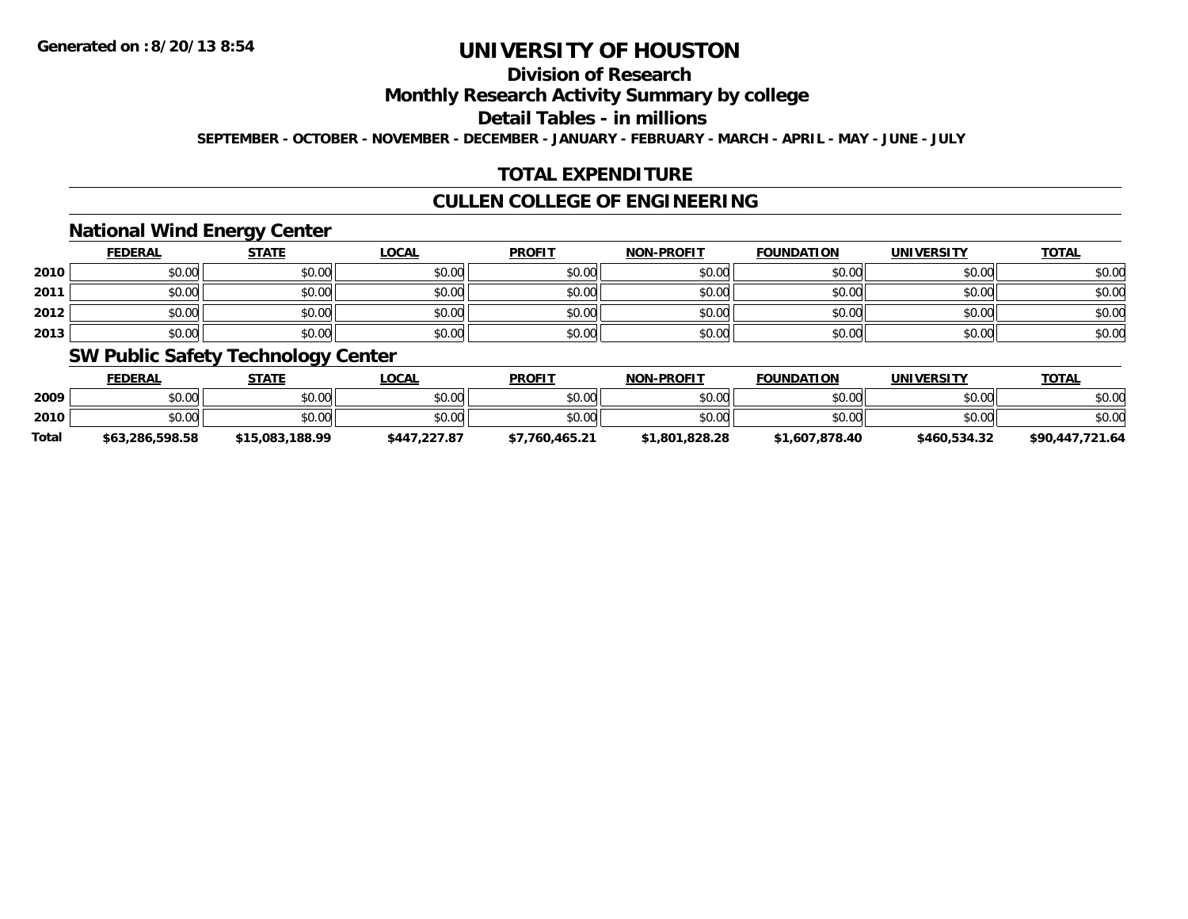# UNIVERSITY OF HOUSTON

## Division of Research

## Monthly Research Activity Summary by college

## Detail Tables - in millions

SEPTEMBER - OCTOBER - NOVEMBER - DECEMBER - JANUARY - FEBRUARY - MARCH - APRIL - MAY - JUNE - JULY

## TOTAL EXPENDITURE

## CULLEN COLLEGE OF ENGINEERING

### National Wind Energy Center

| | FEDERAL | STATE | LOCAL | PROFIT | NON-PROFIT | FOUNDATION | UNIVERSITY | TOTAL |
|---|---|---|---|---|---|---|---|---|
| 2010 | $0.00 | $0.00 | $0.00 | $0.00 | $0.00 | $0.00 | $0.00 | $0.00 |
| 2011 | $0.00 | $0.00 | $0.00 | $0.00 | $0.00 | $0.00 | $0.00 | $0.00 |
| 2012 | $0.00 | $0.00 | $0.00 | $0.00 | $0.00 | $0.00 | $0.00 | $0.00 |
| 2013 | $0.00 | $0.00 | $0.00 | $0.00 | $0.00 | $0.00 | $0.00 | $0.00 |

### SW Public Safety Technology Center

| | FEDERAL | STATE | LOCAL | PROFIT | NON-PROFIT | FOUNDATION | UNIVERSITY | TOTAL |
|---|---|---|---|---|---|---|---|---|
| 2009 | $0.00 | $0.00 | $0.00 | $0.00 | $0.00 | $0.00 | $0.00 | $0.00 |
| 2010 | $0.00 | $0.00 | $0.00 | $0.00 | $0.00 | $0.00 | $0.00 | $0.00 |
| **Total** | **$63,286,598.58** | **$15,083,188.99** | **$447,227.87** | **$7,760,465.21** | **$1,801,828.28** | **$1,607,878.40** | **$460,534.32** | **$90,447,721.64** |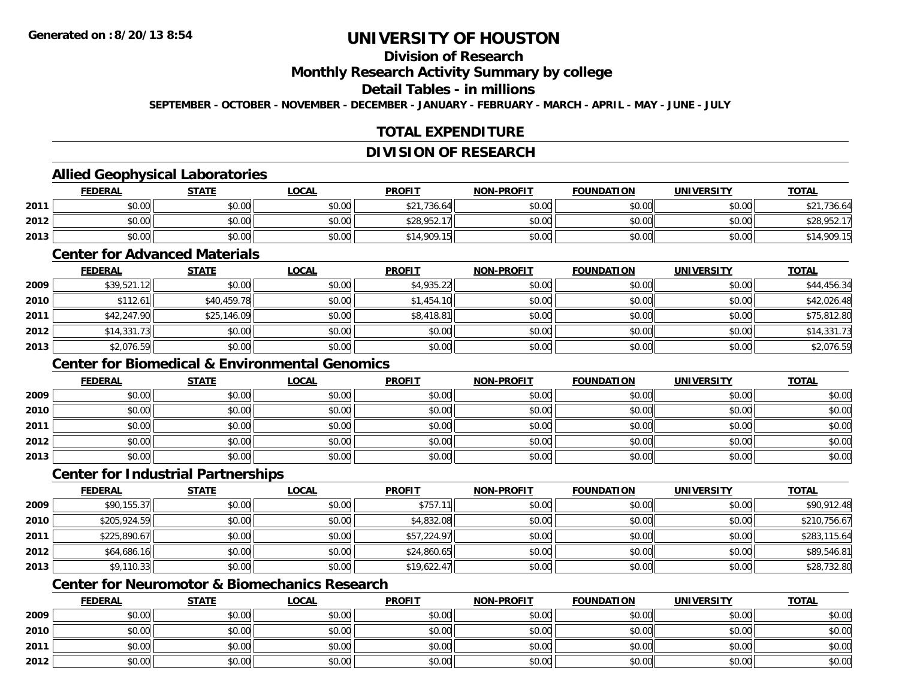**Generated on :8/20/13 8:54**

# UNIVERSITY OF HOUSTON

## Division of Research

## Monthly Research Activity Summary by college

## Detail Tables - in millions

**SEPTEMBER - OCTOBER - NOVEMBER - DECEMBER - JANUARY - FEBRUARY - MARCH - APRIL - MAY - JUNE - JULY**

## TOTAL EXPENDITURE

## DIVISION OF RESEARCH

### Allied Geophysical Laboratories

| | FEDERAL | STATE | LOCAL | PROFIT | NON-PROFIT | FOUNDATION | UNIVERSITY | TOTAL |
|---|---|---|---|---|---|---|---|---|
| 2011 | $0.00 | $0.00 | $0.00 | $21,736.64 | $0.00 | $0.00 | $0.00 | $21,736.64 |
| 2012 | $0.00 | $0.00 | $0.00 | $28,952.17 | $0.00 | $0.00 | $0.00 | $28,952.17 |
| 2013 | $0.00 | $0.00 | $0.00 | $14,909.15 | $0.00 | $0.00 | $0.00 | $14,909.15 |

### Center for Advanced Materials

| | FEDERAL | STATE | LOCAL | PROFIT | NON-PROFIT | FOUNDATION | UNIVERSITY | TOTAL |
|---|---|---|---|---|---|---|---|---|
| 2009 | $39,521.12 | $0.00 | $0.00 | $4,935.22 | $0.00 | $0.00 | $0.00 | $44,456.34 |
| 2010 | $112.61 | $40,459.78 | $0.00 | $1,454.10 | $0.00 | $0.00 | $0.00 | $42,026.48 |
| 2011 | $42,247.90 | $25,146.09 | $0.00 | $8,418.81 | $0.00 | $0.00 | $0.00 | $75,812.80 |
| 2012 | $14,331.73 | $0.00 | $0.00 | $0.00 | $0.00 | $0.00 | $0.00 | $14,331.73 |
| 2013 | $2,076.59 | $0.00 | $0.00 | $0.00 | $0.00 | $0.00 | $0.00 | $2,076.59 |

### Center for Biomedical & Environmental Genomics

| | FEDERAL | STATE | LOCAL | PROFIT | NON-PROFIT | FOUNDATION | UNIVERSITY | TOTAL |
|---|---|---|---|---|---|---|---|---|
| 2009 | $0.00 | $0.00 | $0.00 | $0.00 | $0.00 | $0.00 | $0.00 | $0.00 |
| 2010 | $0.00 | $0.00 | $0.00 | $0.00 | $0.00 | $0.00 | $0.00 | $0.00 |
| 2011 | $0.00 | $0.00 | $0.00 | $0.00 | $0.00 | $0.00 | $0.00 | $0.00 |
| 2012 | $0.00 | $0.00 | $0.00 | $0.00 | $0.00 | $0.00 | $0.00 | $0.00 |
| 2013 | $0.00 | $0.00 | $0.00 | $0.00 | $0.00 | $0.00 | $0.00 | $0.00 |

### Center for Industrial Partnerships

| | FEDERAL | STATE | LOCAL | PROFIT | NON-PROFIT | FOUNDATION | UNIVERSITY | TOTAL |
|---|---|---|---|---|---|---|---|---|
| 2009 | $90,155.37 | $0.00 | $0.00 | $757.11 | $0.00 | $0.00 | $0.00 | $90,912.48 |
| 2010 | $205,924.59 | $0.00 | $0.00 | $4,832.08 | $0.00 | $0.00 | $0.00 | $210,756.67 |
| 2011 | $225,890.67 | $0.00 | $0.00 | $57,224.97 | $0.00 | $0.00 | $0.00 | $283,115.64 |
| 2012 | $64,686.16 | $0.00 | $0.00 | $24,860.65 | $0.00 | $0.00 | $0.00 | $89,546.81 |
| 2013 | $9,110.33 | $0.00 | $0.00 | $19,622.47 | $0.00 | $0.00 | $0.00 | $28,732.80 |

### Center for Neuromotor & Biomechanics Research

| | FEDERAL | STATE | LOCAL | PROFIT | NON-PROFIT | FOUNDATION | UNIVERSITY | TOTAL |
|---|---|---|---|---|---|---|---|---|
| 2009 | $0.00 | $0.00 | $0.00 | $0.00 | $0.00 | $0.00 | $0.00 | $0.00 |
| 2010 | $0.00 | $0.00 | $0.00 | $0.00 | $0.00 | $0.00 | $0.00 | $0.00 |
| 2011 | $0.00 | $0.00 | $0.00 | $0.00 | $0.00 | $0.00 | $0.00 | $0.00 |
| 2012 | $0.00 | $0.00 | $0.00 | $0.00 | $0.00 | $0.00 | $0.00 | $0.00 |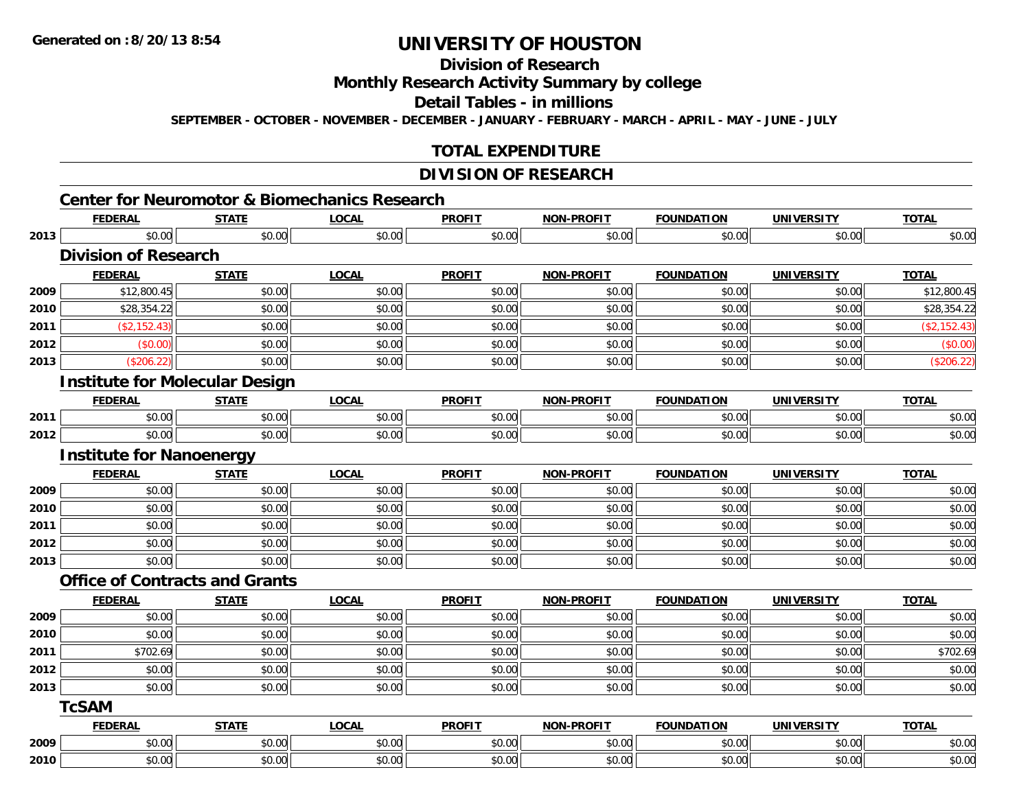# UNIVERSITY OF HOUSTON

## Division of Research

## Monthly Research Activity Summary by college

## Detail Tables - in millions

**SEPTEMBER - OCTOBER - NOVEMBER - DECEMBER - JANUARY - FEBRUARY - MARCH - APRIL - MAY - JUNE - JULY**

## TOTAL EXPENDITURE

## DIVISION OF RESEARCH

### Center for Neuromotor & Biomechanics Research

| | FEDERAL | STATE | LOCAL | PROFIT | NON-PROFIT | FOUNDATION | UNIVERSITY | TOTAL |
|---|---|---|---|---|---|---|---|---|
| 2013 | $0.00 | $0.00 | $0.00 | $0.00 | $0.00 | $0.00 | $0.00 | $0.00 |

### Division of Research

| | FEDERAL | STATE | LOCAL | PROFIT | NON-PROFIT | FOUNDATION | UNIVERSITY | TOTAL |
|---|---|---|---|---|---|---|---|---|
| 2009 | $12,800.45 | $0.00 | $0.00 | $0.00 | $0.00 | $0.00 | $0.00 | $12,800.45 |
| 2010 | $28,354.22 | $0.00 | $0.00 | $0.00 | $0.00 | $0.00 | $0.00 | $28,354.22 |
| 2011 | ($2,152.43) | $0.00 | $0.00 | $0.00 | $0.00 | $0.00 | $0.00 | ($2,152.43) |
| 2012 | ($0.00) | $0.00 | $0.00 | $0.00 | $0.00 | $0.00 | $0.00 | ($0.00) |
| 2013 | ($206.22) | $0.00 | $0.00 | $0.00 | $0.00 | $0.00 | $0.00 | ($206.22) |

### Institute for Molecular Design

| | FEDERAL | STATE | LOCAL | PROFIT | NON-PROFIT | FOUNDATION | UNIVERSITY | TOTAL |
|---|---|---|---|---|---|---|---|---|
| 2011 | $0.00 | $0.00 | $0.00 | $0.00 | $0.00 | $0.00 | $0.00 | $0.00 |
| 2012 | $0.00 | $0.00 | $0.00 | $0.00 | $0.00 | $0.00 | $0.00 | $0.00 |

### Institute for Nanoenergy

| | FEDERAL | STATE | LOCAL | PROFIT | NON-PROFIT | FOUNDATION | UNIVERSITY | TOTAL |
|---|---|---|---|---|---|---|---|---|
| 2009 | $0.00 | $0.00 | $0.00 | $0.00 | $0.00 | $0.00 | $0.00 | $0.00 |
| 2010 | $0.00 | $0.00 | $0.00 | $0.00 | $0.00 | $0.00 | $0.00 | $0.00 |
| 2011 | $0.00 | $0.00 | $0.00 | $0.00 | $0.00 | $0.00 | $0.00 | $0.00 |
| 2012 | $0.00 | $0.00 | $0.00 | $0.00 | $0.00 | $0.00 | $0.00 | $0.00 |
| 2013 | $0.00 | $0.00 | $0.00 | $0.00 | $0.00 | $0.00 | $0.00 | $0.00 |

### Office of Contracts and Grants

| | FEDERAL | STATE | LOCAL | PROFIT | NON-PROFIT | FOUNDATION | UNIVERSITY | TOTAL |
|---|---|---|---|---|---|---|---|---|
| 2009 | $0.00 | $0.00 | $0.00 | $0.00 | $0.00 | $0.00 | $0.00 | $0.00 |
| 2010 | $0.00 | $0.00 | $0.00 | $0.00 | $0.00 | $0.00 | $0.00 | $0.00 |
| 2011 | $702.69 | $0.00 | $0.00 | $0.00 | $0.00 | $0.00 | $0.00 | $702.69 |
| 2012 | $0.00 | $0.00 | $0.00 | $0.00 | $0.00 | $0.00 | $0.00 | $0.00 |
| 2013 | $0.00 | $0.00 | $0.00 | $0.00 | $0.00 | $0.00 | $0.00 | $0.00 |

### TcSAM

| | FEDERAL | STATE | LOCAL | PROFIT | NON-PROFIT | FOUNDATION | UNIVERSITY | TOTAL |
|---|---|---|---|---|---|---|---|---|
| 2009 | $0.00 | $0.00 | $0.00 | $0.00 | $0.00 | $0.00 | $0.00 | $0.00 |
| 2010 | $0.00 | $0.00 | $0.00 | $0.00 | $0.00 | $0.00 | $0.00 | $0.00 |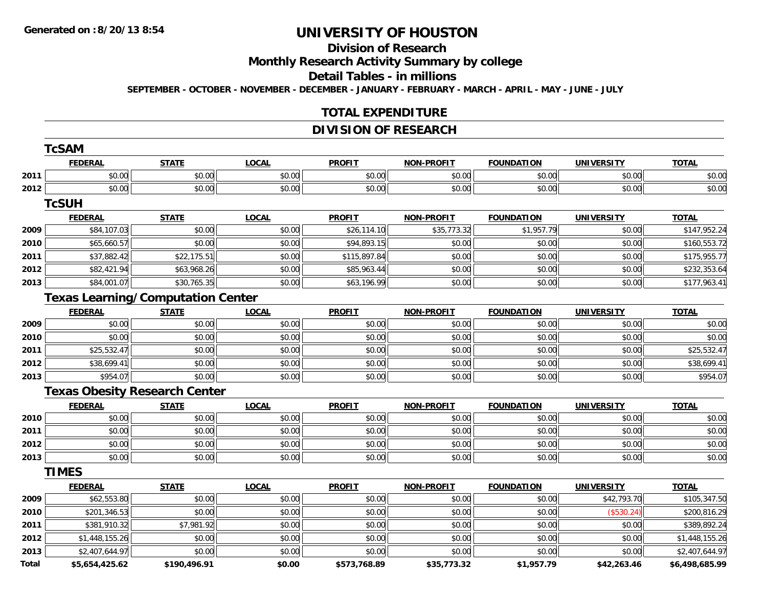**Generated on :8/20/13 8:54**

# UNIVERSITY OF HOUSTON

## Division of Research

## Monthly Research Activity Summary by college

## Detail Tables - in millions

**SEPTEMBER - OCTOBER - NOVEMBER - DECEMBER - JANUARY - FEBRUARY - MARCH - APRIL - MAY - JUNE - JULY**

## TOTAL EXPENDITURE

## DIVISION OF RESEARCH

### TcSAM

| | FEDERAL | STATE | LOCAL | PROFIT | NON-PROFIT | FOUNDATION | UNIVERSITY | TOTAL |
|---|---|---|---|---|---|---|---|---|
| 2011 | $0.00 | $0.00 | $0.00 | $0.00 | $0.00 | $0.00 | $0.00 | $0.00 |
| 2012 | $0.00 | $0.00 | $0.00 | $0.00 | $0.00 | $0.00 | $0.00 | $0.00 |

### TcSUH

| | FEDERAL | STATE | LOCAL | PROFIT | NON-PROFIT | FOUNDATION | UNIVERSITY | TOTAL |
|---|---|---|---|---|---|---|---|---|
| 2009 | $84,107.03 | $0.00 | $0.00 | $26,114.10 | $35,773.32 | $1,957.79 | $0.00 | $147,952.24 |
| 2010 | $65,660.57 | $0.00 | $0.00 | $94,893.15 | $0.00 | $0.00 | $0.00 | $160,553.72 |
| 2011 | $37,882.42 | $22,175.51 | $0.00 | $115,897.84 | $0.00 | $0.00 | $0.00 | $175,955.77 |
| 2012 | $82,421.94 | $63,968.26 | $0.00 | $85,963.44 | $0.00 | $0.00 | $0.00 | $232,353.64 |
| 2013 | $84,001.07 | $30,765.35 | $0.00 | $63,196.99 | $0.00 | $0.00 | $0.00 | $177,963.41 |

### Texas Learning/Computation Center

| | FEDERAL | STATE | LOCAL | PROFIT | NON-PROFIT | FOUNDATION | UNIVERSITY | TOTAL |
|---|---|---|---|---|---|---|---|---|
| 2009 | $0.00 | $0.00 | $0.00 | $0.00 | $0.00 | $0.00 | $0.00 | $0.00 |
| 2010 | $0.00 | $0.00 | $0.00 | $0.00 | $0.00 | $0.00 | $0.00 | $0.00 |
| 2011 | $25,532.47 | $0.00 | $0.00 | $0.00 | $0.00 | $0.00 | $0.00 | $25,532.47 |
| 2012 | $38,699.41 | $0.00 | $0.00 | $0.00 | $0.00 | $0.00 | $0.00 | $38,699.41 |
| 2013 | $954.07 | $0.00 | $0.00 | $0.00 | $0.00 | $0.00 | $0.00 | $954.07 |

### Texas Obesity Research Center

| | FEDERAL | STATE | LOCAL | PROFIT | NON-PROFIT | FOUNDATION | UNIVERSITY | TOTAL |
|---|---|---|---|---|---|---|---|---|
| 2010 | $0.00 | $0.00 | $0.00 | $0.00 | $0.00 | $0.00 | $0.00 | $0.00 |
| 2011 | $0.00 | $0.00 | $0.00 | $0.00 | $0.00 | $0.00 | $0.00 | $0.00 |
| 2012 | $0.00 | $0.00 | $0.00 | $0.00 | $0.00 | $0.00 | $0.00 | $0.00 |
| 2013 | $0.00 | $0.00 | $0.00 | $0.00 | $0.00 | $0.00 | $0.00 | $0.00 |

### TIMES

| | FEDERAL | STATE | LOCAL | PROFIT | NON-PROFIT | FOUNDATION | UNIVERSITY | TOTAL |
|---|---|---|---|---|---|---|---|---|
| 2009 | $62,553.80 | $0.00 | $0.00 | $0.00 | $0.00 | $0.00 | $42,793.70 | $105,347.50 |
| 2010 | $201,346.53 | $0.00 | $0.00 | $0.00 | $0.00 | $0.00 | ($530.24) | $200,816.29 |
| 2011 | $381,910.32 | $7,981.92 | $0.00 | $0.00 | $0.00 | $0.00 | $0.00 | $389,892.24 |
| 2012 | $1,448,155.26 | $0.00 | $0.00 | $0.00 | $0.00 | $0.00 | $0.00 | $1,448,155.26 |
| 2013 | $2,407,644.97 | $0.00 | $0.00 | $0.00 | $0.00 | $0.00 | $0.00 | $2,407,644.97 |
| **Total** | **$5,654,425.62** | **$190,496.91** | **$0.00** | **$573,768.89** | **$35,773.32** | **$1,957.79** | **$42,263.46** | **$6,498,685.99** |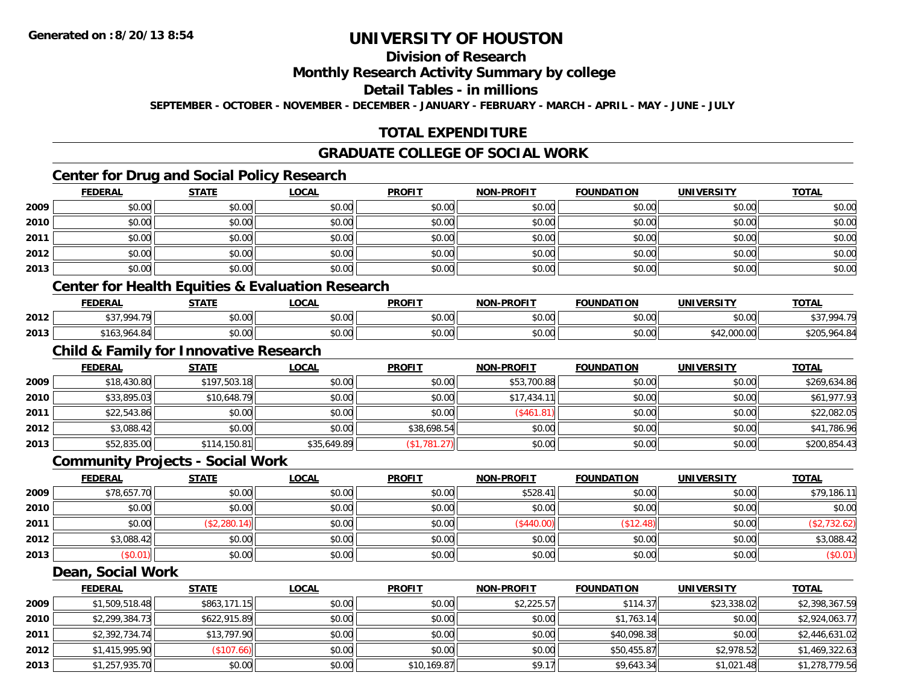**Generated on :8/20/13 8:54**

# UNIVERSITY OF HOUSTON

## Division of Research

## Monthly Research Activity Summary by college

## Detail Tables - in millions

**SEPTEMBER - OCTOBER - NOVEMBER - DECEMBER - JANUARY - FEBRUARY - MARCH - APRIL - MAY - JUNE - JULY**

## TOTAL EXPENDITURE

## GRADUATE COLLEGE OF SOCIAL WORK

### Center for Drug and Social Policy Research

| | FEDERAL | STATE | LOCAL | PROFIT | NON-PROFIT | FOUNDATION | UNIVERSITY | TOTAL |
|---|---|---|---|---|---|---|---|---|
| 2009 | $0.00 | $0.00 | $0.00 | $0.00 | $0.00 | $0.00 | $0.00 | $0.00 |
| 2010 | $0.00 | $0.00 | $0.00 | $0.00 | $0.00 | $0.00 | $0.00 | $0.00 |
| 2011 | $0.00 | $0.00 | $0.00 | $0.00 | $0.00 | $0.00 | $0.00 | $0.00 |
| 2012 | $0.00 | $0.00 | $0.00 | $0.00 | $0.00 | $0.00 | $0.00 | $0.00 |
| 2013 | $0.00 | $0.00 | $0.00 | $0.00 | $0.00 | $0.00 | $0.00 | $0.00 |

### Center for Health Equities & Evaluation Research

| | FEDERAL | STATE | LOCAL | PROFIT | NON-PROFIT | FOUNDATION | UNIVERSITY | TOTAL |
|---|---|---|---|---|---|---|---|---|
| 2012 | $37,994.79 | $0.00 | $0.00 | $0.00 | $0.00 | $0.00 | $0.00 | $37,994.79 |
| 2013 | $163,964.84 | $0.00 | $0.00 | $0.00 | $0.00 | $0.00 | $42,000.00 | $205,964.84 |

### Child & Family for Innovative Research

| | FEDERAL | STATE | LOCAL | PROFIT | NON-PROFIT | FOUNDATION | UNIVERSITY | TOTAL |
|---|---|---|---|---|---|---|---|---|
| 2009 | $18,430.80 | $197,503.18 | $0.00 | $0.00 | $53,700.88 | $0.00 | $0.00 | $269,634.86 |
| 2010 | $33,895.03 | $10,648.79 | $0.00 | $0.00 | $17,434.11 | $0.00 | $0.00 | $61,977.93 |
| 2011 | $22,543.86 | $0.00 | $0.00 | $0.00 | ($461.81) | $0.00 | $0.00 | $22,082.05 |
| 2012 | $3,088.42 | $0.00 | $0.00 | $38,698.54 | $0.00 | $0.00 | $0.00 | $41,786.96 |
| 2013 | $52,835.00 | $114,150.81 | $35,649.89 | ($1,781.27) | $0.00 | $0.00 | $0.00 | $200,854.43 |

### Community Projects - Social Work

| | FEDERAL | STATE | LOCAL | PROFIT | NON-PROFIT | FOUNDATION | UNIVERSITY | TOTAL |
|---|---|---|---|---|---|---|---|---|
| 2009 | $78,657.70 | $0.00 | $0.00 | $0.00 | $528.41 | $0.00 | $0.00 | $79,186.11 |
| 2010 | $0.00 | $0.00 | $0.00 | $0.00 | $0.00 | $0.00 | $0.00 | $0.00 |
| 2011 | $0.00 | ($2,280.14) | $0.00 | $0.00 | ($440.00) | ($12.48) | $0.00 | ($2,732.62) |
| 2012 | $3,088.42 | $0.00 | $0.00 | $0.00 | $0.00 | $0.00 | $0.00 | $3,088.42 |
| 2013 | ($0.01) | $0.00 | $0.00 | $0.00 | $0.00 | $0.00 | $0.00 | ($0.01) |

### Dean, Social Work

| | FEDERAL | STATE | LOCAL | PROFIT | NON-PROFIT | FOUNDATION | UNIVERSITY | TOTAL |
|---|---|---|---|---|---|---|---|---|
| 2009 | $1,509,518.48 | $863,171.15 | $0.00 | $0.00 | $2,225.57 | $114.37 | $23,338.02 | $2,398,367.59 |
| 2010 | $2,299,384.73 | $622,915.89 | $0.00 | $0.00 | $0.00 | $1,763.14 | $0.00 | $2,924,063.77 |
| 2011 | $2,392,734.74 | $13,797.90 | $0.00 | $0.00 | $0.00 | $40,098.38 | $0.00 | $2,446,631.02 |
| 2012 | $1,415,995.90 | ($107.66) | $0.00 | $0.00 | $0.00 | $50,455.87 | $2,978.52 | $1,469,322.63 |
| 2013 | $1,257,935.70 | $0.00 | $0.00 | $10,169.87 | $9.17 | $9,643.34 | $1,021.48 | $1,278,779.56 |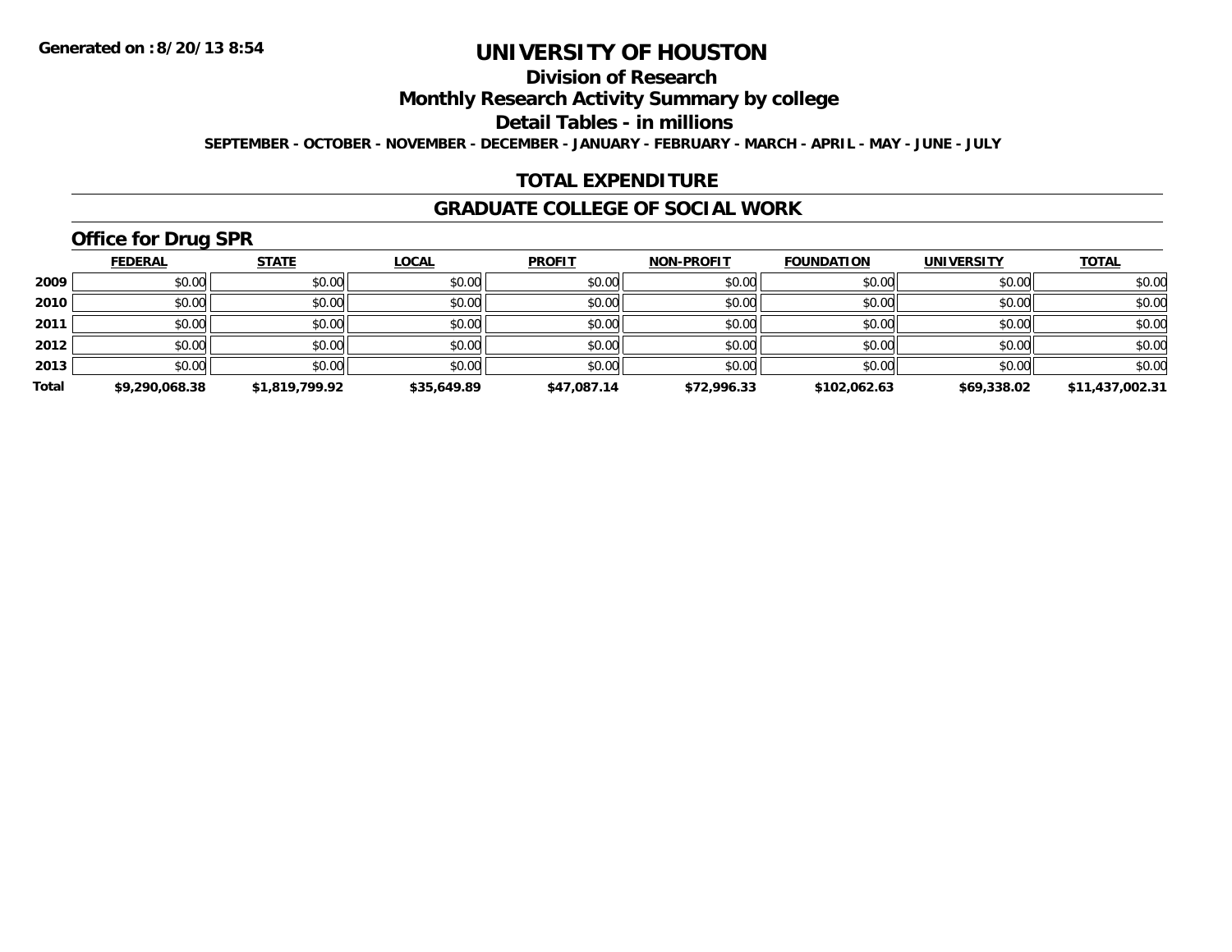Generated on :8/20/13 8:54

# UNIVERSITY OF HOUSTON

## Division of Research

## Monthly Research Activity Summary by college

## Detail Tables - in millions

**SEPTEMBER - OCTOBER - NOVEMBER - DECEMBER - JANUARY - FEBRUARY - MARCH - APRIL - MAY - JUNE - JULY**

## TOTAL EXPENDITURE

## GRADUATE COLLEGE OF SOCIAL WORK

### Office for Drug SPR

| | FEDERAL | STATE | LOCAL | PROFIT | NON-PROFIT | FOUNDATION | UNIVERSITY | TOTAL |
|---|---|---|---|---|---|---|---|---|
| 2009 | $0.00 | $0.00 | $0.00 | $0.00 | $0.00 | $0.00 | $0.00 | $0.00 |
| 2010 | $0.00 | $0.00 | $0.00 | $0.00 | $0.00 | $0.00 | $0.00 | $0.00 |
| 2011 | $0.00 | $0.00 | $0.00 | $0.00 | $0.00 | $0.00 | $0.00 | $0.00 |
| 2012 | $0.00 | $0.00 | $0.00 | $0.00 | $0.00 | $0.00 | $0.00 | $0.00 |
| 2013 | $0.00 | $0.00 | $0.00 | $0.00 | $0.00 | $0.00 | $0.00 | $0.00 |
| **Total** | **$9,290,068.38** | **$1,819,799.92** | **$35,649.89** | **$47,087.14** | **$72,996.33** | **$102,062.63** | **$69,338.02** | **$11,437,002.31** |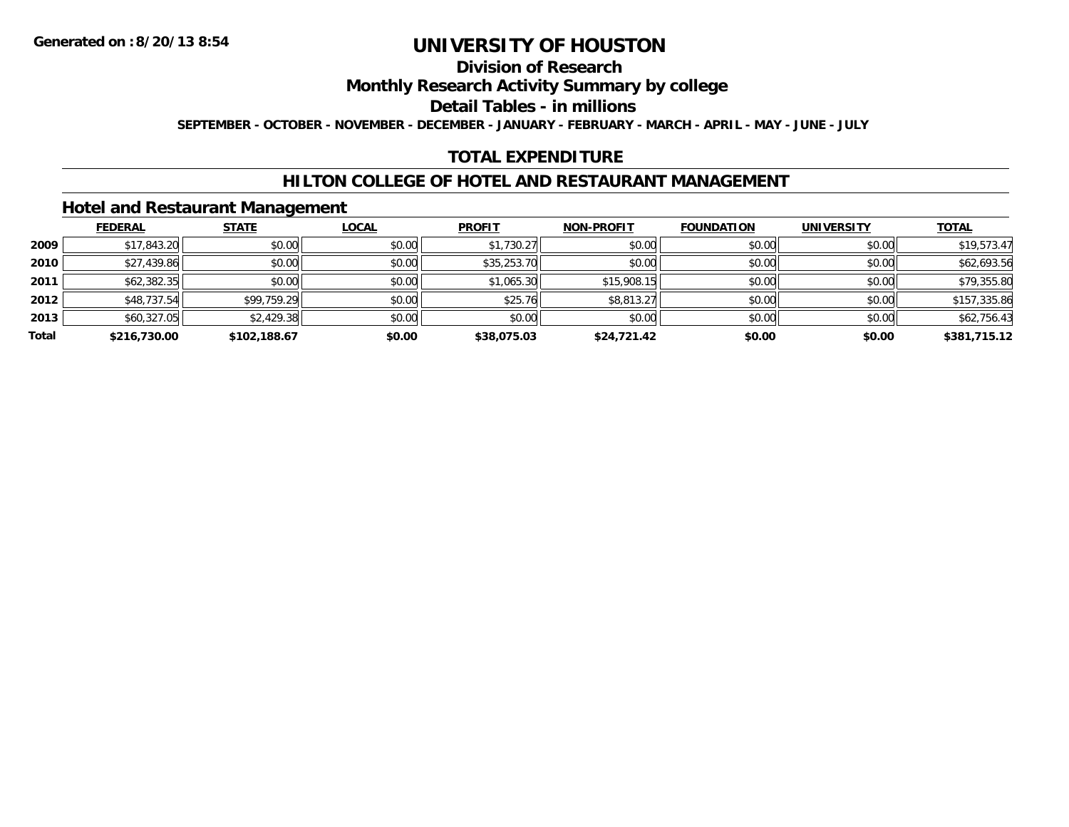**Generated on :8/20/13 8:54**

# UNIVERSITY OF HOUSTON

## Division of Research

## Monthly Research Activity Summary by college

## Detail Tables - in millions

**SEPTEMBER - OCTOBER - NOVEMBER - DECEMBER - JANUARY - FEBRUARY - MARCH - APRIL - MAY - JUNE - JULY**

## TOTAL EXPENDITURE

## HILTON COLLEGE OF HOTEL AND RESTAURANT MANAGEMENT

### Hotel and Restaurant Management

| | FEDERAL | STATE | LOCAL | PROFIT | NON-PROFIT | FOUNDATION | UNIVERSITY | TOTAL |
|---|---|---|---|---|---|---|---|---|
| **2009** | $17,843.20 | $0.00 | $0.00 | $1,730.27 | $0.00 | $0.00 | $0.00 | $19,573.47 |
| **2010** | $27,439.86 | $0.00 | $0.00 | $35,253.70 | $0.00 | $0.00 | $0.00 | $62,693.56 |
| **2011** | $62,382.35 | $0.00 | $0.00 | $1,065.30 | $15,908.15 | $0.00 | $0.00 | $79,355.80 |
| **2012** | $48,737.54 | $99,759.29 | $0.00 | $25.76 | $8,813.27 | $0.00 | $0.00 | $157,335.86 |
| **2013** | $60,327.05 | $2,429.38 | $0.00 | $0.00 | $0.00 | $0.00 | $0.00 | $62,756.43 |
| **Total** | **$216,730.00** | **$102,188.67** | **$0.00** | **$38,075.03** | **$24,721.42** | **$0.00** | **$0.00** | **$381,715.12** |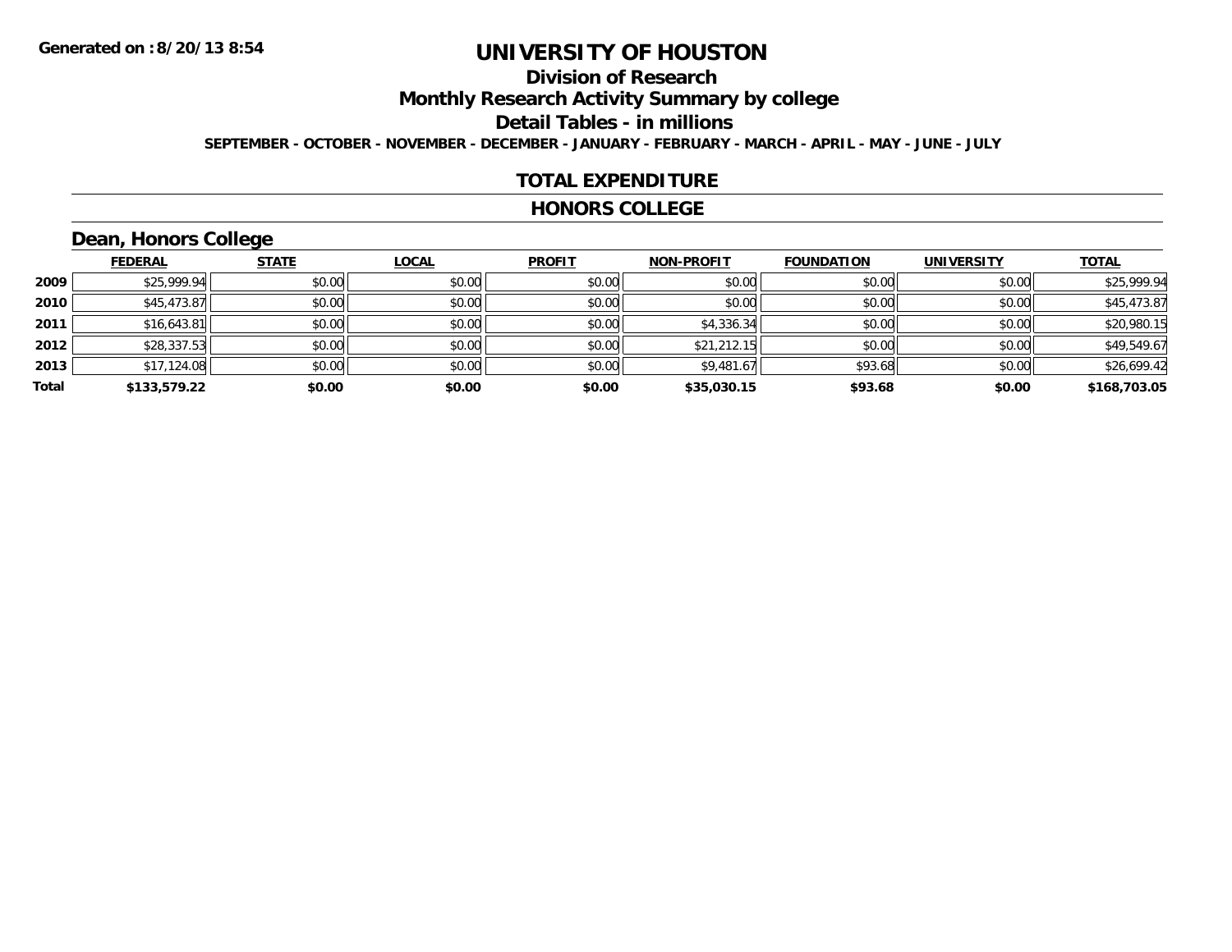**Generated on :8/20/13 8:54**

# UNIVERSITY OF HOUSTON

## Division of Research

## Monthly Research Activity Summary by college

## Detail Tables - in millions

**SEPTEMBER - OCTOBER - NOVEMBER - DECEMBER - JANUARY - FEBRUARY - MARCH - APRIL - MAY - JUNE - JULY**

## TOTAL EXPENDITURE

## HONORS COLLEGE

### Dean, Honors College

| | FEDERAL | STATE | LOCAL | PROFIT | NON-PROFIT | FOUNDATION | UNIVERSITY | TOTAL |
|---|---|---|---|---|---|---|---|---|
| 2009 | $25,999.94 | $0.00 | $0.00 | $0.00 | $0.00 | $0.00 | $0.00 | $25,999.94 |
| 2010 | $45,473.87 | $0.00 | $0.00 | $0.00 | $0.00 | $0.00 | $0.00 | $45,473.87 |
| 2011 | $16,643.81 | $0.00 | $0.00 | $0.00 | $4,336.34 | $0.00 | $0.00 | $20,980.15 |
| 2012 | $28,337.53 | $0.00 | $0.00 | $0.00 | $21,212.15 | $0.00 | $0.00 | $49,549.67 |
| 2013 | $17,124.08 | $0.00 | $0.00 | $0.00 | $9,481.67 | $93.68 | $0.00 | $26,699.42 |
| **Total** | **$133,579.22** | **$0.00** | **$0.00** | **$0.00** | **$35,030.15** | **$93.68** | **$0.00** | **$168,703.05** |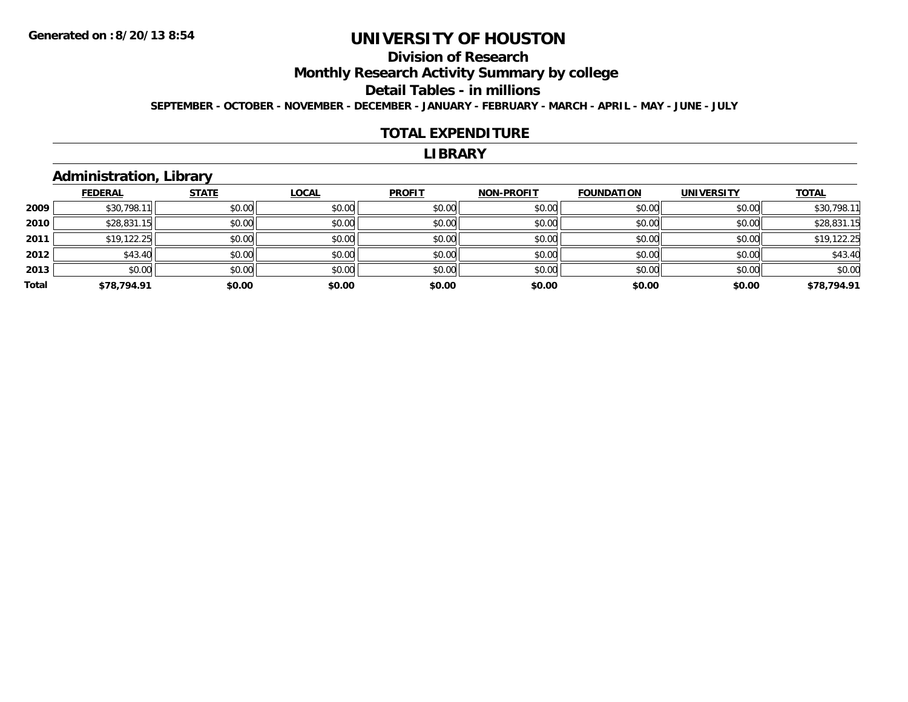**Generated on :8/20/13 8:54**

# UNIVERSITY OF HOUSTON

## Division of Research

## Monthly Research Activity Summary by college

## Detail Tables - in millions

**SEPTEMBER - OCTOBER - NOVEMBER - DECEMBER - JANUARY - FEBRUARY - MARCH - APRIL - MAY - JUNE - JULY**

## TOTAL EXPENDITURE

## LIBRARY

### Administration, Library

| | FEDERAL | STATE | LOCAL | PROFIT | NON-PROFIT | FOUNDATION | UNIVERSITY | TOTAL |
|---|---|---|---|---|---|---|---|---|
| 2009 | $30,798.11 | $0.00 | $0.00 | $0.00 | $0.00 | $0.00 | $0.00 | $30,798.11 |
| 2010 | $28,831.15 | $0.00 | $0.00 | $0.00 | $0.00 | $0.00 | $0.00 | $28,831.15 |
| 2011 | $19,122.25 | $0.00 | $0.00 | $0.00 | $0.00 | $0.00 | $0.00 | $19,122.25 |
| 2012 | $43.40 | $0.00 | $0.00 | $0.00 | $0.00 | $0.00 | $0.00 | $43.40 |
| 2013 | $0.00 | $0.00 | $0.00 | $0.00 | $0.00 | $0.00 | $0.00 | $0.00 |
| **Total** | **$78,794.91** | **$0.00** | **$0.00** | **$0.00** | **$0.00** | **$0.00** | **$0.00** | **$78,794.91** |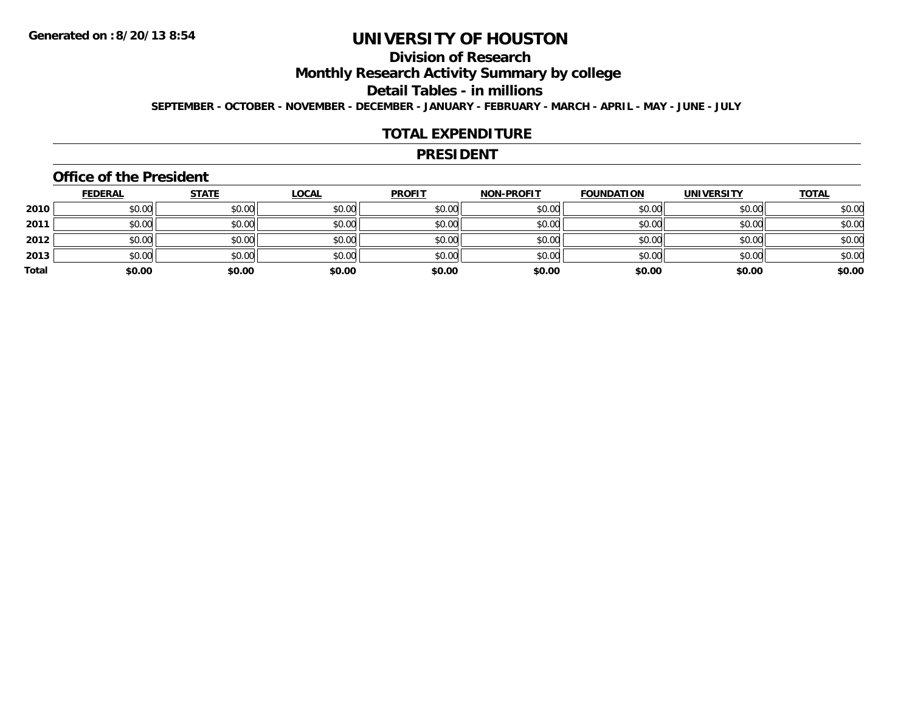Generated on :8/20/13 8:54

# UNIVERSITY OF HOUSTON

## Division of Research

## Monthly Research Activity Summary by college

## Detail Tables - in millions

**SEPTEMBER - OCTOBER - NOVEMBER - DECEMBER - JANUARY - FEBRUARY - MARCH - APRIL - MAY - JUNE - JULY**

## TOTAL EXPENDITURE

## PRESIDENT

### Office of the President

| | FEDERAL | STATE | LOCAL | PROFIT | NON-PROFIT | FOUNDATION | UNIVERSITY | TOTAL |
|---|---|---|---|---|---|---|---|---|
| 2010 | $0.00 | $0.00 | $0.00 | $0.00 | $0.00 | $0.00 | $0.00 | $0.00 |
| 2011 | $0.00 | $0.00 | $0.00 | $0.00 | $0.00 | $0.00 | $0.00 | $0.00 |
| 2012 | $0.00 | $0.00 | $0.00 | $0.00 | $0.00 | $0.00 | $0.00 | $0.00 |
| 2013 | $0.00 | $0.00 | $0.00 | $0.00 | $0.00 | $0.00 | $0.00 | $0.00 |
| **Total** | **$0.00** | **$0.00** | **$0.00** | **$0.00** | **$0.00** | **$0.00** | **$0.00** | **$0.00** |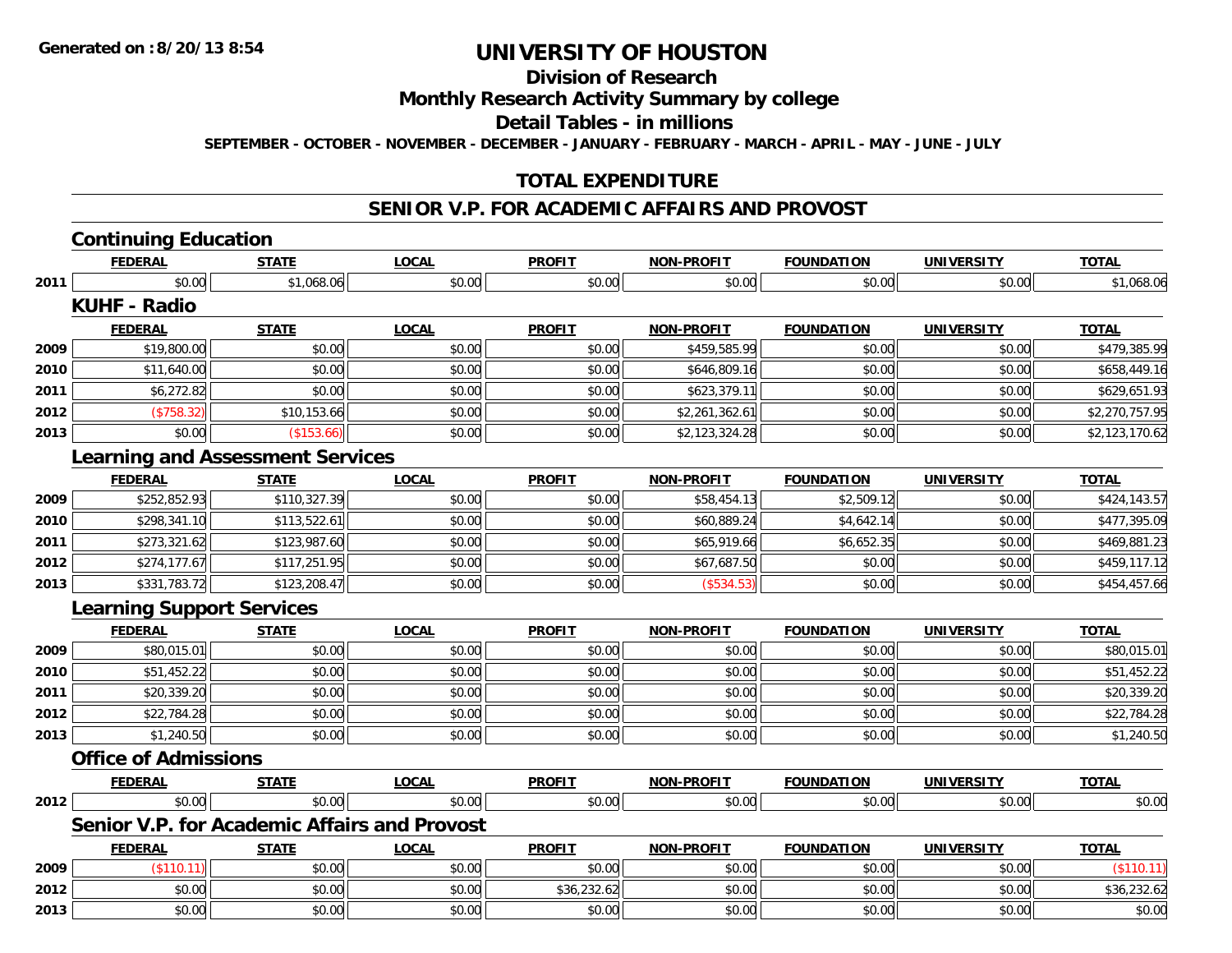# UNIVERSITY OF HOUSTON

## Division of Research

## Monthly Research Activity Summary by college

## Detail Tables - in millions

**SEPTEMBER - OCTOBER - NOVEMBER - DECEMBER - JANUARY - FEBRUARY - MARCH - APRIL - MAY - JUNE - JULY**

## TOTAL EXPENDITURE

## SENIOR V.P. FOR ACADEMIC AFFAIRS AND PROVOST

### Continuing Education

| | FEDERAL | STATE | LOCAL | PROFIT | NON-PROFIT | FOUNDATION | UNIVERSITY | TOTAL |
|---|---|---|---|---|---|---|---|---|
| 2011 | $0.00 | $1,068.06 | $0.00 | $0.00 | $0.00 | $0.00 | $0.00 | $1,068.06 |

### KUHF - Radio

| | FEDERAL | STATE | LOCAL | PROFIT | NON-PROFIT | FOUNDATION | UNIVERSITY | TOTAL |
|---|---|---|---|---|---|---|---|---|
| 2009 | $19,800.00 | $0.00 | $0.00 | $0.00 | $459,585.99 | $0.00 | $0.00 | $479,385.99 |
| 2010 | $11,640.00 | $0.00 | $0.00 | $0.00 | $646,809.16 | $0.00 | $0.00 | $658,449.16 |
| 2011 | $6,272.82 | $0.00 | $0.00 | $0.00 | $623,379.11 | $0.00 | $0.00 | $629,651.93 |
| 2012 | ($758.32) | $10,153.66 | $0.00 | $0.00 | $2,261,362.61 | $0.00 | $0.00 | $2,270,757.95 |
| 2013 | $0.00 | ($153.66) | $0.00 | $0.00 | $2,123,324.28 | $0.00 | $0.00 | $2,123,170.62 |

### Learning and Assessment Services

| | FEDERAL | STATE | LOCAL | PROFIT | NON-PROFIT | FOUNDATION | UNIVERSITY | TOTAL |
|---|---|---|---|---|---|---|---|---|
| 2009 | $252,852.93 | $110,327.39 | $0.00 | $0.00 | $58,454.13 | $2,509.12 | $0.00 | $424,143.57 |
| 2010 | $298,341.10 | $113,522.61 | $0.00 | $0.00 | $60,889.24 | $4,642.14 | $0.00 | $477,395.09 |
| 2011 | $273,321.62 | $123,987.60 | $0.00 | $0.00 | $65,919.66 | $6,652.35 | $0.00 | $469,881.23 |
| 2012 | $274,177.67 | $117,251.95 | $0.00 | $0.00 | $67,687.50 | $0.00 | $0.00 | $459,117.12 |
| 2013 | $331,783.72 | $123,208.47 | $0.00 | $0.00 | ($534.53) | $0.00 | $0.00 | $454,457.66 |

### Learning Support Services

| | FEDERAL | STATE | LOCAL | PROFIT | NON-PROFIT | FOUNDATION | UNIVERSITY | TOTAL |
|---|---|---|---|---|---|---|---|---|
| 2009 | $80,015.01 | $0.00 | $0.00 | $0.00 | $0.00 | $0.00 | $0.00 | $80,015.01 |
| 2010 | $51,452.22 | $0.00 | $0.00 | $0.00 | $0.00 | $0.00 | $0.00 | $51,452.22 |
| 2011 | $20,339.20 | $0.00 | $0.00 | $0.00 | $0.00 | $0.00 | $0.00 | $20,339.20 |
| 2012 | $22,784.28 | $0.00 | $0.00 | $0.00 | $0.00 | $0.00 | $0.00 | $22,784.28 |
| 2013 | $1,240.50 | $0.00 | $0.00 | $0.00 | $0.00 | $0.00 | $0.00 | $1,240.50 |

### Office of Admissions

| | FEDERAL | STATE | LOCAL | PROFIT | NON-PROFIT | FOUNDATION | UNIVERSITY | TOTAL |
|---|---|---|---|---|---|---|---|---|
| 2012 | $0.00 | $0.00 | $0.00 | $0.00 | $0.00 | $0.00 | $0.00 | $0.00 |

### Senior V.P. for Academic Affairs and Provost

| | FEDERAL | STATE | LOCAL | PROFIT | NON-PROFIT | FOUNDATION | UNIVERSITY | TOTAL |
|---|---|---|---|---|---|---|---|---|
| 2009 | ($110.11) | $0.00 | $0.00 | $0.00 | $0.00 | $0.00 | $0.00 | ($110.11) |
| 2012 | $0.00 | $0.00 | $0.00 | $36,232.62 | $0.00 | $0.00 | $0.00 | $36,232.62 |
| 2013 | $0.00 | $0.00 | $0.00 | $0.00 | $0.00 | $0.00 | $0.00 | $0.00 |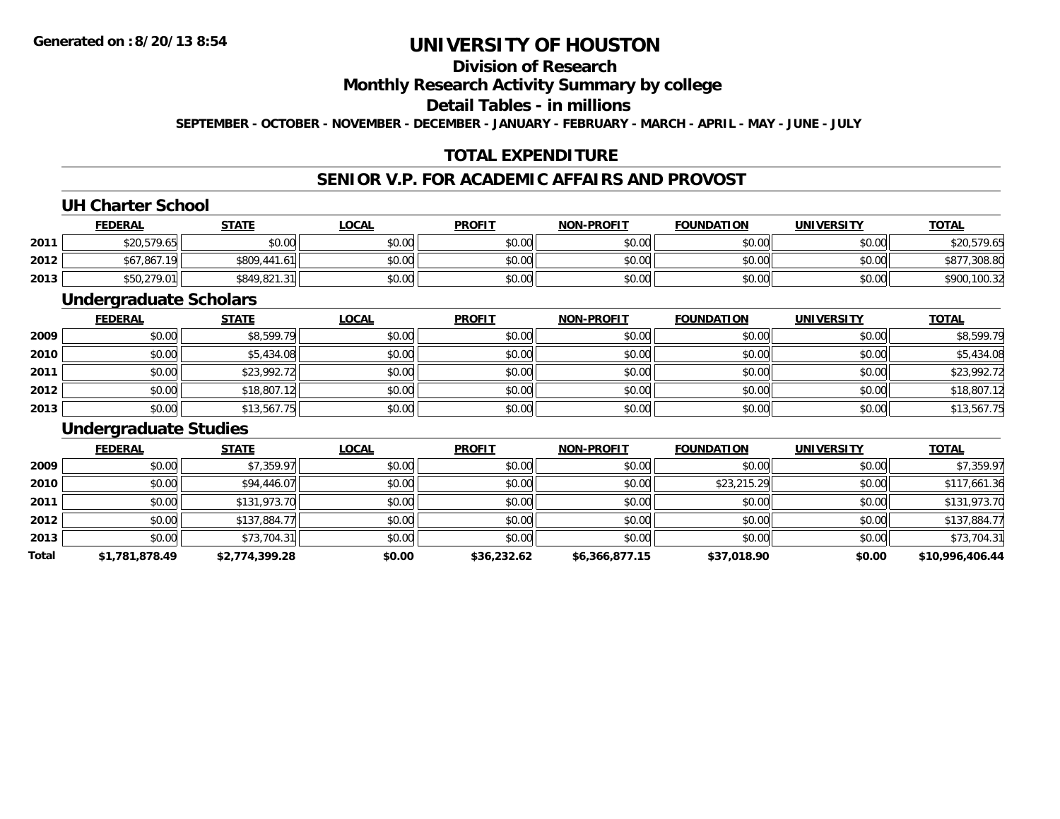# UNIVERSITY OF HOUSTON

## Division of Research

## Monthly Research Activity Summary by college

## Detail Tables - in millions

**SEPTEMBER - OCTOBER - NOVEMBER - DECEMBER - JANUARY - FEBRUARY - MARCH - APRIL - MAY - JUNE - JULY**

## TOTAL EXPENDITURE

## SENIOR V.P. FOR ACADEMIC AFFAIRS AND PROVOST

### UH Charter School

| | FEDERAL | STATE | LOCAL | PROFIT | NON-PROFIT | FOUNDATION | UNIVERSITY | TOTAL |
|---|---|---|---|---|---|---|---|---|
| 2011 | $20,579.65 | $0.00 | $0.00 | $0.00 | $0.00 | $0.00 | $0.00 | $20,579.65 |
| 2012 | $67,867.19 | $809,441.61 | $0.00 | $0.00 | $0.00 | $0.00 | $0.00 | $877,308.80 |
| 2013 | $50,279.01 | $849,821.31 | $0.00 | $0.00 | $0.00 | $0.00 | $0.00 | $900,100.32 |

### Undergraduate Scholars

| | FEDERAL | STATE | LOCAL | PROFIT | NON-PROFIT | FOUNDATION | UNIVERSITY | TOTAL |
|---|---|---|---|---|---|---|---|---|
| 2009 | $0.00 | $8,599.79 | $0.00 | $0.00 | $0.00 | $0.00 | $0.00 | $8,599.79 |
| 2010 | $0.00 | $5,434.08 | $0.00 | $0.00 | $0.00 | $0.00 | $0.00 | $5,434.08 |
| 2011 | $0.00 | $23,992.72 | $0.00 | $0.00 | $0.00 | $0.00 | $0.00 | $23,992.72 |
| 2012 | $0.00 | $18,807.12 | $0.00 | $0.00 | $0.00 | $0.00 | $0.00 | $18,807.12 |
| 2013 | $0.00 | $13,567.75 | $0.00 | $0.00 | $0.00 | $0.00 | $0.00 | $13,567.75 |

### Undergraduate Studies

| | FEDERAL | STATE | LOCAL | PROFIT | NON-PROFIT | FOUNDATION | UNIVERSITY | TOTAL |
|---|---|---|---|---|---|---|---|---|
| 2009 | $0.00 | $7,359.97 | $0.00 | $0.00 | $0.00 | $0.00 | $0.00 | $7,359.97 |
| 2010 | $0.00 | $94,446.07 | $0.00 | $0.00 | $0.00 | $23,215.29 | $0.00 | $117,661.36 |
| 2011 | $0.00 | $131,973.70 | $0.00 | $0.00 | $0.00 | $0.00 | $0.00 | $131,973.70 |
| 2012 | $0.00 | $137,884.77 | $0.00 | $0.00 | $0.00 | $0.00 | $0.00 | $137,884.77 |
| 2013 | $0.00 | $73,704.31 | $0.00 | $0.00 | $0.00 | $0.00 | $0.00 | $73,704.31 |
| **Total** | **$1,781,878.49** | **$2,774,399.28** | **$0.00** | **$36,232.62** | **$6,366,877.15** | **$37,018.90** | **$0.00** | **$10,996,406.44** |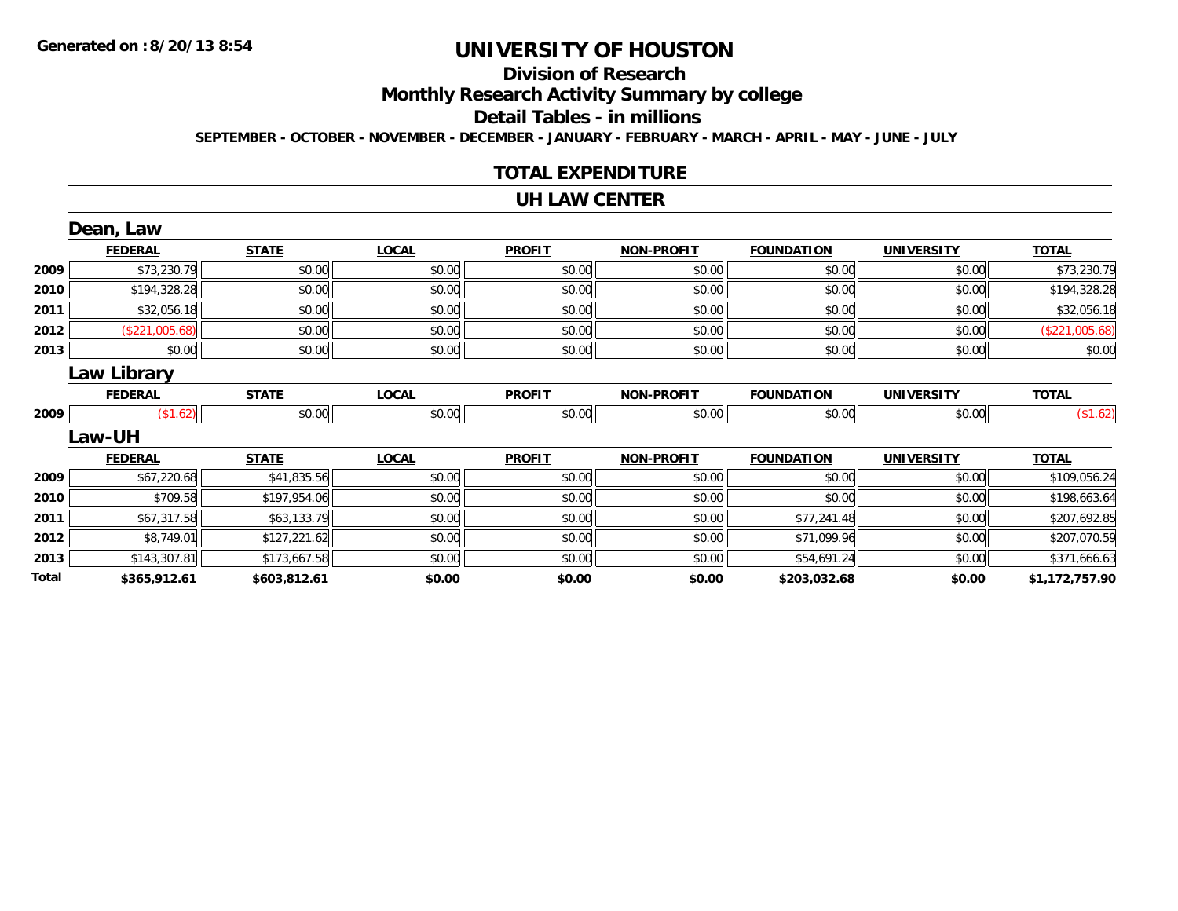**Generated on :8/20/13 8:54**

# UNIVERSITY OF HOUSTON

## Division of Research

## Monthly Research Activity Summary by college

## Detail Tables - in millions

**SEPTEMBER - OCTOBER - NOVEMBER - DECEMBER - JANUARY - FEBRUARY - MARCH - APRIL - MAY - JUNE - JULY**

## TOTAL EXPENDITURE

## UH LAW CENTER

### Dean, Law

| | FEDERAL | STATE | LOCAL | PROFIT | NON-PROFIT | FOUNDATION | UNIVERSITY | TOTAL |
|---|---|---|---|---|---|---|---|---|
| 2009 | $73,230.79 | $0.00 | $0.00 | $0.00 | $0.00 | $0.00 | $0.00 | $73,230.79 |
| 2010 | $194,328.28 | $0.00 | $0.00 | $0.00 | $0.00 | $0.00 | $0.00 | $194,328.28 |
| 2011 | $32,056.18 | $0.00 | $0.00 | $0.00 | $0.00 | $0.00 | $0.00 | $32,056.18 |
| 2012 | ($221,005.68) | $0.00 | $0.00 | $0.00 | $0.00 | $0.00 | $0.00 | ($221,005.68) |
| 2013 | $0.00 | $0.00 | $0.00 | $0.00 | $0.00 | $0.00 | $0.00 | $0.00 |

### Law Library

| | FEDERAL | STATE | LOCAL | PROFIT | NON-PROFIT | FOUNDATION | UNIVERSITY | TOTAL |
|---|---|---|---|---|---|---|---|---|
| 2009 | ($1.62) | $0.00 | $0.00 | $0.00 | $0.00 | $0.00 | $0.00 | ($1.62) |

### Law-UH

| | FEDERAL | STATE | LOCAL | PROFIT | NON-PROFIT | FOUNDATION | UNIVERSITY | TOTAL |
|---|---|---|---|---|---|---|---|---|
| 2009 | $67,220.68 | $41,835.56 | $0.00 | $0.00 | $0.00 | $0.00 | $0.00 | $109,056.24 |
| 2010 | $709.58 | $197,954.06 | $0.00 | $0.00 | $0.00 | $0.00 | $0.00 | $198,663.64 |
| 2011 | $67,317.58 | $63,133.79 | $0.00 | $0.00 | $0.00 | $77,241.48 | $0.00 | $207,692.85 |
| 2012 | $8,749.01 | $127,221.62 | $0.00 | $0.00 | $0.00 | $71,099.96 | $0.00 | $207,070.59 |
| 2013 | $143,307.81 | $173,667.58 | $0.00 | $0.00 | $0.00 | $54,691.24 | $0.00 | $371,666.63 |
| **Total** | **$365,912.61** | **$603,812.61** | **$0.00** | **$0.00** | **$0.00** | **$203,032.68** | **$0.00** | **$1,172,757.90** |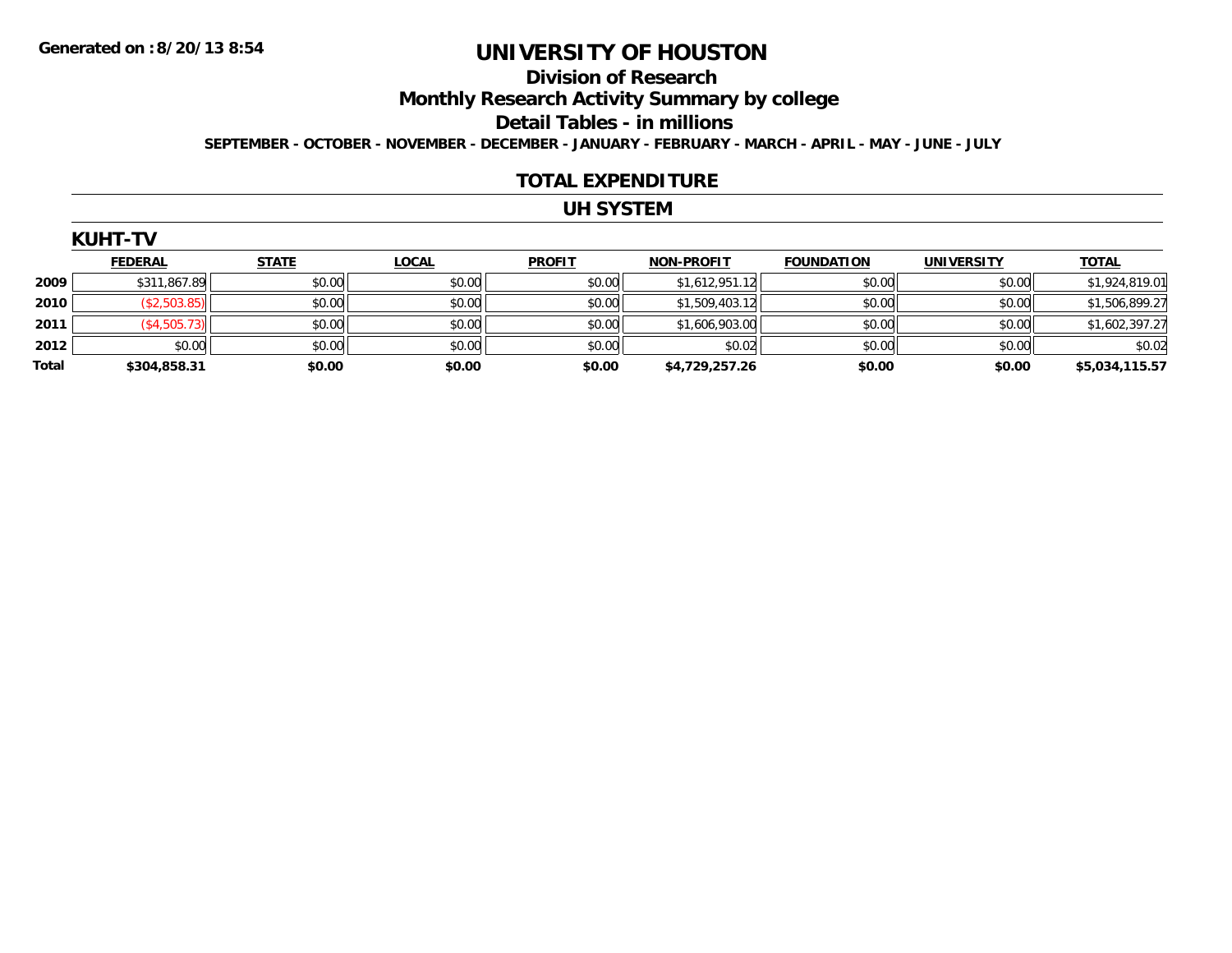Generated on :8/20/13 8:54

# UNIVERSITY OF HOUSTON

## Division of Research

## Monthly Research Activity Summary by college

## Detail Tables - in millions

**SEPTEMBER - OCTOBER - NOVEMBER - DECEMBER - JANUARY - FEBRUARY - MARCH - APRIL - MAY - JUNE - JULY**

## TOTAL EXPENDITURE

## UH SYSTEM

### KUHT-TV

| | FEDERAL | STATE | LOCAL | PROFIT | NON-PROFIT | FOUNDATION | UNIVERSITY | TOTAL |
|---|---|---|---|---|---|---|---|---|
| **2009** | $311,867.89 | $0.00 | $0.00 | $0.00 | $1,612,951.12 | $0.00 | $0.00 | $1,924,819.01 |
| **2010** | ($2,503.85) | $0.00 | $0.00 | $0.00 | $1,509,403.12 | $0.00 | $0.00 | $1,506,899.27 |
| **2011** | ($4,505.73) | $0.00 | $0.00 | $0.00 | $1,606,903.00 | $0.00 | $0.00 | $1,602,397.27 |
| **2012** | $0.00 | $0.00 | $0.00 | $0.00 | $0.02 | $0.00 | $0.00 | $0.02 |
| **Total** | **$304,858.31** | **$0.00** | **$0.00** | **$0.00** | **$4,729,257.26** | **$0.00** | **$0.00** | **$5,034,115.57** |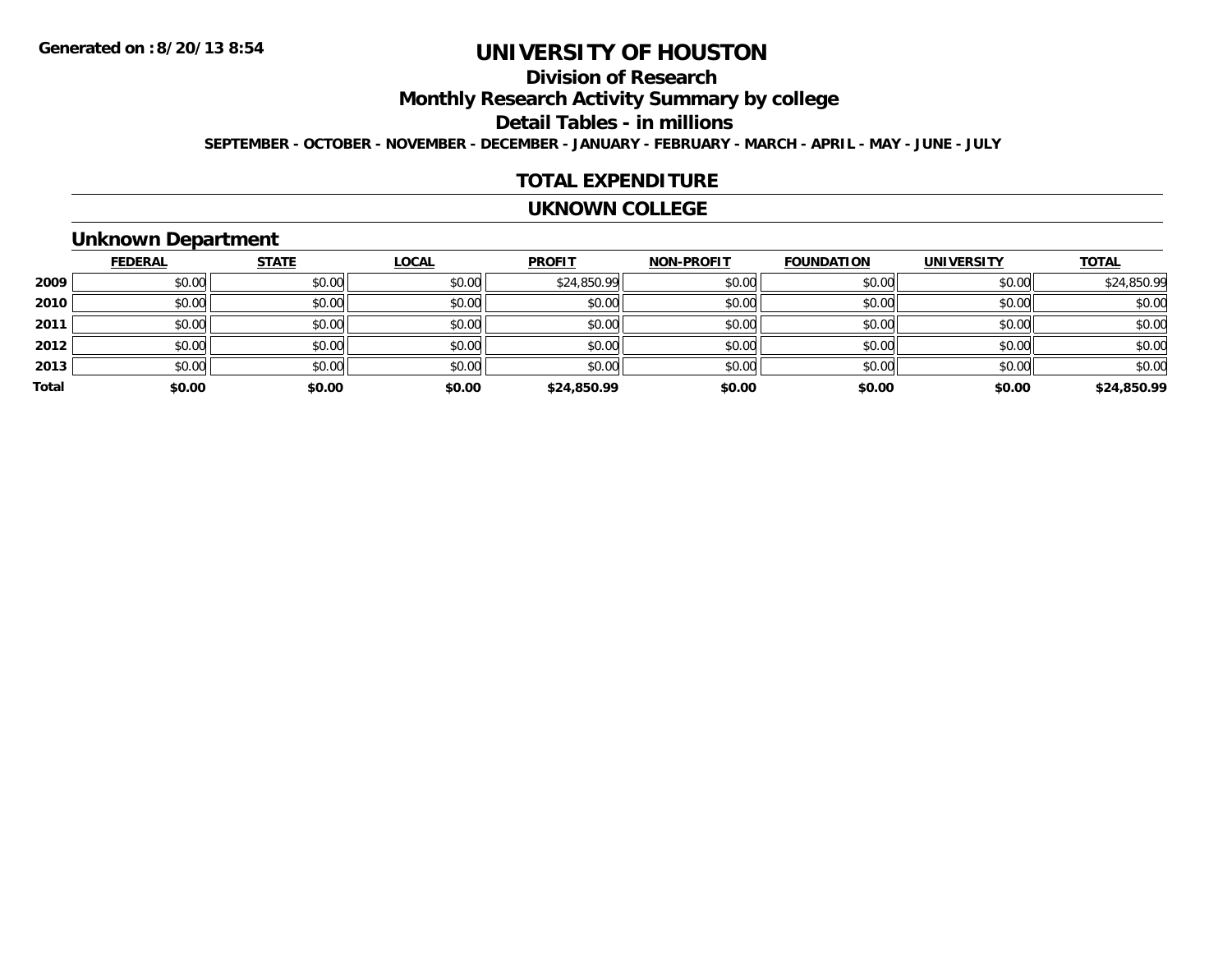# UNIVERSITY OF HOUSTON

## Division of Research

## Monthly Research Activity Summary by college

## Detail Tables - in millions

**SEPTEMBER - OCTOBER - NOVEMBER - DECEMBER - JANUARY - FEBRUARY - MARCH - APRIL - MAY - JUNE - JULY**

**Generated on : 8/20/13 8:54**

## TOTAL EXPENDITURE

## UKNOWN COLLEGE

### Unknown Department

| | FEDERAL | STATE | LOCAL | PROFIT | NON-PROFIT | FOUNDATION | UNIVERSITY | TOTAL |
|---|---|---|---|---|---|---|---|---|
| 2009 | $0.00 | $0.00 | $0.00 | $24,850.99 | $0.00 | $0.00 | $0.00 | $24,850.99 |
| 2010 | $0.00 | $0.00 | $0.00 | $0.00 | $0.00 | $0.00 | $0.00 | $0.00 |
| 2011 | $0.00 | $0.00 | $0.00 | $0.00 | $0.00 | $0.00 | $0.00 | $0.00 |
| 2012 | $0.00 | $0.00 | $0.00 | $0.00 | $0.00 | $0.00 | $0.00 | $0.00 |
| 2013 | $0.00 | $0.00 | $0.00 | $0.00 | $0.00 | $0.00 | $0.00 | $0.00 |
| **Total** | **$0.00** | **$0.00** | **$0.00** | **$24,850.99** | **$0.00** | **$0.00** | **$0.00** | **$24,850.99** |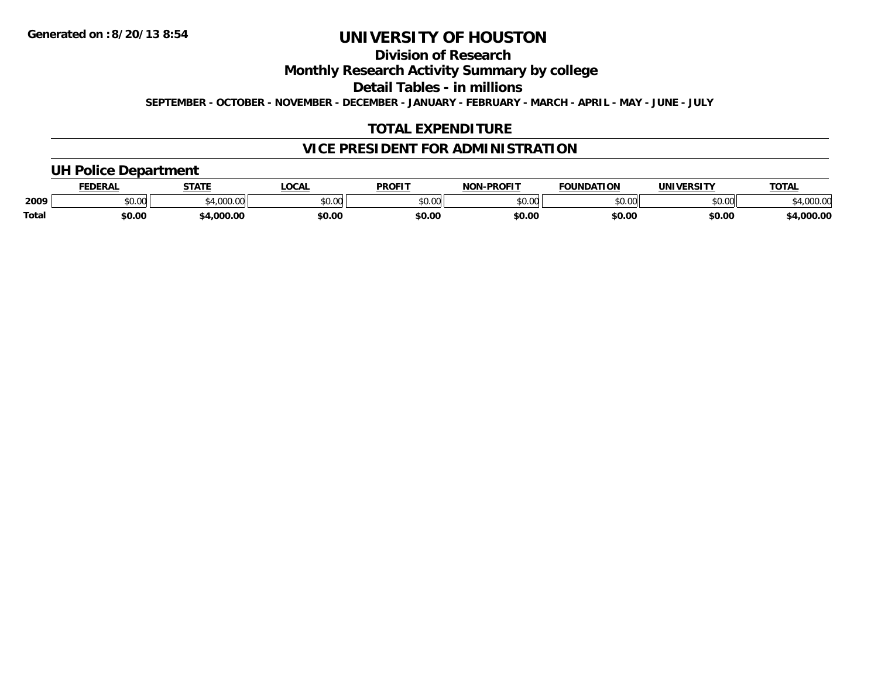Generated on :8/20/13 8:54

# UNIVERSITY OF HOUSTON

## Division of Research

## Monthly Research Activity Summary by college

## Detail Tables - in millions

SEPTEMBER - OCTOBER - NOVEMBER - DECEMBER - JANUARY - FEBRUARY - MARCH - APRIL - MAY - JUNE - JULY

## TOTAL EXPENDITURE

## VICE PRESIDENT FOR ADMINISTRATION

### UH Police Department

| | FEDERAL | STATE | LOCAL | PROFIT | NON-PROFIT | FOUNDATION | UNIVERSITY | TOTAL |
|---|---|---|---|---|---|---|---|---|
| 2009 | $0.00 | $4,000.00 | $0.00 | $0.00 | $0.00 | $0.00 | $0.00 | $4,000.00 |
| **Total** | **$0.00** | **$4,000.00** | **$0.00** | **$0.00** | **$0.00** | **$0.00** | **$0.00** | **$4,000.00** |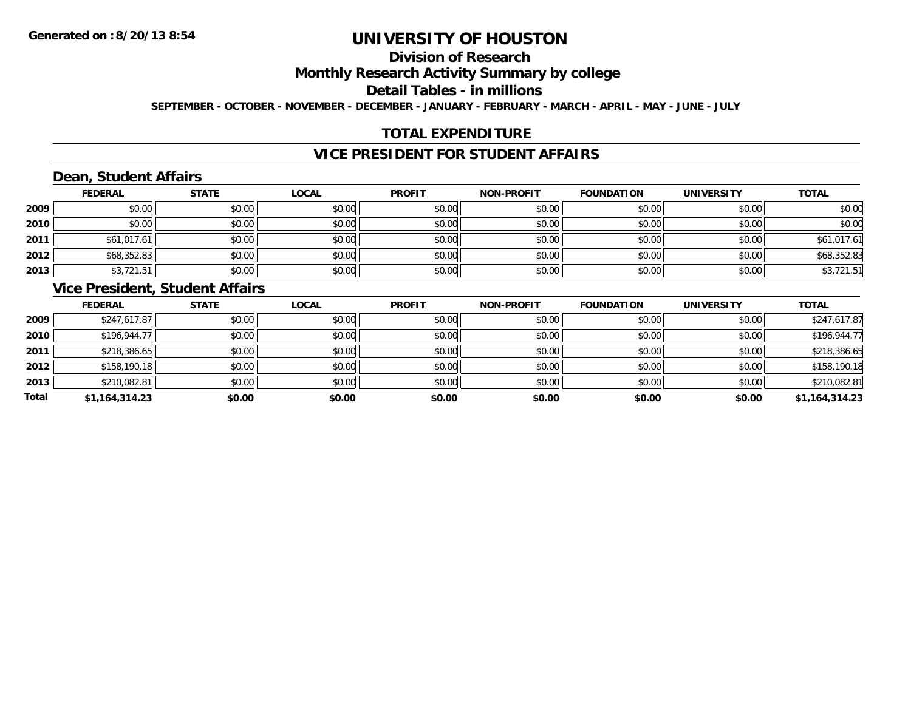Generated on :8/20/13 8:54

# UNIVERSITY OF HOUSTON

## Division of Research

## Monthly Research Activity Summary by college

## Detail Tables - in millions

SEPTEMBER - OCTOBER - NOVEMBER - DECEMBER - JANUARY - FEBRUARY - MARCH - APRIL - MAY - JUNE - JULY

## TOTAL EXPENDITURE

## VICE PRESIDENT FOR STUDENT AFFAIRS

### Dean, Student Affairs

| | FEDERAL | STATE | LOCAL | PROFIT | NON-PROFIT | FOUNDATION | UNIVERSITY | TOTAL |
|---|---|---|---|---|---|---|---|---|
| 2009 | $0.00 | $0.00 | $0.00 | $0.00 | $0.00 | $0.00 | $0.00 | $0.00 |
| 2010 | $0.00 | $0.00 | $0.00 | $0.00 | $0.00 | $0.00 | $0.00 | $0.00 |
| 2011 | $61,017.61 | $0.00 | $0.00 | $0.00 | $0.00 | $0.00 | $0.00 | $61,017.61 |
| 2012 | $68,352.83 | $0.00 | $0.00 | $0.00 | $0.00 | $0.00 | $0.00 | $68,352.83 |
| 2013 | $3,721.51 | $0.00 | $0.00 | $0.00 | $0.00 | $0.00 | $0.00 | $3,721.51 |

### Vice President, Student Affairs

| | FEDERAL | STATE | LOCAL | PROFIT | NON-PROFIT | FOUNDATION | UNIVERSITY | TOTAL |
|---|---|---|---|---|---|---|---|---|
| 2009 | $247,617.87 | $0.00 | $0.00 | $0.00 | $0.00 | $0.00 | $0.00 | $247,617.87 |
| 2010 | $196,944.77 | $0.00 | $0.00 | $0.00 | $0.00 | $0.00 | $0.00 | $196,944.77 |
| 2011 | $218,386.65 | $0.00 | $0.00 | $0.00 | $0.00 | $0.00 | $0.00 | $218,386.65 |
| 2012 | $158,190.18 | $0.00 | $0.00 | $0.00 | $0.00 | $0.00 | $0.00 | $158,190.18 |
| 2013 | $210,082.81 | $0.00 | $0.00 | $0.00 | $0.00 | $0.00 | $0.00 | $210,082.81 |
| **Total** | **$1,164,314.23** | **$0.00** | **$0.00** | **$0.00** | **$0.00** | **$0.00** | **$0.00** | **$1,164,314.23** |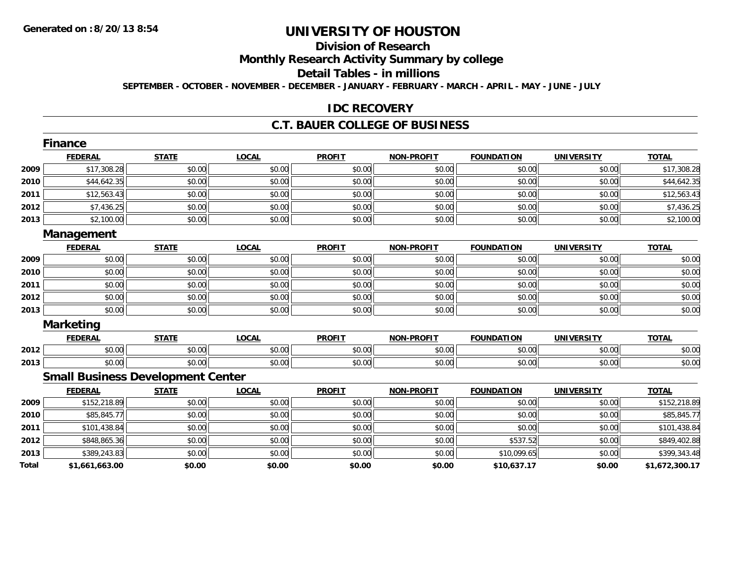Generated on :8/20/13 8:54

# UNIVERSITY OF HOUSTON

## Division of Research

## Monthly Research Activity Summary by college

## Detail Tables - in millions

**SEPTEMBER - OCTOBER - NOVEMBER - DECEMBER - JANUARY - FEBRUARY - MARCH - APRIL - MAY - JUNE - JULY**

## IDC RECOVERY

## C.T. BAUER COLLEGE OF BUSINESS

### Finance

| | FEDERAL | STATE | LOCAL | PROFIT | NON-PROFIT | FOUNDATION | UNIVERSITY | TOTAL |
|---|---|---|---|---|---|---|---|---|
| 2009 | $17,308.28 | $0.00 | $0.00 | $0.00 | $0.00 | $0.00 | $0.00 | $17,308.28 |
| 2010 | $44,642.35 | $0.00 | $0.00 | $0.00 | $0.00 | $0.00 | $0.00 | $44,642.35 |
| 2011 | $12,563.43 | $0.00 | $0.00 | $0.00 | $0.00 | $0.00 | $0.00 | $12,563.43 |
| 2012 | $7,436.25 | $0.00 | $0.00 | $0.00 | $0.00 | $0.00 | $0.00 | $7,436.25 |
| 2013 | $2,100.00 | $0.00 | $0.00 | $0.00 | $0.00 | $0.00 | $0.00 | $2,100.00 |

### Management

| | FEDERAL | STATE | LOCAL | PROFIT | NON-PROFIT | FOUNDATION | UNIVERSITY | TOTAL |
|---|---|---|---|---|---|---|---|---|
| 2009 | $0.00 | $0.00 | $0.00 | $0.00 | $0.00 | $0.00 | $0.00 | $0.00 |
| 2010 | $0.00 | $0.00 | $0.00 | $0.00 | $0.00 | $0.00 | $0.00 | $0.00 |
| 2011 | $0.00 | $0.00 | $0.00 | $0.00 | $0.00 | $0.00 | $0.00 | $0.00 |
| 2012 | $0.00 | $0.00 | $0.00 | $0.00 | $0.00 | $0.00 | $0.00 | $0.00 |
| 2013 | $0.00 | $0.00 | $0.00 | $0.00 | $0.00 | $0.00 | $0.00 | $0.00 |

### Marketing

| | FEDERAL | STATE | LOCAL | PROFIT | NON-PROFIT | FOUNDATION | UNIVERSITY | TOTAL |
|---|---|---|---|---|---|---|---|---|
| 2012 | $0.00 | $0.00 | $0.00 | $0.00 | $0.00 | $0.00 | $0.00 | $0.00 |
| 2013 | $0.00 | $0.00 | $0.00 | $0.00 | $0.00 | $0.00 | $0.00 | $0.00 |

### Small Business Development Center

| | FEDERAL | STATE | LOCAL | PROFIT | NON-PROFIT | FOUNDATION | UNIVERSITY | TOTAL |
|---|---|---|---|---|---|---|---|---|
| 2009 | $152,218.89 | $0.00 | $0.00 | $0.00 | $0.00 | $0.00 | $0.00 | $152,218.89 |
| 2010 | $85,845.77 | $0.00 | $0.00 | $0.00 | $0.00 | $0.00 | $0.00 | $85,845.77 |
| 2011 | $101,438.84 | $0.00 | $0.00 | $0.00 | $0.00 | $0.00 | $0.00 | $101,438.84 |
| 2012 | $848,865.36 | $0.00 | $0.00 | $0.00 | $0.00 | $537.52 | $0.00 | $849,402.88 |
| 2013 | $389,243.83 | $0.00 | $0.00 | $0.00 | $0.00 | $10,099.65 | $0.00 | $399,343.48 |
| **Total** | **$1,661,663.00** | **$0.00** | **$0.00** | **$0.00** | **$0.00** | **$10,637.17** | **$0.00** | **$1,672,300.17** |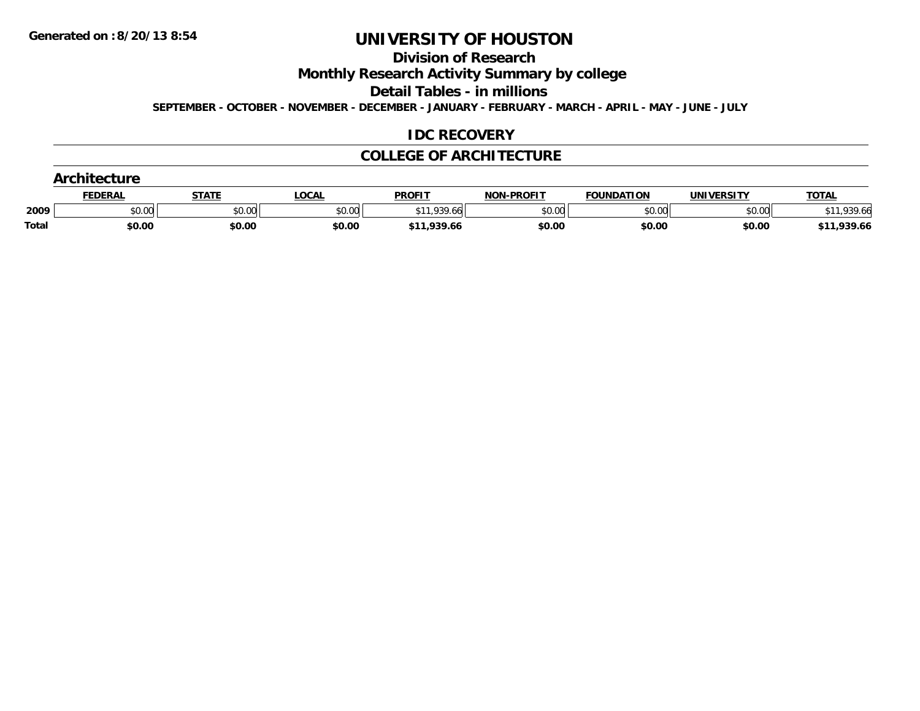Generated on :8/20/13 8:54

# UNIVERSITY OF HOUSTON

## Division of Research

## Monthly Research Activity Summary by college

## Detail Tables - in millions

**SEPTEMBER - OCTOBER - NOVEMBER - DECEMBER - JANUARY - FEBRUARY - MARCH - APRIL - MAY - JUNE - JULY**

## IDC RECOVERY

## COLLEGE OF ARCHITECTURE

### Architecture

| | FEDERAL | STATE | LOCAL | PROFIT | NON-PROFIT | FOUNDATION | UNIVERSITY | TOTAL |
|---|---|---|---|---|---|---|---|---|
| 2009 | $0.00 | $0.00 | $0.00 | $11,939.66 | $0.00 | $0.00 | $0.00 | $11,939.66 |
| **Total** | **$0.00** | **$0.00** | **$0.00** | **$11,939.66** | **$0.00** | **$0.00** | **$0.00** | **$11,939.66** |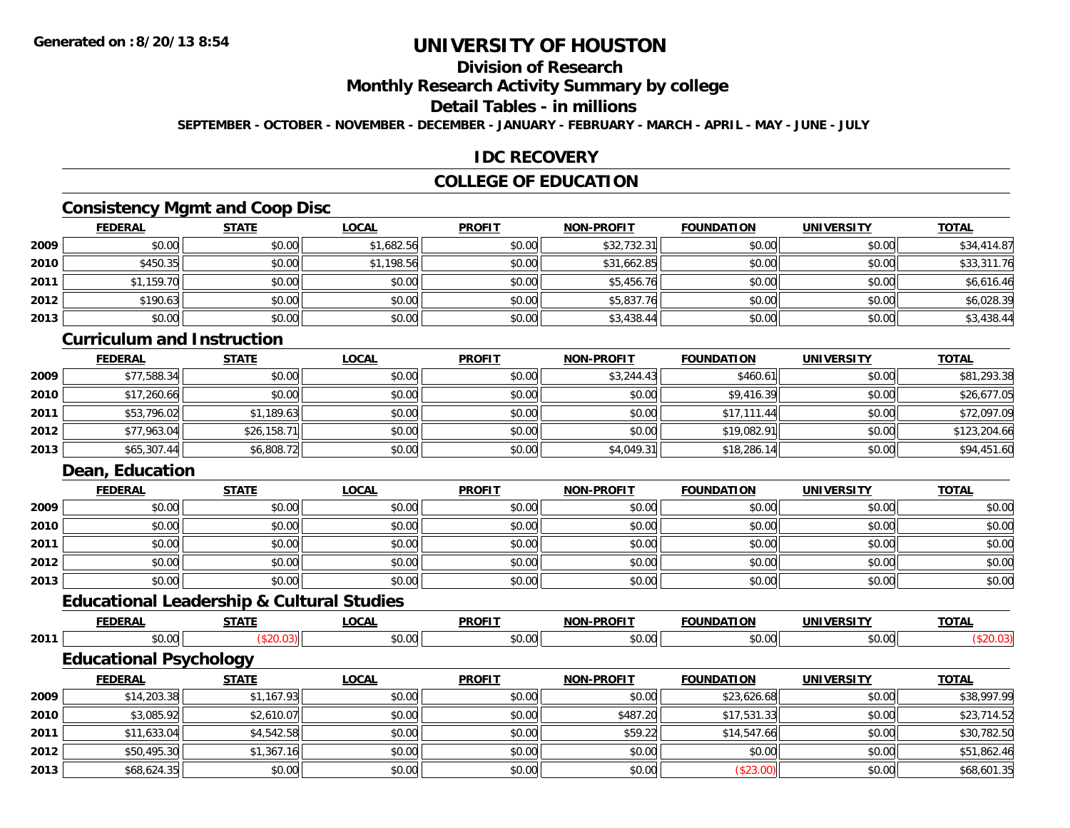**Generated on :8/20/13 8:54**

# UNIVERSITY OF HOUSTON

## Division of Research

## Monthly Research Activity Summary by college

## Detail Tables - in millions

**SEPTEMBER - OCTOBER - NOVEMBER - DECEMBER - JANUARY - FEBRUARY - MARCH - APRIL - MAY - JUNE - JULY**

## IDC RECOVERY

## COLLEGE OF EDUCATION

### Consistency Mgmt and Coop Disc

| | FEDERAL | STATE | LOCAL | PROFIT | NON-PROFIT | FOUNDATION | UNIVERSITY | TOTAL |
|---|---|---|---|---|---|---|---|---|
| 2009 | $0.00 | $0.00 | $1,682.56 | $0.00 | $32,732.31 | $0.00 | $0.00 | $34,414.87 |
| 2010 | $450.35 | $0.00 | $1,198.56 | $0.00 | $31,662.85 | $0.00 | $0.00 | $33,311.76 |
| 2011 | $1,159.70 | $0.00 | $0.00 | $0.00 | $5,456.76 | $0.00 | $0.00 | $6,616.46 |
| 2012 | $190.63 | $0.00 | $0.00 | $0.00 | $5,837.76 | $0.00 | $0.00 | $6,028.39 |
| 2013 | $0.00 | $0.00 | $0.00 | $0.00 | $3,438.44 | $0.00 | $0.00 | $3,438.44 |

### Curriculum and Instruction

| | FEDERAL | STATE | LOCAL | PROFIT | NON-PROFIT | FOUNDATION | UNIVERSITY | TOTAL |
|---|---|---|---|---|---|---|---|---|
| 2009 | $77,588.34 | $0.00 | $0.00 | $0.00 | $3,244.43 | $460.61 | $0.00 | $81,293.38 |
| 2010 | $17,260.66 | $0.00 | $0.00 | $0.00 | $0.00 | $9,416.39 | $0.00 | $26,677.05 |
| 2011 | $53,796.02 | $1,189.63 | $0.00 | $0.00 | $0.00 | $17,111.44 | $0.00 | $72,097.09 |
| 2012 | $77,963.04 | $26,158.71 | $0.00 | $0.00 | $0.00 | $19,082.91 | $0.00 | $123,204.66 |
| 2013 | $65,307.44 | $6,808.72 | $0.00 | $0.00 | $4,049.31 | $18,286.14 | $0.00 | $94,451.60 |

### Dean, Education

| | FEDERAL | STATE | LOCAL | PROFIT | NON-PROFIT | FOUNDATION | UNIVERSITY | TOTAL |
|---|---|---|---|---|---|---|---|---|
| 2009 | $0.00 | $0.00 | $0.00 | $0.00 | $0.00 | $0.00 | $0.00 | $0.00 |
| 2010 | $0.00 | $0.00 | $0.00 | $0.00 | $0.00 | $0.00 | $0.00 | $0.00 |
| 2011 | $0.00 | $0.00 | $0.00 | $0.00 | $0.00 | $0.00 | $0.00 | $0.00 |
| 2012 | $0.00 | $0.00 | $0.00 | $0.00 | $0.00 | $0.00 | $0.00 | $0.00 |
| 2013 | $0.00 | $0.00 | $0.00 | $0.00 | $0.00 | $0.00 | $0.00 | $0.00 |

### Educational Leadership & Cultural Studies

| | FEDERAL | STATE | LOCAL | PROFIT | NON-PROFIT | FOUNDATION | UNIVERSITY | TOTAL |
|---|---|---|---|---|---|---|---|---|
| 2011 | $0.00 | ($20.03) | $0.00 | $0.00 | $0.00 | $0.00 | $0.00 | ($20.03) |

### Educational Psychology

| | FEDERAL | STATE | LOCAL | PROFIT | NON-PROFIT | FOUNDATION | UNIVERSITY | TOTAL |
|---|---|---|---|---|---|---|---|---|
| 2009 | $14,203.38 | $1,167.93 | $0.00 | $0.00 | $0.00 | $23,626.68 | $0.00 | $38,997.99 |
| 2010 | $3,085.92 | $2,610.07 | $0.00 | $0.00 | $487.20 | $17,531.33 | $0.00 | $23,714.52 |
| 2011 | $11,633.04 | $4,542.58 | $0.00 | $0.00 | $59.22 | $14,547.66 | $0.00 | $30,782.50 |
| 2012 | $50,495.30 | $1,367.16 | $0.00 | $0.00 | $0.00 | $0.00 | $0.00 | $51,862.46 |
| 2013 | $68,624.35 | $0.00 | $0.00 | $0.00 | $0.00 | ($23.00) | $0.00 | $68,601.35 |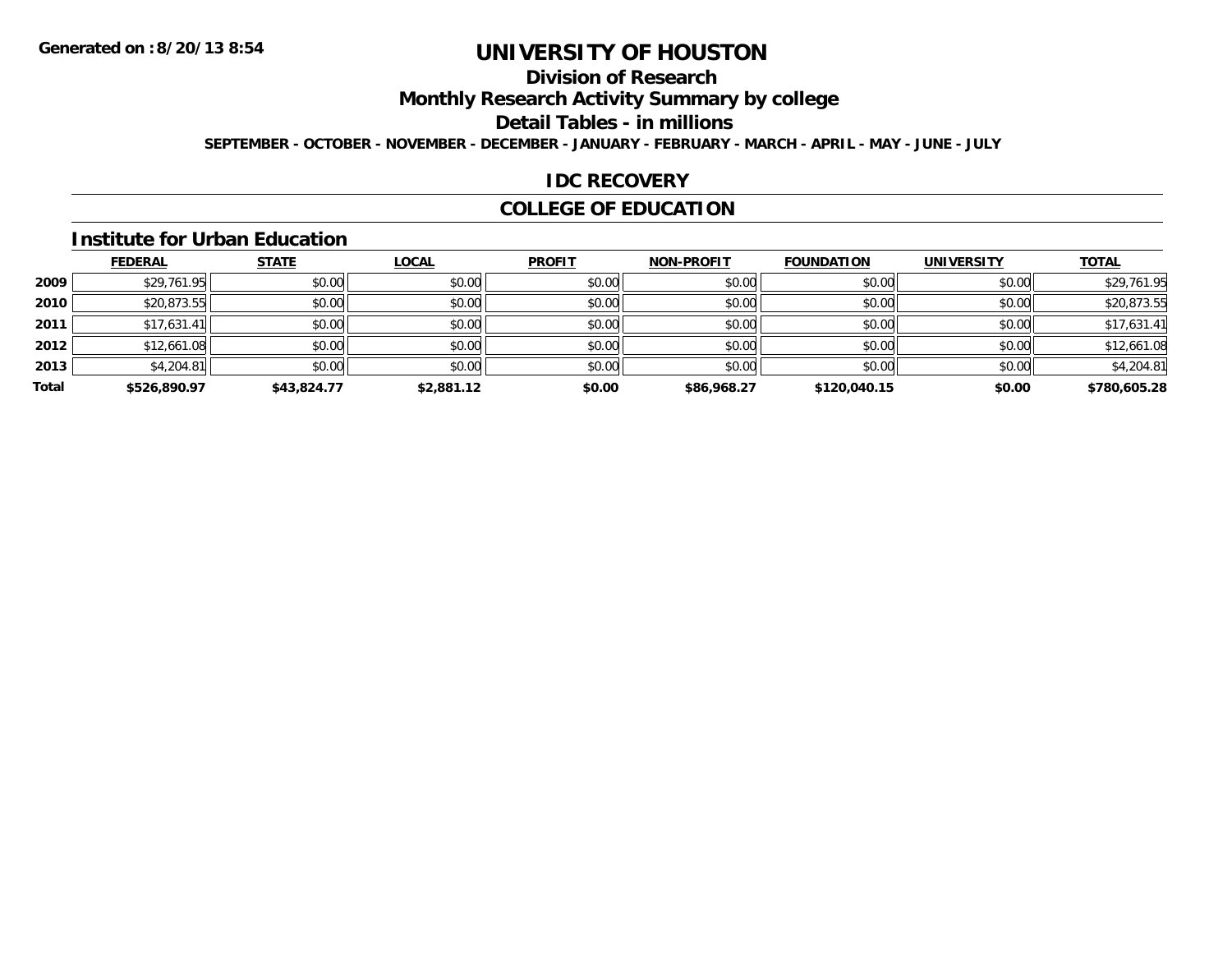**Generated on :8/20/13 8:54**

# UNIVERSITY OF HOUSTON

## Division of Research

## Monthly Research Activity Summary by college

## Detail Tables - in millions

**SEPTEMBER - OCTOBER - NOVEMBER - DECEMBER - JANUARY - FEBRUARY - MARCH - APRIL - MAY - JUNE - JULY**

## IDC RECOVERY

## COLLEGE OF EDUCATION

### Institute for Urban Education

| | FEDERAL | STATE | LOCAL | PROFIT | NON-PROFIT | FOUNDATION | UNIVERSITY | TOTAL |
|---|---|---|---|---|---|---|---|---|
| **2009** | $29,761.95 | $0.00 | $0.00 | $0.00 | $0.00 | $0.00 | $0.00 | $29,761.95 |
| **2010** | $20,873.55 | $0.00 | $0.00 | $0.00 | $0.00 | $0.00 | $0.00 | $20,873.55 |
| **2011** | $17,631.41 | $0.00 | $0.00 | $0.00 | $0.00 | $0.00 | $0.00 | $17,631.41 |
| **2012** | $12,661.08 | $0.00 | $0.00 | $0.00 | $0.00 | $0.00 | $0.00 | $12,661.08 |
| **2013** | $4,204.81 | $0.00 | $0.00 | $0.00 | $0.00 | $0.00 | $0.00 | $4,204.81 |
| **Total** | **$526,890.97** | **$43,824.77** | **$2,881.12** | **$0.00** | **$86,968.27** | **$120,040.15** | **$0.00** | **$780,605.28** |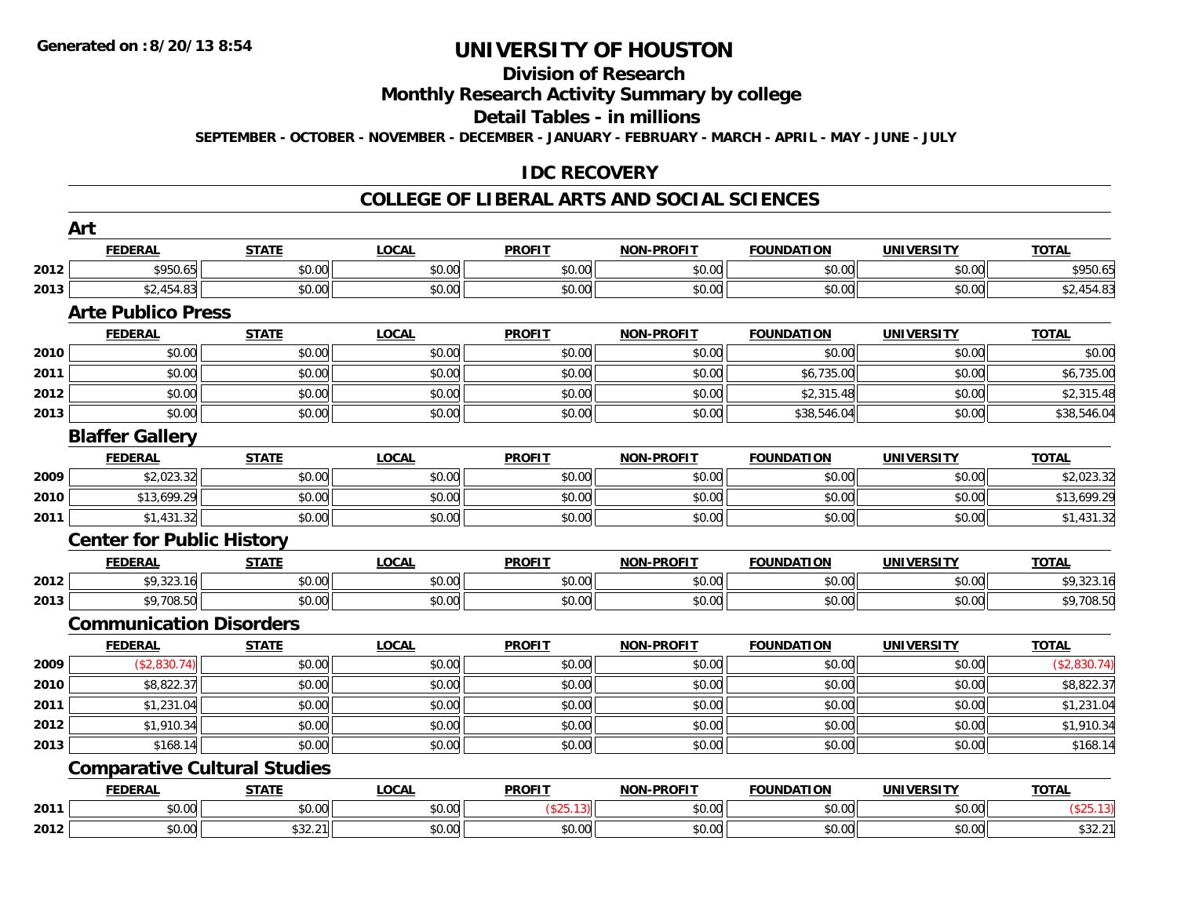# UNIVERSITY OF HOUSTON

## Division of Research

## Monthly Research Activity Summary by college

## Detail Tables - in millions

**SEPTEMBER - OCTOBER - NOVEMBER - DECEMBER - JANUARY - FEBRUARY - MARCH - APRIL - MAY - JUNE - JULY**

Generated on :8/20/13 8:54

## IDC RECOVERY

## COLLEGE OF LIBERAL ARTS AND SOCIAL SCIENCES

### Art

| | FEDERAL | STATE | LOCAL | PROFIT | NON-PROFIT | FOUNDATION | UNIVERSITY | TOTAL |
|---|---|---|---|---|---|---|---|---|
| 2012 | $950.65 | $0.00 | $0.00 | $0.00 | $0.00 | $0.00 | $0.00 | $950.65 |
| 2013 | $2,454.83 | $0.00 | $0.00 | $0.00 | $0.00 | $0.00 | $0.00 | $2,454.83 |

### Arte Publico Press

| | FEDERAL | STATE | LOCAL | PROFIT | NON-PROFIT | FOUNDATION | UNIVERSITY | TOTAL |
|---|---|---|---|---|---|---|---|---|
| 2010 | $0.00 | $0.00 | $0.00 | $0.00 | $0.00 | $0.00 | $0.00 | $0.00 |
| 2011 | $0.00 | $0.00 | $0.00 | $0.00 | $0.00 | $6,735.00 | $0.00 | $6,735.00 |
| 2012 | $0.00 | $0.00 | $0.00 | $0.00 | $0.00 | $2,315.48 | $0.00 | $2,315.48 |
| 2013 | $0.00 | $0.00 | $0.00 | $0.00 | $0.00 | $38,546.04 | $0.00 | $38,546.04 |

### Blaffer Gallery

| | FEDERAL | STATE | LOCAL | PROFIT | NON-PROFIT | FOUNDATION | UNIVERSITY | TOTAL |
|---|---|---|---|---|---|---|---|---|
| 2009 | $2,023.32 | $0.00 | $0.00 | $0.00 | $0.00 | $0.00 | $0.00 | $2,023.32 |
| 2010 | $13,699.29 | $0.00 | $0.00 | $0.00 | $0.00 | $0.00 | $0.00 | $13,699.29 |
| 2011 | $1,431.32 | $0.00 | $0.00 | $0.00 | $0.00 | $0.00 | $0.00 | $1,431.32 |

### Center for Public History

| | FEDERAL | STATE | LOCAL | PROFIT | NON-PROFIT | FOUNDATION | UNIVERSITY | TOTAL |
|---|---|---|---|---|---|---|---|---|
| 2012 | $9,323.16 | $0.00 | $0.00 | $0.00 | $0.00 | $0.00 | $0.00 | $9,323.16 |
| 2013 | $9,708.50 | $0.00 | $0.00 | $0.00 | $0.00 | $0.00 | $0.00 | $9,708.50 |

### Communication Disorders

| | FEDERAL | STATE | LOCAL | PROFIT | NON-PROFIT | FOUNDATION | UNIVERSITY | TOTAL |
|---|---|---|---|---|---|---|---|---|
| 2009 | ($2,830.74) | $0.00 | $0.00 | $0.00 | $0.00 | $0.00 | $0.00 | ($2,830.74) |
| 2010 | $8,822.37 | $0.00 | $0.00 | $0.00 | $0.00 | $0.00 | $0.00 | $8,822.37 |
| 2011 | $1,231.04 | $0.00 | $0.00 | $0.00 | $0.00 | $0.00 | $0.00 | $1,231.04 |
| 2012 | $1,910.34 | $0.00 | $0.00 | $0.00 | $0.00 | $0.00 | $0.00 | $1,910.34 |
| 2013 | $168.14 | $0.00 | $0.00 | $0.00 | $0.00 | $0.00 | $0.00 | $168.14 |

### Comparative Cultural Studies

| | FEDERAL | STATE | LOCAL | PROFIT | NON-PROFIT | FOUNDATION | UNIVERSITY | TOTAL |
|---|---|---|---|---|---|---|---|---|
| 2011 | $0.00 | $0.00 | $0.00 | ($25.13) | $0.00 | $0.00 | $0.00 | ($25.13) |
| 2012 | $0.00 | $32.21 | $0.00 | $0.00 | $0.00 | $0.00 | $0.00 | $32.21 |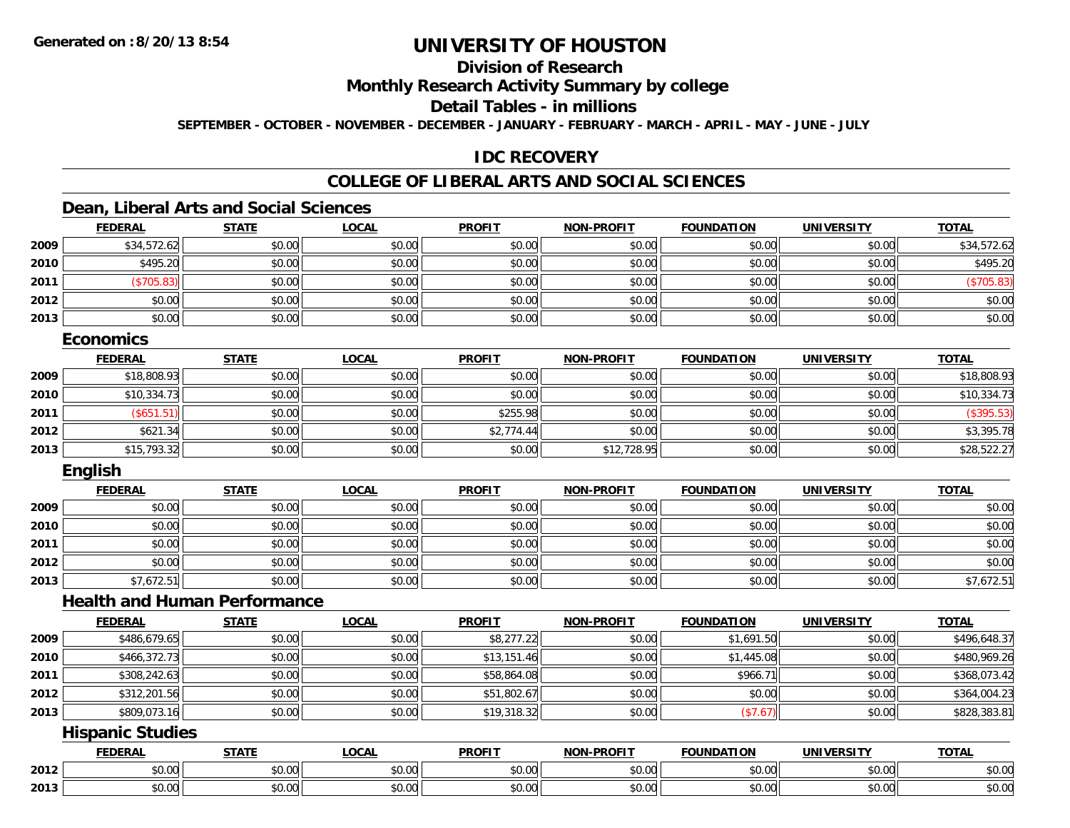# UNIVERSITY OF HOUSTON

## Division of Research

## Monthly Research Activity Summary by college

## Detail Tables - in millions

**SEPTEMBER - OCTOBER - NOVEMBER - DECEMBER - JANUARY - FEBRUARY - MARCH - APRIL - MAY - JUNE - JULY**

## IDC RECOVERY

## COLLEGE OF LIBERAL ARTS AND SOCIAL SCIENCES

### Dean, Liberal Arts and Social Sciences

| | FEDERAL | STATE | LOCAL | PROFIT | NON-PROFIT | FOUNDATION | UNIVERSITY | TOTAL |
|---|---|---|---|---|---|---|---|---|
| 2009 | $34,572.62 | $0.00 | $0.00 | $0.00 | $0.00 | $0.00 | $0.00 | $34,572.62 |
| 2010 | $495.20 | $0.00 | $0.00 | $0.00 | $0.00 | $0.00 | $0.00 | $495.20 |
| 2011 | ($705.83) | $0.00 | $0.00 | $0.00 | $0.00 | $0.00 | $0.00 | ($705.83) |
| 2012 | $0.00 | $0.00 | $0.00 | $0.00 | $0.00 | $0.00 | $0.00 | $0.00 |
| 2013 | $0.00 | $0.00 | $0.00 | $0.00 | $0.00 | $0.00 | $0.00 | $0.00 |

### Economics

| | FEDERAL | STATE | LOCAL | PROFIT | NON-PROFIT | FOUNDATION | UNIVERSITY | TOTAL |
|---|---|---|---|---|---|---|---|---|
| 2009 | $18,808.93 | $0.00 | $0.00 | $0.00 | $0.00 | $0.00 | $0.00 | $18,808.93 |
| 2010 | $10,334.73 | $0.00 | $0.00 | $0.00 | $0.00 | $0.00 | $0.00 | $10,334.73 |
| 2011 | ($651.51) | $0.00 | $0.00 | $255.98 | $0.00 | $0.00 | $0.00 | ($395.53) |
| 2012 | $621.34 | $0.00 | $0.00 | $2,774.44 | $0.00 | $0.00 | $0.00 | $3,395.78 |
| 2013 | $15,793.32 | $0.00 | $0.00 | $0.00 | $12,728.95 | $0.00 | $0.00 | $28,522.27 |

### English

| | FEDERAL | STATE | LOCAL | PROFIT | NON-PROFIT | FOUNDATION | UNIVERSITY | TOTAL |
|---|---|---|---|---|---|---|---|---|
| 2009 | $0.00 | $0.00 | $0.00 | $0.00 | $0.00 | $0.00 | $0.00 | $0.00 |
| 2010 | $0.00 | $0.00 | $0.00 | $0.00 | $0.00 | $0.00 | $0.00 | $0.00 |
| 2011 | $0.00 | $0.00 | $0.00 | $0.00 | $0.00 | $0.00 | $0.00 | $0.00 |
| 2012 | $0.00 | $0.00 | $0.00 | $0.00 | $0.00 | $0.00 | $0.00 | $0.00 |
| 2013 | $7,672.51 | $0.00 | $0.00 | $0.00 | $0.00 | $0.00 | $0.00 | $7,672.51 |

### Health and Human Performance

| | FEDERAL | STATE | LOCAL | PROFIT | NON-PROFIT | FOUNDATION | UNIVERSITY | TOTAL |
|---|---|---|---|---|---|---|---|---|
| 2009 | $486,679.65 | $0.00 | $0.00 | $8,277.22 | $0.00 | $1,691.50 | $0.00 | $496,648.37 |
| 2010 | $466,372.73 | $0.00 | $0.00 | $13,151.46 | $0.00 | $1,445.08 | $0.00 | $480,969.26 |
| 2011 | $308,242.63 | $0.00 | $0.00 | $58,864.08 | $0.00 | $966.71 | $0.00 | $368,073.42 |
| 2012 | $312,201.56 | $0.00 | $0.00 | $51,802.67 | $0.00 | $0.00 | $0.00 | $364,004.23 |
| 2013 | $809,073.16 | $0.00 | $0.00 | $19,318.32 | $0.00 | ($7.67) | $0.00 | $828,383.81 |

### Hispanic Studies

| | FEDERAL | STATE | LOCAL | PROFIT | NON-PROFIT | FOUNDATION | UNIVERSITY | TOTAL |
|---|---|---|---|---|---|---|---|---|
| 2012 | $0.00 | $0.00 | $0.00 | $0.00 | $0.00 | $0.00 | $0.00 | $0.00 |
| 2013 | $0.00 | $0.00 | $0.00 | $0.00 | $0.00 | $0.00 | $0.00 | $0.00 |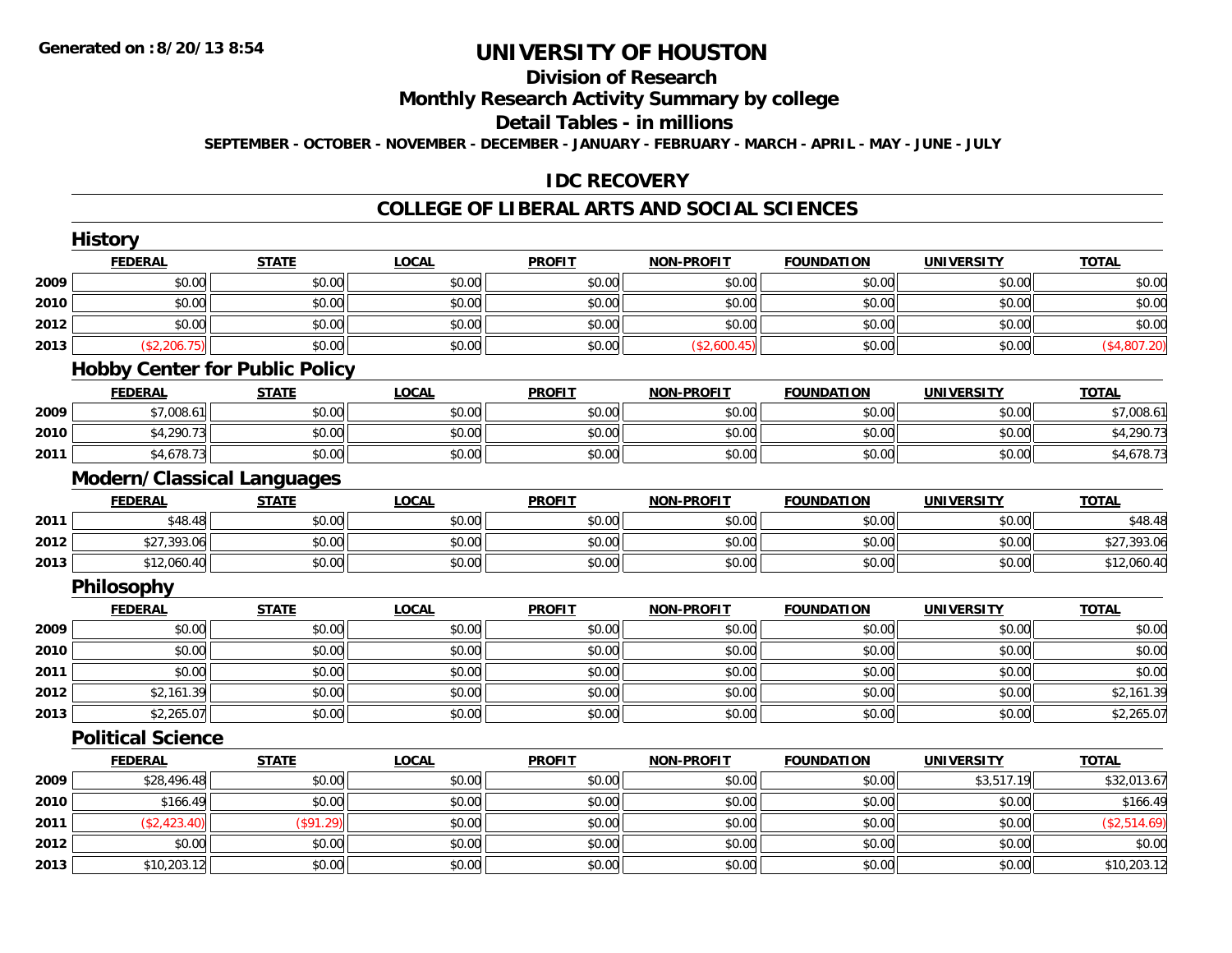**Generated on :8/20/13 8:54**

# UNIVERSITY OF HOUSTON

## Division of Research

## Monthly Research Activity Summary by college

## Detail Tables - in millions

**SEPTEMBER - OCTOBER - NOVEMBER - DECEMBER - JANUARY - FEBRUARY - MARCH - APRIL - MAY - JUNE - JULY**

## IDC RECOVERY

## COLLEGE OF LIBERAL ARTS AND SOCIAL SCIENCES

### History

| | FEDERAL | STATE | LOCAL | PROFIT | NON-PROFIT | FOUNDATION | UNIVERSITY | TOTAL |
|---|---|---|---|---|---|---|---|---|
| 2009 | $0.00 | $0.00 | $0.00 | $0.00 | $0.00 | $0.00 | $0.00 | $0.00 |
| 2010 | $0.00 | $0.00 | $0.00 | $0.00 | $0.00 | $0.00 | $0.00 | $0.00 |
| 2012 | $0.00 | $0.00 | $0.00 | $0.00 | $0.00 | $0.00 | $0.00 | $0.00 |
| 2013 | ($2,206.75) | $0.00 | $0.00 | $0.00 | ($2,600.45) | $0.00 | $0.00 | ($4,807.20) |

### Hobby Center for Public Policy

| | FEDERAL | STATE | LOCAL | PROFIT | NON-PROFIT | FOUNDATION | UNIVERSITY | TOTAL |
|---|---|---|---|---|---|---|---|---|
| 2009 | $7,008.61 | $0.00 | $0.00 | $0.00 | $0.00 | $0.00 | $0.00 | $7,008.61 |
| 2010 | $4,290.73 | $0.00 | $0.00 | $0.00 | $0.00 | $0.00 | $0.00 | $4,290.73 |
| 2011 | $4,678.73 | $0.00 | $0.00 | $0.00 | $0.00 | $0.00 | $0.00 | $4,678.73 |

### Modern/Classical Languages

| | FEDERAL | STATE | LOCAL | PROFIT | NON-PROFIT | FOUNDATION | UNIVERSITY | TOTAL |
|---|---|---|---|---|---|---|---|---|
| 2011 | $48.48 | $0.00 | $0.00 | $0.00 | $0.00 | $0.00 | $0.00 | $48.48 |
| 2012 | $27,393.06 | $0.00 | $0.00 | $0.00 | $0.00 | $0.00 | $0.00 | $27,393.06 |
| 2013 | $12,060.40 | $0.00 | $0.00 | $0.00 | $0.00 | $0.00 | $0.00 | $12,060.40 |

### Philosophy

| | FEDERAL | STATE | LOCAL | PROFIT | NON-PROFIT | FOUNDATION | UNIVERSITY | TOTAL |
|---|---|---|---|---|---|---|---|---|
| 2009 | $0.00 | $0.00 | $0.00 | $0.00 | $0.00 | $0.00 | $0.00 | $0.00 |
| 2010 | $0.00 | $0.00 | $0.00 | $0.00 | $0.00 | $0.00 | $0.00 | $0.00 |
| 2011 | $0.00 | $0.00 | $0.00 | $0.00 | $0.00 | $0.00 | $0.00 | $0.00 |
| 2012 | $2,161.39 | $0.00 | $0.00 | $0.00 | $0.00 | $0.00 | $0.00 | $2,161.39 |
| 2013 | $2,265.07 | $0.00 | $0.00 | $0.00 | $0.00 | $0.00 | $0.00 | $2,265.07 |

### Political Science

| | FEDERAL | STATE | LOCAL | PROFIT | NON-PROFIT | FOUNDATION | UNIVERSITY | TOTAL |
|---|---|---|---|---|---|---|---|---|
| 2009 | $28,496.48 | $0.00 | $0.00 | $0.00 | $0.00 | $0.00 | $3,517.19 | $32,013.67 |
| 2010 | $166.49 | $0.00 | $0.00 | $0.00 | $0.00 | $0.00 | $0.00 | $166.49 |
| 2011 | ($2,423.40) | ($91.29) | $0.00 | $0.00 | $0.00 | $0.00 | $0.00 | ($2,514.69) |
| 2012 | $0.00 | $0.00 | $0.00 | $0.00 | $0.00 | $0.00 | $0.00 | $0.00 |
| 2013 | $10,203.12 | $0.00 | $0.00 | $0.00 | $0.00 | $0.00 | $0.00 | $10,203.12 |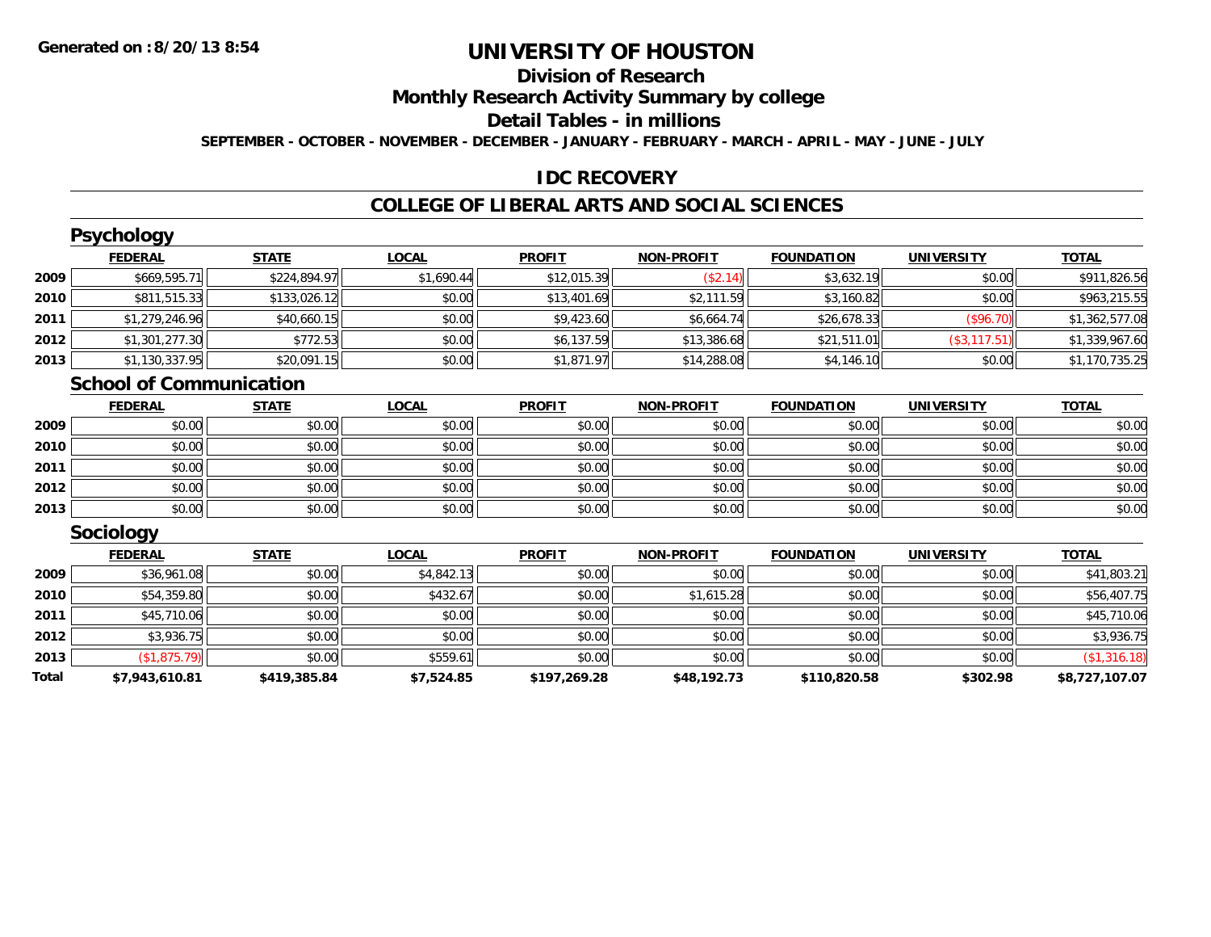**Generated on :8/20/13 8:54**

# UNIVERSITY OF HOUSTON

## Division of Research

## Monthly Research Activity Summary by college

## Detail Tables - in millions

**SEPTEMBER - OCTOBER - NOVEMBER - DECEMBER - JANUARY - FEBRUARY - MARCH - APRIL - MAY - JUNE - JULY**

## IDC RECOVERY

## COLLEGE OF LIBERAL ARTS AND SOCIAL SCIENCES

### Psychology

| | FEDERAL | STATE | LOCAL | PROFIT | NON-PROFIT | FOUNDATION | UNIVERSITY | TOTAL |
|---|---|---|---|---|---|---|---|---|
| 2009 | $669,595.71 | $224,894.97 | $1,690.44 | $12,015.39 | ($2.14) | $3,632.19 | $0.00 | $911,826.56 |
| 2010 | $811,515.33 | $133,026.12 | $0.00 | $13,401.69 | $2,111.59 | $3,160.82 | $0.00 | $963,215.55 |
| 2011 | $1,279,246.96 | $40,660.15 | $0.00 | $9,423.60 | $6,664.74 | $26,678.33 | ($96.70) | $1,362,577.08 |
| 2012 | $1,301,277.30 | $772.53 | $0.00 | $6,137.59 | $13,386.68 | $21,511.01 | ($3,117.51) | $1,339,967.60 |
| 2013 | $1,130,337.95 | $20,091.15 | $0.00 | $1,871.97 | $14,288.08 | $4,146.10 | $0.00 | $1,170,735.25 |

### School of Communication

| | FEDERAL | STATE | LOCAL | PROFIT | NON-PROFIT | FOUNDATION | UNIVERSITY | TOTAL |
|---|---|---|---|---|---|---|---|---|
| 2009 | $0.00 | $0.00 | $0.00 | $0.00 | $0.00 | $0.00 | $0.00 | $0.00 |
| 2010 | $0.00 | $0.00 | $0.00 | $0.00 | $0.00 | $0.00 | $0.00 | $0.00 |
| 2011 | $0.00 | $0.00 | $0.00 | $0.00 | $0.00 | $0.00 | $0.00 | $0.00 |
| 2012 | $0.00 | $0.00 | $0.00 | $0.00 | $0.00 | $0.00 | $0.00 | $0.00 |
| 2013 | $0.00 | $0.00 | $0.00 | $0.00 | $0.00 | $0.00 | $0.00 | $0.00 |

### Sociology

| | FEDERAL | STATE | LOCAL | PROFIT | NON-PROFIT | FOUNDATION | UNIVERSITY | TOTAL |
|---|---|---|---|---|---|---|---|---|
| 2009 | $36,961.08 | $0.00 | $4,842.13 | $0.00 | $0.00 | $0.00 | $0.00 | $41,803.21 |
| 2010 | $54,359.80 | $0.00 | $432.67 | $0.00 | $1,615.28 | $0.00 | $0.00 | $56,407.75 |
| 2011 | $45,710.06 | $0.00 | $0.00 | $0.00 | $0.00 | $0.00 | $0.00 | $45,710.06 |
| 2012 | $3,936.75 | $0.00 | $0.00 | $0.00 | $0.00 | $0.00 | $0.00 | $3,936.75 |
| 2013 | ($1,875.79) | $0.00 | $559.61 | $0.00 | $0.00 | $0.00 | $0.00 | ($1,316.18) |
| **Total** | **$7,943,610.81** | **$419,385.84** | **$7,524.85** | **$197,269.28** | **$48,192.73** | **$110,820.58** | **$302.98** | **$8,727,107.07** |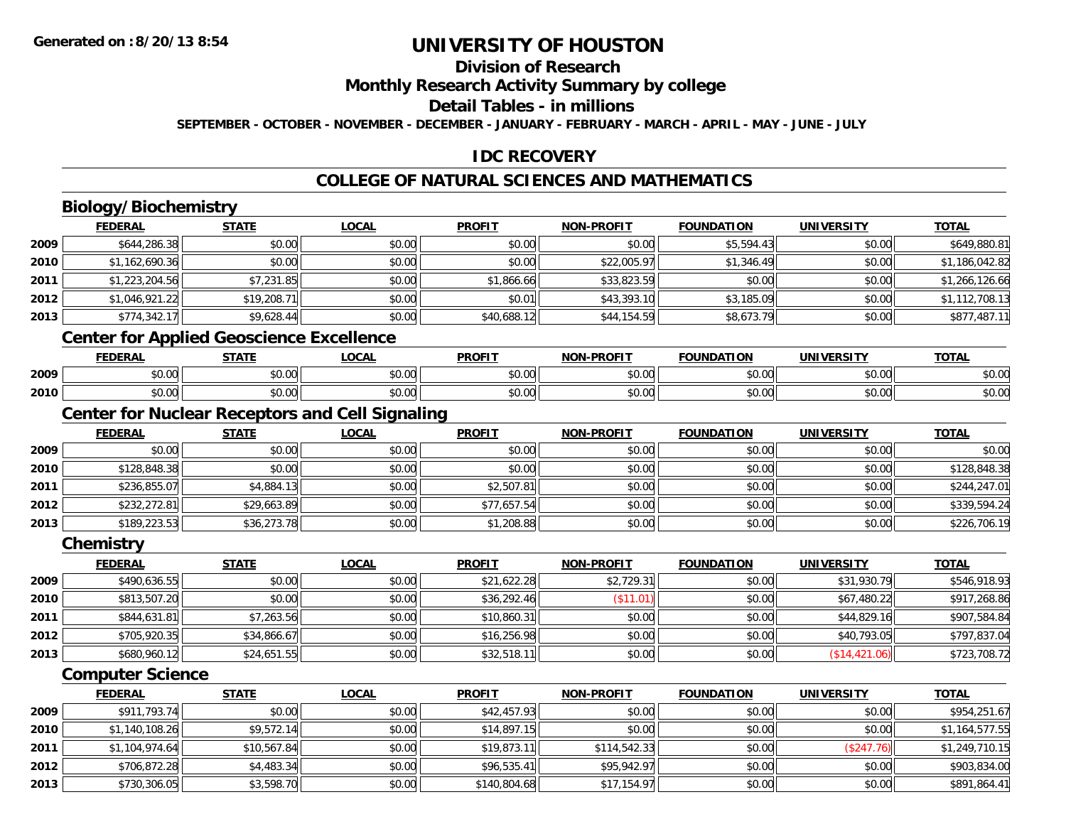**Generated on :8/20/13 8:54**

# UNIVERSITY OF HOUSTON

## Division of Research

## Monthly Research Activity Summary by college

## Detail Tables - in millions

**SEPTEMBER - OCTOBER - NOVEMBER - DECEMBER - JANUARY - FEBRUARY - MARCH - APRIL - MAY - JUNE - JULY**

## IDC RECOVERY

## COLLEGE OF NATURAL SCIENCES AND MATHEMATICS

### Biology/Biochemistry

| | FEDERAL | STATE | LOCAL | PROFIT | NON-PROFIT | FOUNDATION | UNIVERSITY | TOTAL |
|---|---|---|---|---|---|---|---|---|
| 2009 | $644,286.38 | $0.00 | $0.00 | $0.00 | $0.00 | $5,594.43 | $0.00 | $649,880.81 |
| 2010 | $1,162,690.36 | $0.00 | $0.00 | $0.00 | $22,005.97 | $1,346.49 | $0.00 | $1,186,042.82 |
| 2011 | $1,223,204.56 | $7,231.85 | $0.00 | $1,866.66 | $33,823.59 | $0.00 | $0.00 | $1,266,126.66 |
| 2012 | $1,046,921.22 | $19,208.71 | $0.00 | $0.01 | $43,393.10 | $3,185.09 | $0.00 | $1,112,708.13 |
| 2013 | $774,342.17 | $9,628.44 | $0.00 | $40,688.12 | $44,154.59 | $8,673.79 | $0.00 | $877,487.11 |

### Center for Applied Geoscience Excellence

| | FEDERAL | STATE | LOCAL | PROFIT | NON-PROFIT | FOUNDATION | UNIVERSITY | TOTAL |
|---|---|---|---|---|---|---|---|---|
| 2009 | $0.00 | $0.00 | $0.00 | $0.00 | $0.00 | $0.00 | $0.00 | $0.00 |
| 2010 | $0.00 | $0.00 | $0.00 | $0.00 | $0.00 | $0.00 | $0.00 | $0.00 |

### Center for Nuclear Receptors and Cell Signaling

| | FEDERAL | STATE | LOCAL | PROFIT | NON-PROFIT | FOUNDATION | UNIVERSITY | TOTAL |
|---|---|---|---|---|---|---|---|---|
| 2009 | $0.00 | $0.00 | $0.00 | $0.00 | $0.00 | $0.00 | $0.00 | $0.00 |
| 2010 | $128,848.38 | $0.00 | $0.00 | $0.00 | $0.00 | $0.00 | $0.00 | $128,848.38 |
| 2011 | $236,855.07 | $4,884.13 | $0.00 | $2,507.81 | $0.00 | $0.00 | $0.00 | $244,247.01 |
| 2012 | $232,272.81 | $29,663.89 | $0.00 | $77,657.54 | $0.00 | $0.00 | $0.00 | $339,594.24 |
| 2013 | $189,223.53 | $36,273.78 | $0.00 | $1,208.88 | $0.00 | $0.00 | $0.00 | $226,706.19 |

### Chemistry

| | FEDERAL | STATE | LOCAL | PROFIT | NON-PROFIT | FOUNDATION | UNIVERSITY | TOTAL |
|---|---|---|---|---|---|---|---|---|
| 2009 | $490,636.55 | $0.00 | $0.00 | $21,622.28 | $2,729.31 | $0.00 | $31,930.79 | $546,918.93 |
| 2010 | $813,507.20 | $0.00 | $0.00 | $36,292.46 | ($11.01) | $0.00 | $67,480.22 | $917,268.86 |
| 2011 | $844,631.81 | $7,263.56 | $0.00 | $10,860.31 | $0.00 | $0.00 | $44,829.16 | $907,584.84 |
| 2012 | $705,920.35 | $34,866.67 | $0.00 | $16,256.98 | $0.00 | $0.00 | $40,793.05 | $797,837.04 |
| 2013 | $680,960.12 | $24,651.55 | $0.00 | $32,518.11 | $0.00 | $0.00 | ($14,421.06) | $723,708.72 |

### Computer Science

| | FEDERAL | STATE | LOCAL | PROFIT | NON-PROFIT | FOUNDATION | UNIVERSITY | TOTAL |
|---|---|---|---|---|---|---|---|---|
| 2009 | $911,793.74 | $0.00 | $0.00 | $42,457.93 | $0.00 | $0.00 | $0.00 | $954,251.67 |
| 2010 | $1,140,108.26 | $9,572.14 | $0.00 | $14,897.15 | $0.00 | $0.00 | $0.00 | $1,164,577.55 |
| 2011 | $1,104,974.64 | $10,567.84 | $0.00 | $19,873.11 | $114,542.33 | $0.00 | ($247.76) | $1,249,710.15 |
| 2012 | $706,872.28 | $4,483.34 | $0.00 | $96,535.41 | $95,942.97 | $0.00 | $0.00 | $903,834.00 |
| 2013 | $730,306.05 | $3,598.70 | $0.00 | $140,804.68 | $17,154.97 | $0.00 | $0.00 | $891,864.41 |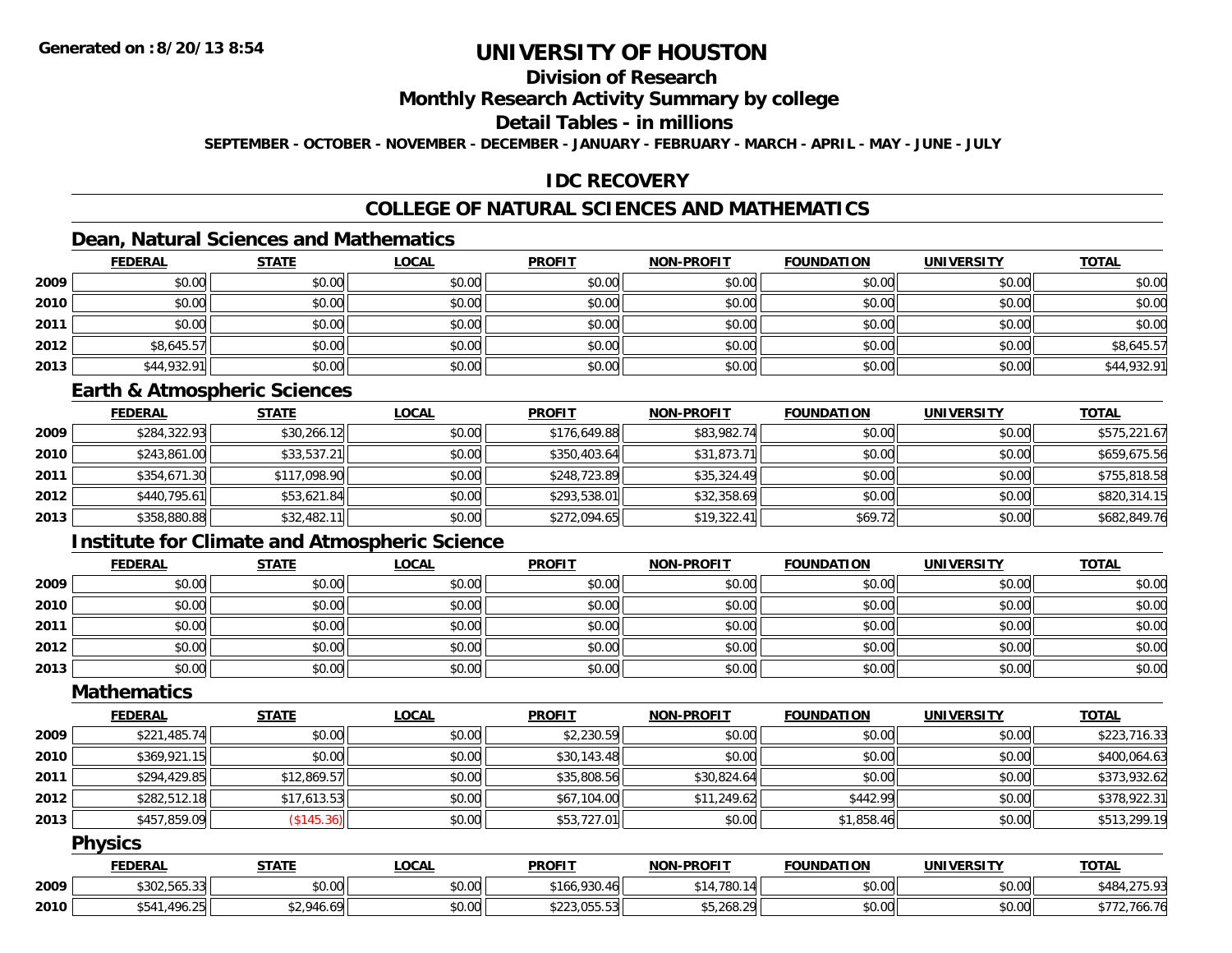# UNIVERSITY OF HOUSTON

## Division of Research

## Monthly Research Activity Summary by college

## Detail Tables - in millions

**SEPTEMBER - OCTOBER - NOVEMBER - DECEMBER - JANUARY - FEBRUARY - MARCH - APRIL - MAY - JUNE - JULY**

## IDC RECOVERY

## COLLEGE OF NATURAL SCIENCES AND MATHEMATICS

### Dean, Natural Sciences and Mathematics

| | FEDERAL | STATE | LOCAL | PROFIT | NON-PROFIT | FOUNDATION | UNIVERSITY | TOTAL |
|---|---|---|---|---|---|---|---|---|
| 2009 | $0.00 | $0.00 | $0.00 | $0.00 | $0.00 | $0.00 | $0.00 | $0.00 |
| 2010 | $0.00 | $0.00 | $0.00 | $0.00 | $0.00 | $0.00 | $0.00 | $0.00 |
| 2011 | $0.00 | $0.00 | $0.00 | $0.00 | $0.00 | $0.00 | $0.00 | $0.00 |
| 2012 | $8,645.57 | $0.00 | $0.00 | $0.00 | $0.00 | $0.00 | $0.00 | $8,645.57 |
| 2013 | $44,932.91 | $0.00 | $0.00 | $0.00 | $0.00 | $0.00 | $0.00 | $44,932.91 |

### Earth & Atmospheric Sciences

| | FEDERAL | STATE | LOCAL | PROFIT | NON-PROFIT | FOUNDATION | UNIVERSITY | TOTAL |
|---|---|---|---|---|---|---|---|---|
| 2009 | $284,322.93 | $30,266.12 | $0.00 | $176,649.88 | $83,982.74 | $0.00 | $0.00 | $575,221.67 |
| 2010 | $243,861.00 | $33,537.21 | $0.00 | $350,403.64 | $31,873.71 | $0.00 | $0.00 | $659,675.56 |
| 2011 | $354,671.30 | $117,098.90 | $0.00 | $248,723.89 | $35,324.49 | $0.00 | $0.00 | $755,818.58 |
| 2012 | $440,795.61 | $53,621.84 | $0.00 | $293,538.01 | $32,358.69 | $0.00 | $0.00 | $820,314.15 |
| 2013 | $358,880.88 | $32,482.11 | $0.00 | $272,094.65 | $19,322.41 | $69.72 | $0.00 | $682,849.76 |

### Institute for Climate and Atmospheric Science

| | FEDERAL | STATE | LOCAL | PROFIT | NON-PROFIT | FOUNDATION | UNIVERSITY | TOTAL |
|---|---|---|---|---|---|---|---|---|
| 2009 | $0.00 | $0.00 | $0.00 | $0.00 | $0.00 | $0.00 | $0.00 | $0.00 |
| 2010 | $0.00 | $0.00 | $0.00 | $0.00 | $0.00 | $0.00 | $0.00 | $0.00 |
| 2011 | $0.00 | $0.00 | $0.00 | $0.00 | $0.00 | $0.00 | $0.00 | $0.00 |
| 2012 | $0.00 | $0.00 | $0.00 | $0.00 | $0.00 | $0.00 | $0.00 | $0.00 |
| 2013 | $0.00 | $0.00 | $0.00 | $0.00 | $0.00 | $0.00 | $0.00 | $0.00 |

### Mathematics

| | FEDERAL | STATE | LOCAL | PROFIT | NON-PROFIT | FOUNDATION | UNIVERSITY | TOTAL |
|---|---|---|---|---|---|---|---|---|
| 2009 | $221,485.74 | $0.00 | $0.00 | $2,230.59 | $0.00 | $0.00 | $0.00 | $223,716.33 |
| 2010 | $369,921.15 | $0.00 | $0.00 | $30,143.48 | $0.00 | $0.00 | $0.00 | $400,064.63 |
| 2011 | $294,429.85 | $12,869.57 | $0.00 | $35,808.56 | $30,824.64 | $0.00 | $0.00 | $373,932.62 |
| 2012 | $282,512.18 | $17,613.53 | $0.00 | $67,104.00 | $11,249.62 | $442.99 | $0.00 | $378,922.31 |
| 2013 | $457,859.09 | ($145.36) | $0.00 | $53,727.01 | $0.00 | $1,858.46 | $0.00 | $513,299.19 |

### Physics

| | FEDERAL | STATE | LOCAL | PROFIT | NON-PROFIT | FOUNDATION | UNIVERSITY | TOTAL |
|---|---|---|---|---|---|---|---|---|
| 2009 | $302,565.33 | $0.00 | $0.00 | $166,930.46 | $14,780.14 | $0.00 | $0.00 | $484,275.93 |
| 2010 | $541,496.25 | $2,946.69 | $0.00 | $223,055.53 | $5,268.29 | $0.00 | $0.00 | $772,766.76 |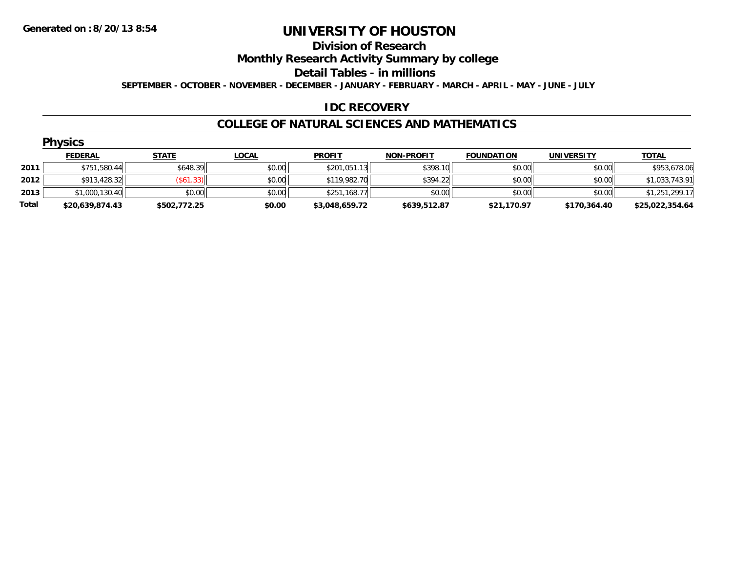Generated on :8/20/13 8:54

# UNIVERSITY OF HOUSTON

## Division of Research

## Monthly Research Activity Summary by college

## Detail Tables - in millions

SEPTEMBER - OCTOBER - NOVEMBER - DECEMBER - JANUARY - FEBRUARY - MARCH - APRIL - MAY - JUNE - JULY

### IDC RECOVERY

### COLLEGE OF NATURAL SCIENCES AND MATHEMATICS

#### Physics

| | FEDERAL | STATE | LOCAL | PROFIT | NON-PROFIT | FOUNDATION | UNIVERSITY | TOTAL |
|---|---|---|---|---|---|---|---|---|
| 2011 | $751,580.44 | $648.39 | $0.00 | $201,051.13 | $398.10 | $0.00 | $0.00 | $953,678.06 |
| 2012 | $913,428.32 | ($61.33) | $0.00 | $119,982.70 | $394.22 | $0.00 | $0.00 | $1,033,743.91 |
| 2013 | $1,000,130.40 | $0.00 | $0.00 | $251,168.77 | $0.00 | $0.00 | $0.00 | $1,251,299.17 |
| **Total** | **$20,639,874.43** | **$502,772.25** | **$0.00** | **$3,048,659.72** | **$639,512.87** | **$21,170.97** | **$170,364.40** | **$25,022,354.64** |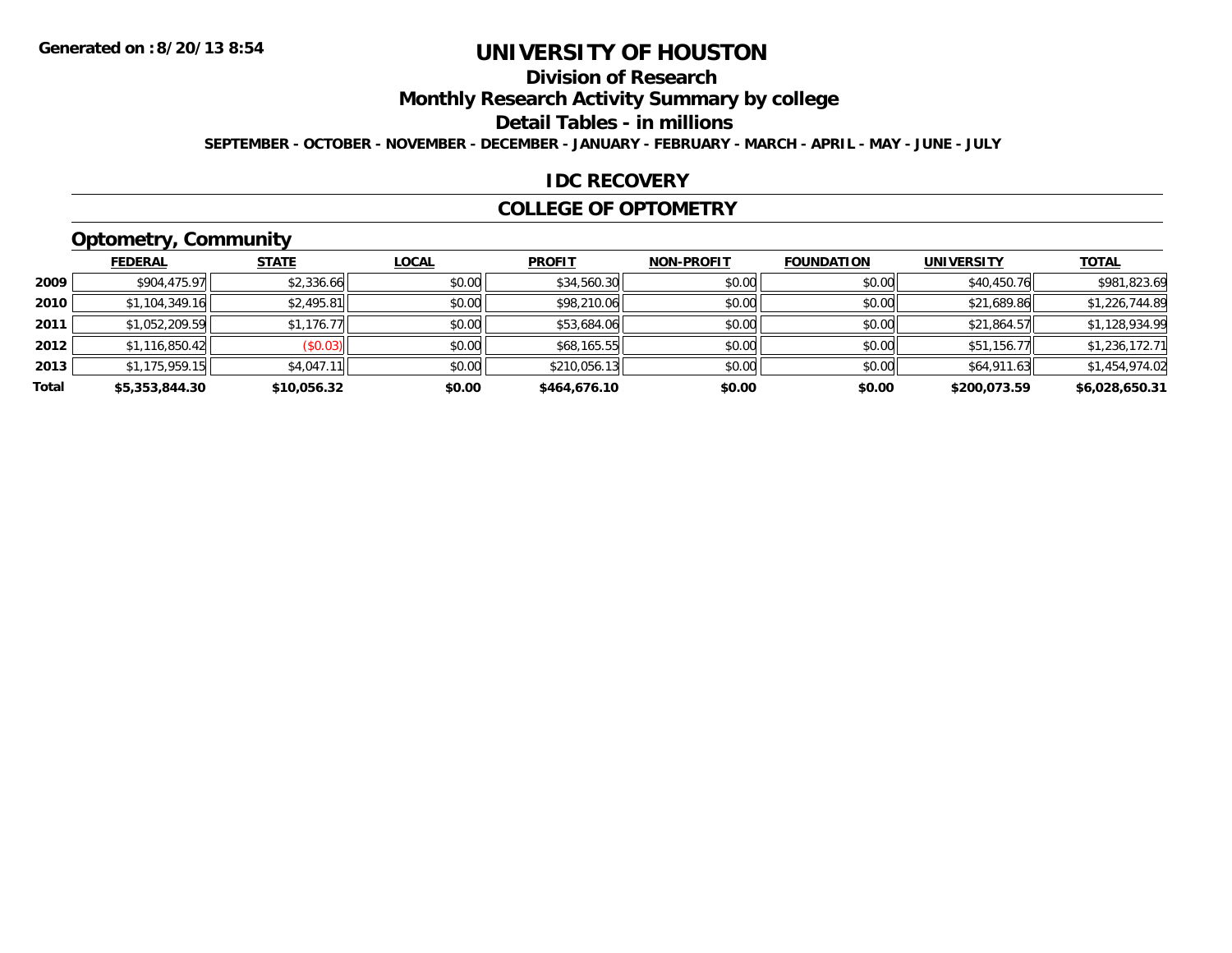**Generated on :8/20/13 8:54**

# UNIVERSITY OF HOUSTON

## Division of Research

## Monthly Research Activity Summary by college

## Detail Tables - in millions

**SEPTEMBER - OCTOBER - NOVEMBER - DECEMBER - JANUARY - FEBRUARY - MARCH - APRIL - MAY - JUNE - JULY**

## IDC RECOVERY

## COLLEGE OF OPTOMETRY

### Optometry, Community

| | FEDERAL | STATE | LOCAL | PROFIT | NON-PROFIT | FOUNDATION | UNIVERSITY | TOTAL |
|---|---|---|---|---|---|---|---|---|
| 2009 | $904,475.97 | $2,336.66 | $0.00 | $34,560.30 | $0.00 | $0.00 | $40,450.76 | $981,823.69 |
| 2010 | $1,104,349.16 | $2,495.81 | $0.00 | $98,210.06 | $0.00 | $0.00 | $21,689.86 | $1,226,744.89 |
| 2011 | $1,052,209.59 | $1,176.77 | $0.00 | $53,684.06 | $0.00 | $0.00 | $21,864.57 | $1,128,934.99 |
| 2012 | $1,116,850.42 | ($0.03) | $0.00 | $68,165.55 | $0.00 | $0.00 | $51,156.77 | $1,236,172.71 |
| 2013 | $1,175,959.15 | $4,047.11 | $0.00 | $210,056.13 | $0.00 | $0.00 | $64,911.63 | $1,454,974.02 |
| **Total** | **$5,353,844.30** | **$10,056.32** | **$0.00** | **$464,676.10** | **$0.00** | **$0.00** | **$200,073.59** | **$6,028,650.31** |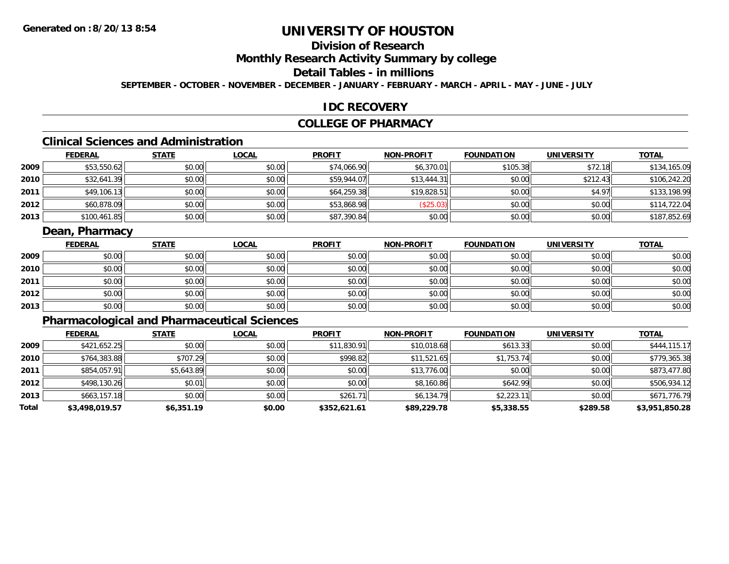# UNIVERSITY OF HOUSTON

## Division of Research

## Monthly Research Activity Summary by college

## Detail Tables - in millions

**SEPTEMBER - OCTOBER - NOVEMBER - DECEMBER - JANUARY - FEBRUARY - MARCH - APRIL - MAY - JUNE - JULY**

## IDC RECOVERY

## COLLEGE OF PHARMACY

### Clinical Sciences and Administration

| | FEDERAL | STATE | LOCAL | PROFIT | NON-PROFIT | FOUNDATION | UNIVERSITY | TOTAL |
|---|---|---|---|---|---|---|---|---|
| 2009 | $53,550.62 | $0.00 | $0.00 | $74,066.90 | $6,370.01 | $105.38 | $72.18 | $134,165.09 |
| 2010 | $32,641.39 | $0.00 | $0.00 | $59,944.07 | $13,444.31 | $0.00 | $212.43 | $106,242.20 |
| 2011 | $49,106.13 | $0.00 | $0.00 | $64,259.38 | $19,828.51 | $0.00 | $4.97 | $133,198.99 |
| 2012 | $60,878.09 | $0.00 | $0.00 | $53,868.98 | ($25.03) | $0.00 | $0.00 | $114,722.04 |
| 2013 | $100,461.85 | $0.00 | $0.00 | $87,390.84 | $0.00 | $0.00 | $0.00 | $187,852.69 |

### Dean, Pharmacy

| | FEDERAL | STATE | LOCAL | PROFIT | NON-PROFIT | FOUNDATION | UNIVERSITY | TOTAL |
|---|---|---|---|---|---|---|---|---|
| 2009 | $0.00 | $0.00 | $0.00 | $0.00 | $0.00 | $0.00 | $0.00 | $0.00 |
| 2010 | $0.00 | $0.00 | $0.00 | $0.00 | $0.00 | $0.00 | $0.00 | $0.00 |
| 2011 | $0.00 | $0.00 | $0.00 | $0.00 | $0.00 | $0.00 | $0.00 | $0.00 |
| 2012 | $0.00 | $0.00 | $0.00 | $0.00 | $0.00 | $0.00 | $0.00 | $0.00 |
| 2013 | $0.00 | $0.00 | $0.00 | $0.00 | $0.00 | $0.00 | $0.00 | $0.00 |

### Pharmacological and Pharmaceutical Sciences

| | FEDERAL | STATE | LOCAL | PROFIT | NON-PROFIT | FOUNDATION | UNIVERSITY | TOTAL |
|---|---|---|---|---|---|---|---|---|
| 2009 | $421,652.25 | $0.00 | $0.00 | $11,830.91 | $10,018.68 | $613.33 | $0.00 | $444,115.17 |
| 2010 | $764,383.88 | $707.29 | $0.00 | $998.82 | $11,521.65 | $1,753.74 | $0.00 | $779,365.38 |
| 2011 | $854,057.91 | $5,643.89 | $0.00 | $0.00 | $13,776.00 | $0.00 | $0.00 | $873,477.80 |
| 2012 | $498,130.26 | $0.01 | $0.00 | $0.00 | $8,160.86 | $642.99 | $0.00 | $506,934.12 |
| 2013 | $663,157.18 | $0.00 | $0.00 | $261.71 | $6,134.79 | $2,223.11 | $0.00 | $671,776.79 |
| **Total** | **$3,498,019.57** | **$6,351.19** | **$0.00** | **$352,621.61** | **$89,229.78** | **$5,338.55** | **$289.58** | **$3,951,850.28** |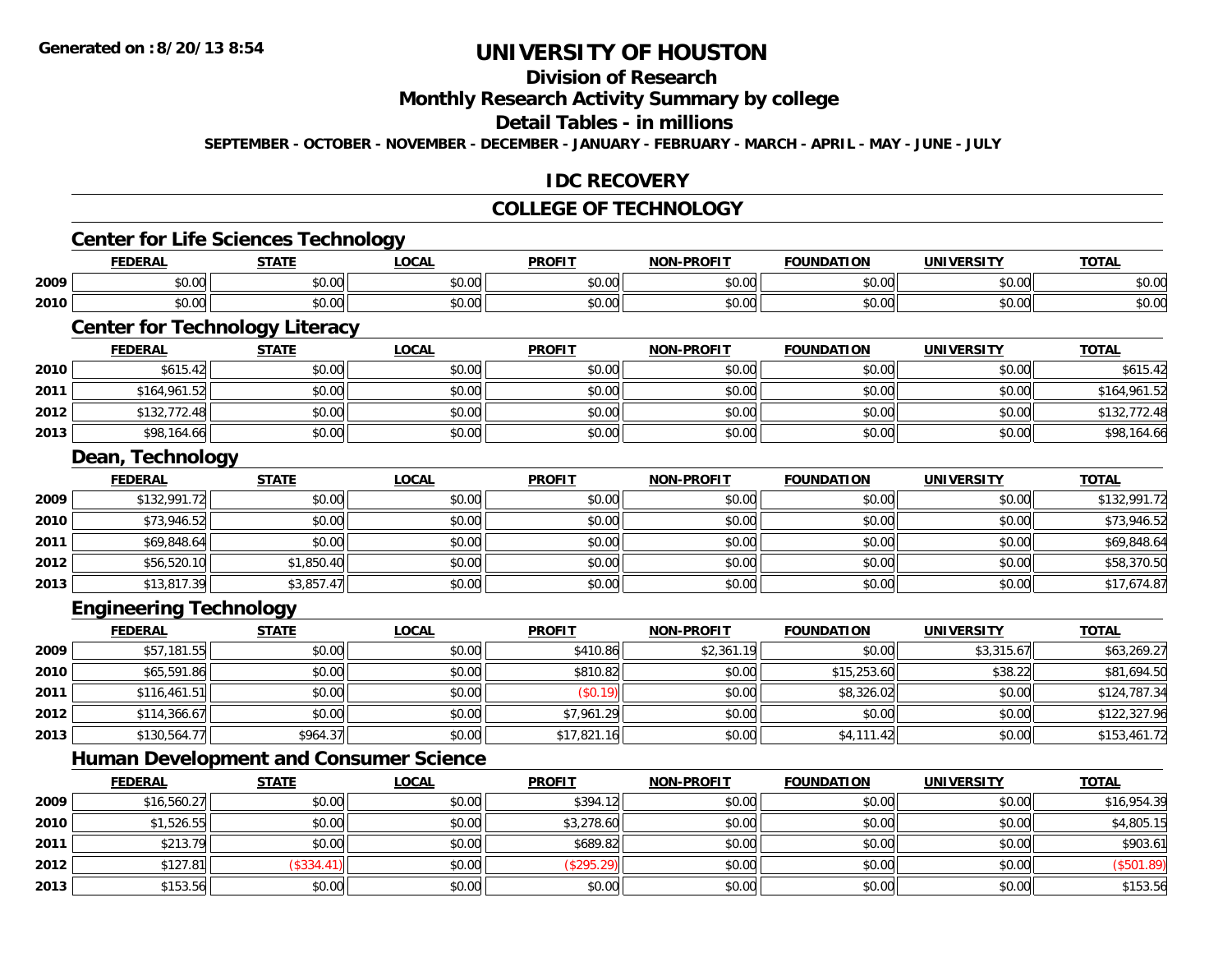# UNIVERSITY OF HOUSTON

## Division of Research

## Monthly Research Activity Summary by college

## Detail Tables - in millions

**SEPTEMBER - OCTOBER - NOVEMBER - DECEMBER - JANUARY - FEBRUARY - MARCH - APRIL - MAY - JUNE - JULY**

## IDC RECOVERY

## COLLEGE OF TECHNOLOGY

### Center for Life Sciences Technology

| | FEDERAL | STATE | LOCAL | PROFIT | NON-PROFIT | FOUNDATION | UNIVERSITY | TOTAL |
|---|---|---|---|---|---|---|---|---|
| 2009 | $0.00 | $0.00 | $0.00 | $0.00 | $0.00 | $0.00 | $0.00 | $0.00 |
| 2010 | $0.00 | $0.00 | $0.00 | $0.00 | $0.00 | $0.00 | $0.00 | $0.00 |

### Center for Technology Literacy

| | FEDERAL | STATE | LOCAL | PROFIT | NON-PROFIT | FOUNDATION | UNIVERSITY | TOTAL |
|---|---|---|---|---|---|---|---|---|
| 2010 | $615.42 | $0.00 | $0.00 | $0.00 | $0.00 | $0.00 | $0.00 | $615.42 |
| 2011 | $164,961.52 | $0.00 | $0.00 | $0.00 | $0.00 | $0.00 | $0.00 | $164,961.52 |
| 2012 | $132,772.48 | $0.00 | $0.00 | $0.00 | $0.00 | $0.00 | $0.00 | $132,772.48 |
| 2013 | $98,164.66 | $0.00 | $0.00 | $0.00 | $0.00 | $0.00 | $0.00 | $98,164.66 |

### Dean, Technology

| | FEDERAL | STATE | LOCAL | PROFIT | NON-PROFIT | FOUNDATION | UNIVERSITY | TOTAL |
|---|---|---|---|---|---|---|---|---|
| 2009 | $132,991.72 | $0.00 | $0.00 | $0.00 | $0.00 | $0.00 | $0.00 | $132,991.72 |
| 2010 | $73,946.52 | $0.00 | $0.00 | $0.00 | $0.00 | $0.00 | $0.00 | $73,946.52 |
| 2011 | $69,848.64 | $0.00 | $0.00 | $0.00 | $0.00 | $0.00 | $0.00 | $69,848.64 |
| 2012 | $56,520.10 | $1,850.40 | $0.00 | $0.00 | $0.00 | $0.00 | $0.00 | $58,370.50 |
| 2013 | $13,817.39 | $3,857.47 | $0.00 | $0.00 | $0.00 | $0.00 | $0.00 | $17,674.87 |

### Engineering Technology

| | FEDERAL | STATE | LOCAL | PROFIT | NON-PROFIT | FOUNDATION | UNIVERSITY | TOTAL |
|---|---|---|---|---|---|---|---|---|
| 2009 | $57,181.55 | $0.00 | $0.00 | $410.86 | $2,361.19 | $0.00 | $3,315.67 | $63,269.27 |
| 2010 | $65,591.86 | $0.00 | $0.00 | $810.82 | $0.00 | $15,253.60 | $38.22 | $81,694.50 |
| 2011 | $116,461.51 | $0.00 | $0.00 | ($0.19) | $0.00 | $8,326.02 | $0.00 | $124,787.34 |
| 2012 | $114,366.67 | $0.00 | $0.00 | $7,961.29 | $0.00 | $0.00 | $0.00 | $122,327.96 |
| 2013 | $130,564.77 | $964.37 | $0.00 | $17,821.16 | $0.00 | $4,111.42 | $0.00 | $153,461.72 |

### Human Development and Consumer Science

| | FEDERAL | STATE | LOCAL | PROFIT | NON-PROFIT | FOUNDATION | UNIVERSITY | TOTAL |
|---|---|---|---|---|---|---|---|---|
| 2009 | $16,560.27 | $0.00 | $0.00 | $394.12 | $0.00 | $0.00 | $0.00 | $16,954.39 |
| 2010 | $1,526.55 | $0.00 | $0.00 | $3,278.60 | $0.00 | $0.00 | $0.00 | $4,805.15 |
| 2011 | $213.79 | $0.00 | $0.00 | $689.82 | $0.00 | $0.00 | $0.00 | $903.61 |
| 2012 | $127.81 | ($334.41) | $0.00 | ($295.29) | $0.00 | $0.00 | $0.00 | ($501.89) |
| 2013 | $153.56 | $0.00 | $0.00 | $0.00 | $0.00 | $0.00 | $0.00 | $153.56 |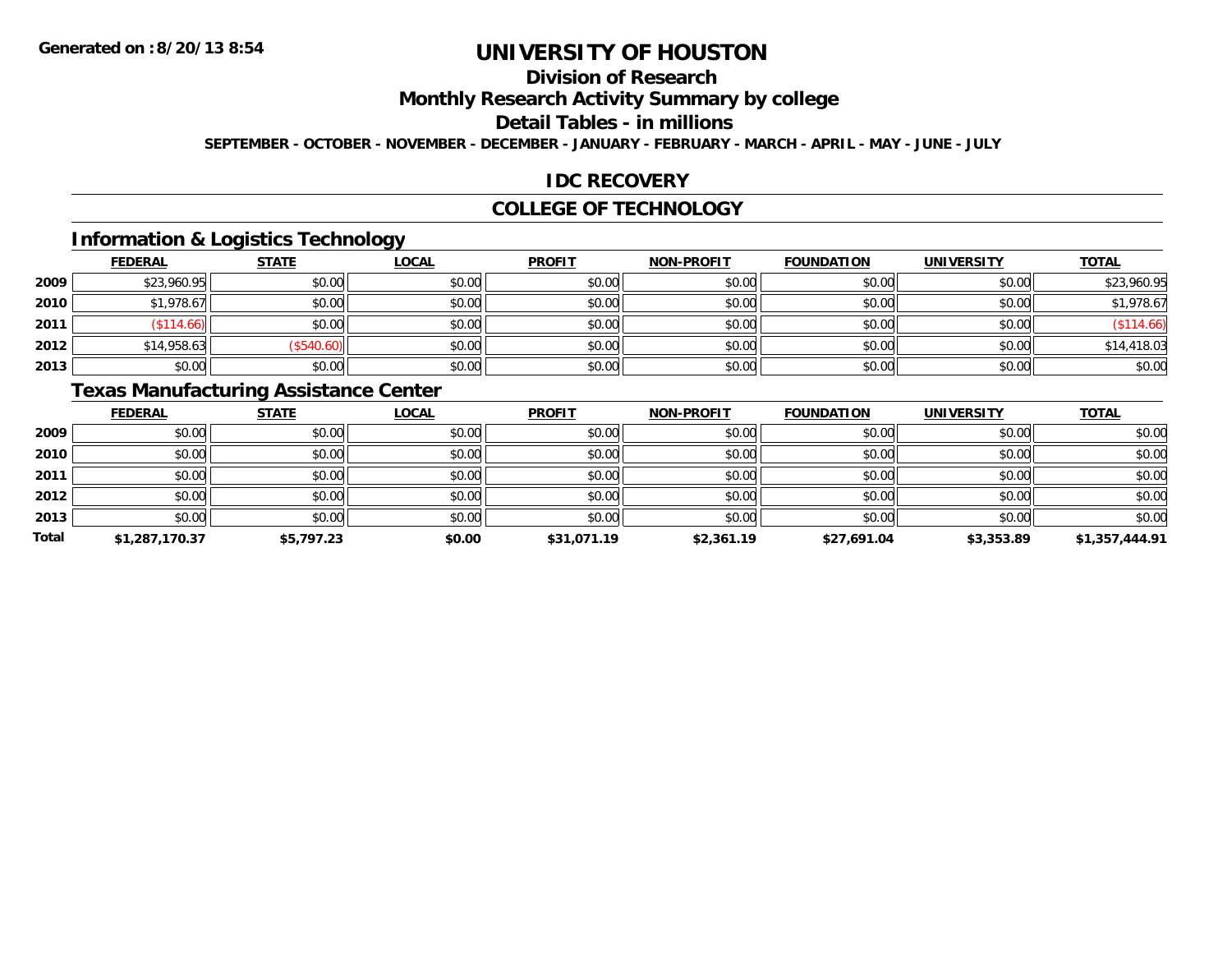# UNIVERSITY OF HOUSTON

## Division of Research

## Monthly Research Activity Summary by college

## Detail Tables - in millions

**SEPTEMBER - OCTOBER - NOVEMBER - DECEMBER - JANUARY - FEBRUARY - MARCH - APRIL - MAY - JUNE - JULY**

**Generated on : 8/20/13 8:54**

## IDC RECOVERY

## COLLEGE OF TECHNOLOGY

### Information & Logistics Technology

| | FEDERAL | STATE | LOCAL | PROFIT | NON-PROFIT | FOUNDATION | UNIVERSITY | TOTAL |
|---|---|---|---|---|---|---|---|---|
| 2009 | $23,960.95 | $0.00 | $0.00 | $0.00 | $0.00 | $0.00 | $0.00 | $23,960.95 |
| 2010 | $1,978.67 | $0.00 | $0.00 | $0.00 | $0.00 | $0.00 | $0.00 | $1,978.67 |
| 2011 | ($114.66) | $0.00 | $0.00 | $0.00 | $0.00 | $0.00 | $0.00 | ($114.66) |
| 2012 | $14,958.63 | ($540.60) | $0.00 | $0.00 | $0.00 | $0.00 | $0.00 | $14,418.03 |
| 2013 | $0.00 | $0.00 | $0.00 | $0.00 | $0.00 | $0.00 | $0.00 | $0.00 |

### Texas Manufacturing Assistance Center

| | FEDERAL | STATE | LOCAL | PROFIT | NON-PROFIT | FOUNDATION | UNIVERSITY | TOTAL |
|---|---|---|---|---|---|---|---|---|
| 2009 | $0.00 | $0.00 | $0.00 | $0.00 | $0.00 | $0.00 | $0.00 | $0.00 |
| 2010 | $0.00 | $0.00 | $0.00 | $0.00 | $0.00 | $0.00 | $0.00 | $0.00 |
| 2011 | $0.00 | $0.00 | $0.00 | $0.00 | $0.00 | $0.00 | $0.00 | $0.00 |
| 2012 | $0.00 | $0.00 | $0.00 | $0.00 | $0.00 | $0.00 | $0.00 | $0.00 |
| 2013 | $0.00 | $0.00 | $0.00 | $0.00 | $0.00 | $0.00 | $0.00 | $0.00 |
| **Total** | **$1,287,170.37** | **$5,797.23** | **$0.00** | **$31,071.19** | **$2,361.19** | **$27,691.04** | **$3,353.89** | **$1,357,444.91** |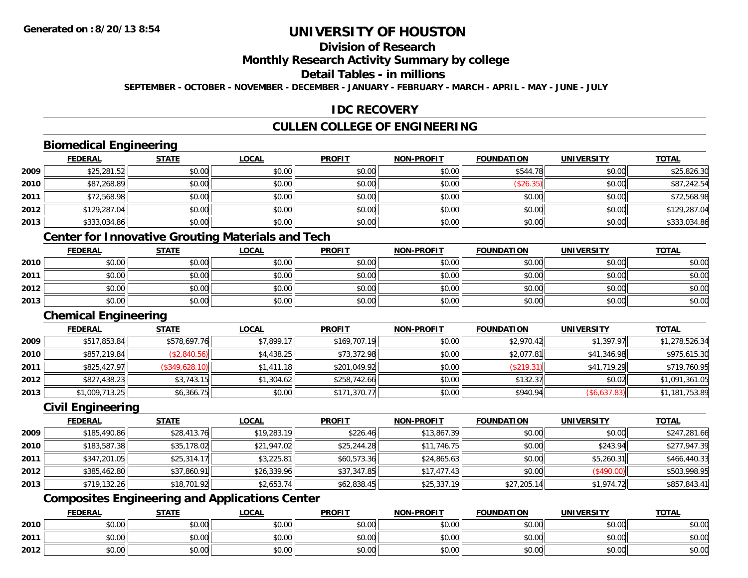Generated on :8/20/13 8:54

# UNIVERSITY OF HOUSTON

## Division of Research

## Monthly Research Activity Summary by college

## Detail Tables - in millions

**SEPTEMBER - OCTOBER - NOVEMBER - DECEMBER - JANUARY - FEBRUARY - MARCH - APRIL - MAY - JUNE - JULY**

## IDC RECOVERY

## CULLEN COLLEGE OF ENGINEERING

### Biomedical Engineering

| | FEDERAL | STATE | LOCAL | PROFIT | NON-PROFIT | FOUNDATION | UNIVERSITY | TOTAL |
|---|---|---|---|---|---|---|---|---|
| 2009 | $25,281.52 | $0.00 | $0.00 | $0.00 | $0.00 | $544.78 | $0.00 | $25,826.30 |
| 2010 | $87,268.89 | $0.00 | $0.00 | $0.00 | $0.00 | ($26.35) | $0.00 | $87,242.54 |
| 2011 | $72,568.98 | $0.00 | $0.00 | $0.00 | $0.00 | $0.00 | $0.00 | $72,568.98 |
| 2012 | $129,287.04 | $0.00 | $0.00 | $0.00 | $0.00 | $0.00 | $0.00 | $129,287.04 |
| 2013 | $333,034.86 | $0.00 | $0.00 | $0.00 | $0.00 | $0.00 | $0.00 | $333,034.86 |

### Center for Innovative Grouting Materials and Tech

| | FEDERAL | STATE | LOCAL | PROFIT | NON-PROFIT | FOUNDATION | UNIVERSITY | TOTAL |
|---|---|---|---|---|---|---|---|---|
| 2010 | $0.00 | $0.00 | $0.00 | $0.00 | $0.00 | $0.00 | $0.00 | $0.00 |
| 2011 | $0.00 | $0.00 | $0.00 | $0.00 | $0.00 | $0.00 | $0.00 | $0.00 |
| 2012 | $0.00 | $0.00 | $0.00 | $0.00 | $0.00 | $0.00 | $0.00 | $0.00 |
| 2013 | $0.00 | $0.00 | $0.00 | $0.00 | $0.00 | $0.00 | $0.00 | $0.00 |

### Chemical Engineering

| | FEDERAL | STATE | LOCAL | PROFIT | NON-PROFIT | FOUNDATION | UNIVERSITY | TOTAL |
|---|---|---|---|---|---|---|---|---|
| 2009 | $517,853.84 | $578,697.76 | $7,899.17 | $169,707.19 | $0.00 | $2,970.42 | $1,397.97 | $1,278,526.34 |
| 2010 | $857,219.84 | ($2,840.56) | $4,438.25 | $73,372.98 | $0.00 | $2,077.81 | $41,346.98 | $975,615.30 |
| 2011 | $825,427.97 | ($349,628.10) | $1,411.18 | $201,049.92 | $0.00 | ($219.31) | $41,719.29 | $719,760.95 |
| 2012 | $827,438.23 | $3,743.15 | $1,304.62 | $258,742.66 | $0.00 | $132.37 | $0.02 | $1,091,361.05 |
| 2013 | $1,009,713.25 | $6,366.75 | $0.00 | $171,370.77 | $0.00 | $940.94 | ($6,637.83) | $1,181,753.89 |

### Civil Engineering

| | FEDERAL | STATE | LOCAL | PROFIT | NON-PROFIT | FOUNDATION | UNIVERSITY | TOTAL |
|---|---|---|---|---|---|---|---|---|
| 2009 | $185,490.86 | $28,413.76 | $19,283.19 | $226.46 | $13,867.39 | $0.00 | $0.00 | $247,281.66 |
| 2010 | $183,587.38 | $35,178.02 | $21,947.02 | $25,244.28 | $11,746.75 | $0.00 | $243.94 | $277,947.39 |
| 2011 | $347,201.05 | $25,314.17 | $3,225.81 | $60,573.36 | $24,865.63 | $0.00 | $5,260.31 | $466,440.33 |
| 2012 | $385,462.80 | $37,860.91 | $26,339.96 | $37,347.85 | $17,477.43 | $0.00 | ($490.00) | $503,998.95 |
| 2013 | $719,132.26 | $18,701.92 | $2,653.74 | $62,838.45 | $25,337.19 | $27,205.14 | $1,974.72 | $857,843.41 |

### Composites Engineering and Applications Center

| | FEDERAL | STATE | LOCAL | PROFIT | NON-PROFIT | FOUNDATION | UNIVERSITY | TOTAL |
|---|---|---|---|---|---|---|---|---|
| 2010 | $0.00 | $0.00 | $0.00 | $0.00 | $0.00 | $0.00 | $0.00 | $0.00 |
| 2011 | $0.00 | $0.00 | $0.00 | $0.00 | $0.00 | $0.00 | $0.00 | $0.00 |
| 2012 | $0.00 | $0.00 | $0.00 | $0.00 | $0.00 | $0.00 | $0.00 | $0.00 |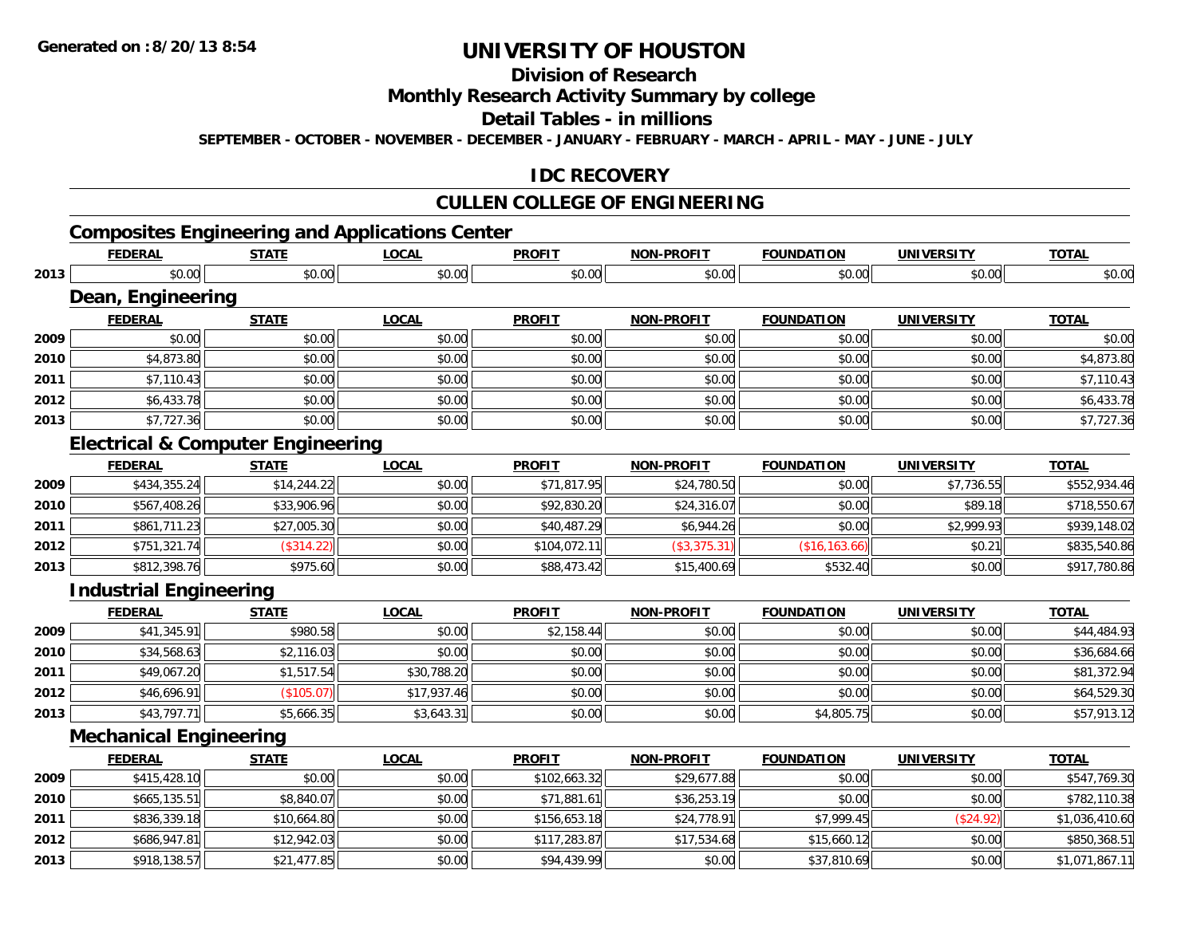# UNIVERSITY OF HOUSTON

## Division of Research

## Monthly Research Activity Summary by college

## Detail Tables - in millions

**SEPTEMBER - OCTOBER - NOVEMBER - DECEMBER - JANUARY - FEBRUARY - MARCH - APRIL - MAY - JUNE - JULY**

## IDC RECOVERY

## CULLEN COLLEGE OF ENGINEERING

### Composites Engineering and Applications Center

| | FEDERAL | STATE | LOCAL | PROFIT | NON-PROFIT | FOUNDATION | UNIVERSITY | TOTAL |
|---|---|---|---|---|---|---|---|---|
| 2013 | $0.00 | $0.00 | $0.00 | $0.00 | $0.00 | $0.00 | $0.00 | $0.00 |

### Dean, Engineering

| | FEDERAL | STATE | LOCAL | PROFIT | NON-PROFIT | FOUNDATION | UNIVERSITY | TOTAL |
|---|---|---|---|---|---|---|---|---|
| 2009 | $0.00 | $0.00 | $0.00 | $0.00 | $0.00 | $0.00 | $0.00 | $0.00 |
| 2010 | $4,873.80 | $0.00 | $0.00 | $0.00 | $0.00 | $0.00 | $0.00 | $4,873.80 |
| 2011 | $7,110.43 | $0.00 | $0.00 | $0.00 | $0.00 | $0.00 | $0.00 | $7,110.43 |
| 2012 | $6,433.78 | $0.00 | $0.00 | $0.00 | $0.00 | $0.00 | $0.00 | $6,433.78 |
| 2013 | $7,727.36 | $0.00 | $0.00 | $0.00 | $0.00 | $0.00 | $0.00 | $7,727.36 |

### Electrical & Computer Engineering

| | FEDERAL | STATE | LOCAL | PROFIT | NON-PROFIT | FOUNDATION | UNIVERSITY | TOTAL |
|---|---|---|---|---|---|---|---|---|
| 2009 | $434,355.24 | $14,244.22 | $0.00 | $71,817.95 | $24,780.50 | $0.00 | $7,736.55 | $552,934.46 |
| 2010 | $567,408.26 | $33,906.96 | $0.00 | $92,830.20 | $24,316.07 | $0.00 | $89.18 | $718,550.67 |
| 2011 | $861,711.23 | $27,005.30 | $0.00 | $40,487.29 | $6,944.26 | $0.00 | $2,999.93 | $939,148.02 |
| 2012 | $751,321.74 | ($314.22) | $0.00 | $104,072.11 | ($3,375.31) | ($16,163.66) | $0.21 | $835,540.86 |
| 2013 | $812,398.76 | $975.60 | $0.00 | $88,473.42 | $15,400.69 | $532.40 | $0.00 | $917,780.86 |

### Industrial Engineering

| | FEDERAL | STATE | LOCAL | PROFIT | NON-PROFIT | FOUNDATION | UNIVERSITY | TOTAL |
|---|---|---|---|---|---|---|---|---|
| 2009 | $41,345.91 | $980.58 | $0.00 | $2,158.44 | $0.00 | $0.00 | $0.00 | $44,484.93 |
| 2010 | $34,568.63 | $2,116.03 | $0.00 | $0.00 | $0.00 | $0.00 | $0.00 | $36,684.66 |
| 2011 | $49,067.20 | $1,517.54 | $30,788.20 | $0.00 | $0.00 | $0.00 | $0.00 | $81,372.94 |
| 2012 | $46,696.91 | ($105.07) | $17,937.46 | $0.00 | $0.00 | $0.00 | $0.00 | $64,529.30 |
| 2013 | $43,797.71 | $5,666.35 | $3,643.31 | $0.00 | $0.00 | $4,805.75 | $0.00 | $57,913.12 |

### Mechanical Engineering

| | FEDERAL | STATE | LOCAL | PROFIT | NON-PROFIT | FOUNDATION | UNIVERSITY | TOTAL |
|---|---|---|---|---|---|---|---|---|
| 2009 | $415,428.10 | $0.00 | $0.00 | $102,663.32 | $29,677.88 | $0.00 | $0.00 | $547,769.30 |
| 2010 | $665,135.51 | $8,840.07 | $0.00 | $71,881.61 | $36,253.19 | $0.00 | $0.00 | $782,110.38 |
| 2011 | $836,339.18 | $10,664.80 | $0.00 | $156,653.18 | $24,778.91 | $7,999.45 | ($24.92) | $1,036,410.60 |
| 2012 | $686,947.81 | $12,942.03 | $0.00 | $117,283.87 | $17,534.68 | $15,660.12 | $0.00 | $850,368.51 |
| 2013 | $918,138.57 | $21,477.85 | $0.00 | $94,439.99 | $0.00 | $37,810.69 | $0.00 | $1,071,867.11 |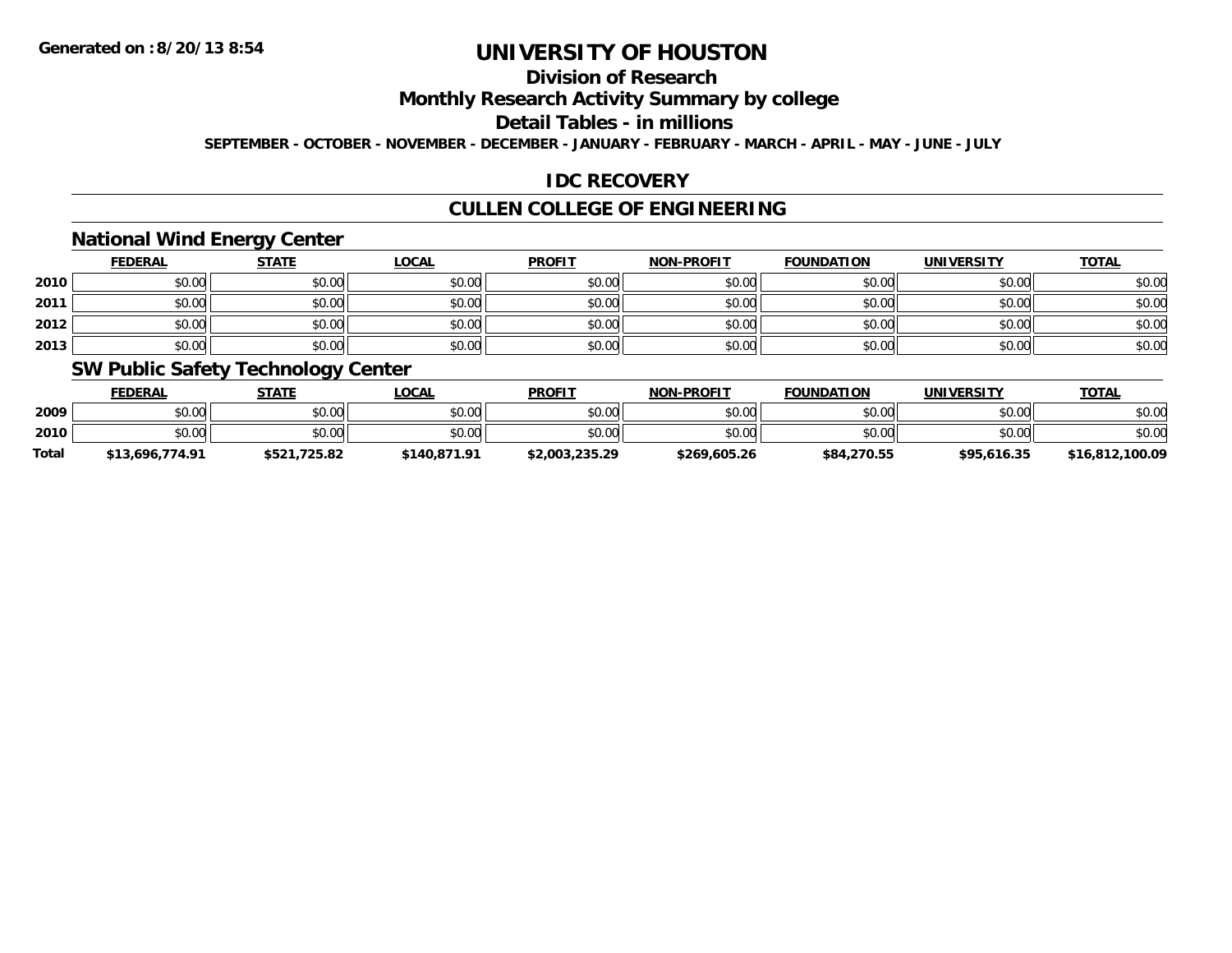# UNIVERSITY OF HOUSTON

## Division of Research

## Monthly Research Activity Summary by college

## Detail Tables - in millions

**SEPTEMBER - OCTOBER - NOVEMBER - DECEMBER - JANUARY - FEBRUARY - MARCH - APRIL - MAY - JUNE - JULY**

## IDC RECOVERY

## CULLEN COLLEGE OF ENGINEERING

### National Wind Energy Center

| | FEDERAL | STATE | LOCAL | PROFIT | NON-PROFIT | FOUNDATION | UNIVERSITY | TOTAL |
|---|---|---|---|---|---|---|---|---|
| 2010 | $0.00 | $0.00 | $0.00 | $0.00 | $0.00 | $0.00 | $0.00 | $0.00 |
| 2011 | $0.00 | $0.00 | $0.00 | $0.00 | $0.00 | $0.00 | $0.00 | $0.00 |
| 2012 | $0.00 | $0.00 | $0.00 | $0.00 | $0.00 | $0.00 | $0.00 | $0.00 |
| 2013 | $0.00 | $0.00 | $0.00 | $0.00 | $0.00 | $0.00 | $0.00 | $0.00 |

### SW Public Safety Technology Center

| | FEDERAL | STATE | LOCAL | PROFIT | NON-PROFIT | FOUNDATION | UNIVERSITY | TOTAL |
|---|---|---|---|---|---|---|---|---|
| 2009 | $0.00 | $0.00 | $0.00 | $0.00 | $0.00 | $0.00 | $0.00 | $0.00 |
| 2010 | $0.00 | $0.00 | $0.00 | $0.00 | $0.00 | $0.00 | $0.00 | $0.00 |
| **Total** | **$13,696,774.91** | **$521,725.82** | **$140,871.91** | **$2,003,235.29** | **$269,605.26** | **$84,270.55** | **$95,616.35** | **$16,812,100.09** |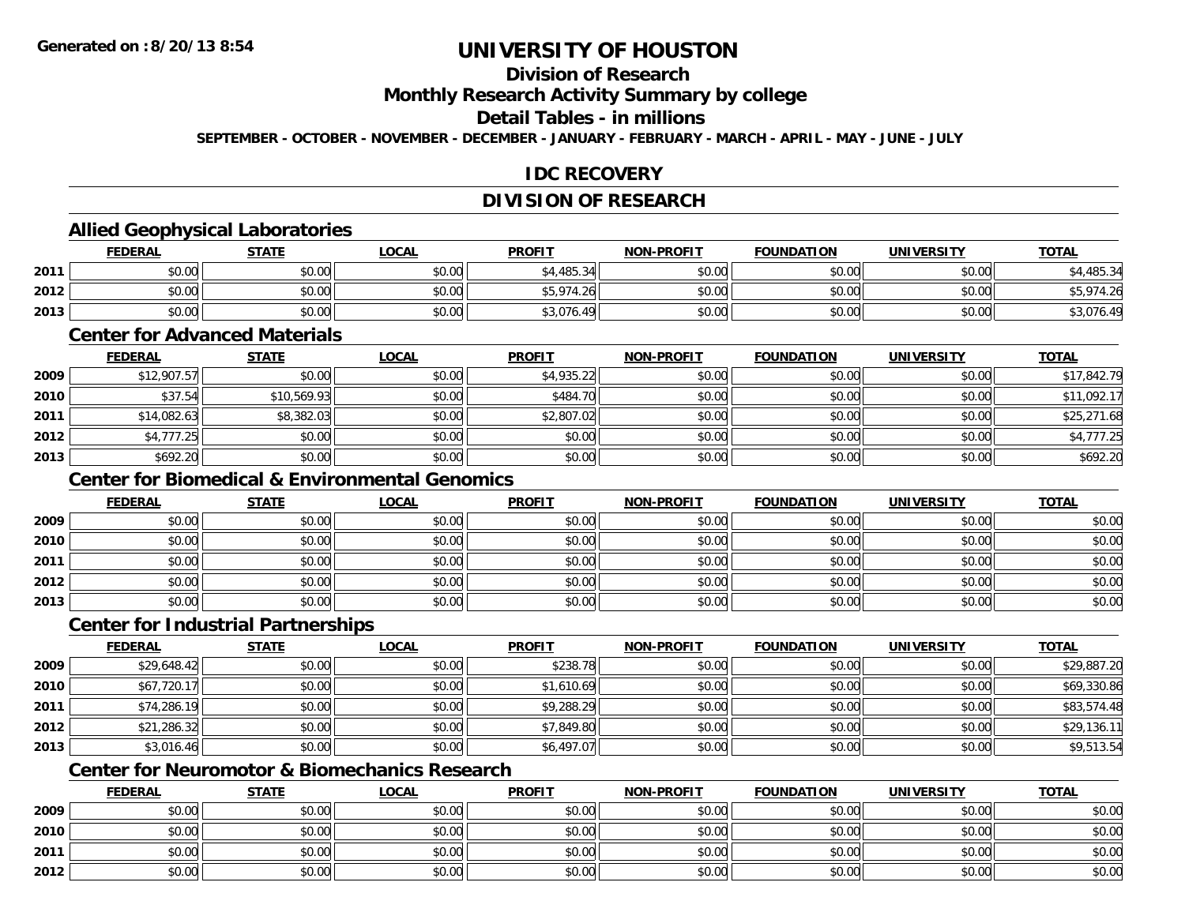# UNIVERSITY OF HOUSTON

## Division of Research

## Monthly Research Activity Summary by college

## Detail Tables - in millions

**SEPTEMBER - OCTOBER - NOVEMBER - DECEMBER - JANUARY - FEBRUARY - MARCH - APRIL - MAY - JUNE - JULY**

## IDC RECOVERY

## DIVISION OF RESEARCH

### Allied Geophysical Laboratories

| | FEDERAL | STATE | LOCAL | PROFIT | NON-PROFIT | FOUNDATION | UNIVERSITY | TOTAL |
|---|---|---|---|---|---|---|---|---|
| 2011 | $0.00 | $0.00 | $0.00 | $4,485.34 | $0.00 | $0.00 | $0.00 | $4,485.34 |
| 2012 | $0.00 | $0.00 | $0.00 | $5,974.26 | $0.00 | $0.00 | $0.00 | $5,974.26 |
| 2013 | $0.00 | $0.00 | $0.00 | $3,076.49 | $0.00 | $0.00 | $0.00 | $3,076.49 |

### Center for Advanced Materials

| | FEDERAL | STATE | LOCAL | PROFIT | NON-PROFIT | FOUNDATION | UNIVERSITY | TOTAL |
|---|---|---|---|---|---|---|---|---|
| 2009 | $12,907.57 | $0.00 | $0.00 | $4,935.22 | $0.00 | $0.00 | $0.00 | $17,842.79 |
| 2010 | $37.54 | $10,569.93 | $0.00 | $484.70 | $0.00 | $0.00 | $0.00 | $11,092.17 |
| 2011 | $14,082.63 | $8,382.03 | $0.00 | $2,807.02 | $0.00 | $0.00 | $0.00 | $25,271.68 |
| 2012 | $4,777.25 | $0.00 | $0.00 | $0.00 | $0.00 | $0.00 | $0.00 | $4,777.25 |
| 2013 | $692.20 | $0.00 | $0.00 | $0.00 | $0.00 | $0.00 | $0.00 | $692.20 |

### Center for Biomedical & Environmental Genomics

| | FEDERAL | STATE | LOCAL | PROFIT | NON-PROFIT | FOUNDATION | UNIVERSITY | TOTAL |
|---|---|---|---|---|---|---|---|---|
| 2009 | $0.00 | $0.00 | $0.00 | $0.00 | $0.00 | $0.00 | $0.00 | $0.00 |
| 2010 | $0.00 | $0.00 | $0.00 | $0.00 | $0.00 | $0.00 | $0.00 | $0.00 |
| 2011 | $0.00 | $0.00 | $0.00 | $0.00 | $0.00 | $0.00 | $0.00 | $0.00 |
| 2012 | $0.00 | $0.00 | $0.00 | $0.00 | $0.00 | $0.00 | $0.00 | $0.00 |
| 2013 | $0.00 | $0.00 | $0.00 | $0.00 | $0.00 | $0.00 | $0.00 | $0.00 |

### Center for Industrial Partnerships

| | FEDERAL | STATE | LOCAL | PROFIT | NON-PROFIT | FOUNDATION | UNIVERSITY | TOTAL |
|---|---|---|---|---|---|---|---|---|
| 2009 | $29,648.42 | $0.00 | $0.00 | $238.78 | $0.00 | $0.00 | $0.00 | $29,887.20 |
| 2010 | $67,720.17 | $0.00 | $0.00 | $1,610.69 | $0.00 | $0.00 | $0.00 | $69,330.86 |
| 2011 | $74,286.19 | $0.00 | $0.00 | $9,288.29 | $0.00 | $0.00 | $0.00 | $83,574.48 |
| 2012 | $21,286.32 | $0.00 | $0.00 | $7,849.80 | $0.00 | $0.00 | $0.00 | $29,136.11 |
| 2013 | $3,016.46 | $0.00 | $0.00 | $6,497.07 | $0.00 | $0.00 | $0.00 | $9,513.54 |

### Center for Neuromotor & Biomechanics Research

| | FEDERAL | STATE | LOCAL | PROFIT | NON-PROFIT | FOUNDATION | UNIVERSITY | TOTAL |
|---|---|---|---|---|---|---|---|---|
| 2009 | $0.00 | $0.00 | $0.00 | $0.00 | $0.00 | $0.00 | $0.00 | $0.00 |
| 2010 | $0.00 | $0.00 | $0.00 | $0.00 | $0.00 | $0.00 | $0.00 | $0.00 |
| 2011 | $0.00 | $0.00 | $0.00 | $0.00 | $0.00 | $0.00 | $0.00 | $0.00 |
| 2012 | $0.00 | $0.00 | $0.00 | $0.00 | $0.00 | $0.00 | $0.00 | $0.00 |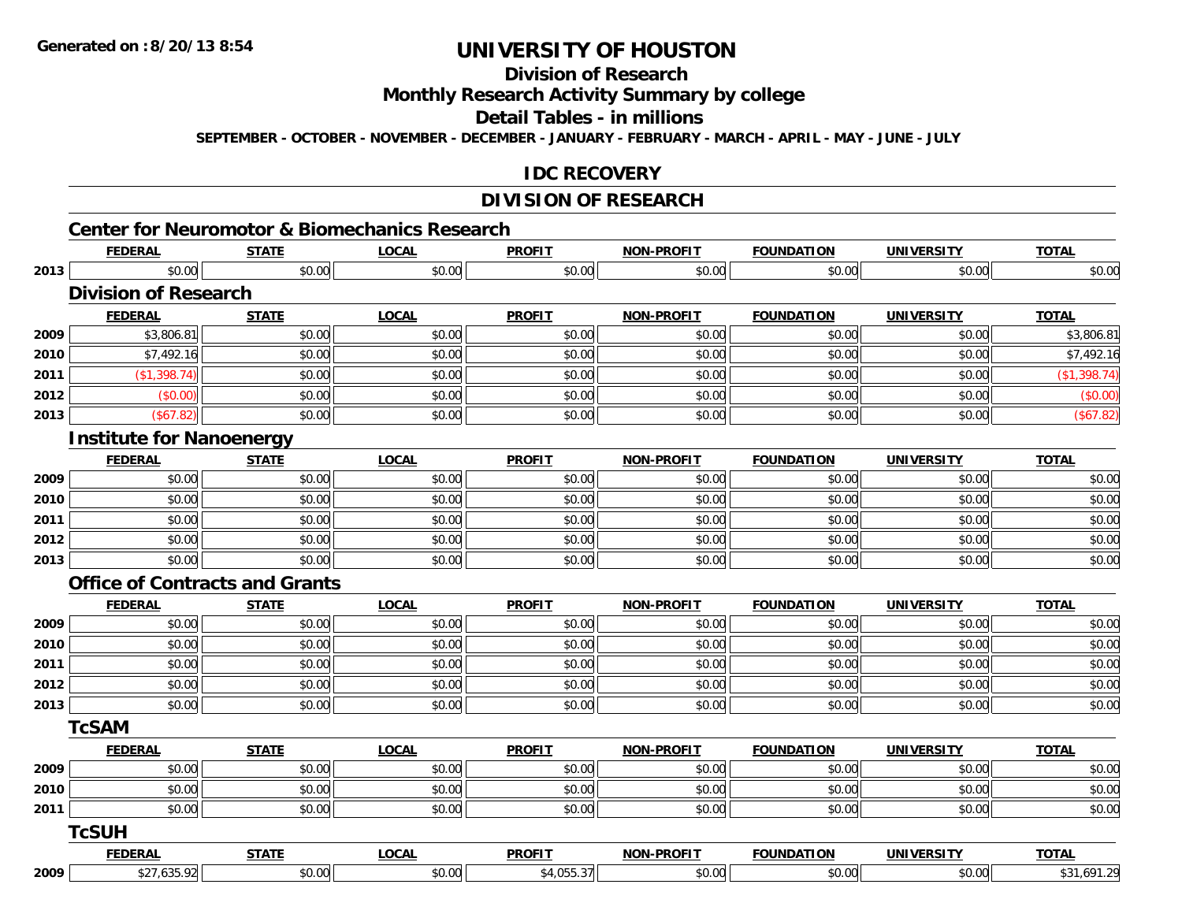# UNIVERSITY OF HOUSTON

## Division of Research

## Monthly Research Activity Summary by college

## Detail Tables - in millions

**SEPTEMBER - OCTOBER - NOVEMBER - DECEMBER - JANUARY - FEBRUARY - MARCH - APRIL - MAY - JUNE - JULY**

## IDC RECOVERY

## DIVISION OF RESEARCH

### Center for Neuromotor & Biomechanics Research

| | FEDERAL | STATE | LOCAL | PROFIT | NON-PROFIT | FOUNDATION | UNIVERSITY | TOTAL |
|---|---|---|---|---|---|---|---|---|
| 2013 | $0.00 | $0.00 | $0.00 | $0.00 | $0.00 | $0.00 | $0.00 | $0.00 |

### Division of Research

| | FEDERAL | STATE | LOCAL | PROFIT | NON-PROFIT | FOUNDATION | UNIVERSITY | TOTAL |
|---|---|---|---|---|---|---|---|---|
| 2009 | $3,806.81 | $0.00 | $0.00 | $0.00 | $0.00 | $0.00 | $0.00 | $3,806.81 |
| 2010 | $7,492.16 | $0.00 | $0.00 | $0.00 | $0.00 | $0.00 | $0.00 | $7,492.16 |
| 2011 | ($1,398.74) | $0.00 | $0.00 | $0.00 | $0.00 | $0.00 | $0.00 | ($1,398.74) |
| 2012 | ($0.00) | $0.00 | $0.00 | $0.00 | $0.00 | $0.00 | $0.00 | ($0.00) |
| 2013 | ($67.82) | $0.00 | $0.00 | $0.00 | $0.00 | $0.00 | $0.00 | ($67.82) |

### Institute for Nanoenergy

| | FEDERAL | STATE | LOCAL | PROFIT | NON-PROFIT | FOUNDATION | UNIVERSITY | TOTAL |
|---|---|---|---|---|---|---|---|---|
| 2009 | $0.00 | $0.00 | $0.00 | $0.00 | $0.00 | $0.00 | $0.00 | $0.00 |
| 2010 | $0.00 | $0.00 | $0.00 | $0.00 | $0.00 | $0.00 | $0.00 | $0.00 |
| 2011 | $0.00 | $0.00 | $0.00 | $0.00 | $0.00 | $0.00 | $0.00 | $0.00 |
| 2012 | $0.00 | $0.00 | $0.00 | $0.00 | $0.00 | $0.00 | $0.00 | $0.00 |
| 2013 | $0.00 | $0.00 | $0.00 | $0.00 | $0.00 | $0.00 | $0.00 | $0.00 |

### Office of Contracts and Grants

| | FEDERAL | STATE | LOCAL | PROFIT | NON-PROFIT | FOUNDATION | UNIVERSITY | TOTAL |
|---|---|---|---|---|---|---|---|---|
| 2009 | $0.00 | $0.00 | $0.00 | $0.00 | $0.00 | $0.00 | $0.00 | $0.00 |
| 2010 | $0.00 | $0.00 | $0.00 | $0.00 | $0.00 | $0.00 | $0.00 | $0.00 |
| 2011 | $0.00 | $0.00 | $0.00 | $0.00 | $0.00 | $0.00 | $0.00 | $0.00 |
| 2012 | $0.00 | $0.00 | $0.00 | $0.00 | $0.00 | $0.00 | $0.00 | $0.00 |
| 2013 | $0.00 | $0.00 | $0.00 | $0.00 | $0.00 | $0.00 | $0.00 | $0.00 |

### TcSAM

| | FEDERAL | STATE | LOCAL | PROFIT | NON-PROFIT | FOUNDATION | UNIVERSITY | TOTAL |
|---|---|---|---|---|---|---|---|---|
| 2009 | $0.00 | $0.00 | $0.00 | $0.00 | $0.00 | $0.00 | $0.00 | $0.00 |
| 2010 | $0.00 | $0.00 | $0.00 | $0.00 | $0.00 | $0.00 | $0.00 | $0.00 |
| 2011 | $0.00 | $0.00 | $0.00 | $0.00 | $0.00 | $0.00 | $0.00 | $0.00 |

### TcSUH

| | FEDERAL | STATE | LOCAL | PROFIT | NON-PROFIT | FOUNDATION | UNIVERSITY | TOTAL |
|---|---|---|---|---|---|---|---|---|
| 2009 | $27,635.92 | $0.00 | $0.00 | $4,055.37 | $0.00 | $0.00 | $0.00 | $31,691.29 |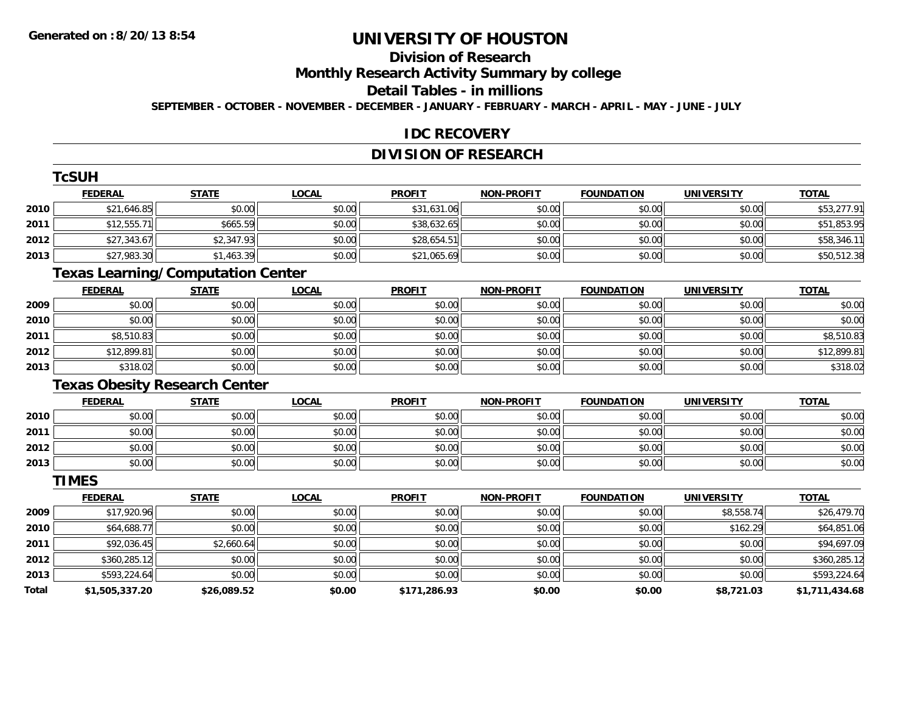Generated on :8/20/13 8:54

# UNIVERSITY OF HOUSTON

## Division of Research

## Monthly Research Activity Summary by college

## Detail Tables - in millions

SEPTEMBER - OCTOBER - NOVEMBER - DECEMBER - JANUARY - FEBRUARY - MARCH - APRIL - MAY - JUNE - JULY

## IDC RECOVERY

## DIVISION OF RESEARCH

### TcSUH

| | FEDERAL | STATE | LOCAL | PROFIT | NON-PROFIT | FOUNDATION | UNIVERSITY | TOTAL |
|---|---|---|---|---|---|---|---|---|
| 2010 | $21,646.85 | $0.00 | $0.00 | $31,631.06 | $0.00 | $0.00 | $0.00 | $53,277.91 |
| 2011 | $12,555.71 | $665.59 | $0.00 | $38,632.65 | $0.00 | $0.00 | $0.00 | $51,853.95 |
| 2012 | $27,343.67 | $2,347.93 | $0.00 | $28,654.51 | $0.00 | $0.00 | $0.00 | $58,346.11 |
| 2013 | $27,983.30 | $1,463.39 | $0.00 | $21,065.69 | $0.00 | $0.00 | $0.00 | $50,512.38 |

### Texas Learning/Computation Center

| | FEDERAL | STATE | LOCAL | PROFIT | NON-PROFIT | FOUNDATION | UNIVERSITY | TOTAL |
|---|---|---|---|---|---|---|---|---|
| 2009 | $0.00 | $0.00 | $0.00 | $0.00 | $0.00 | $0.00 | $0.00 | $0.00 |
| 2010 | $0.00 | $0.00 | $0.00 | $0.00 | $0.00 | $0.00 | $0.00 | $0.00 |
| 2011 | $8,510.83 | $0.00 | $0.00 | $0.00 | $0.00 | $0.00 | $0.00 | $8,510.83 |
| 2012 | $12,899.81 | $0.00 | $0.00 | $0.00 | $0.00 | $0.00 | $0.00 | $12,899.81 |
| 2013 | $318.02 | $0.00 | $0.00 | $0.00 | $0.00 | $0.00 | $0.00 | $318.02 |

### Texas Obesity Research Center

| | FEDERAL | STATE | LOCAL | PROFIT | NON-PROFIT | FOUNDATION | UNIVERSITY | TOTAL |
|---|---|---|---|---|---|---|---|---|
| 2010 | $0.00 | $0.00 | $0.00 | $0.00 | $0.00 | $0.00 | $0.00 | $0.00 |
| 2011 | $0.00 | $0.00 | $0.00 | $0.00 | $0.00 | $0.00 | $0.00 | $0.00 |
| 2012 | $0.00 | $0.00 | $0.00 | $0.00 | $0.00 | $0.00 | $0.00 | $0.00 |
| 2013 | $0.00 | $0.00 | $0.00 | $0.00 | $0.00 | $0.00 | $0.00 | $0.00 |

### TIMES

| | FEDERAL | STATE | LOCAL | PROFIT | NON-PROFIT | FOUNDATION | UNIVERSITY | TOTAL |
|---|---|---|---|---|---|---|---|---|
| 2009 | $17,920.96 | $0.00 | $0.00 | $0.00 | $0.00 | $0.00 | $8,558.74 | $26,479.70 |
| 2010 | $64,688.77 | $0.00 | $0.00 | $0.00 | $0.00 | $0.00 | $162.29 | $64,851.06 |
| 2011 | $92,036.45 | $2,660.64 | $0.00 | $0.00 | $0.00 | $0.00 | $0.00 | $94,697.09 |
| 2012 | $360,285.12 | $0.00 | $0.00 | $0.00 | $0.00 | $0.00 | $0.00 | $360,285.12 |
| 2013 | $593,224.64 | $0.00 | $0.00 | $0.00 | $0.00 | $0.00 | $0.00 | $593,224.64 |
| **Total** | **$1,505,337.20** | **$26,089.52** | **$0.00** | **$171,286.93** | **$0.00** | **$0.00** | **$8,721.03** | **$1,711,434.68** |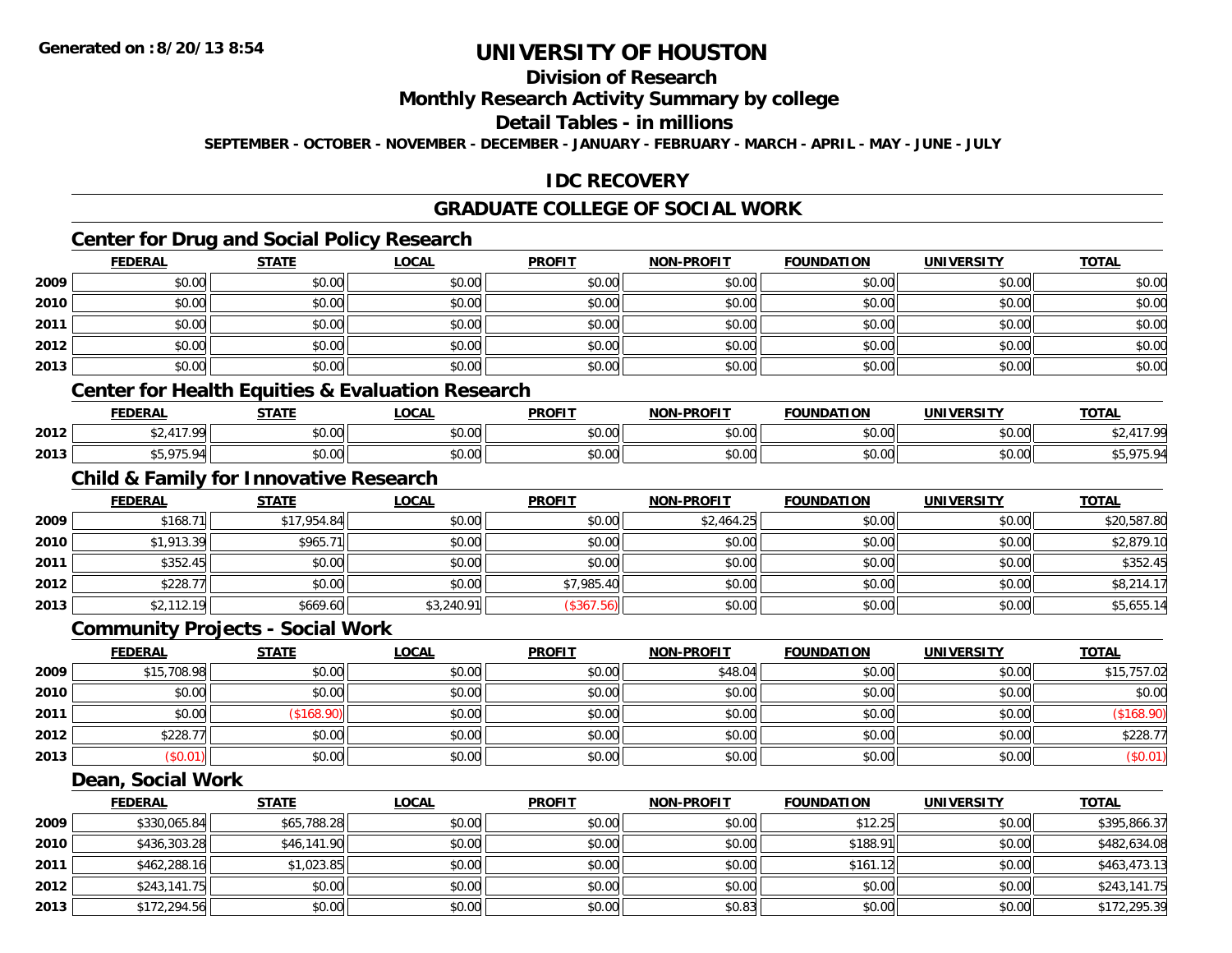**Generated on :8/20/13 8:54**

# UNIVERSITY OF HOUSTON

## Division of Research

## Monthly Research Activity Summary by college

## Detail Tables - in millions

**SEPTEMBER - OCTOBER - NOVEMBER - DECEMBER - JANUARY - FEBRUARY - MARCH - APRIL - MAY - JUNE - JULY**

## IDC RECOVERY

## GRADUATE COLLEGE OF SOCIAL WORK

### Center for Drug and Social Policy Research

| | FEDERAL | STATE | LOCAL | PROFIT | NON-PROFIT | FOUNDATION | UNIVERSITY | TOTAL |
|---|---|---|---|---|---|---|---|---|
| 2009 | $0.00 | $0.00 | $0.00 | $0.00 | $0.00 | $0.00 | $0.00 | $0.00 |
| 2010 | $0.00 | $0.00 | $0.00 | $0.00 | $0.00 | $0.00 | $0.00 | $0.00 |
| 2011 | $0.00 | $0.00 | $0.00 | $0.00 | $0.00 | $0.00 | $0.00 | $0.00 |
| 2012 | $0.00 | $0.00 | $0.00 | $0.00 | $0.00 | $0.00 | $0.00 | $0.00 |
| 2013 | $0.00 | $0.00 | $0.00 | $0.00 | $0.00 | $0.00 | $0.00 | $0.00 |

### Center for Health Equities & Evaluation Research

| | FEDERAL | STATE | LOCAL | PROFIT | NON-PROFIT | FOUNDATION | UNIVERSITY | TOTAL |
|---|---|---|---|---|---|---|---|---|
| 2012 | $2,417.99 | $0.00 | $0.00 | $0.00 | $0.00 | $0.00 | $0.00 | $2,417.99 |
| 2013 | $5,975.94 | $0.00 | $0.00 | $0.00 | $0.00 | $0.00 | $0.00 | $5,975.94 |

### Child & Family for Innovative Research

| | FEDERAL | STATE | LOCAL | PROFIT | NON-PROFIT | FOUNDATION | UNIVERSITY | TOTAL |
|---|---|---|---|---|---|---|---|---|
| 2009 | $168.71 | $17,954.84 | $0.00 | $0.00 | $2,464.25 | $0.00 | $0.00 | $20,587.80 |
| 2010 | $1,913.39 | $965.71 | $0.00 | $0.00 | $0.00 | $0.00 | $0.00 | $2,879.10 |
| 2011 | $352.45 | $0.00 | $0.00 | $0.00 | $0.00 | $0.00 | $0.00 | $352.45 |
| 2012 | $228.77 | $0.00 | $0.00 | $7,985.40 | $0.00 | $0.00 | $0.00 | $8,214.17 |
| 2013 | $2,112.19 | $669.60 | $3,240.91 | ($367.56) | $0.00 | $0.00 | $0.00 | $5,655.14 |

### Community Projects - Social Work

| | FEDERAL | STATE | LOCAL | PROFIT | NON-PROFIT | FOUNDATION | UNIVERSITY | TOTAL |
|---|---|---|---|---|---|---|---|---|
| 2009 | $15,708.98 | $0.00 | $0.00 | $0.00 | $48.04 | $0.00 | $0.00 | $15,757.02 |
| 2010 | $0.00 | $0.00 | $0.00 | $0.00 | $0.00 | $0.00 | $0.00 | $0.00 |
| 2011 | $0.00 | ($168.90) | $0.00 | $0.00 | $0.00 | $0.00 | $0.00 | ($168.90) |
| 2012 | $228.77 | $0.00 | $0.00 | $0.00 | $0.00 | $0.00 | $0.00 | $228.77 |
| 2013 | ($0.01) | $0.00 | $0.00 | $0.00 | $0.00 | $0.00 | $0.00 | ($0.01) |

### Dean, Social Work

| | FEDERAL | STATE | LOCAL | PROFIT | NON-PROFIT | FOUNDATION | UNIVERSITY | TOTAL |
|---|---|---|---|---|---|---|---|---|
| 2009 | $330,065.84 | $65,788.28 | $0.00 | $0.00 | $0.00 | $12.25 | $0.00 | $395,866.37 |
| 2010 | $436,303.28 | $46,141.90 | $0.00 | $0.00 | $0.00 | $188.91 | $0.00 | $482,634.08 |
| 2011 | $462,288.16 | $1,023.85 | $0.00 | $0.00 | $0.00 | $161.12 | $0.00 | $463,473.13 |
| 2012 | $243,141.75 | $0.00 | $0.00 | $0.00 | $0.00 | $0.00 | $0.00 | $243,141.75 |
| 2013 | $172,294.56 | $0.00 | $0.00 | $0.00 | $0.83 | $0.00 | $0.00 | $172,295.39 |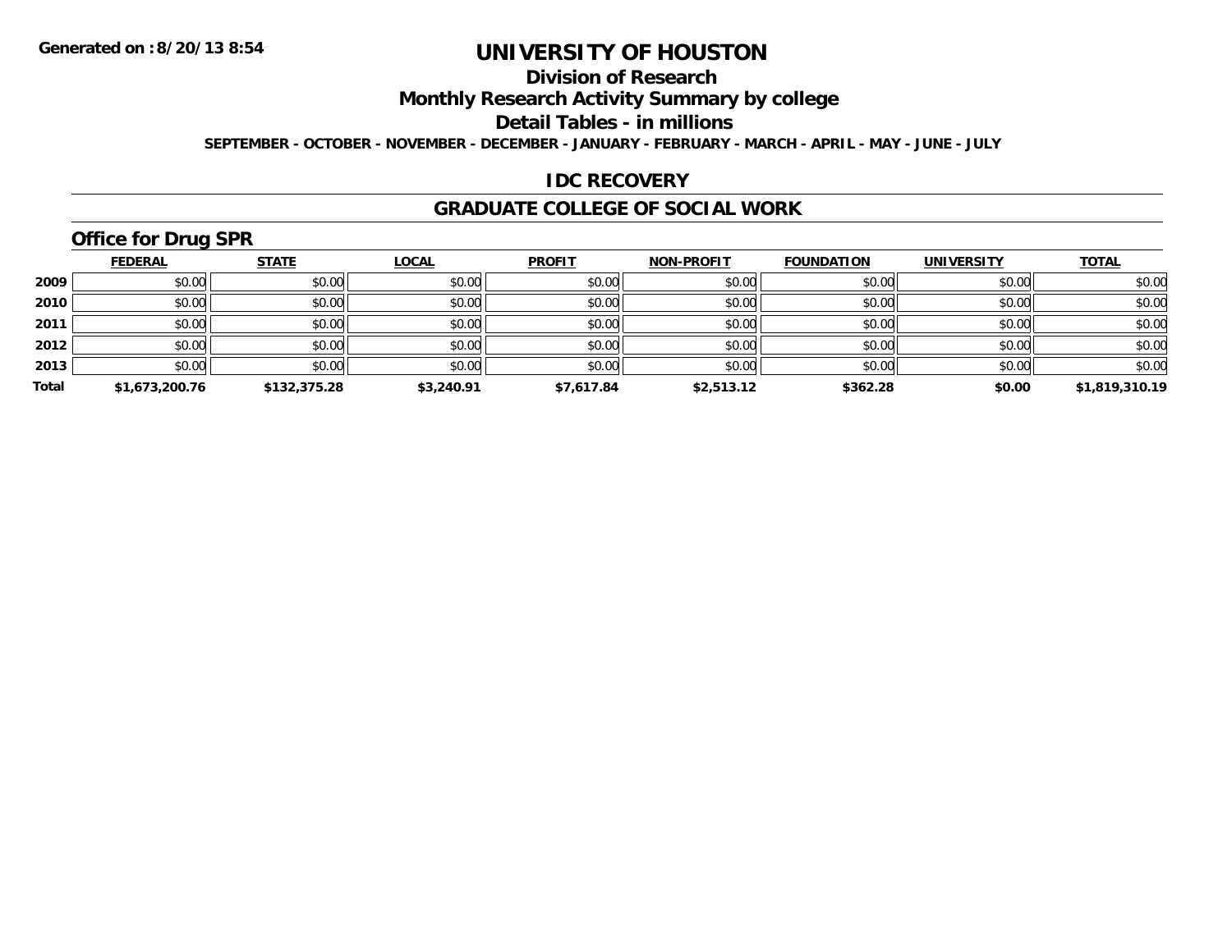# UNIVERSITY OF HOUSTON

## Division of Research

## Monthly Research Activity Summary by college

## Detail Tables - in millions

**SEPTEMBER - OCTOBER - NOVEMBER - DECEMBER - JANUARY - FEBRUARY - MARCH - APRIL - MAY - JUNE - JULY**

## IDC RECOVERY

## GRADUATE COLLEGE OF SOCIAL WORK

### Office for Drug SPR

| | FEDERAL | STATE | LOCAL | PROFIT | NON-PROFIT | FOUNDATION | UNIVERSITY | TOTAL |
|---|---|---|---|---|---|---|---|---|
| 2009 | $0.00 | $0.00 | $0.00 | $0.00 | $0.00 | $0.00 | $0.00 | $0.00 |
| 2010 | $0.00 | $0.00 | $0.00 | $0.00 | $0.00 | $0.00 | $0.00 | $0.00 |
| 2011 | $0.00 | $0.00 | $0.00 | $0.00 | $0.00 | $0.00 | $0.00 | $0.00 |
| 2012 | $0.00 | $0.00 | $0.00 | $0.00 | $0.00 | $0.00 | $0.00 | $0.00 |
| 2013 | $0.00 | $0.00 | $0.00 | $0.00 | $0.00 | $0.00 | $0.00 | $0.00 |
| **Total** | **$1,673,200.76** | **$132,375.28** | **$3,240.91** | **$7,617.84** | **$2,513.12** | **$362.28** | **$0.00** | **$1,819,310.19** |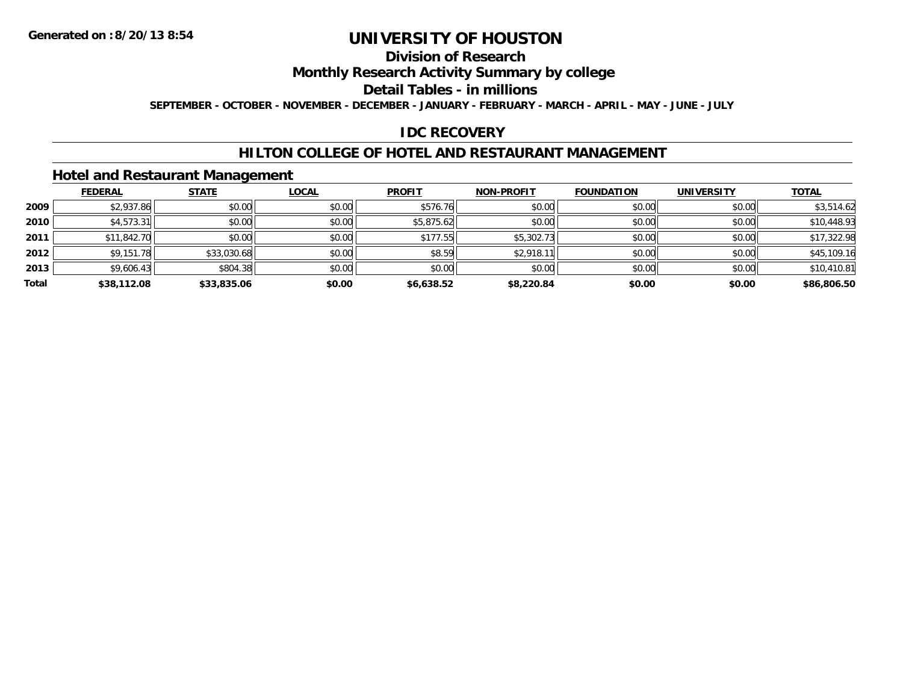Generated on :8/20/13 8:54

# UNIVERSITY OF HOUSTON

## Division of Research

## Monthly Research Activity Summary by college

## Detail Tables - in millions

**SEPTEMBER - OCTOBER - NOVEMBER - DECEMBER - JANUARY - FEBRUARY - MARCH - APRIL - MAY - JUNE - JULY**

## IDC RECOVERY

## HILTON COLLEGE OF HOTEL AND RESTAURANT MANAGEMENT

### Hotel and Restaurant Management

| | FEDERAL | STATE | LOCAL | PROFIT | NON-PROFIT | FOUNDATION | UNIVERSITY | TOTAL |
|---|---|---|---|---|---|---|---|---|
| 2009 | $2,937.86 | $0.00 | $0.00 | $576.76 | $0.00 | $0.00 | $0.00 | $3,514.62 |
| 2010 | $4,573.31 | $0.00 | $0.00 | $5,875.62 | $0.00 | $0.00 | $0.00 | $10,448.93 |
| 2011 | $11,842.70 | $0.00 | $0.00 | $177.55 | $5,302.73 | $0.00 | $0.00 | $17,322.98 |
| 2012 | $9,151.78 | $33,030.68 | $0.00 | $8.59 | $2,918.11 | $0.00 | $0.00 | $45,109.16 |
| 2013 | $9,606.43 | $804.38 | $0.00 | $0.00 | $0.00 | $0.00 | $0.00 | $10,410.81 |
| **Total** | **$38,112.08** | **$33,835.06** | **$0.00** | **$6,638.52** | **$8,220.84** | **$0.00** | **$0.00** | **$86,806.50** |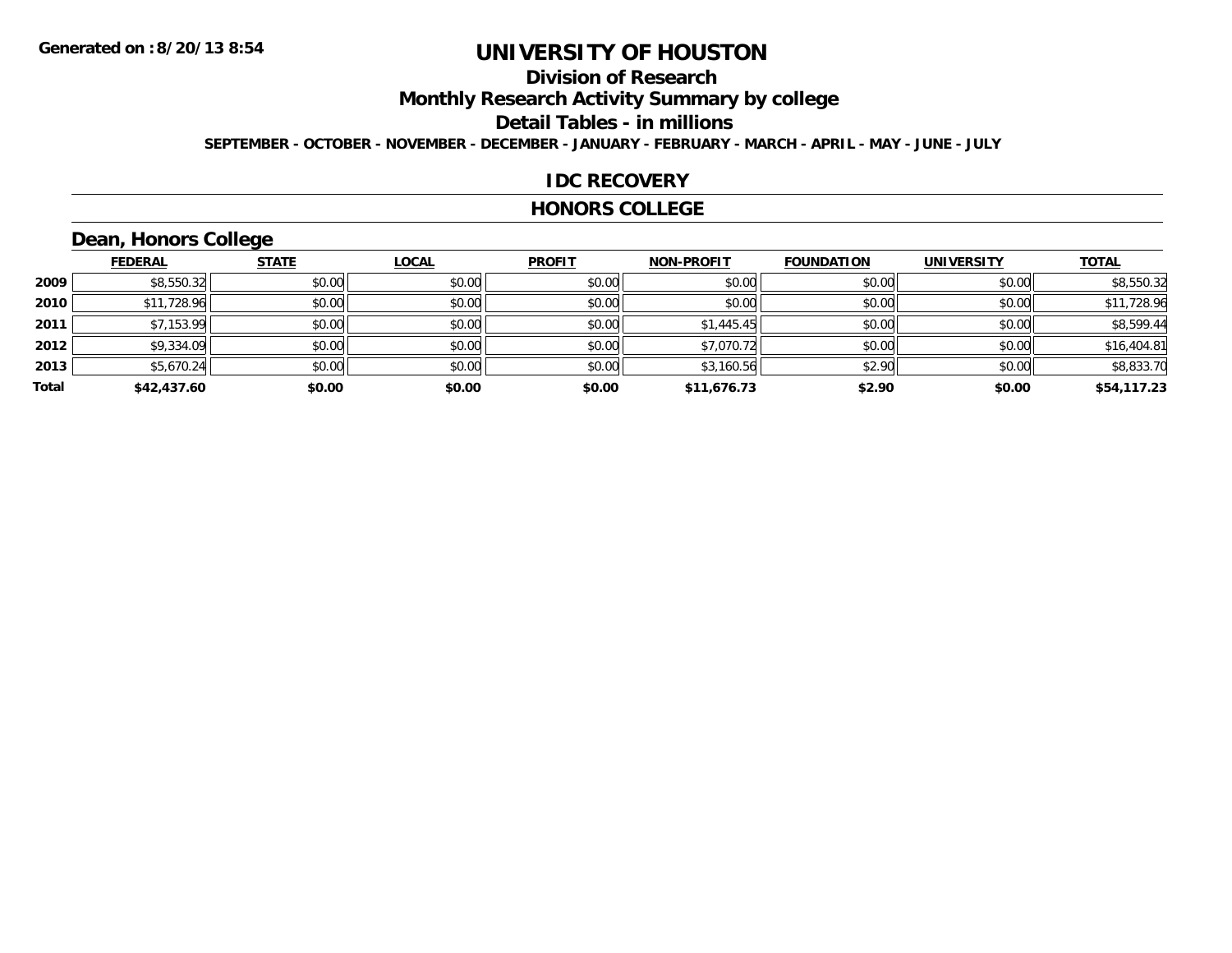# UNIVERSITY OF HOUSTON

## Division of Research

## Monthly Research Activity Summary by college

## Detail Tables - in millions

**SEPTEMBER - OCTOBER - NOVEMBER - DECEMBER - JANUARY - FEBRUARY - MARCH - APRIL - MAY - JUNE - JULY**

**Generated on : 8/20/13 8:54**

## IDC RECOVERY

## HONORS COLLEGE

### Dean, Honors College

| | FEDERAL | STATE | LOCAL | PROFIT | NON-PROFIT | FOUNDATION | UNIVERSITY | TOTAL |
|---|---|---|---|---|---|---|---|---|
| 2009 | $8,550.32 | $0.00 | $0.00 | $0.00 | $0.00 | $0.00 | $0.00 | $8,550.32 |
| 2010 | $11,728.96 | $0.00 | $0.00 | $0.00 | $0.00 | $0.00 | $0.00 | $11,728.96 |
| 2011 | $7,153.99 | $0.00 | $0.00 | $0.00 | $1,445.45 | $0.00 | $0.00 | $8,599.44 |
| 2012 | $9,334.09 | $0.00 | $0.00 | $0.00 | $7,070.72 | $0.00 | $0.00 | $16,404.81 |
| 2013 | $5,670.24 | $0.00 | $0.00 | $0.00 | $3,160.56 | $2.90 | $0.00 | $8,833.70 |
| **Total** | **$42,437.60** | **$0.00** | **$0.00** | **$0.00** | **$11,676.73** | **$2.90** | **$0.00** | **$54,117.23** |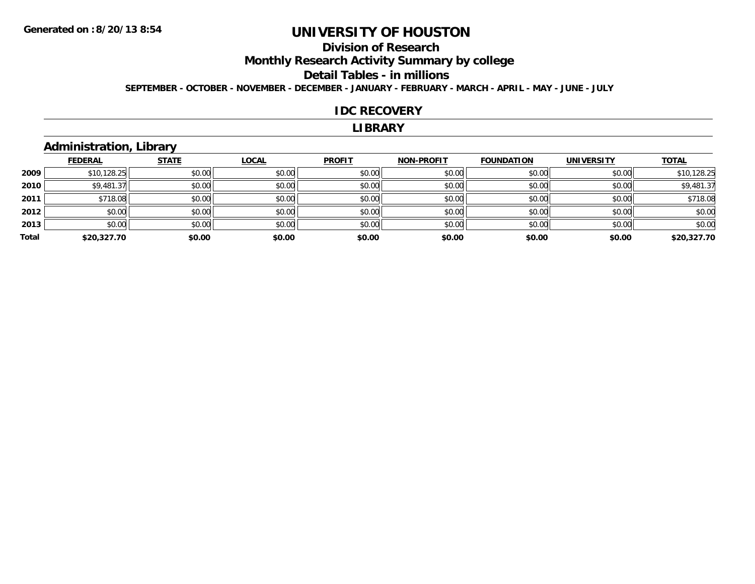Generated on :8/20/13 8:54

# UNIVERSITY OF HOUSTON

## Division of Research

## Monthly Research Activity Summary by college

## Detail Tables - in millions

**SEPTEMBER - OCTOBER - NOVEMBER - DECEMBER - JANUARY - FEBRUARY - MARCH - APRIL - MAY - JUNE - JULY**

## IDC RECOVERY

## LIBRARY

### Administration, Library

| | FEDERAL | STATE | LOCAL | PROFIT | NON-PROFIT | FOUNDATION | UNIVERSITY | TOTAL |
|---|---|---|---|---|---|---|---|---|
| 2009 | $10,128.25 | $0.00 | $0.00 | $0.00 | $0.00 | $0.00 | $0.00 | $10,128.25 |
| 2010 | $9,481.37 | $0.00 | $0.00 | $0.00 | $0.00 | $0.00 | $0.00 | $9,481.37 |
| 2011 | $718.08 | $0.00 | $0.00 | $0.00 | $0.00 | $0.00 | $0.00 | $718.08 |
| 2012 | $0.00 | $0.00 | $0.00 | $0.00 | $0.00 | $0.00 | $0.00 | $0.00 |
| 2013 | $0.00 | $0.00 | $0.00 | $0.00 | $0.00 | $0.00 | $0.00 | $0.00 |
| **Total** | **$20,327.70** | **$0.00** | **$0.00** | **$0.00** | **$0.00** | **$0.00** | **$0.00** | **$20,327.70** |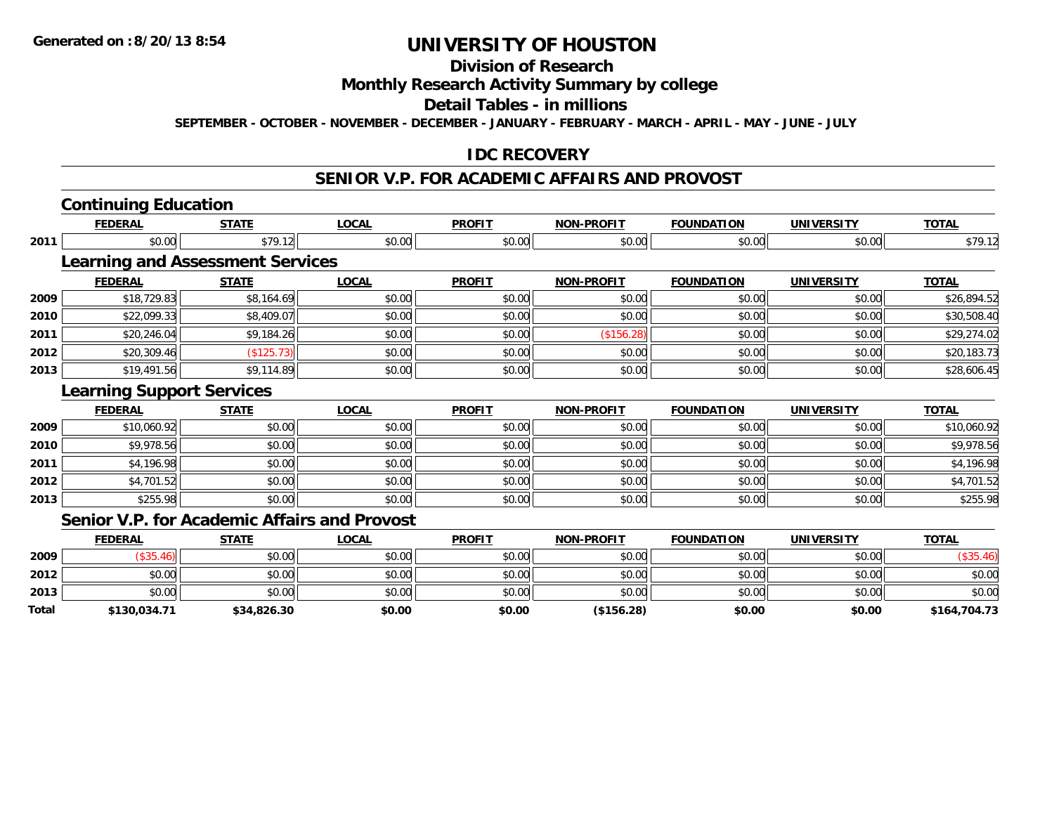**Generated on :8/20/13 8:54**

# UNIVERSITY OF HOUSTON

## Division of Research

## Monthly Research Activity Summary by college

## Detail Tables - in millions

**SEPTEMBER - OCTOBER - NOVEMBER - DECEMBER - JANUARY - FEBRUARY - MARCH - APRIL - MAY - JUNE - JULY**

## IDC RECOVERY

## SENIOR V.P. FOR ACADEMIC AFFAIRS AND PROVOST

### Continuing Education

| | FEDERAL | STATE | LOCAL | PROFIT | NON-PROFIT | FOUNDATION | UNIVERSITY | TOTAL |
|---|---|---|---|---|---|---|---|---|
| 2011 | $0.00 | $79.12 | $0.00 | $0.00 | $0.00 | $0.00 | $0.00 | $79.12 |

### Learning and Assessment Services

| | FEDERAL | STATE | LOCAL | PROFIT | NON-PROFIT | FOUNDATION | UNIVERSITY | TOTAL |
|---|---|---|---|---|---|---|---|---|
| 2009 | $18,729.83 | $8,164.69 | $0.00 | $0.00 | $0.00 | $0.00 | $0.00 | $26,894.52 |
| 2010 | $22,099.33 | $8,409.07 | $0.00 | $0.00 | $0.00 | $0.00 | $0.00 | $30,508.40 |
| 2011 | $20,246.04 | $9,184.26 | $0.00 | $0.00 | ($156.28) | $0.00 | $0.00 | $29,274.02 |
| 2012 | $20,309.46 | ($125.73) | $0.00 | $0.00 | $0.00 | $0.00 | $0.00 | $20,183.73 |
| 2013 | $19,491.56 | $9,114.89 | $0.00 | $0.00 | $0.00 | $0.00 | $0.00 | $28,606.45 |

### Learning Support Services

| | FEDERAL | STATE | LOCAL | PROFIT | NON-PROFIT | FOUNDATION | UNIVERSITY | TOTAL |
|---|---|---|---|---|---|---|---|---|
| 2009 | $10,060.92 | $0.00 | $0.00 | $0.00 | $0.00 | $0.00 | $0.00 | $10,060.92 |
| 2010 | $9,978.56 | $0.00 | $0.00 | $0.00 | $0.00 | $0.00 | $0.00 | $9,978.56 |
| 2011 | $4,196.98 | $0.00 | $0.00 | $0.00 | $0.00 | $0.00 | $0.00 | $4,196.98 |
| 2012 | $4,701.52 | $0.00 | $0.00 | $0.00 | $0.00 | $0.00 | $0.00 | $4,701.52 |
| 2013 | $255.98 | $0.00 | $0.00 | $0.00 | $0.00 | $0.00 | $0.00 | $255.98 |

### Senior V.P. for Academic Affairs and Provost

| | FEDERAL | STATE | LOCAL | PROFIT | NON-PROFIT | FOUNDATION | UNIVERSITY | TOTAL |
|---|---|---|---|---|---|---|---|---|
| 2009 | ($35.46) | $0.00 | $0.00 | $0.00 | $0.00 | $0.00 | $0.00 | ($35.46) |
| 2012 | $0.00 | $0.00 | $0.00 | $0.00 | $0.00 | $0.00 | $0.00 | $0.00 |
| 2013 | $0.00 | $0.00 | $0.00 | $0.00 | $0.00 | $0.00 | $0.00 | $0.00 |
| **Total** | **$130,034.71** | **$34,826.30** | **$0.00** | **$0.00** | **($156.28)** | **$0.00** | **$0.00** | **$164,704.73** |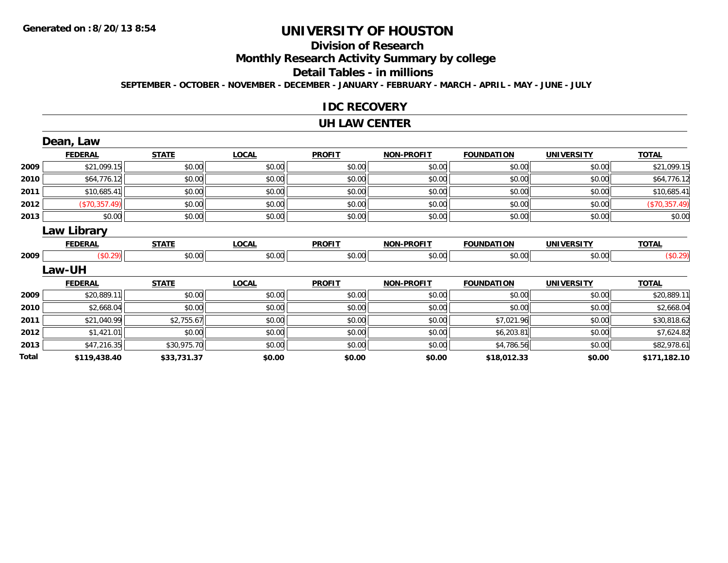# UNIVERSITY OF HOUSTON

## Division of Research

## Monthly Research Activity Summary by college

## Detail Tables - in millions

**SEPTEMBER - OCTOBER - NOVEMBER - DECEMBER - JANUARY - FEBRUARY - MARCH - APRIL - MAY - JUNE - JULY**

## IDC RECOVERY

## UH LAW CENTER

### Dean, Law

| | FEDERAL | STATE | LOCAL | PROFIT | NON-PROFIT | FOUNDATION | UNIVERSITY | TOTAL |
|---|---|---|---|---|---|---|---|---|
| 2009 | $21,099.15 | $0.00 | $0.00 | $0.00 | $0.00 | $0.00 | $0.00 | $21,099.15 |
| 2010 | $64,776.12 | $0.00 | $0.00 | $0.00 | $0.00 | $0.00 | $0.00 | $64,776.12 |
| 2011 | $10,685.41 | $0.00 | $0.00 | $0.00 | $0.00 | $0.00 | $0.00 | $10,685.41 |
| 2012 | ($70,357.49) | $0.00 | $0.00 | $0.00 | $0.00 | $0.00 | $0.00 | ($70,357.49) |
| 2013 | $0.00 | $0.00 | $0.00 | $0.00 | $0.00 | $0.00 | $0.00 | $0.00 |

### Law Library

| | FEDERAL | STATE | LOCAL | PROFIT | NON-PROFIT | FOUNDATION | UNIVERSITY | TOTAL |
|---|---|---|---|---|---|---|---|---|
| 2009 | ($0.29) | $0.00 | $0.00 | $0.00 | $0.00 | $0.00 | $0.00 | ($0.29) |

### Law-UH

| | FEDERAL | STATE | LOCAL | PROFIT | NON-PROFIT | FOUNDATION | UNIVERSITY | TOTAL |
|---|---|---|---|---|---|---|---|---|
| 2009 | $20,889.11 | $0.00 | $0.00 | $0.00 | $0.00 | $0.00 | $0.00 | $20,889.11 |
| 2010 | $2,668.04 | $0.00 | $0.00 | $0.00 | $0.00 | $0.00 | $0.00 | $2,668.04 |
| 2011 | $21,040.99 | $2,755.67 | $0.00 | $0.00 | $0.00 | $7,021.96 | $0.00 | $30,818.62 |
| 2012 | $1,421.01 | $0.00 | $0.00 | $0.00 | $0.00 | $6,203.81 | $0.00 | $7,624.82 |
| 2013 | $47,216.35 | $30,975.70 | $0.00 | $0.00 | $0.00 | $4,786.56 | $0.00 | $82,978.61 |
| **Total** | **$119,438.40** | **$33,731.37** | **$0.00** | **$0.00** | **$0.00** | **$18,012.33** | **$0.00** | **$171,182.10** |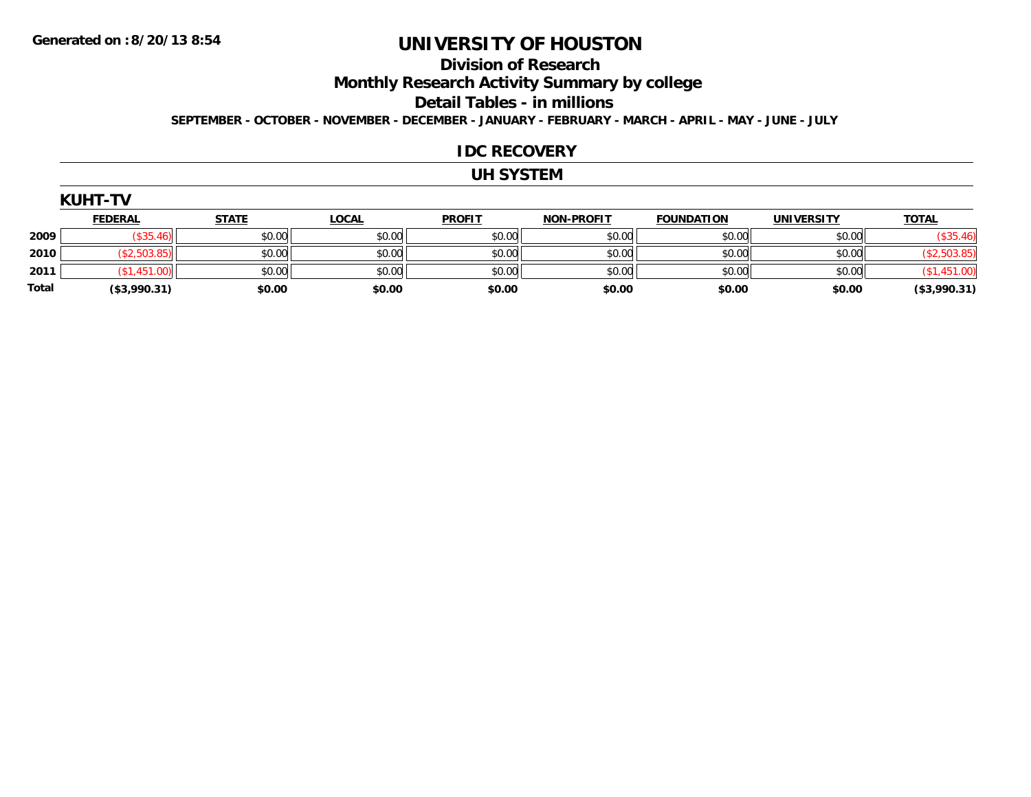Generated on :8/20/13 8:54

# UNIVERSITY OF HOUSTON

## Division of Research

## Monthly Research Activity Summary by college

## Detail Tables - in millions

SEPTEMBER - OCTOBER - NOVEMBER - DECEMBER - JANUARY - FEBRUARY - MARCH - APRIL - MAY - JUNE - JULY

## IDC RECOVERY

## UH SYSTEM

### KUHT-TV

| | FEDERAL | STATE | LOCAL | PROFIT | NON-PROFIT | FOUNDATION | UNIVERSITY | TOTAL |
|---|---|---|---|---|---|---|---|---|
| 2009 | ($35.46) | $0.00 | $0.00 | $0.00 | $0.00 | $0.00 | $0.00 | ($35.46) |
| 2010 | ($2,503.85) | $0.00 | $0.00 | $0.00 | $0.00 | $0.00 | $0.00 | ($2,503.85) |
| 2011 | ($1,451.00) | $0.00 | $0.00 | $0.00 | $0.00 | $0.00 | $0.00 | ($1,451.00) |
| Total | ($3,990.31) | $0.00 | $0.00 | $0.00 | $0.00 | $0.00 | $0.00 | ($3,990.31) |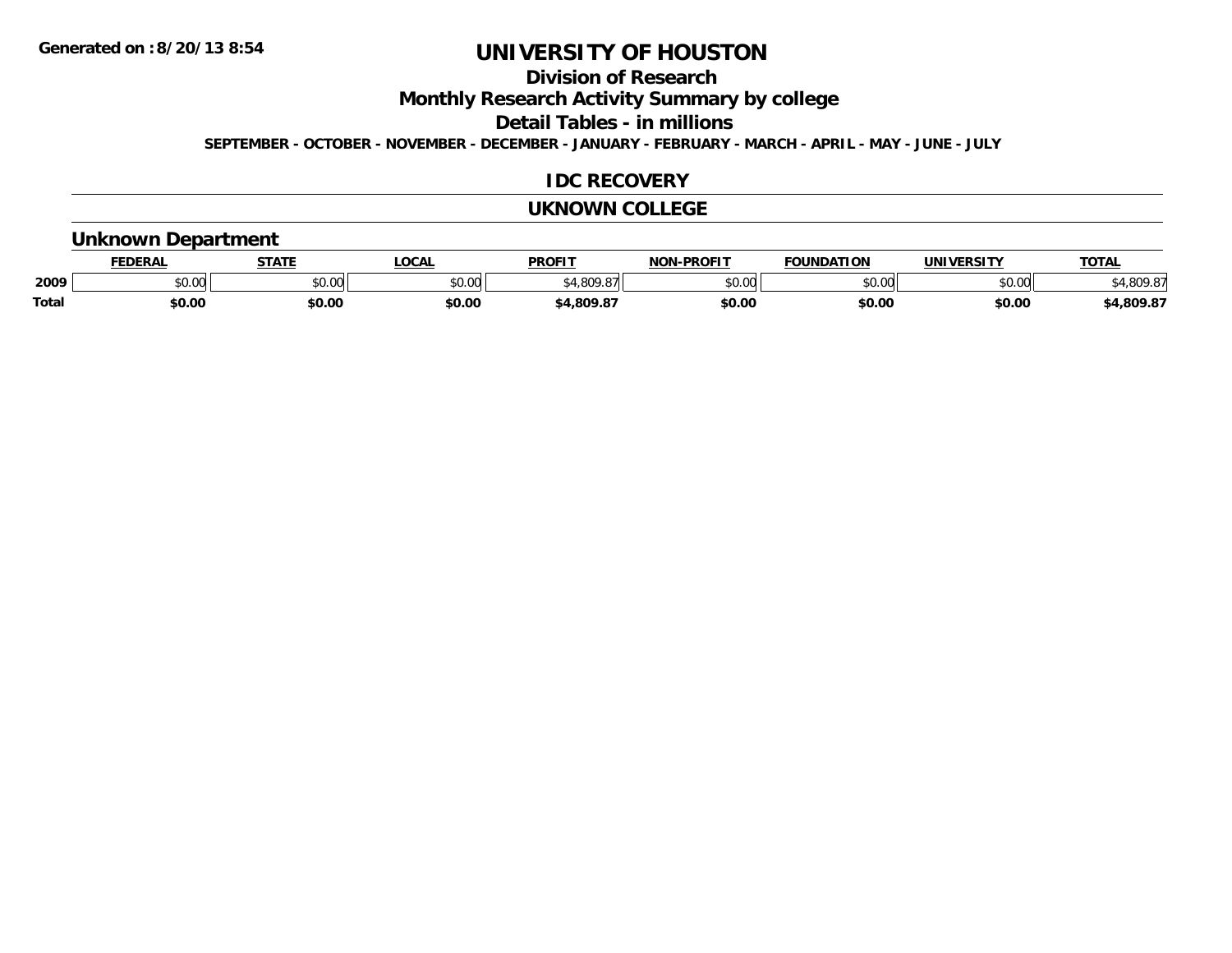Generated on :8/20/13 8:54

# UNIVERSITY OF HOUSTON

## Division of Research

## Monthly Research Activity Summary by college

## Detail Tables - in millions

SEPTEMBER - OCTOBER - NOVEMBER - DECEMBER - JANUARY - FEBRUARY - MARCH - APRIL - MAY - JUNE - JULY

## IDC RECOVERY

## UKNOWN COLLEGE

### Unknown Department

| | FEDERAL | STATE | LOCAL | PROFIT | NON-PROFIT | FOUNDATION | UNIVERSITY | TOTAL |
|---|---|---|---|---|---|---|---|---|
| 2009 | $0.00 | $0.00 | $0.00 | $4,809.87 | $0.00 | $0.00 | $0.00 | $4,809.87 |
| **Total** | **$0.00** | **$0.00** | **$0.00** | **$4,809.87** | **$0.00** | **$0.00** | **$0.00** | **$4,809.87** |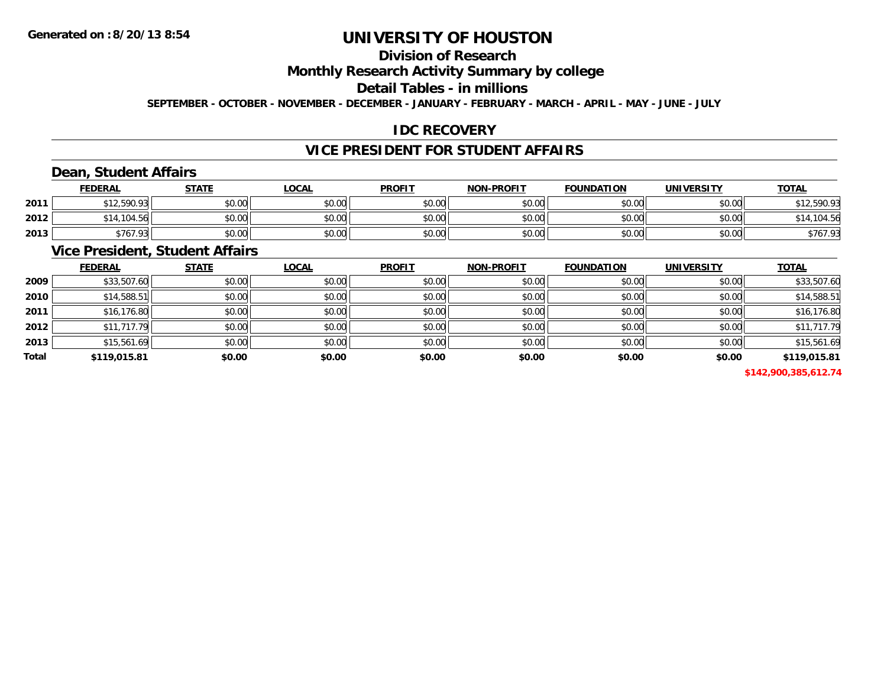Generated on :8/20/13 8:54

# UNIVERSITY OF HOUSTON

## Division of Research

## Monthly Research Activity Summary by college

## Detail Tables - in millions

SEPTEMBER - OCTOBER - NOVEMBER - DECEMBER - JANUARY - FEBRUARY - MARCH - APRIL - MAY - JUNE - JULY

## IDC RECOVERY

## VICE PRESIDENT FOR STUDENT AFFAIRS

### Dean, Student Affairs

| | FEDERAL | STATE | LOCAL | PROFIT | NON-PROFIT | FOUNDATION | UNIVERSITY | TOTAL |
|---|---|---|---|---|---|---|---|---|
| 2011 | $12,590.93 | $0.00 | $0.00 | $0.00 | $0.00 | $0.00 | $0.00 | $12,590.93 |
| 2012 | $14,104.56 | $0.00 | $0.00 | $0.00 | $0.00 | $0.00 | $0.00 | $14,104.56 |
| 2013 | $767.93 | $0.00 | $0.00 | $0.00 | $0.00 | $0.00 | $0.00 | $767.93 |

### Vice President, Student Affairs

| | FEDERAL | STATE | LOCAL | PROFIT | NON-PROFIT | FOUNDATION | UNIVERSITY | TOTAL |
|---|---|---|---|---|---|---|---|---|
| 2009 | $33,507.60 | $0.00 | $0.00 | $0.00 | $0.00 | $0.00 | $0.00 | $33,507.60 |
| 2010 | $14,588.51 | $0.00 | $0.00 | $0.00 | $0.00 | $0.00 | $0.00 | $14,588.51 |
| 2011 | $16,176.80 | $0.00 | $0.00 | $0.00 | $0.00 | $0.00 | $0.00 | $16,176.80 |
| 2012 | $11,717.79 | $0.00 | $0.00 | $0.00 | $0.00 | $0.00 | $0.00 | $11,717.79 |
| 2013 | $15,561.69 | $0.00 | $0.00 | $0.00 | $0.00 | $0.00 | $0.00 | $15,561.69 |
| **Total** | **$119,015.81** | **$0.00** | **$0.00** | **$0.00** | **$0.00** | **$0.00** | **$0.00** | **$119,015.81** |

**$142,900,385,612.74**